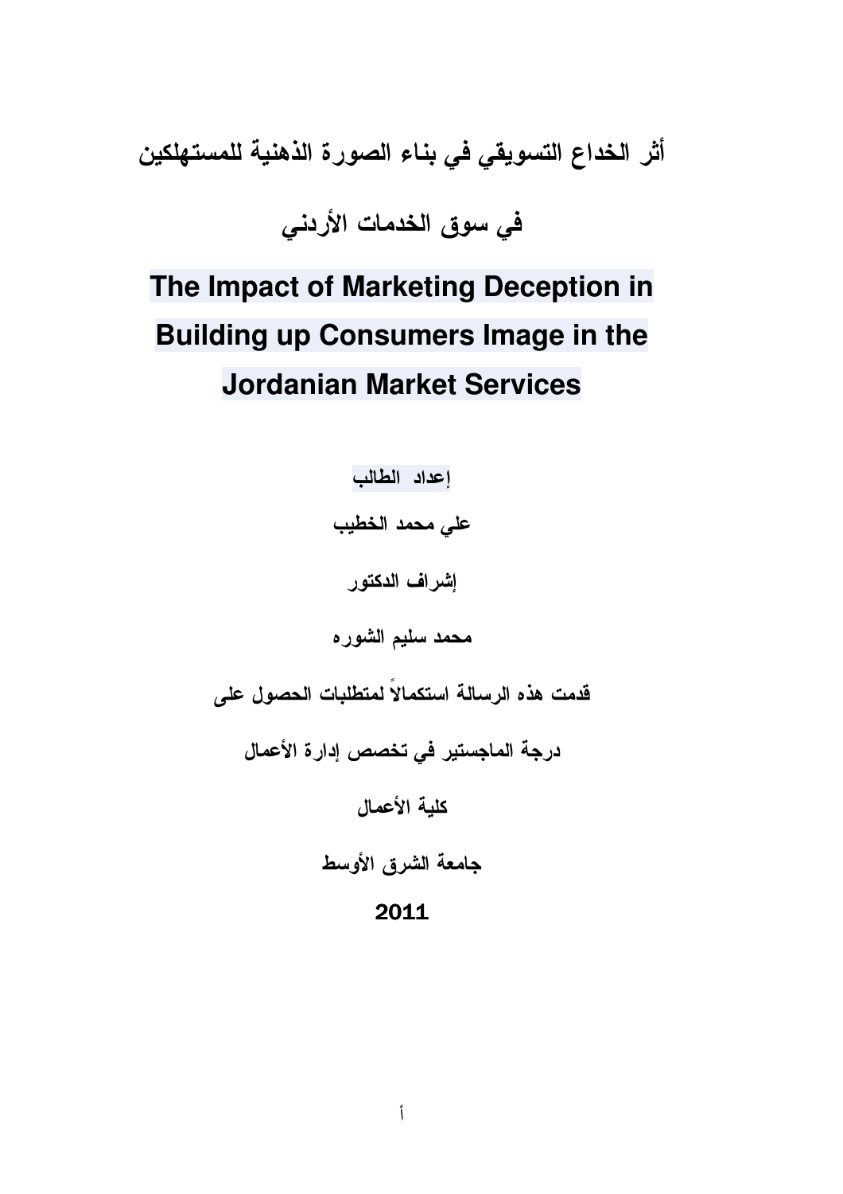# أثر الخداع التسويقي في بناء الصورة الذهنية للمستهلكين

# في سوق الخدمات الأردني

# The Impact of Marketing Deception in Building up Consumers Image in the Jordanian Market Services

**إعداد الطالب**

**علي محمد الخطيب**

**إشراف الدكتور**

**محمد سليم الشوره**

**قدمت هذه الرسالة استكمالاً لمتطلبات الحصول على**

**درجة الماجستير في تخصص إدارة الأعمال**

**كلية الأعمال**

**جامعة الشرق الأوسط**

**2011**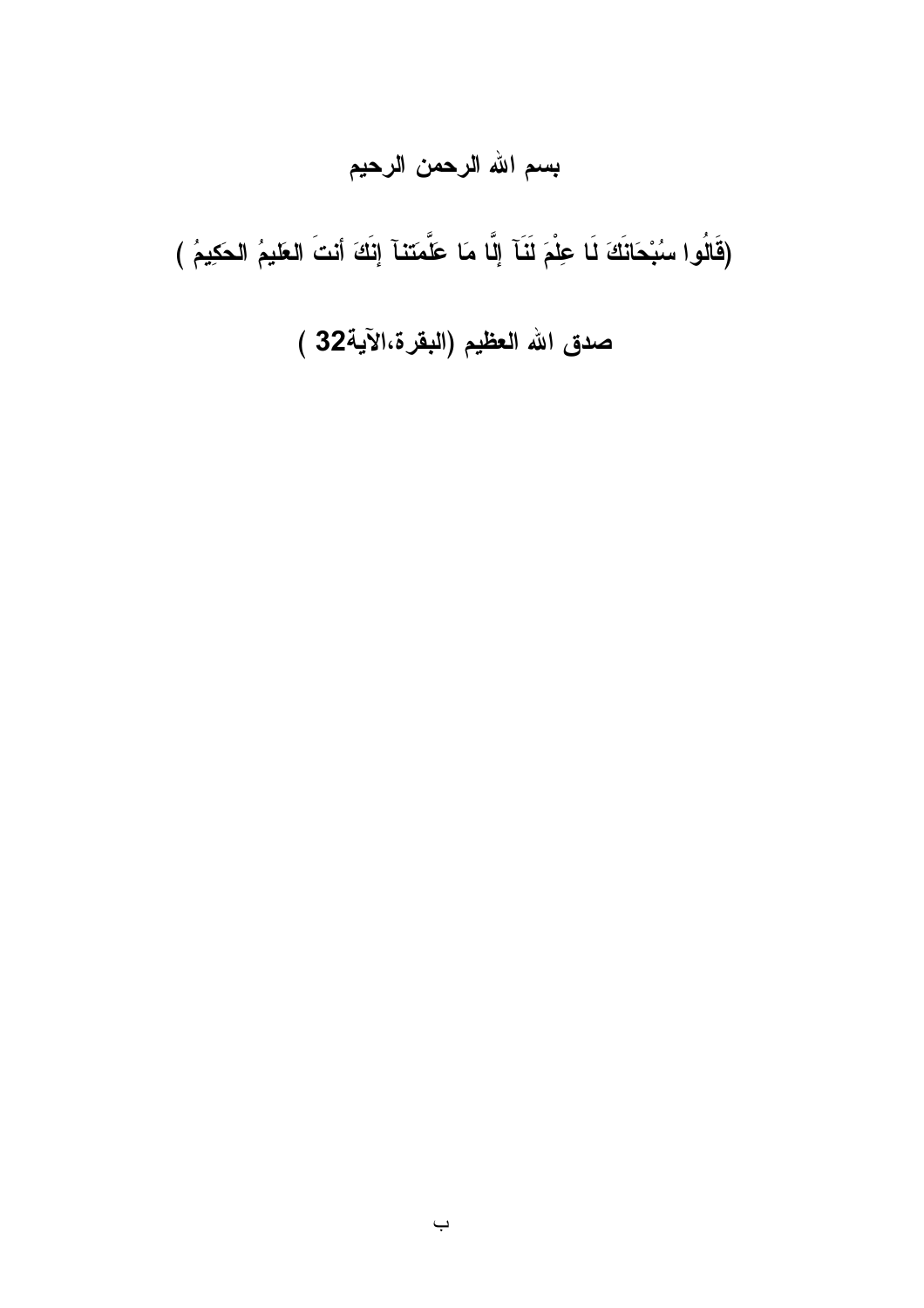**بسم الله الرحمن الرحيم**

**(قَالُوا سُبْحَانَكَ لَا عِلْمَ لَنَآ إِلَّا مَا عَلَّمتناۤ إِنَكَ أنتَ العَليمُ الحكِيمُ )**

**صدق الله العظيم (البقرة،الآية32 )**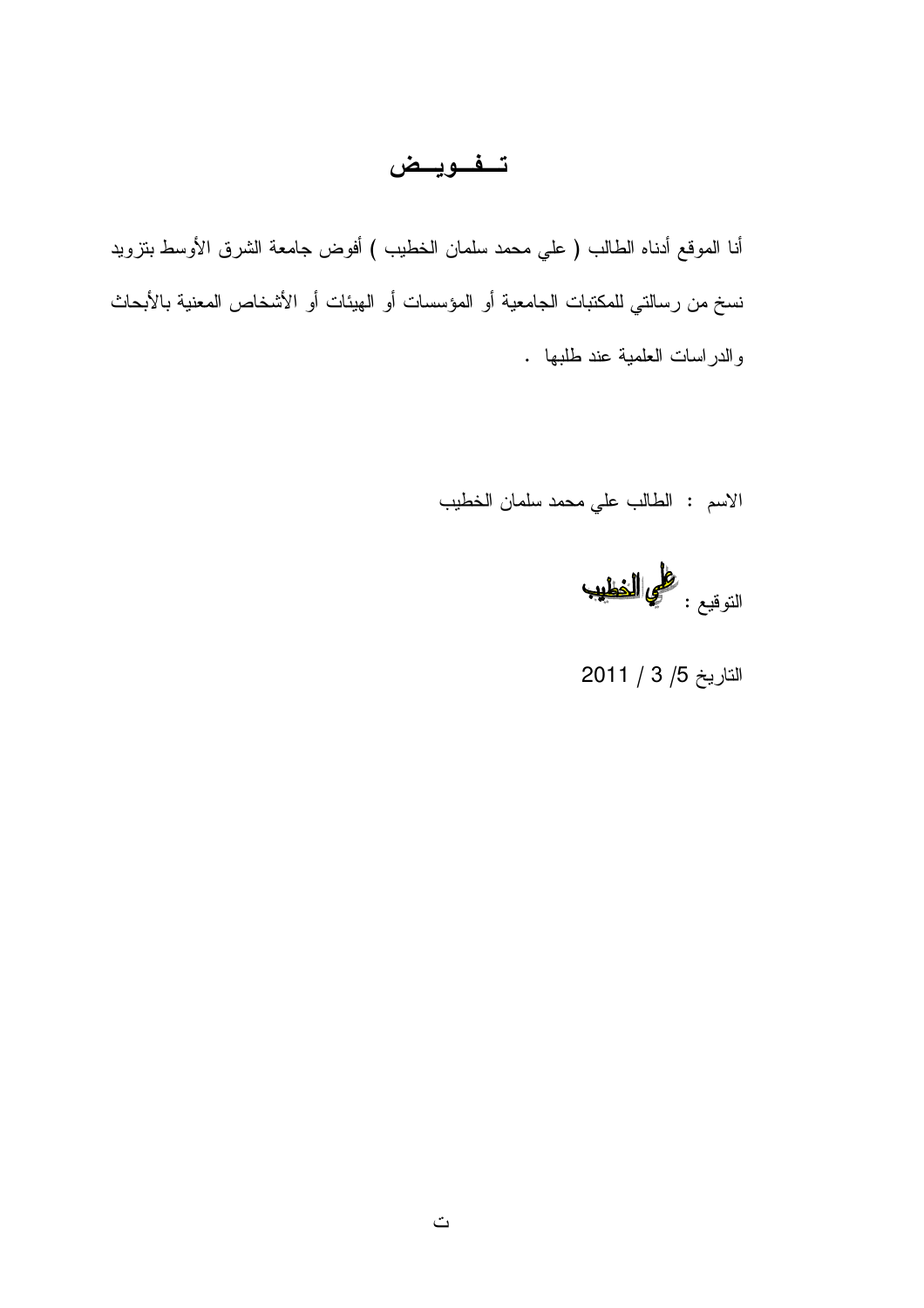# تــفــويــض

أنا الموقع أدناه الطالب ( علي محمد سلمان الخطيب ) أفوض جامعة الشرق الأوسط بتزويد نسخ من رسالتي للمكتبات الجامعية أو المؤسسات أو الهيئات أو الأشخاص المعنية بالأبحاث والدراسات العلمية عند طلبها .

الاسم : الطالب علي محمد سلمان الخطيب

التوقيع : علي الخطيب

التاريخ 5/ 3 / 2011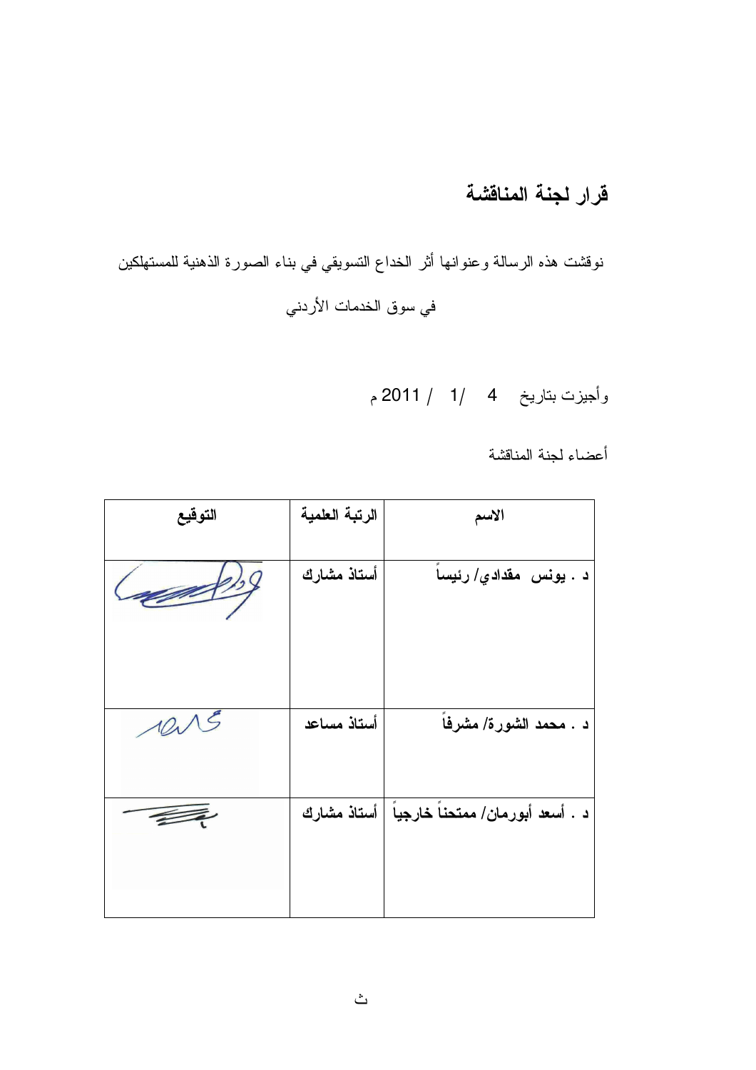## قرار لجنة المناقشة

نوقشت هذه الرسالة وعنوانها أثر الخداع التسويقي في بناء الصورة الذهنية للمستهلكين في سوق الخدمات الأردني

وأجيزت بتاريخ 4 /1/ 2011 م

أعضاء لجنة المناقشة

| الاسم | الرتبة العلمية | التوقيع |
| --- | --- | --- |
| **د . يونس مقدادي/ رئيساً** | **أستاذ مشارك** | |
| **د . محمد الشورة/ مشرفاً** | **أستاذ مساعد** | |
| **د . أسعد أبورمان/ ممتحناً خارجياً** | **أستاذ مشارك** | |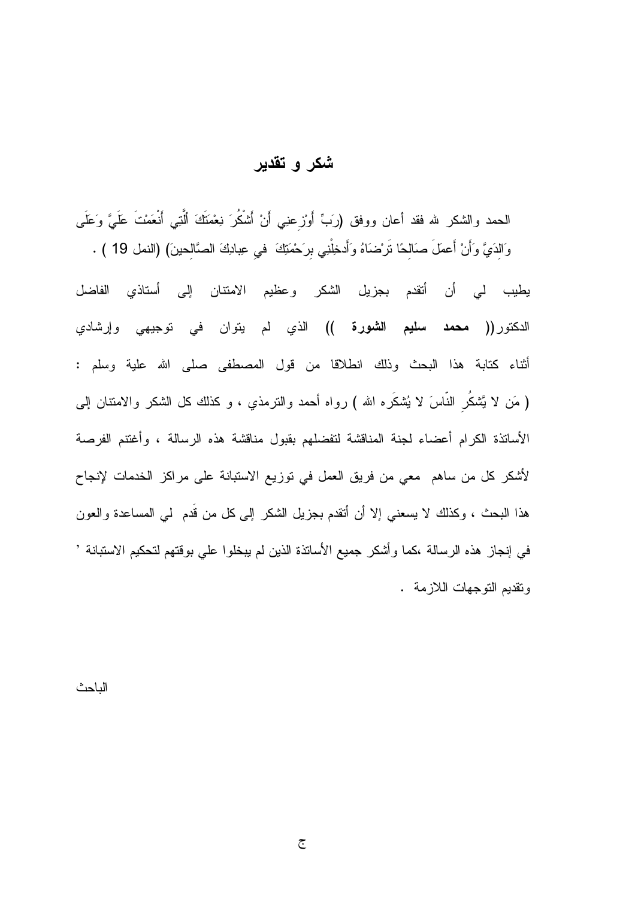# شكر و تقدير

الحمد والشكر لله فقد أعان ووفق (رَبِّ أَوْزِعنِي أَنْ أَشْكُرَ نِعْمَتَكَ أَلَّتِي أَنْعَمْتَ عَلَيَّ وَعَلَى وَالِدَيَّ وَأَنْ أَعملَ صَالِحًا تَرْضَاهُ وَأَدخلْنِي بِرَحْمَتِكَ في عِبادِكَ الصَّالِحينَ) (النمل 19 ) .

يطيب لي أن أتقدم بجزيل الشكر وعظيم الامتنان إلى أستاذي الفاضل الدكتور(( **محمد سليم الشورة** )) الذي لم يتوان في توجيهي وإرشادي أثناء كتابة هذا البحث وذلك انطلاقا من قول المصطفى صلى الله علية وسلم : ( مَن لا يَّشكُرِ النّاسَ لا يُشكَره الله ) رواه أحمد والترمذي ، و كذلك كل الشكر والامتنان إلى الأساتذة الكرام أعضاء لجنة المناقشة لتفضلهم بقبول مناقشة هذه الرسالة ، وأغتنم الفرصة لأشكر كل من ساهم معي من فريق العمل في توزيع الاستبانة على مراكز الخدمات لإنجاح هذا البحث ، وكذلك لا يسعني إلا أن أتقدم بجزيل الشكر إلى كل من قَدم لي المساعدة والعون في إنجاز هذه الرسالة ،كما وأشكر جميع الأساتذة الذين لم يبخلوا علي بوقتهم لتحكيم الاستبانة ' وتقديم التوجهات اللازمة .

الباحث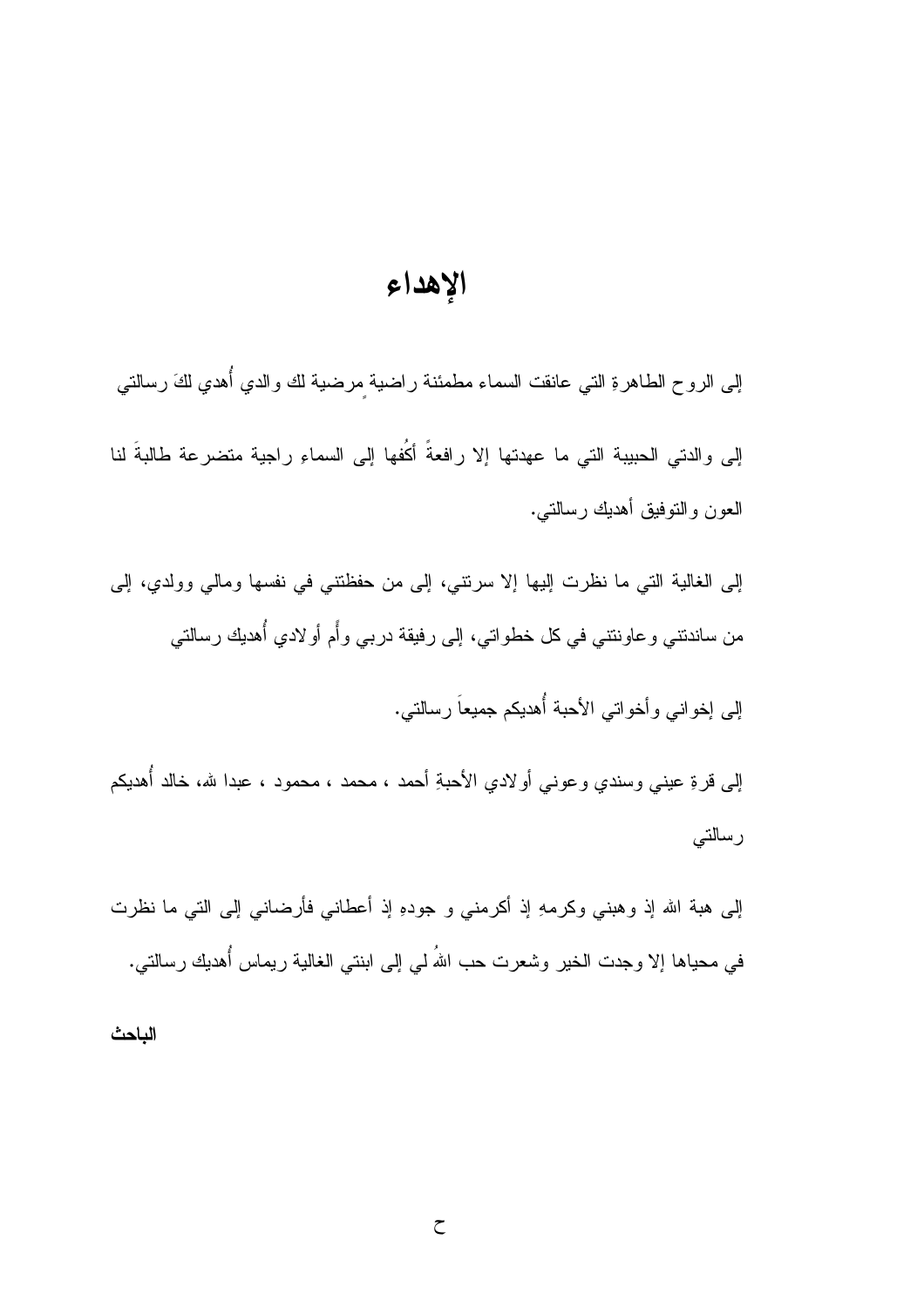# الإهداء

إلى الروح الطاهرةِ التي عانقت السماء مطمئنة راضية مرضية لك والدي أُهدي لكَ رسالتي

إلى والدتي الحبيبة التي ما عهدتها إلا رافعةً أكُفها إلى السماءِ راجية متضرعة طالبةَ لنا العون والتوفيق أهديك رسالتي.

إلى الغالية التي ما نظرت إليها إلا سرتني، إلى من حفظتني في نفسها ومالي وولدي، إلى من ساندتني وعاونتني في كل خطواتي، إلى رفيقة دربي وأُم أولادي أُهديك رسالتي

إلى إخواني وأخواتي الأحبة أُهديكم جميعاَ رسالتي.

إلى قرةِ عيني وسندي وعوني أولادي الأحبةِ أحمد ، محمد ، محمود ، عبدا لله، خالد أُهديكم رسالتي

إلى هبة الله إذ وهبني وكرمهِ إذ أكرمني و جودهِ إذ أعطاني فأرضاني إلى التي ما نظرت في محياها إلا وجدت الخير وشعرت حب اللهُ لي إلى ابنتي الغالية ريماس أُهديك رسالتي.

**الباحث**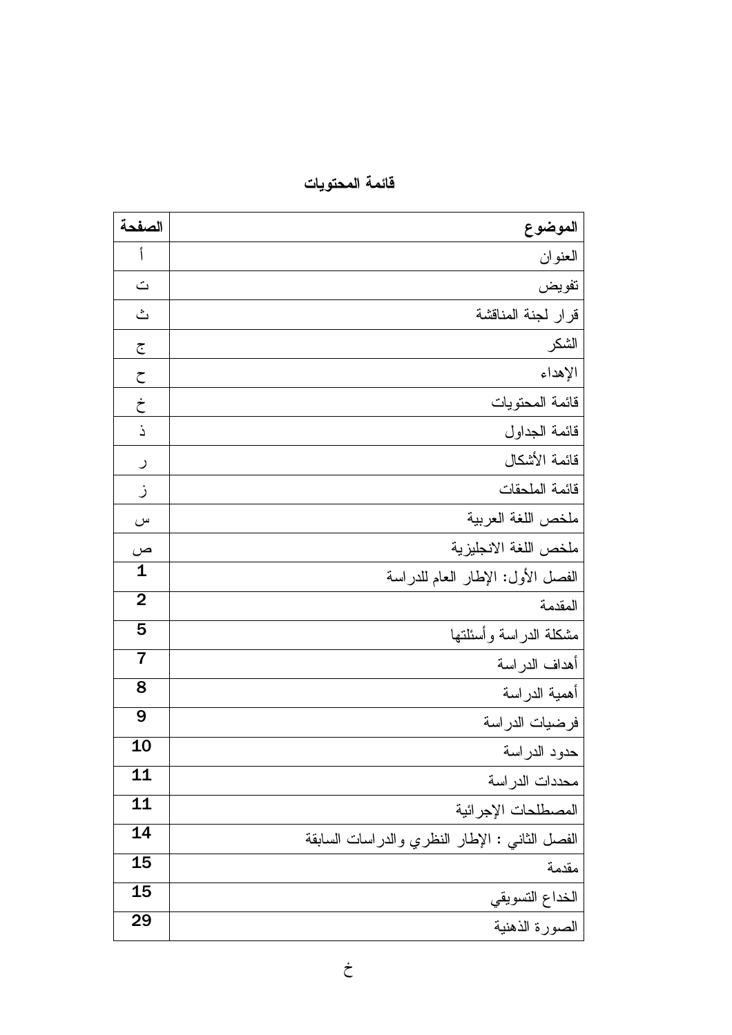# قائمة المحتويات

| الموضوع | الصفحة |
| --- | --- |
| العنوان | أ |
| تفويض | ت |
| قرار لجنة المناقشة | ث |
| الشكر | ج |
| الإهداء | ح |
| قائمة المحتويات | خ |
| قائمة الجداول | ذ |
| قائمة الأشكال | ر |
| قائمة الملحقات | ز |
| ملخص اللغة العربية | س |
| ملخص اللغة الانجليزية | ص |
| الفصل الأول: الإطار العام للدراسة | 1 |
| المقدمة | 2 |
| مشكلة الدراسة وأسئلتها | 5 |
| أهداف الدراسة | 7 |
| أهمية الدراسة | 8 |
| فرضيات الدراسة | 9 |
| حدود الدراسة | 10 |
| محددات الدراسة | 11 |
| المصطلحات الإجرائية | 11 |
| الفصل الثاني : الإطار النظري والدراسات السابقة | 14 |
| مقدمة | 15 |
| الخداع التسويقي | 15 |
| الصورة الذهنية | 29 |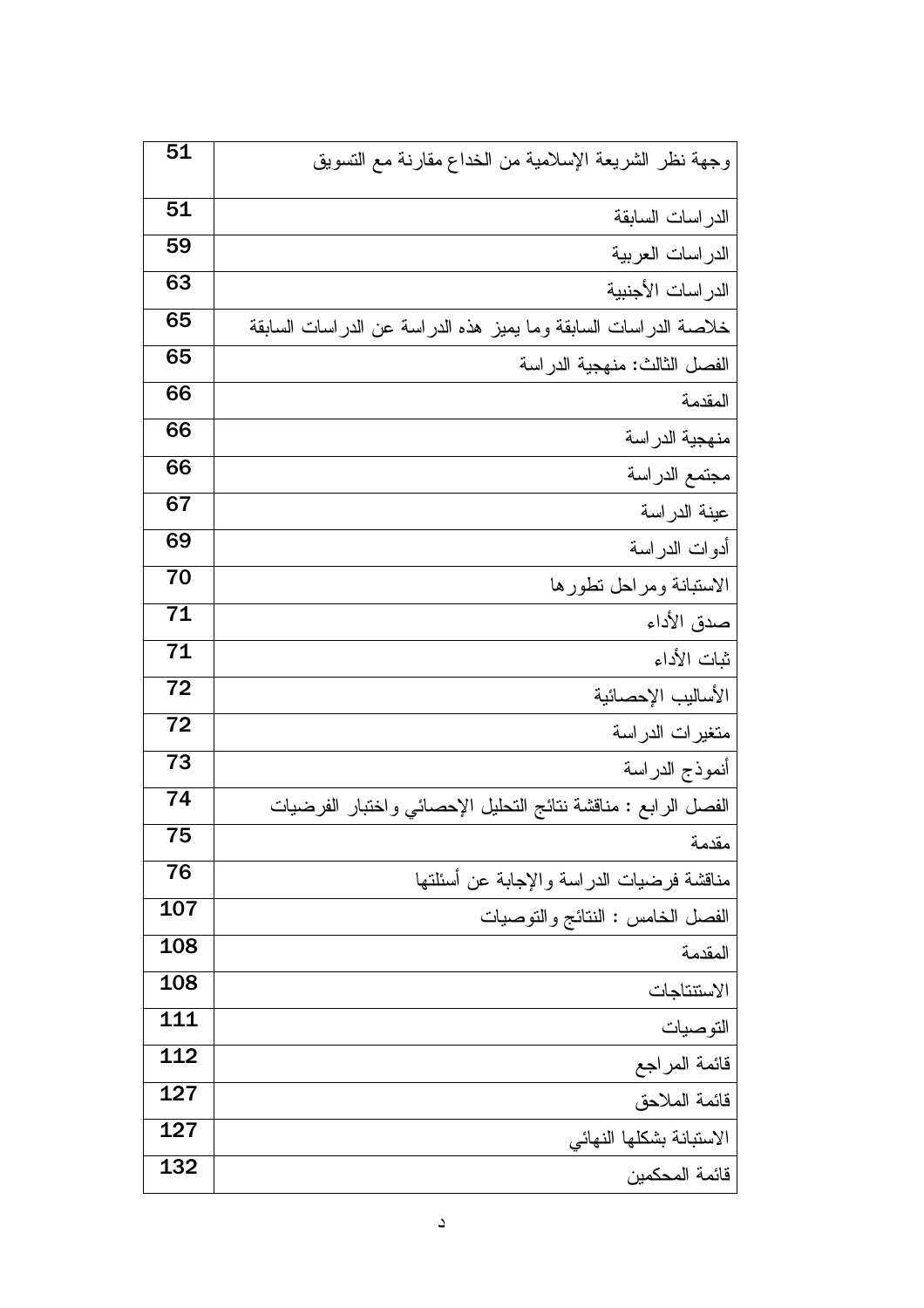| | |
|---|---|
| 51 | وجهة نظر الشريعة الإسلامية من الخداع مقارنة مع التسويق |
| 51 | الدراسات السابقة |
| 59 | الدراسات العربية |
| 63 | الدراسات الأجنبية |
| 65 | خلاصة الدراسات السابقة وما يميز هذه الدراسة عن الدراسات السابقة |
| 65 | الفصل الثالث: منهجية الدراسة |
| 66 | المقدمة |
| 66 | منهجية الدراسة |
| 66 | مجتمع الدراسة |
| 67 | عينة الدراسة |
| 69 | أدوات الدراسة |
| 70 | الاستبانة ومراحل تطورها |
| 71 | صدق الأداء |
| 71 | ثبات الأداء |
| 72 | الأساليب الإحصائية |
| 72 | متغيرات الدراسة |
| 73 | أنموذج الدراسة |
| 74 | الفصل الرابع : مناقشة نتائج التحليل الإحصائي واختبار الفرضيات |
| 75 | مقدمة |
| 76 | مناقشة فرضيات الدراسة والإجابة عن أسئلتها |
| 107 | الفصل الخامس : النتائج والتوصيات |
| 108 | المقدمة |
| 108 | الاستنتاجات |
| 111 | التوصيات |
| 112 | قائمة المراجع |
| 127 | قائمة الملاحق |
| 127 | الاستبانة بشكلها النهائي |
| 132 | قائمة المحكمين |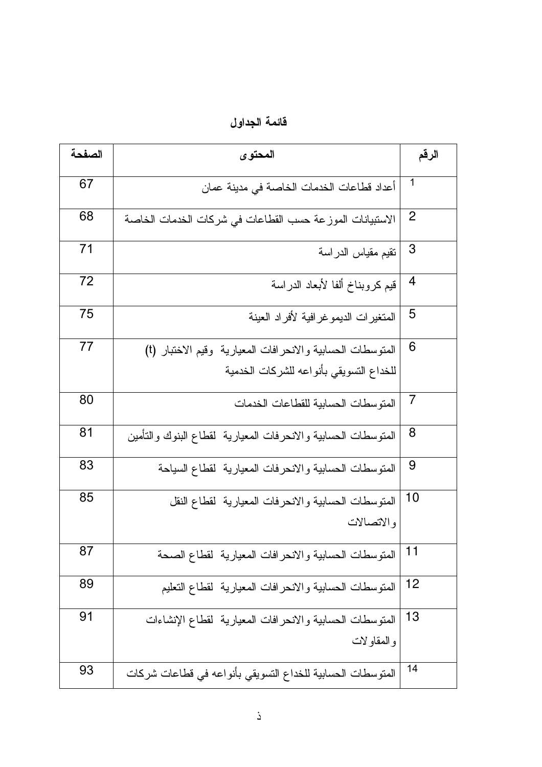## قائمة الجداول

| الرقم | المحتوى | الصفحة |
|---|---|---|
| 1 | أعداد قطاعات الخدمات الخاصة في مدينة عمان | 67 |
| 2 | الاستبيانات الموزعة حسب القطاعات في شركات الخدمات الخاصة | 68 |
| 3 | تقيم مقياس الدراسة | 71 |
| 4 | قيم كروبناخ ألفا لأبعاد الدراسة | 72 |
| 5 | المتغيرات الديموغرافية لأفراد العينة | 75 |
| 6 | المتوسطات الحسابية والانحرافات المعيارية وقيم الاختبار (t) للخداع التسويقي بأنواعه للشركات الخدمية | 77 |
| 7 | المتوسطات الحسابية للقطاعات الخدمات | 80 |
| 8 | المتوسطات الحسابية والانحرفات المعيارية لقطاع البنوك والتأمين | 81 |
| 9 | المتوسطات الحسابية والانحرفات المعيارية لقطاع السياحة | 83 |
| 10 | المتوسطات الحسابية والانحرفات المعيارية لقطاع النقل والاتصالات | 85 |
| 11 | المتوسطات الحسابية والانحرافات المعيارية لقطاع الصحة | 87 |
| 12 | المتوسطات الحسابية والانحرافات المعيارية لقطاع التعليم | 89 |
| 13 | المتوسطات الحسابية والانحرافات المعيارية لقطاع الإنشاءات والمقاولات | 91 |
| 14 | المتوسطات الحسابية للخداع التسويقي بأنواعه في قطاعات شركات | 93 |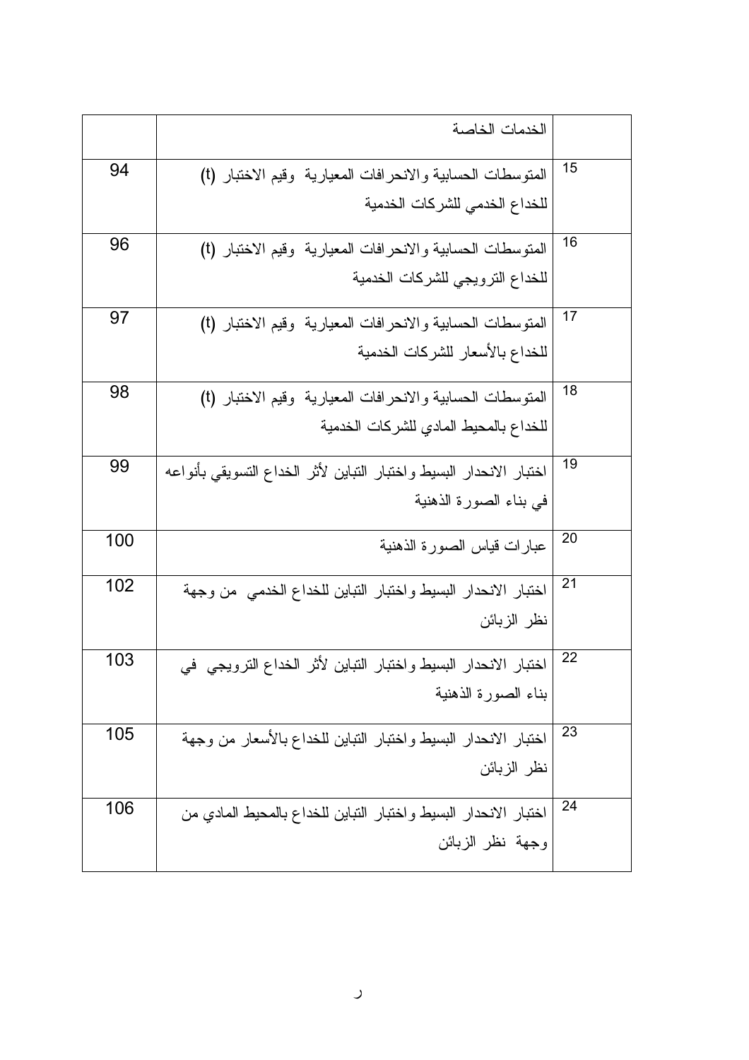| | الخدمات الخاصة | |
|---|---|---|
| 15 | المتوسطات الحسابية والانحرافات المعيارية وقيم الاختبار (t) للخداع الخدمي للشركات الخدمية | 94 |
| 16 | المتوسطات الحسابية والانحرافات المعيارية وقيم الاختبار (t) للخداع الترويجي للشركات الخدمية | 96 |
| 17 | المتوسطات الحسابية والانحرافات المعيارية وقيم الاختبار (t) للخداع بالأسعار للشركات الخدمية | 97 |
| 18 | المتوسطات الحسابية والانحرافات المعيارية وقيم الاختبار (t) للخداع بالمحيط المادي للشركات الخدمية | 98 |
| 19 | اختبار الانحدار البسيط واختبار التباين لأثر الخداع التسويقي بأنواعه في بناء الصورة الذهنية | 99 |
| 20 | عبارات قياس الصورة الذهنية | 100 |
| 21 | اختبار الانحدار البسيط واختبار التباين للخداع الخدمي من وجهة نظر الزبائن | 102 |
| 22 | اختبار الانحدار البسيط واختبار التباين لأثر الخداع الترويجي في بناء الصورة الذهنية | 103 |
| 23 | اختبار الانحدار البسيط واختبار التباين للخداع بالأسعار من وجهة نظر الزبائن | 105 |
| 24 | اختبار الانحدار البسيط واختبار التباين للخداع بالمحيط المادي من وجهة نظر الزبائن | 106 |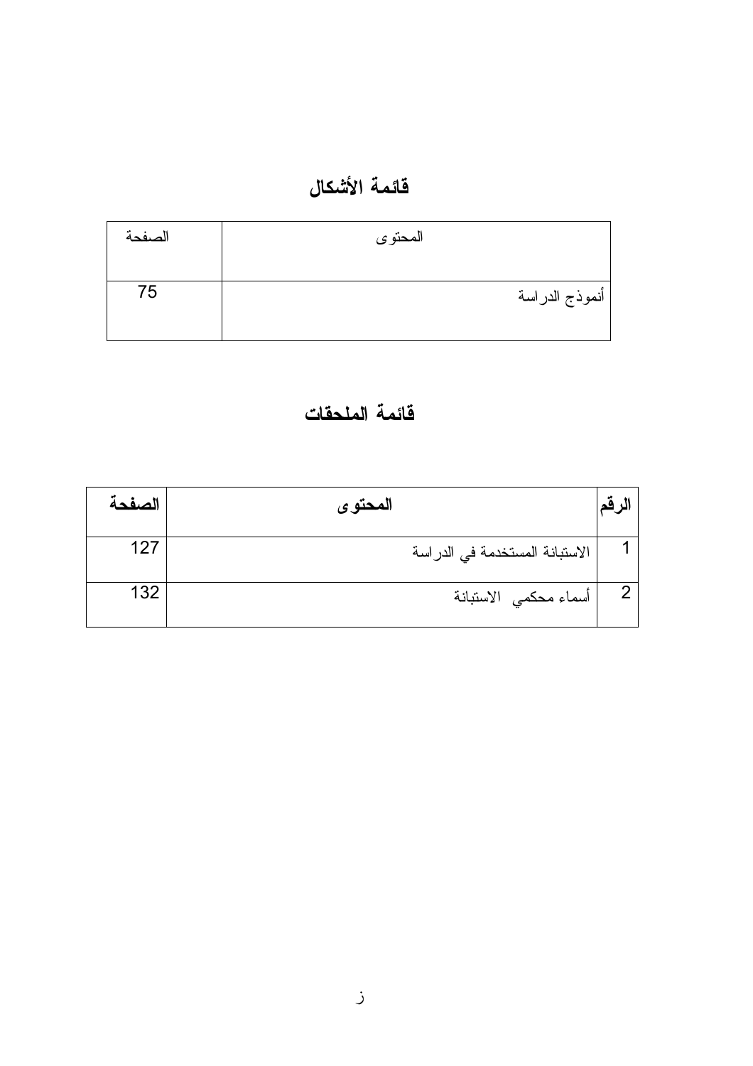# قائمة الأشكال

| المحتوى | الصفحة |
| --- | --- |
| أنموذج الدراسة | 75 |

# قائمة الملحقات

| الرقم | المحتوى | الصفحة |
| --- | --- | --- |
| 1 | الاستبانة المستخدمة في الدراسة | 127 |
| 2 | أسماء محكمي الاستبانة | 132 |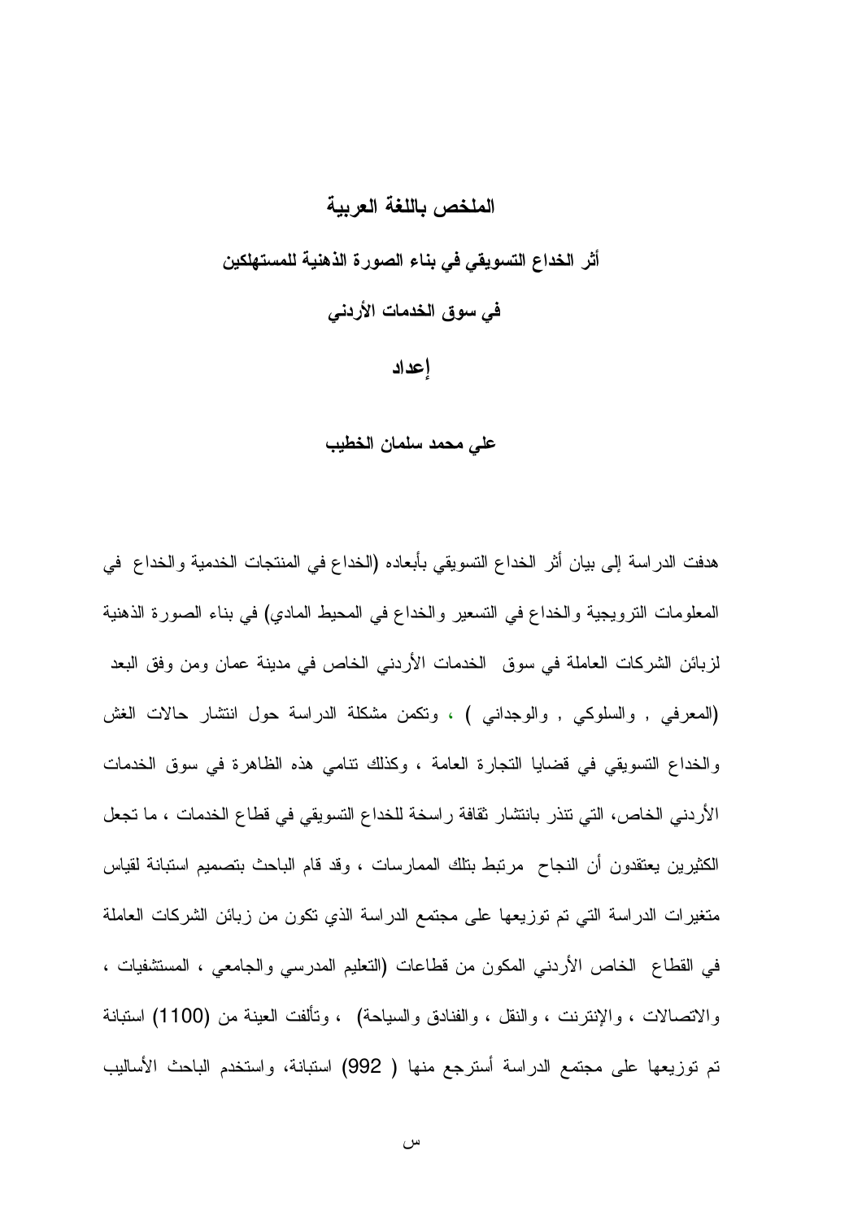## الملخص باللغة العربية

## أثر الخداع التسويقي في بناء الصورة الذهنية للمستهلكين

## في سوق الخدمات الأردني

### إعداد

### علي محمد سلمان الخطيب

هدفت الدراسة إلى بيان أثر الخداع التسويقي بأبعاده (الخداع في المنتجات الخدمية والخداع في المعلومات الترويجية والخداع في التسعير والخداع في المحيط المادي) في بناء الصورة الذهنية لزبائن الشركات العاملة في سوق الخدمات الأردني الخاص في مدينة عمان ومن وفق البعد (المعرفي , والسلوكي , والوجداني ) ، وتكمن مشكلة الدراسة حول انتشار حالات الغش والخداع التسويقي في قضايا التجارة العامة ، وكذلك تنامي هذه الظاهرة في سوق الخدمات الأردني الخاص، التي تنذر بانتشار ثقافة راسخة للخداع التسويقي في قطاع الخدمات ، ما تجعل الكثيرين يعتقدون أن النجاح مرتبط بتلك الممارسات ، وقد قام الباحث بتصميم استبانة لقياس متغيرات الدراسة التي تم توزيعها على مجتمع الدراسة الذي تكون من زبائن الشركات العاملة في القطاع الخاص الأردني المكون من قطاعات (التعليم المدرسي والجامعي ، المستشفيات ، والاتصالات ، والإنترنت ، والنقل ، والفنادق والسياحة) ، وتألفت العينة من (1100) استبانة تم توزيعها على مجتمع الدراسة أسترجع منها ( 992) استبانة، واستخدم الباحث الأساليب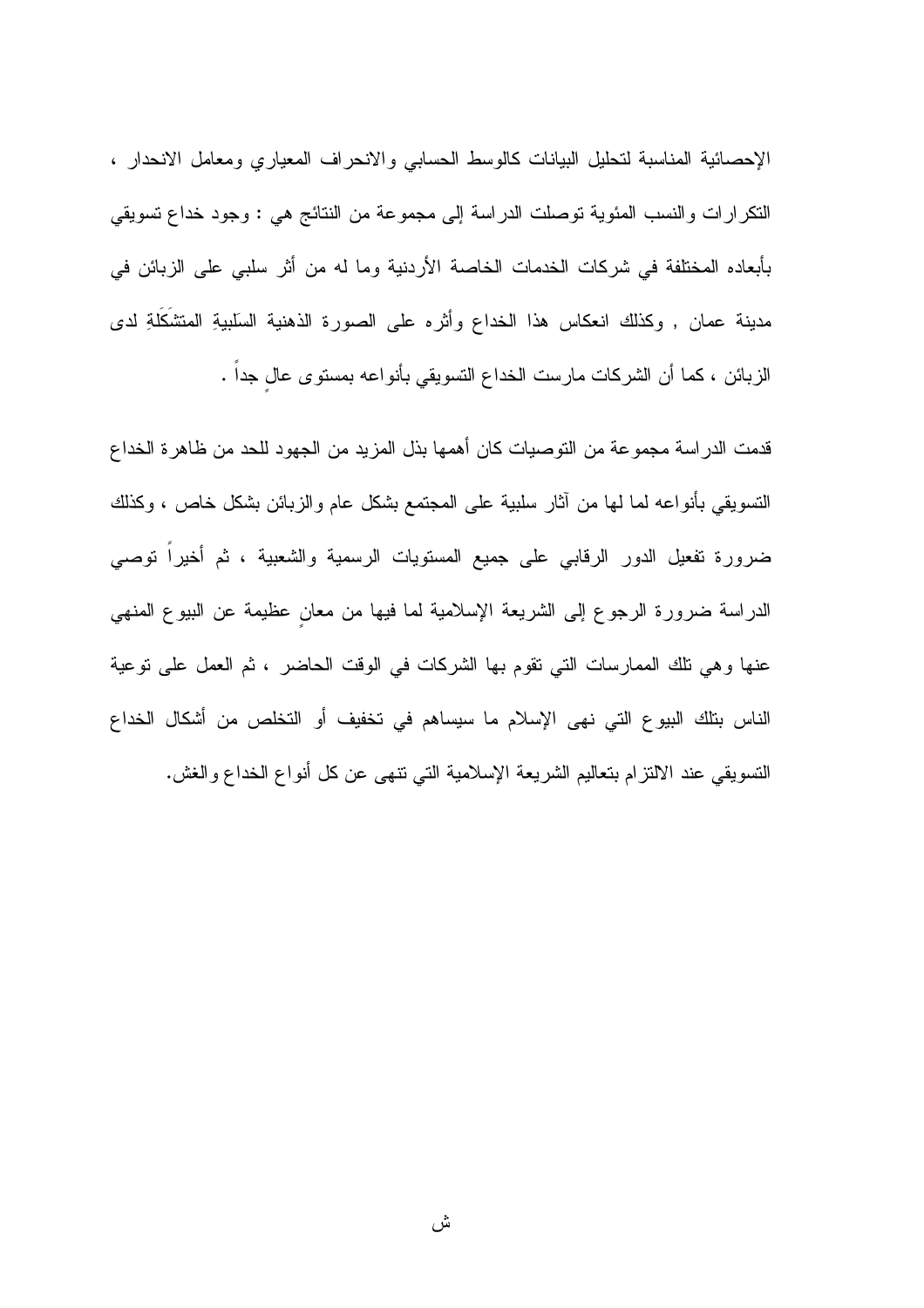الإحصائية المناسبة لتحليل البيانات كالوسط الحسابي والانحراف المعياري ومعامل الانحدار ، التكرارات والنسب المئوية توصلت الدراسة إلى مجموعة من النتائج هي : وجود خداع تسويقي بأبعاده المختلفة في شركات الخدمات الخاصة الأردنية وما له من أثر سلبي على الزبائن في مدينة عمان , وكذلك انعكاس هذا الخداع وأثره على الصورة الذهنية السَلبيةِ المتشَكَلةِ لدى الزبائن ، كما أن الشركات مارست الخداع التسويقي بأنواعه بمستوى عالٍ جداً .

قدمت الدراسة مجموعة من التوصيات كان أهمها بذل المزيد من الجهود للحد من ظاهرة الخداع التسويقي بأنواعه لما لها من آثار سلبية على المجتمع بشكل عام والزبائن بشكل خاص ، وكذلك ضرورة تفعيل الدور الرقابي على جميع المستويات الرسمية والشعبية ، ثم أخيراً توصي الدراسة ضرورة الرجوع إلى الشريعة الإسلامية لما فيها من معانٍ عظيمة عن البيوع المنهي عنها وهي تلك الممارسات التي تقوم بها الشركات في الوقت الحاضر ، ثم العمل على توعية الناس بتلك البيوع التي نهى الإسلام ما سيساهم في تخفيف أو التخلص من أشكال الخداع التسويقي عند الالتزام بتعاليم الشريعة الإسلامية التي تنهى عن كل أنواع الخداع والغش.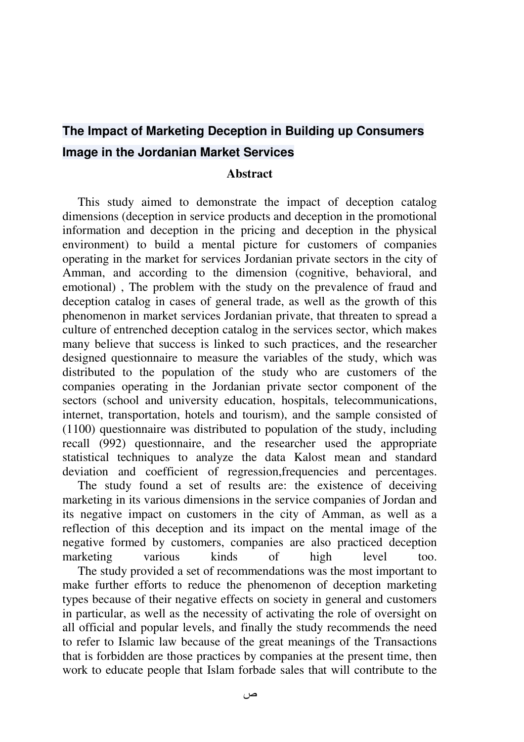## The Impact of Marketing Deception in Building up Consumers Image in the Jordanian Market Services

### Abstract

This study aimed to demonstrate the impact of deception catalog dimensions (deception in service products and deception in the promotional information and deception in the pricing and deception in the physical environment) to build a mental picture for customers of companies operating in the market for services Jordanian private sectors in the city of Amman, and according to the dimension (cognitive, behavioral, and emotional) , The problem with the study on the prevalence of fraud and deception catalog in cases of general trade, as well as the growth of this phenomenon in market services Jordanian private, that threaten to spread a culture of entrenched deception catalog in the services sector, which makes many believe that success is linked to such practices, and the researcher designed questionnaire to measure the variables of the study, which was distributed to the population of the study who are customers of the companies operating in the Jordanian private sector component of the sectors (school and university education, hospitals, telecommunications, internet, transportation, hotels and tourism), and the sample consisted of (1100) questionnaire was distributed to population of the study, including recall (992) questionnaire, and the researcher used the appropriate statistical techniques to analyze the data Kalost mean and standard deviation and coefficient of regression,frequencies and percentages.

The study found a set of results are: the existence of deceiving marketing in its various dimensions in the service companies of Jordan and its negative impact on customers in the city of Amman, as well as a reflection of this deception and its impact on the mental image of the negative formed by customers, companies are also practiced deception marketing various kinds of high level too.

The study provided a set of recommendations was the most important to make further efforts to reduce the phenomenon of deception marketing types because of their negative effects on society in general and customers in particular, as well as the necessity of activating the role of oversight on all official and popular levels, and finally the study recommends the need to refer to Islamic law because of the great meanings of the Transactions that is forbidden are those practices by companies at the present time, then work to educate people that Islam forbade sales that will contribute to the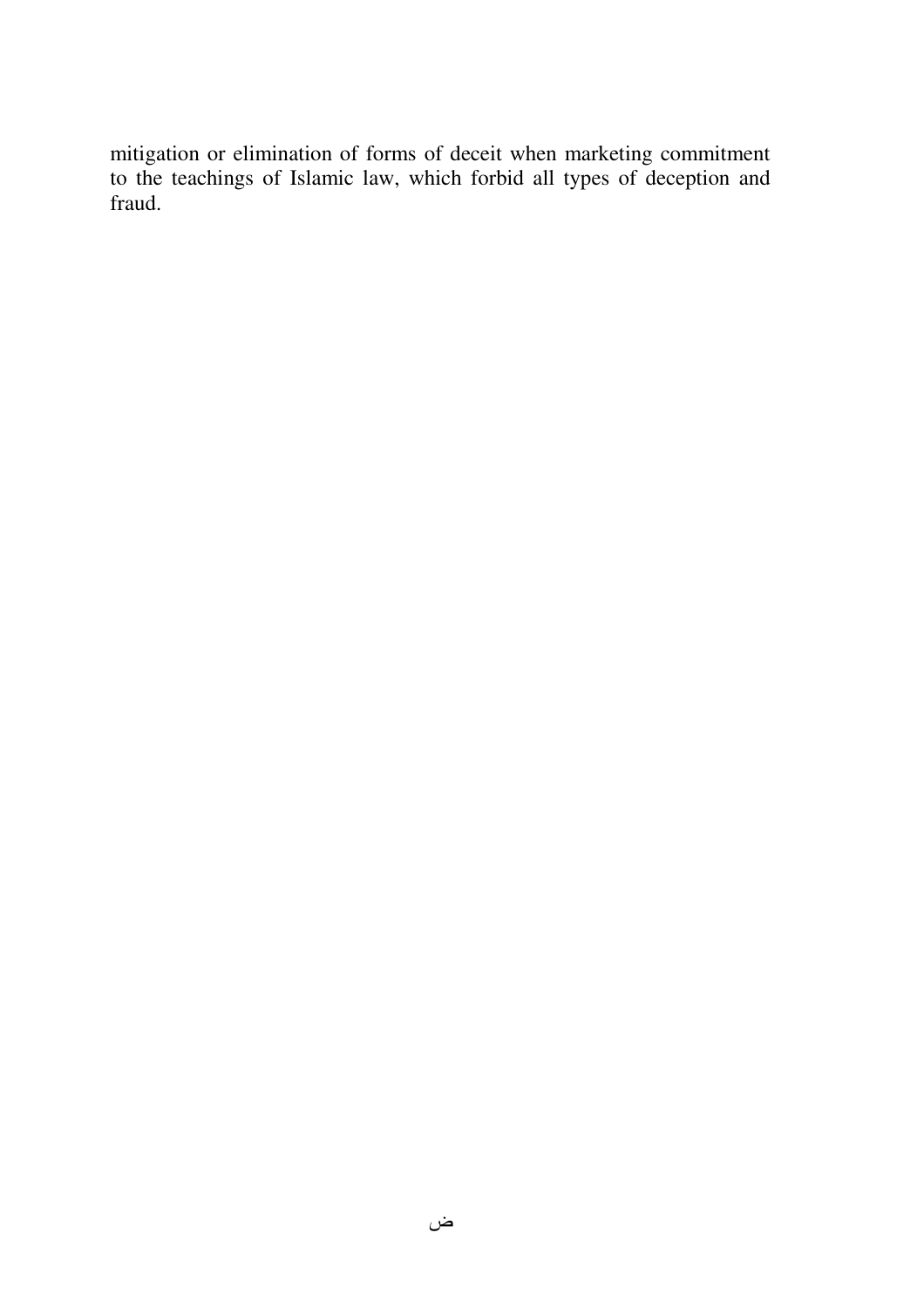mitigation or elimination of forms of deceit when marketing commitment to the teachings of Islamic law, which forbid all types of deception and fraud.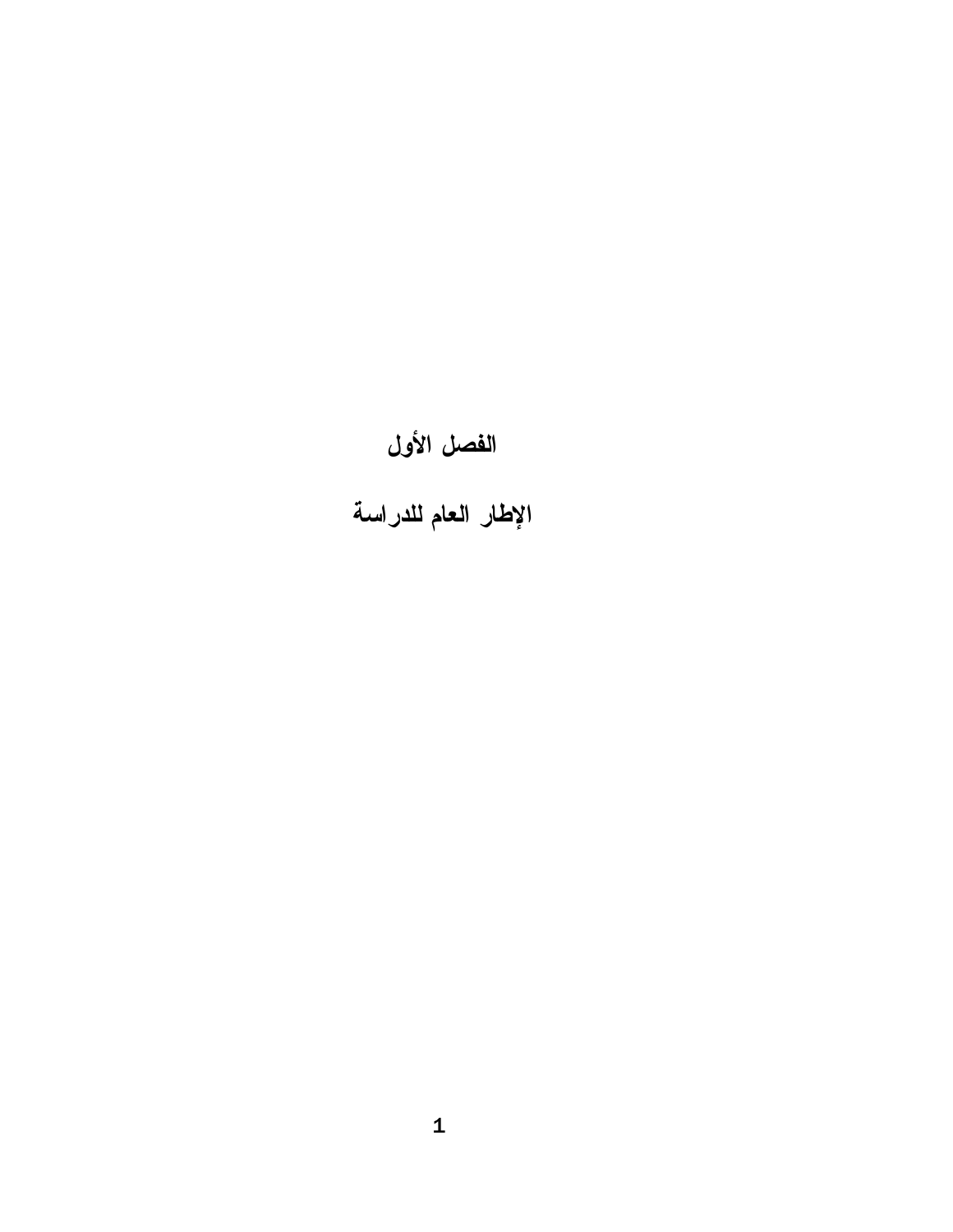# الفصل الأول

## الإطار العام للدراسة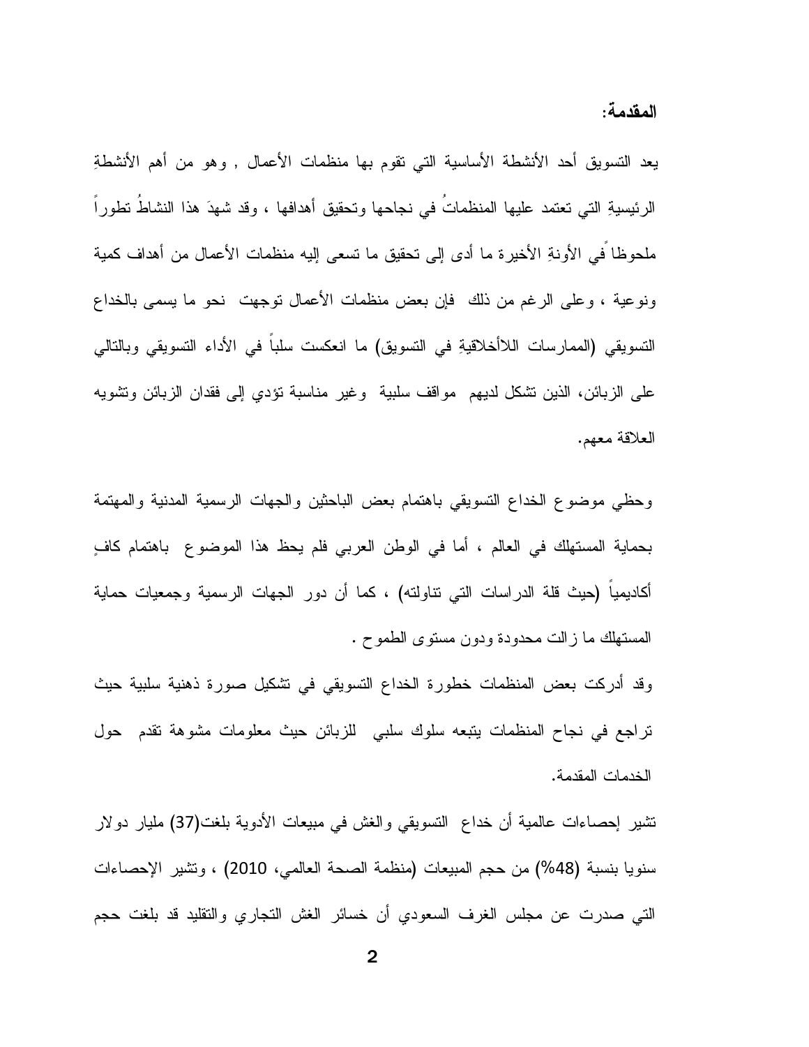## المقدمة:

يعد التسويق أحد الأنشطة الأساسية التي تقوم بها منظمات الأعمال , وهو من أهم الأنشطةِ الرئيسيةِ التي تعتمد عليها المنظماتُ في نجاحها وتحقيق أهدافها ، وقد شهدَ هذا النشاطُ تطوراً ملحوظاً في الأونةِ الأخيرة ما أدى إلى تحقيق ما تسعى إليه منظمات الأعمال من أهداف كمية ونوعية ، وعلى الرغم من ذلك فإن بعض منظمات الأعمال توجهت نحو ما يسمى بالخداع التسويقي (الممارسات اللاأخلاقيةِ في التسويق) ما انعكست سلباً في الأداء التسويقي وبالتالي على الزبائن، الذين تشكل لديهم مواقف سلبية وغير مناسبة تؤدي إلى فقدان الزبائن وتشويه العلاقة معهم.

وحظي موضوع الخداع التسويقي باهتمام بعض الباحثين والجهات الرسمية المدنية والمهتمة بحماية المستهلك في العالم ، أما في الوطن العربي فلم يحظ هذا الموضوع باهتمام كافٍ أكاديمياً (حيث قلة الدراسات التي تناولته) ، كما أن دور الجهات الرسمية وجمعيات حماية المستهلك ما زالت محدودة ودون مستوى الطموح .

وقد أدركت بعض المنظمات خطورة الخداع التسويقي في تشكيل صورة ذهنية سلبية حيث تراجع في نجاح المنظمات يتبعه سلوك سلبي للزبائن حيث معلومات مشوهة تقدم حول الخدمات المقدمة.

تشير إحصاءات عالمية أن خداع التسويقي والغش في مبيعات الأدوية بلغت(37) مليار دولار سنويا بنسبة (48%) من حجم المبيعات (منظمة الصحة العالمي، 2010) ، وتشير الإحصاءات التي صدرت عن مجلس الغرف السعودي أن خسائر الغش التجاري والتقليد قد بلغت حجم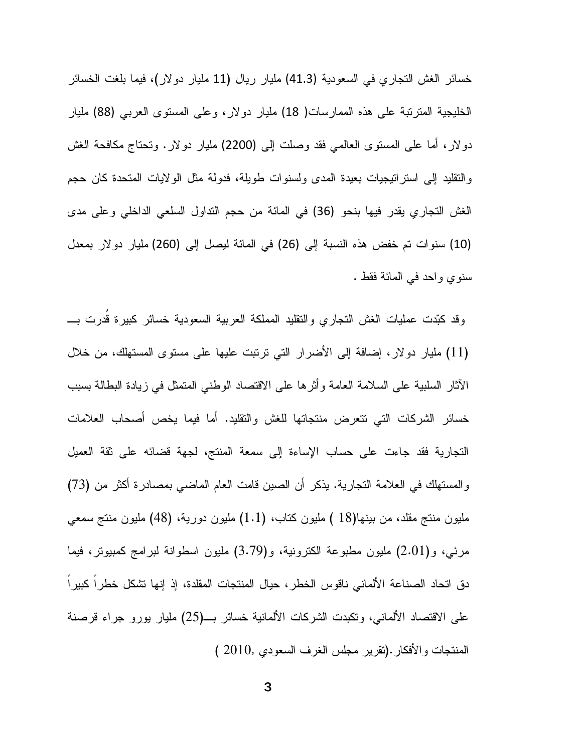خسائر الغش التجاري في السعودية (41.3) مليار ريال (11 مليار دولار)، فيما بلغت الخسائر الخليجية المترتبة على هذه الممارسات( 18) مليار دولار، وعلى المستوى العربي (88) مليار دولار، أما على المستوى العالمي فقد وصلت إلى (2200) مليار دولار. وتحتاج مكافحة الغش والتقليد إلى استراتيجيات بعيدة المدى ولسنوات طويلة، فدولة مثل الولايات المتحدة كان حجم الغش التجاري يقدر فيها بنحو (36) في المائة من حجم التداول السلعي الداخلي وعلى مدى (10) سنوات تم خفض هذه النسبة إلى (26) في المائة ليصل إلى (260) مليار دولار بمعدل سنوي واحد في المائة فقط .

وقد كبّدت عمليات الغش التجاري والتقليد المملكة العربية السعودية خسائر كبيرة قُدرت بـــ (11) مليار دولار، إضافة إلى الأضرار التي ترتبت عليها على مستوى المستهلك، من خلال الآثار السلبية على السلامة العامة وأثرها على الاقتصاد الوطني المتمثل في زيادة البطالة بسبب خسائر الشركات التي تتعرض منتجاتها للغش والتقليد. أما فيما يخص أصحاب العلامات التجارية فقد جاءت على حساب الإساءة إلى سمعة المنتج، لجهة قضائه على ثقة العميل والمستهلك في العلامة التجارية. يذكر أن الصين قامت العام الماضي بمصادرة أكثر من (73) مليون منتج مقلد، من بينها(18 ) مليون كتاب، (1.1) مليون دورية، (48) مليون منتج سمعي مرئي، و(2.01) مليون مطبوعة الكترونية، و(3.79) مليون اسطوانة لبرامج كمبيوتر، فيما دق اتحاد الصناعة الألماني ناقوس الخطر، حيال المنتجات المقلدة، إذ إنها تشكل خطراً كبيراً على الاقتصاد الألماني، وتكبدت الشركات الألمانية خسائر بـــ(25) مليار يورو جراء قرصنة المنتجات والأفكار.(تقرير مجلس الغرف السعودي ,2010 )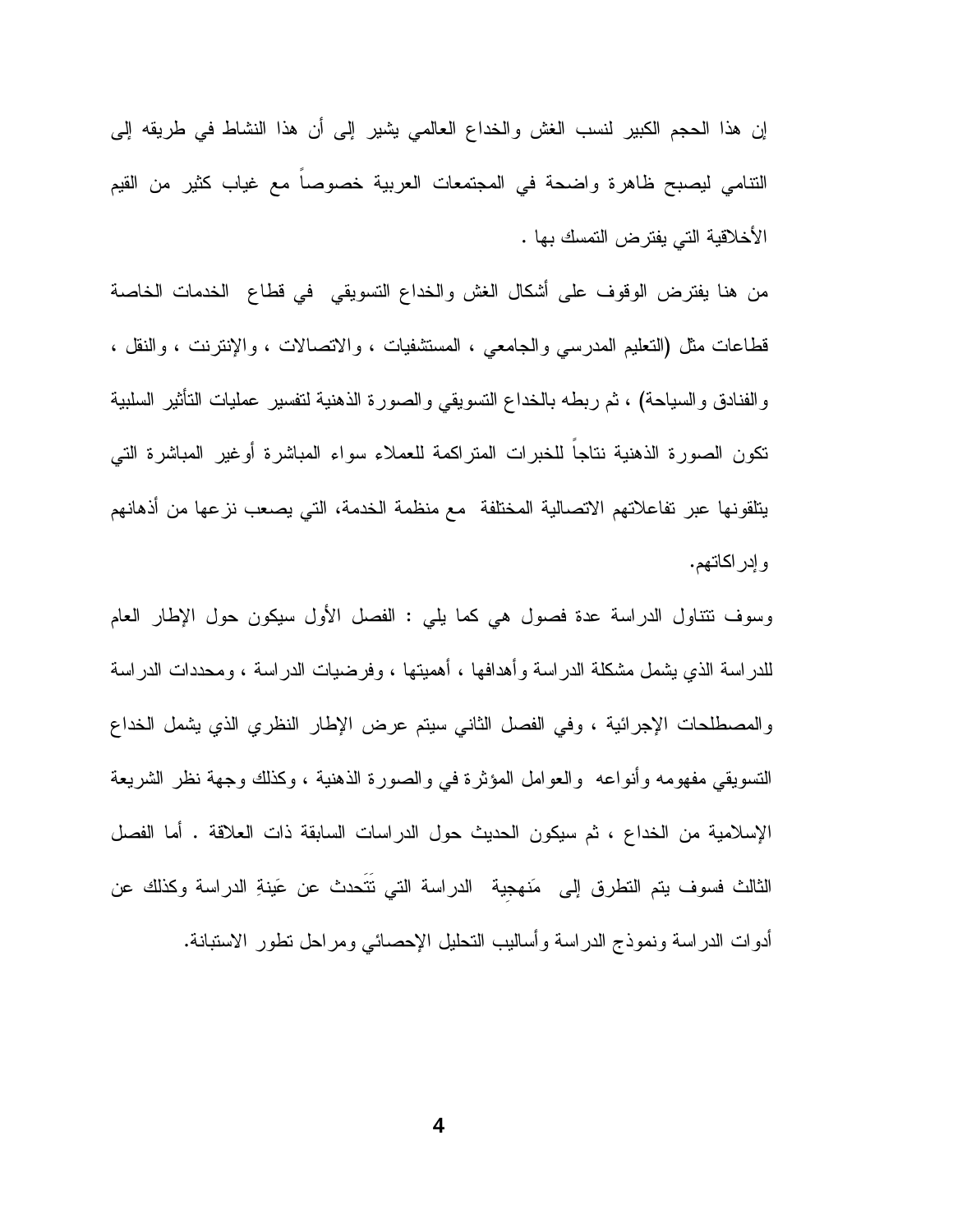إن هذا الحجم الكبير لنسب الغش والخداع العالمي يشير إلى أن هذا النشاط في طريقه إلى التنامي ليصبح ظاهرة واضحة في المجتمعات العربية خصوصاً مع غياب كثير من القيم الأخلاقية التي يفترض التمسك بها .

من هنا يفترض الوقوف على أشكال الغش والخداع التسويقي في قطاع الخدمات الخاصة قطاعات مثل (التعليم المدرسي والجامعي ، المستشفيات ، والاتصالات ، والإنترنت ، والنقل ، والفنادق والسياحة) ، ثم ربطه بالخداع التسويقي والصورة الذهنية لتفسير عمليات التأثير السلبية تكون الصورة الذهنية نتاجاً للخبرات المتراكمة للعملاء سواء المباشرة أوغير المباشرة التي يتلقونها عبر تفاعلاتهم الاتصالية المختلفة مع منظمة الخدمة، التي يصعب نزعها من أذهانهم وإدراكاتهم.

وسوف تتناول الدراسة عدة فصول هي كما يلي : الفصل الأول سيكون حول الإطار العام للدراسة الذي يشمل مشكلة الدراسة وأهدافها ، أهميتها ، وفرضيات الدراسة ، ومحددات الدراسة والمصطلحات الإجرائية ، وفي الفصل الثاني سيتم عرض الإطار النظري الذي يشمل الخداع التسويقي مفهومه وأنواعه والعوامل المؤثرة في والصورة الذهنية ، وكذلك وجهة نظر الشريعة الإسلامية من الخداع ، ثم سيكون الحديث حول الدراسات السابقة ذات العلاقة . أما الفصل الثالث فسوف يتم التطرق إلى مَنهجيةِ الدراسة التي تَتَحدث عن عَينةِ الدراسة وكذلك عن أدوات الدراسة ونموذج الدراسة وأساليب التحليل الإحصائي ومراحل تطور الاستبانة.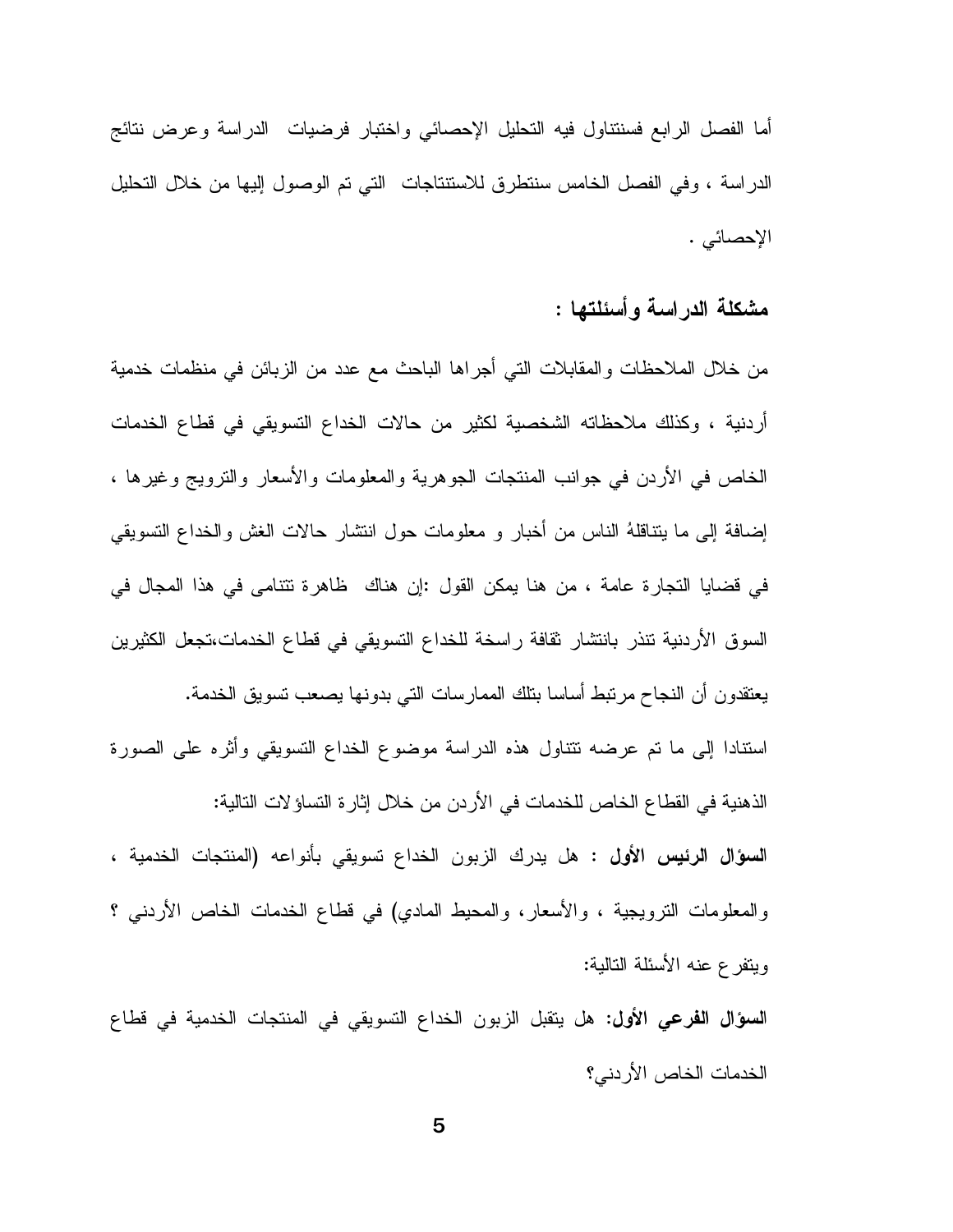أما الفصل الرابع فسنتناول فيه التحليل الإحصائي واختبار فرضيات الدراسة وعرض نتائج الدراسة ، وفي الفصل الخامس سنتطرق للاستنتاجات التي تم الوصول إليها من خلال التحليل الإحصائي .

## مشكلة الدراسة وأسئلتها :

من خلال الملاحظات والمقابلات التي أجراها الباحث مع عدد من الزبائن في منظمات خدمية أردنية ، وكذلك ملاحظاته الشخصية لكثير من حالات الخداع التسويقي في قطاع الخدمات الخاص في الأردن في جوانب المنتجات الجوهرية والمعلومات والأسعار والترويج وغيرها ، إضافة إلى ما يتناقلهُ الناس من أخبار و معلومات حول انتشار حالات الغش والخداع التسويقي في قضايا التجارة عامة ، من هنا يمكن القول :إن هناك ظاهرة تتنامى في هذا المجال في السوق الأردنية تنذر بانتشار ثقافة راسخة للخداع التسويقي في قطاع الخدمات،تجعل الكثيرين يعتقدون أن النجاح مرتبط أساسا بتلك الممارسات التي بدونها يصعب تسويق الخدمة.

استنادا إلى ما تم عرضه تتناول هذه الدراسة موضوع الخداع التسويقي وأثره على الصورة الذهنية في القطاع الخاص للخدمات في الأردن من خلال إثارة التساؤلات التالية:

**السؤال الرئيس الأول** : هل يدرك الزبون الخداع تسويقي بأنواعه (المنتجات الخدمية ، والمعلومات الترويجية ، والأسعار، والمحيط المادي) في قطاع الخدمات الخاص الأردني ؟

ويتفرع عنه الأسئلة التالية:

**السؤال الفرعي الأول:** هل يتقبل الزبون الخداع التسويقي في المنتجات الخدمية في قطاع الخدمات الخاص الأردني؟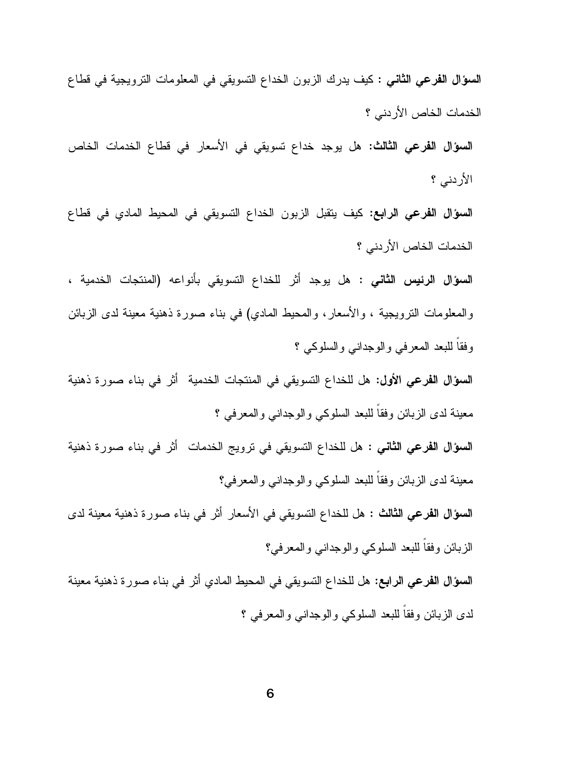**السؤال الفرعي الثاني :** كيف يدرك الزبون الخداع التسويقي في المعلومات الترويجية في قطاع الخدمات الخاص الأردني ؟

**السؤال الفرعي الثالث:** هل يوجد خداع تسويقي في الأسعار في قطاع الخدمات الخاص الأردني ؟

**السؤال الفرعي الرابع:** كيف يتقبل الزبون الخداع التسويقي في المحيط المادي في قطاع الخدمات الخاص الأردني ؟

**السؤال الرئيس الثاني :** هل يوجد أثر للخداع التسويقي بأنواعه (المنتجات الخدمية ، والمعلومات الترويجية ، والأسعار، والمحيط المادي) في بناء صورة ذهنية معينة لدى الزبائن وفقاً للبعد المعرفي والوجداني والسلوكي ؟

**السؤال الفرعي الأول:** هل للخداع التسويقي في المنتجات الخدمية أثر في بناء صورة ذهنية معينة لدى الزبائن وفقاً للبعد السلوكي والوجداني والمعرفي ؟

**السؤال الفرعي الثاني :** هل للخداع التسويقي في ترويج الخدمات أثر في بناء صورة ذهنية معينة لدى الزبائن وفقاً للبعد السلوكي والوجداني والمعرفي؟

**السؤال الفرعي الثالث :** هل للخداع التسويقي في الأسعار أثر في بناء صورة ذهنية معينة لدى الزبائن وفقاً للبعد السلوكي والوجداني والمعرفي؟

**السؤال الفرعي الرابع:** هل للخداع التسويقي في المحيط المادي أثر في بناء صورة ذهنية معينة لدى الزبائن وفقاً للبعد السلوكي والوجداني والمعرفي ؟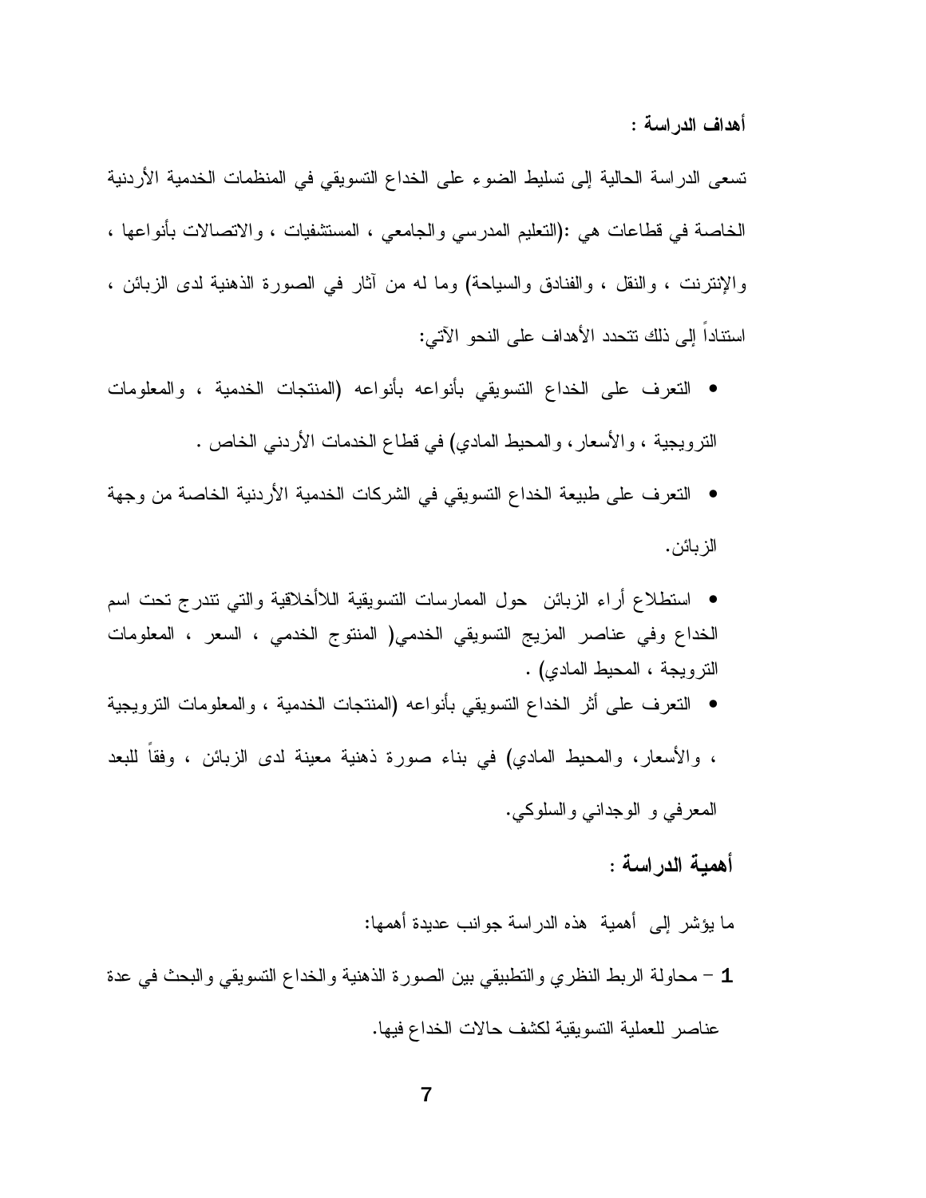**أهداف الدراسة :**

تسعى الدراسة الحالية إلى تسليط الضوء على الخداع التسويقي في المنظمات الخدمية الأردنية الخاصة في قطاعات هي :(التعليم المدرسي والجامعي ، المستشفيات ، والاتصالات بأنواعها ، والإنترنت ، والنقل ، والفنادق والسياحة) وما له من آثار في الصورة الذهنية لدى الزبائن ، استناداً إلى ذلك تتحدد الأهداف على النحو الآتي:

- التعرف على الخداع التسويقي بأنواعه بأنواعه (المنتجات الخدمية ، والمعلومات الترويجية ، والأسعار، والمحيط المادي) في قطاع الخدمات الأردني الخاص .
- التعرف على طبيعة الخداع التسويقي في الشركات الخدمية الأردنية الخاصة من وجهة الزبائن.
- استطلاع أراء الزبائن حول الممارسات التسويقية اللاأخلاقية والتي تندرج تحت اسم الخداع وفي عناصر المزيج التسويقي الخدمي( المنتوج الخدمي ، السعر ، المعلومات الترويجة ، المحيط المادي) .
- التعرف على أثر الخداع التسويقي بأنواعه (المنتجات الخدمية ، والمعلومات الترويجية ، والأسعار، والمحيط المادي) في بناء صورة ذهنية معينة لدى الزبائن ، وفقاً للبعد المعرفي و الوجداني والسلوكي.

**أهمية الدراسة :**

ما يؤشر إلى أهمية هذه الدراسة جوانب عديدة أهمها:

**1** – محاولة الربط النظري والتطبيقي بين الصورة الذهنية والخداع التسويقي والبحث في عدة عناصر للعملية التسويقية لكشف حالات الخداع فيها.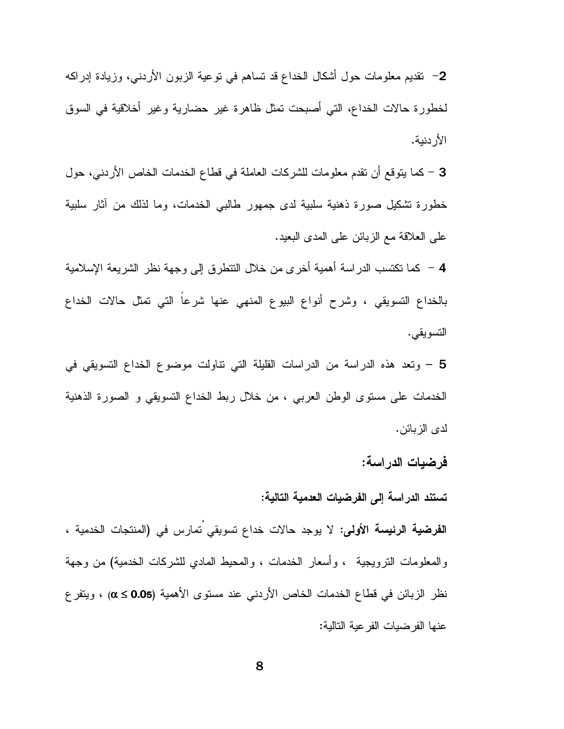**2**– تقديم معلومات حول أشكال الخداع قد تساهم في توعية الزبون الأردني، وزيادة إدراكه لخطورة حالات الخداع، التي أصبحت تمثل ظاهرة غير حضارية وغير أخلاقية في السوق الأردنية.

**3** – كما يتوقع أن تقدم معلومات للشركات العاملة في قطاع الخدمات الخاص الأردني، حول خطورة تشكيل صورة ذهنية سلبية لدى جمهور طالبي الخدمات، وما لذلك من آثار سلبية على العلاقة مع الزبائن على المدى البعيد.

**4** – كما تكتسب الدراسة أهمية أخرى من خلال التطرق إلى وجهة نظر الشريعة الإسلامية بالخداع التسويقي ، وشرح أنواع البيوع المنهي عنها شرعاً التي تمثل حالات الخداع التسويقي.

**5** – وتعد هذه الدراسة من الدراسات القليلة التي تناولت موضوع الخداع التسويقي في الخدمات على مستوى الوطن العربي ، من خلال ربط الخداع التسويقي و الصورة الذهنية لدى الزبائن.

## فرضيات الدراسة:

**تستند الدراسة إلى الفرضيات العدمية التالية:**

**الفرضية الرئيسة الأولى:** لا يوجد حالات خداع تسويقي ُتمارس في (المنتجات الخدمية ، والمعلومات الترويجية ، وأسعار الخدمات ، والمحيط المادي للشركات الخدمية) من وجهة نظر الزبائن في قطاع الخدمات الخاص الأردني عند مستوى الأهمية ($\alpha \leq 0.05$) ، ويتفرع عنها الفرضيات الفرعية التالية: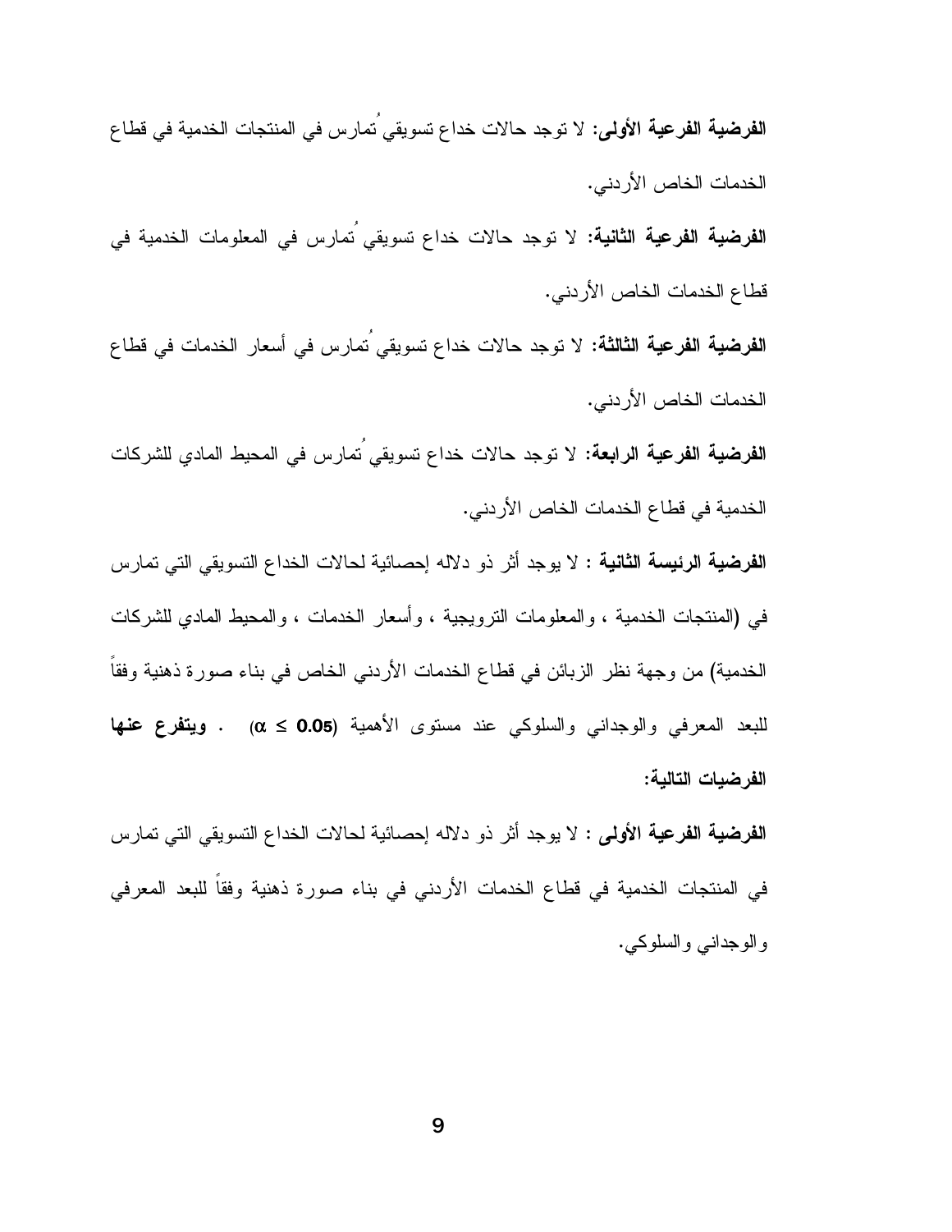**الفرضية الفرعية الأولى:** لا توجد حالات خداع تسويقي ُتمارس في المنتجات الخدمية في قطاع الخدمات الخاص الأردني.

**الفرضية الفرعية الثانية:** لا توجد حالات خداع تسويقي ُتمارس في المعلومات الخدمية في قطاع الخدمات الخاص الأردني.

**الفرضية الفرعية الثالثة:** لا توجد حالات خداع تسويقي ُتمارس في أسعار الخدمات في قطاع الخدمات الخاص الأردني.

**الفرضية الفرعية الرابعة:** لا توجد حالات خداع تسويقي ُتمارس في المحيط المادي للشركات الخدمية في قطاع الخدمات الخاص الأردني.

**الفرضية الرئيسة الثانية :** لا يوجد أثر ذو دلاله إحصائية لحالات الخداع التسويقي التي تمارس في (المنتجات الخدمية ، والمعلومات الترويجية ، وأسعار الخدمات ، والمحيط المادي للشركات الخدمية) من وجهة نظر الزبائن في قطاع الخدمات الأردني الخاص في بناء صورة ذهنية وفقاً للبعد المعرفي والوجداني والسلوكي عند مستوى الأهمية ($\alpha \leq$ **0.05**) . **ويتفرع عنها الفرضيات التالية:**

**الفرضية الفرعية الأولى :** لا يوجد أثر ذو دلاله إحصائية لحالات الخداع التسويقي التي تمارس في المنتجات الخدمية في قطاع الخدمات الأردني في بناء صورة ذهنية وفقاً للبعد المعرفي والوجداني والسلوكي.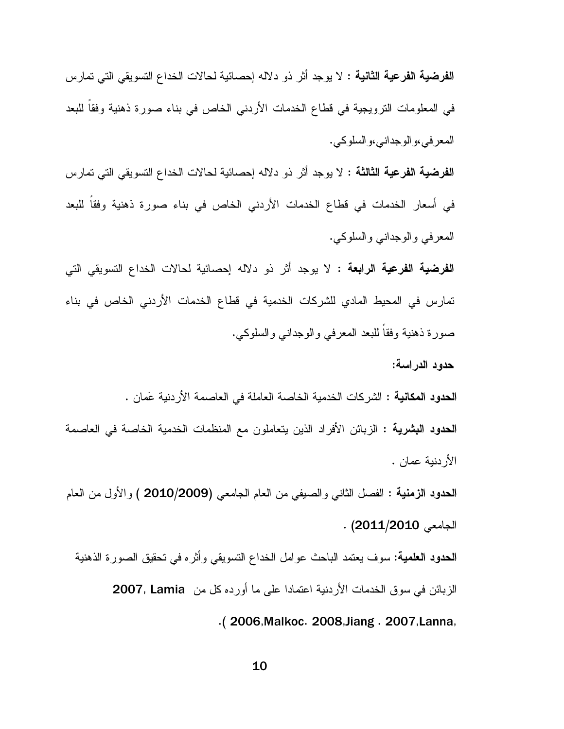**الفرضية الفرعية الثانية** : لا يوجد أثر ذو دلاله إحصائية لحالات الخداع التسويقي التي تمارس في المعلومات الترويجية في قطاع الخدمات الأردني الخاص في بناء صورة ذهنية وفقاً للبعد المعرفي،والوجداني،والسلوكي.

**الفرضية الفرعية الثالثة** : لا يوجد أثر ذو دلاله إحصائية لحالات الخداع التسويقي التي تمارس في أسعار الخدمات في قطاع الخدمات الأردني الخاص في بناء صورة ذهنية وفقاً للبعد المعرفي والوجداني والسلوكي.

**الفرضية الفرعية الرابعة** : لا يوجد أثر ذو دلاله إحصائية لحالات الخداع التسويقي التي تمارس في المحيط المادي للشركات الخدمية في قطاع الخدمات الأردني الخاص في بناء صورة ذهنية وفقاً للبعد المعرفي والوجداني والسلوكي.

**حدود الدراسة:**

**الحدود المكانية** : الشركات الخدمية الخاصة العاملة في العاصمة الأردنية عَمان .

**الحدود البشرية** : الزبائن الأفراد الذين يتعاملون مع المنظمات الخدمية الخاصة في العاصمة الأردنية عمان .

**الحدود الزمنية** : الفصل الثاني والصيفي من العام الجامعي (**2010/2009** ) والأول من العام الجامعي **2011/2010**) .

**الحدود العلمية**: سوف يعتمد الباحث عوامل الخداع التسويقي وأثره في تحقيق الصورة الذهنية الزبائن في سوق الخدمات الأردنية اعتمادا على ما أورده كل من **Lamia ,2007** **Lanna, 2007 . Jiang, 2008 .Malkoc, 2006** ).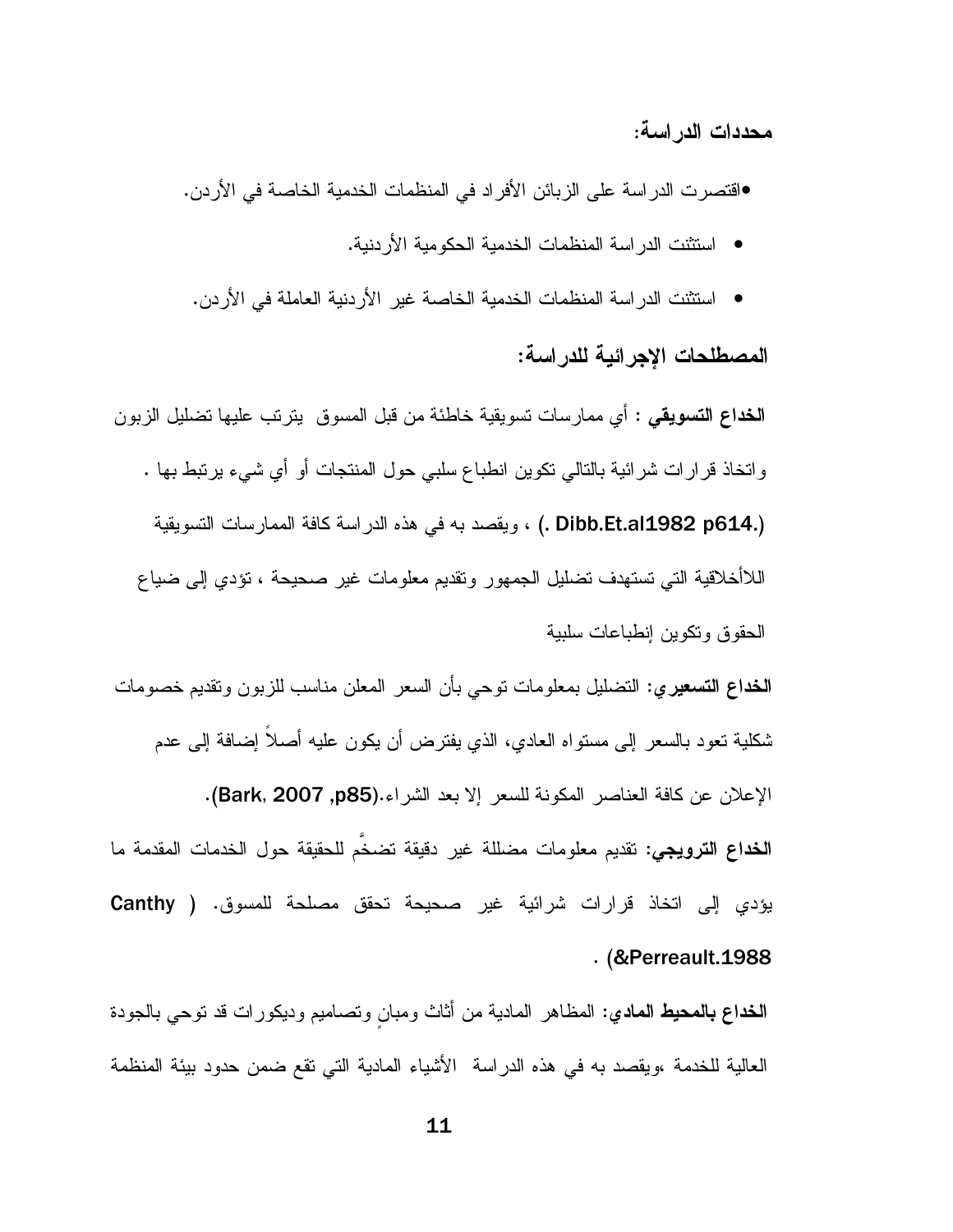## محددات الدراسة:

- اقتصرت الدراسة على الزبائن الأفراد في المنظمات الخدمية الخاصة في الأردن.
- استثنت الدراسة المنظمات الخدمية الحكومية الأردنية.
- استثنت الدراسة المنظمات الخدمية الخاصة غير الأردنية العاملة في الأردن.

## المصطلحات الإجرائية للدراسة:

**الخداع التسويقي** : أي ممارسات تسويقية خاطئة من قبل المسوق يترتب عليها تضليل الزبون واتخاذ قرارات شرائية بالتالي تكوين انطباع سلبي حول المنتجات أو أي شيء يرتبط بها . (Dibb.Et.al1982 p614.) ، ويقصد به في هذه الدراسة كافة الممارسات التسويقية اللاأخلاقية التي تستهدف تضليل الجمهور وتقديم معلومات غير صحيحة ، تؤدي إلى ضياع الحقوق وتكوين إنطباعات سلبية

**الخداع التسعيري**: التضليل بمعلومات توحي بأن السعر المعلن مناسب للزبون وتقديم خصومات شكلية تعود بالسعر إلى مستواه العادي، الذي يفترض أن يكون عليه أصلاً إضافة إلى عدم الإعلان عن كافة العناصر المكونة للسعر إلا بعد الشراء.(Bark, 2007 ,p85).

**الخداع الترويجي**: تقديم معلومات مضللة غير دقيقة تضخّم للحقيقة حول الخدمات المقدمة ما يؤدي إلى اتخاذ قرارات شرائية غير صحيحة تحقق مصلحة للمسوق. ( Canthy &Perreault.1988) .

**الخداع بالمحيط المادي**: المظاهر المادية من أثاث ومبانٍ وتصاميم وديكورات قد توحي بالجودة العالية للخدمة ،ويقصد به في هذه الدراسة الأشياء المادية التي تقع ضمن حدود بيئة المنظمة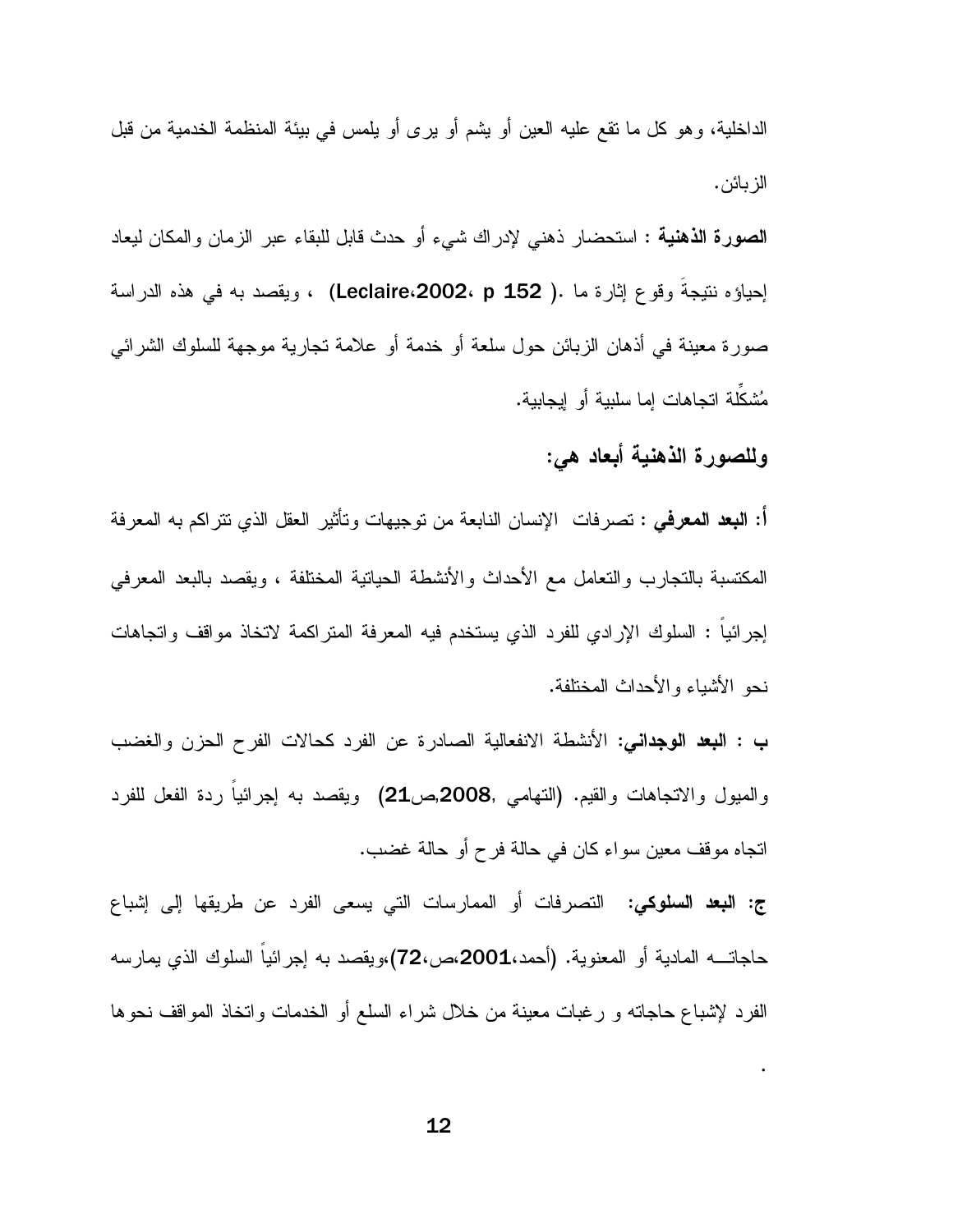الداخلية، وهو كل ما تقع عليه العين أو يشم أو يرى أو يلمس في بيئة المنظمة الخدمية من قبل الزبائن.

**الصورة الذهنية** : استحضار ذهني لإدراك شيء أو حدث قابل للبقاء عبر الزمان والمكان ليعاد إحياؤه نتيجةَ وقوع إثارة ما .( Leclaire،2002، p 152) ، ويقصد به في هذه الدراسة صورة معينة في أذهان الزبائن حول سلعة أو خدمة أو علامة تجارية موجهة للسلوك الشرائي مُشكِّلة اتجاهات إما سلبية أو إيجابية.

**وللصورة الذهنية أبعاد هي:**

**أ: البعد المعرفي** : تصرفات الإنسان النابعة من توجيهات وتأثير العقل الذي تتراكم به المعرفة المكتسبة بالتجارب والتعامل مع الأحداث والأنشطة الحياتية المختلفة ، ويقصد بالبعد المعرفي إجرائياً : السلوك الإرادي للفرد الذي يستخدم فيه المعرفة المتراكمة لاتخاذ مواقف واتجاهات نحو الأشياء والأحداث المختلفة.

**ب : البعد الوجداني**: الأنشطة الانفعالية الصادرة عن الفرد كحالات الفرح الحزن والغضب والميول والاتجاهات والقيم. (التهامي ,2008,ص21) ويقصد به إجرائياً ردة الفعل للفرد اتجاه موقف معين سواء كان في حالة فرح أو حالة غضب.

**ج: البعد السلوكي**: التصرفات أو الممارسات التي يسعى الفرد عن طريقها إلى إشباع حاجاتـــه المادية أو المعنوية. (أحمد،2001،ص،72)،ويقصد به إجرائياً السلوك الذي يمارسه الفرد لإشباع حاجاته و رغبات معينة من خلال شراء السلع أو الخدمات واتخاذ المواقف نحوها .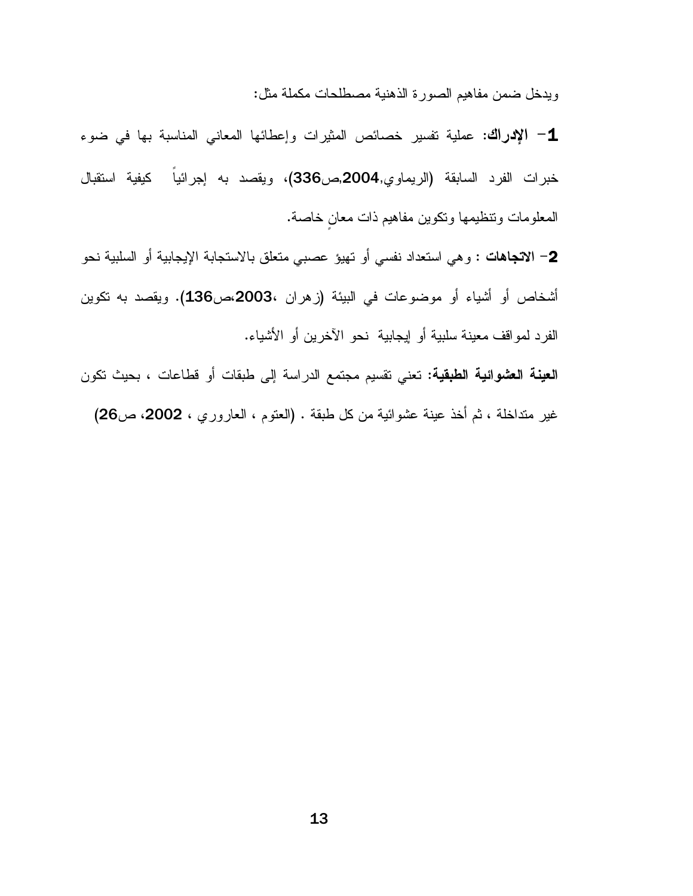ويدخل ضمن مفاهيم الصورة الذهنية مصطلحات مكملة مثل:

**1- الإدراك:** عملية تفسير خصائص المثيرات وإعطائها المعاني المناسبة بها في ضوء خبرات الفرد السابقة (الريماوي,**2004**,ص**336**)، ويقصد به إجرائياً كيفية استقبال المعلومات وتنظيمها وتكوين مفاهيم ذات معانٍ خاصة.

**2- الاتجاهات** : وهي استعداد نفسي أو تهيؤ عصبي متعلق بالاستجابة الإيجابية أو السلبية نحو أشخاص أو أشياء أو موضوعات في البيئة (زهران ،**2003**،ص**136**). ويقصد به تكوين الفرد لمواقف معينة سلبية أو إيجابية نحو الآخرين أو الأشياء.

**العينة العشوائية الطبقية:** تعني تقسيم مجتمع الدراسة إلى طبقات أو قطاعات ، بحيث تكون غير متداخلة ، ثم أخذ عينة عشوائية من كل طبقة . (العتوم ، العاروري ، **2002**، ص**26**)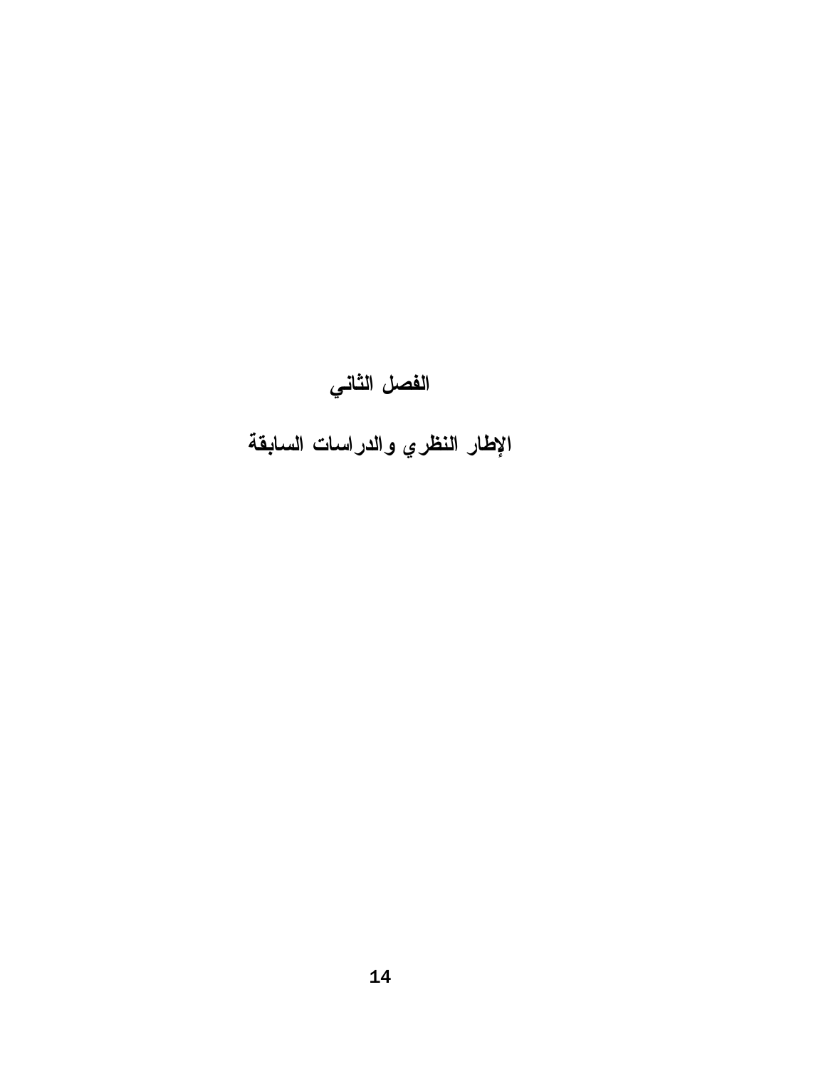# الفصل الثاني

## الإطار النظري والدراسات السابقة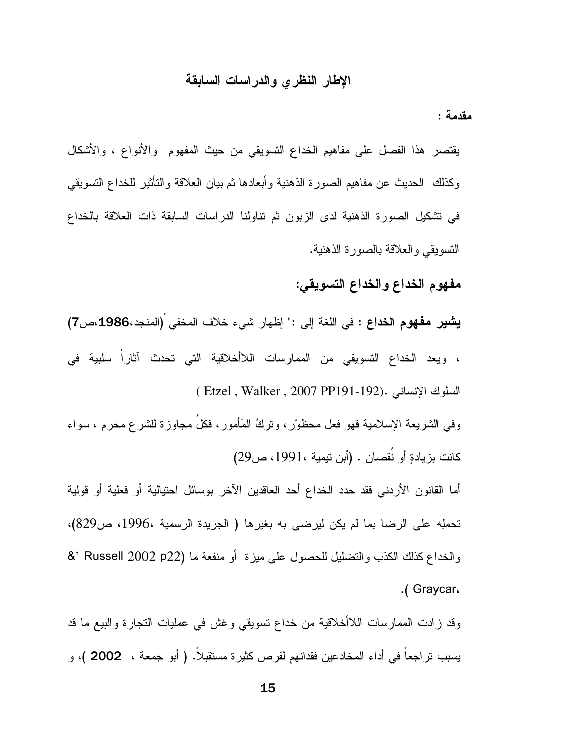## الإطار النظري والدراسات السابقة

**مقدمة :**

يقتصر هذا الفصل على مفاهيم الخداع التسويقي من حيث المفهوم والأنواع ، والأشكال وكذلك الحديث عن مفاهيم الصورة الذهنية وأبعادها ثم بيان العلاقة والتأثير للخداع التسويقي في تشكيل الصورة الذهنية لدى الزبون ثم تناولنا الدراسات السابقة ذات العلاقة بالخداع التسويقي والعلاقة بالصورة الذهنية.

**مفهوم الخداع والخداع التسويقي:**

**يشير مفهوم الخداع** : في اللغة إلى :" إظهار شيء خلاف المخفي" (المنجد،**1986**،ص**7**) ، ويعد الخداع التسويقي من الممارسات اللاأخلاقية التي تحدث آثاراً سلبية في السلوك الإنساني .(Etzel , Walker , 2007 PP191-192 )

وفي الشريعة الإسلامية فهو فعل محظوّر، وتركُ المَأمور، فكلُ مجاوزة للشرع محرم ، سواء كانت بزيادةٍ أو نُقصان . (أبن تيمية ،1991، ص29)

أما القانون الأردني فقد حدد الخداع أحد العاقدين الآخر بوسائل احتيالية أو فعلية أو قولية تحملِه على الرضا بما لم يكن ليرضى به بغيرها ( الجريدة الرسمية ،1996، ص829)، والخداع كذلك الكذب والتضليل للحصول على ميزة أو منفعة ما (Russell 2002 p22 &' Graycar، ).

وقد زادت الممارسات اللاأخلاقية من خداع تسويقي وغش في عمليات التجارة والبيع ما قد يسبب تراجعاً في أداء المخادعين فقدانهم لفرص كثيرة مستقبلاً. ( أبو جمعة ، **2002** )، و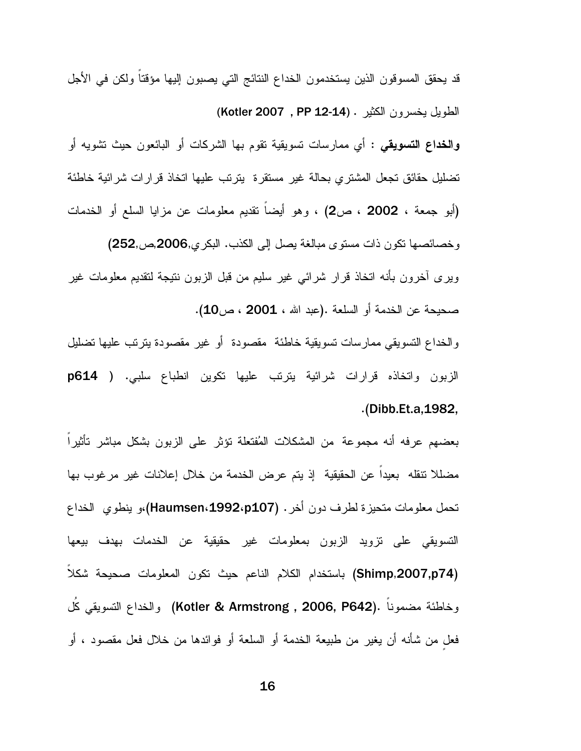قد يحقق المسوقون الذين يستخدمون الخداع النتائج التي يصبون إليها مؤقتاً ولكن في الأجل الطويل يخسرون الكثير . (Kotler 2007 , PP 12-14)

**والخداع التسويقي** : أي ممارسات تسويقية تقوم بها الشركات أو البائعون حيث تشويه أو تضليل حقائق تجعل المشتري بحالة غير مستقرة يترتب عليها اتخاذ قرارات شرائية خاطئة (أبو جمعة ، 2002 ، ص2) ، وهو أيضاً تقديم معلومات عن مزايا السلع أو الخدمات وخصائصها تكون ذات مستوى مبالغة يصل إلى الكذب. البكري,2006,ص,252)

ويرى آخرون بأنه اتخاذ قرار شرائي غير سليم من قبل الزبون نتيجة لتقديم معلومات غير صحيحة عن الخدمة أو السلعة .(عبد الله ، 2001 ، ص10).

والخداع التسويقي ممارسات تسويقية خاطئة مقصودة أو غير مقصودة يترتب عليها تضليل الزبون واتخاذه قرارات شرائية يترتب عليها تكوين انطباع سلبي. ( p614 ,Dibb.Et.a,1982).

بعضهم عرفه أنه مجموعة من المشكلات المُفتعلة تؤثر على الزبون بشكل مباشر تأثيراً مضللا تنقله بعيداً عن الحقيقية إذ يتم عرض الخدمة من خلال إعلانات غير مرغوب بها تحمل معلومات متحيزة لطرف دون أخر. (Haumsen،1992،p107)،و ينطوي الخداع التسويقي على تزويد الزبون بمعلومات غير حقيقية عن الخدمات بهدف بيعها (Shimp,2007,p74) باستخدام الكلام الناعم حيث تكون المعلومات صحيحة شكلاً وخاطئة مضموناً .(Kotler & Armstrong , 2006, P642) والخداع التسويقي كُل فعلٍ من شأنه أن يغير من طبيعة الخدمة أو السلعة أو فوائدها من خلال فعل مقصود ، أو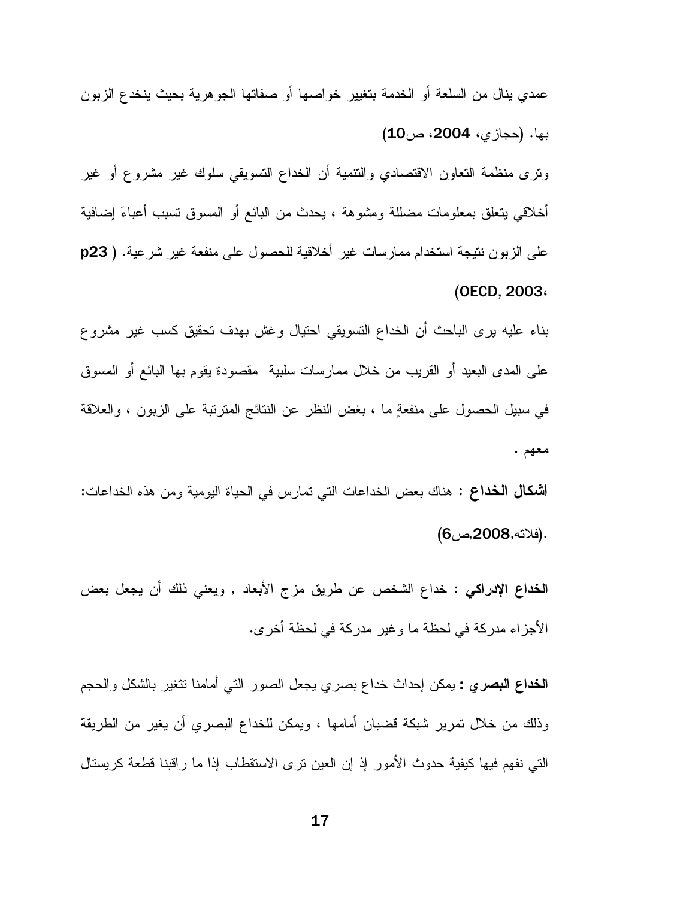عمدي ينال من السلعة أو الخدمة بتغيير خواصها أو صفاتها الجوهرية بحيث ينخدع الزبون بها. (حجازي، **2004**، ص**10**)

وترى منظمة التعاون الاقتصادي والتنمية أن الخداع التسويقي سلوك غير مشروع أو غير أخلاقي يتعلق بمعلومات مضللة ومشوهة ، يحدث من البائع أو المسوق تسبب أعباءَ إضافية على الزبون نتيجة استخدام ممارسات غير أخلاقية للحصول على منفعة غير شرعية. ( **p23** **OECD, 2003**،)

بناء عليه يرى الباحث أن الخداع التسويقي احتيال وغش بهدف تحقيق كسب غير مشروع على المدى البعيد أو القريب من خلال ممارسات سلبية مقصودة يقوم بها البائع أو المسوق في سبيل الحصول على منفعةٍ ما ، بغض النظر عن النتائج المترتبة على الزبون ، والعلاقة معهم .

**اشكال الخداع :** هناك بعض الخداعات التي تمارس في الحياة اليومية ومن هذه الخداعات: (فلاته,**2008**,ص**6**).

**الخداع الإدراكي :** خداع الشخص عن طريق مزج الأبعاد , ويعني ذلك أن يجعل بعض الأجزاء مدركة في لحظة ما وغير مدركة في لحظة أخرى.

**الخداع البصري :** يمكن إحداث خداع بصري يجعل الصور التي أمامنا تتغير بالشكل والحجم وذلك من خلال تمرير شبكة قضبان أمامها ، ويمكن للخداع البصري أن يغير من الطريقة التي نفهم فيها كيفية حدوث الأمور إذ إن العين ترى الاستقطاب إذا ما راقبنا قطعة كريستال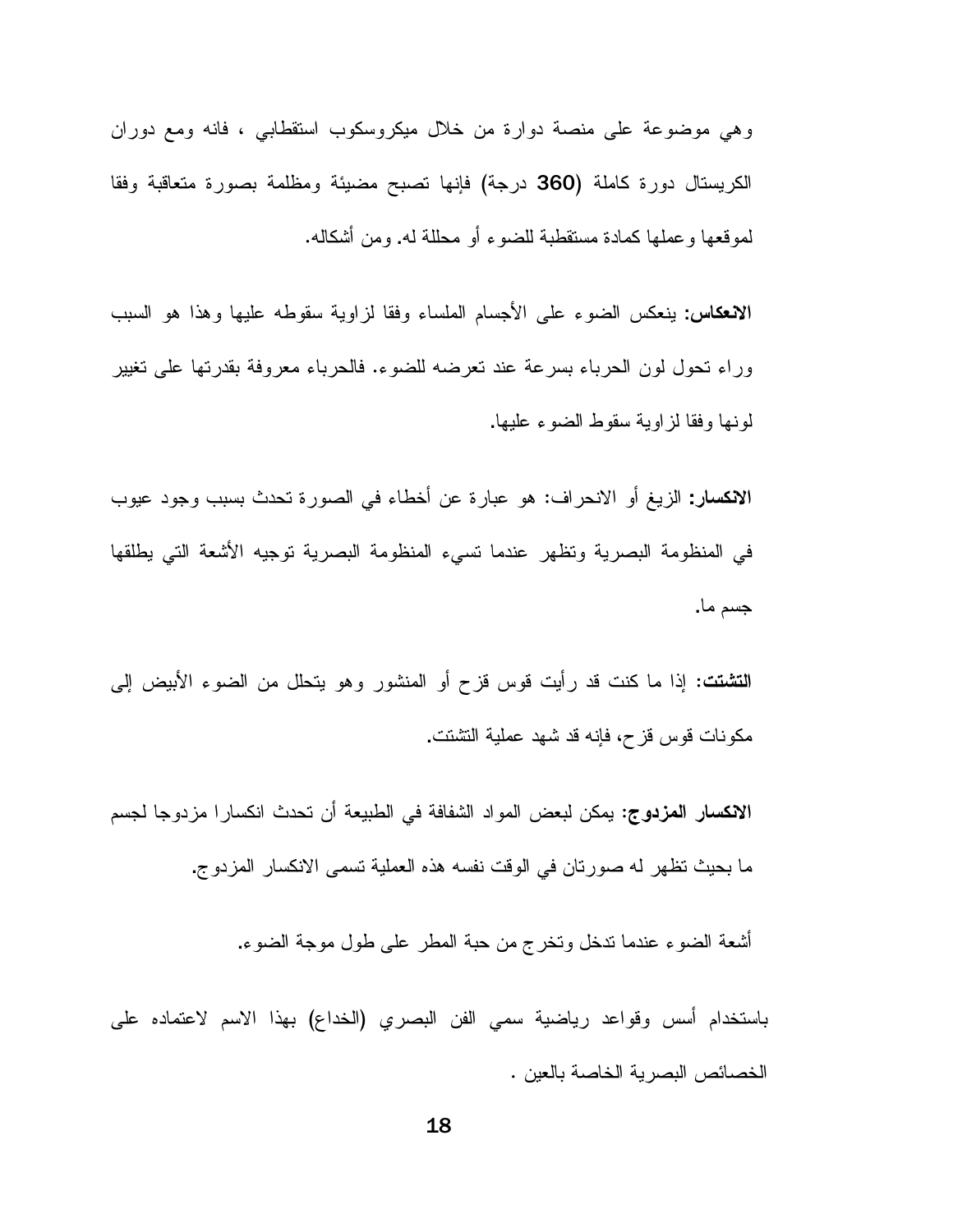وهي موضوعة على منصة دوارة من خلال ميكروسكوب استقطابي ، فانه ومع دوران الكريستال دورة كاملة (**360** درجة) فإنها تصبح مضيئة ومظلمة بصورة متعاقبة وفقا لموقعها وعملها كمادة مستقطبة للضوء أو محللة له. ومن أشكاله.

**الانعكاس:** ينعكس الضوء على الأجسام الملساء وفقا لزاوية سقوطه عليها وهذا هو السبب وراء تحول لون الحرباء بسرعة عند تعرضه للضوء. فالحرباء معروفة بقدرتها على تغيير لونها وفقا لزاوية سقوط الضوء عليها.

**الانكسار:** الزيغ أو الانحراف: هو عبارة عن أخطاء في الصورة تحدث بسبب وجود عيوب في المنظومة البصرية وتظهر عندما تسيء المنظومة البصرية توجيه الأشعة التي يطلقها جسم ما.

**التشتت:** إذا ما كنت قد رأيت قوس قزح أو المنشور وهو يتحلل من الضوء الأبيض إلى مكونات قوس قزح، فإنه قد شهد عملية التشتت.

**الانكسار المزدوج:** يمكن لبعض المواد الشفافة في الطبيعة أن تحدث انكسارا مزدوجا لجسم ما بحيث تظهر له صورتان في الوقت نفسه هذه العملية تسمى الانكسار المزدوج.

أشعة الضوء عندما تدخل وتخرج من حبة المطر على طول موجة الضوء.

باستخدام أسس وقواعد رياضية سمي الفن البصري (الخداع) بهذا الاسم لاعتماده على الخصائص البصرية الخاصة بالعين .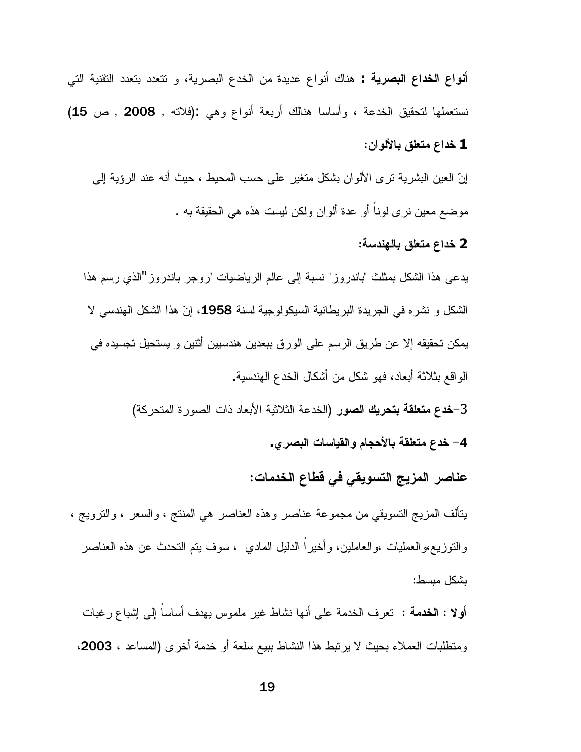**أنواع الخداع البصرية :** هناك أنواع عديدة من الخدع البصرية، و تتعدد بتعدد التقنية التي نستعملها لتحقيق الخدعة ، وأساسا هنالك أربعة أنواع وهي :(فلاته , **2008** , ص **15)**

**1 خداع متعلق بالألوان:**

إنّ العين البشرية ترى الألوان بشكل متغير على حسب المحيط ، حيث أنه عند الرؤية إلى موضع معين نرى لوناً أو عدة ألوان ولكن ليست هذه هي الحقيقة به .

**2 خداع متعلق بالهندسة:**

يدعى هذا الشكل بمثلث "باندروز" نسبة إلى عالم الرياضيات "روجر باندروز"الذي رسم هذا الشكل و نشره في الجريدة البريطانية السيكولوجية لسنة **1958**، إنّ هذا الشكل الهندسي لا يمكن تحقيقه إلا عن طريق الرسم على الورق ببعدين هندسيين أثنين و يستحيل تجسيده في الواقع بثلاثة أبعاد، فهو شكل من أشكال الخدع الهندسية.

3-**خدع متعلقة بتحريك الصور** (الخدعة الثلاثية الأبعاد ذات الصورة المتحركة)

**4- خدع متعلقة بالأحجام والقياسات البصري.**

**عناصر المزيج التسويقي في قطاع الخدمات:**

يتألف المزيج التسويقي من مجموعة عناصر وهذه العناصر هي المنتج ، والسعر ، والترويج ، والتوزيع،والعمليات ،والعاملين، وأخيراً الدليل المادي ، سوف يتم التحدث عن هذه العناصر بشكل مبسط:

**أولا : الخدمة :** تعرف الخدمة على أنها نشاط غير ملموس يهدف أساساً إلى إشباع رغبات ومتطلبات العملاء بحيث لا يرتبط هذا النشاط ببيع سلعة أو خدمة أخرى (المساعد ، **2003**،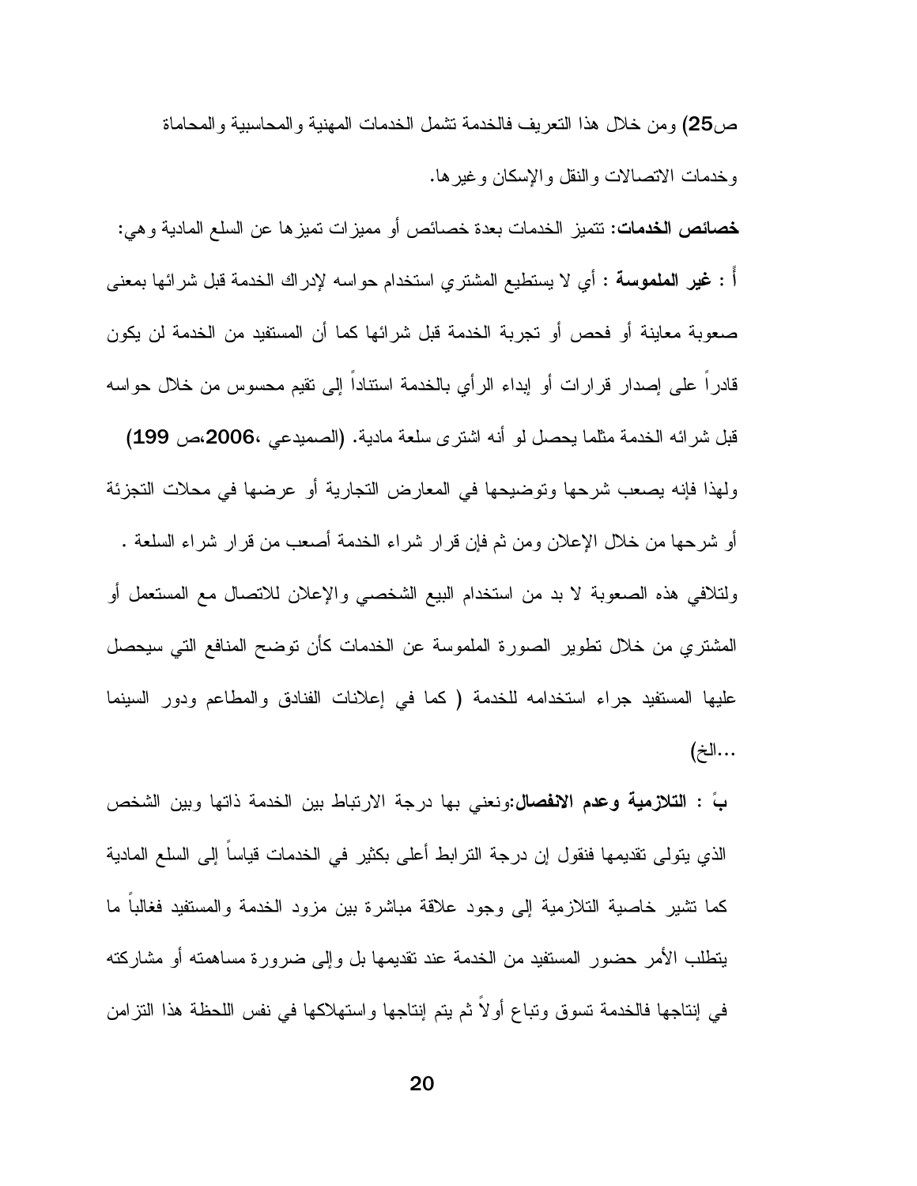ص25) ومن خلال هذا التعريف فالخدمة تشمل الخدمات المهنية والمحاسبية والمحاماة وخدمات الاتصالات والنقل والإسكان وغيرها.

**خصائص الخدمات:** تتميز الخدمات بعدة خصائص أو مميزات تميزها عن السلع المادية وهي:

**أ : غير الملموسة :** أي لا يستطيع المشتري استخدام حواسه لإدراك الخدمة قبل شرائها بمعنى صعوبة معاينة أو فحص أو تجربة الخدمة قبل شرائها كما أن المستفيد من الخدمة لن يكون قادراً على إصدار قرارات أو إبداء الرأي بالخدمة استناداً إلى تقيم محسوس من خلال حواسه قبل شرائه الخدمة مثلما يحصل لو أنه اشترى سلعة مادية. (الصميدعي ،2006،ص 199) ولهذا فإنه يصعب شرحها وتوضيحها في المعارض التجارية أو عرضها في محلات التجزئة أو شرحها من خلال الإعلان ومن ثم فإن قرار شراء الخدمة أصعب من قرار شراء السلعة . ولتلافي هذه الصعوبة لا بد من استخدام البيع الشخصي والإعلان للاتصال مع المستعمل أو المشتري من خلال تطوير الصورة الملموسة عن الخدمات كأن توضح المنافع التي سيحصل عليها المستفيد جراء استخدامه للخدمة ( كما في إعلانات الفنادق والمطاعم ودور السينما ...الخ)

**بً : التلازمية وعدم الانفصال:**ونعني بها درجة الارتباط بين الخدمة ذاتها وبين الشخص الذي يتولى تقديمها فنقول إن درجة الترابط أعلى بكثير في الخدمات قياساً إلى السلع المادية كما تشير خاصية التلازمية إلى وجود علاقة مباشرة بين مزود الخدمة والمستفيد فغالباً ما يتطلب الأمر حضور المستفيد من الخدمة عند تقديمها بل وإلى ضرورة مساهمته أو مشاركته في إنتاجها فالخدمة تسوق وتباع أولاً ثم يتم إنتاجها واستهلاكها في نفس اللحظة هذا التزامن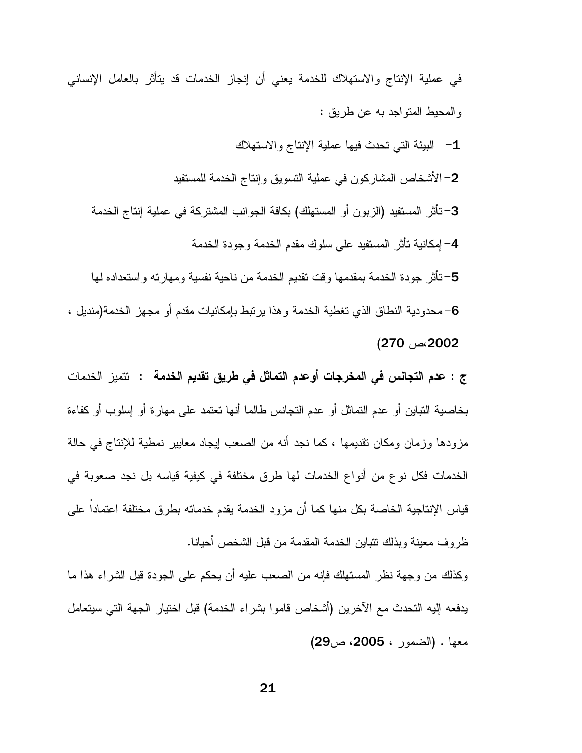في عملية الإنتاج والاستهلاك للخدمة يعني أن إنجاز الخدمات قد يتأثر بالعامل الإنساني والمحيط المتواجد به عن طريق :

**1**- البيئة التي تحدث فيها عملية الإنتاج والاستهلاك

**2**- الأشخاص المشاركون في عملية التسويق وإنتاج الخدمة للمستفيد

**3**- تأثر المستفيد (الزبون أو المستهلك) بكافة الجوانب المشتركة في عملية إنتاج الخدمة

**4**- إمكانية تأثر المستفيد على سلوك مقدم الخدمة وجودة الخدمة

**5**- تأثر جودة الخدمة بمقدمها وقت تقديم الخدمة من ناحية نفسية ومهارته واستعداده لها

**6**- محدودية النطاق الذي تغطية الخدمة وهذا يرتبط بإمكانيات مقدم أو مجهز الخدمة(منديل ، **2002**،ص **270**)

**ج : عدم التجانس في المخرجات أوعدم التماثل في طريق تقديم الخدمة** : تتميز الخدمات بخاصية التباين أو عدم التماثل أو عدم التجانس طالما أنها تعتمد على مهارة أو إسلوب أو كفاءة مزودها وزمان ومكان تقديمها ، كما نجد أنه من الصعب إيجاد معايير نمطية للإنتاج في حالة الخدمات فكل نوع من أنواع الخدمات لها طرق مختلفة في كيفية قياسه بل نجد صعوبة في قياس الإنتاجية الخاصة بكل منها كما أن مزود الخدمة يقدم خدماته بطرق مختلفة اعتماداً على ظروف معينة وبذلك تتباين الخدمة المقدمة من قبل الشخص أحيانا.

وكذلك من وجهة نظر المستهلك فإنه من الصعب عليه أن يحكم على الجودة قبل الشراء هذا ما يدفعه إليه التحدث مع الآخرين (أشخاص قاموا بشراء الخدمة) قبل اختيار الجهة التي سيتعامل معها . (الضمور ، **2005**، ص**29**)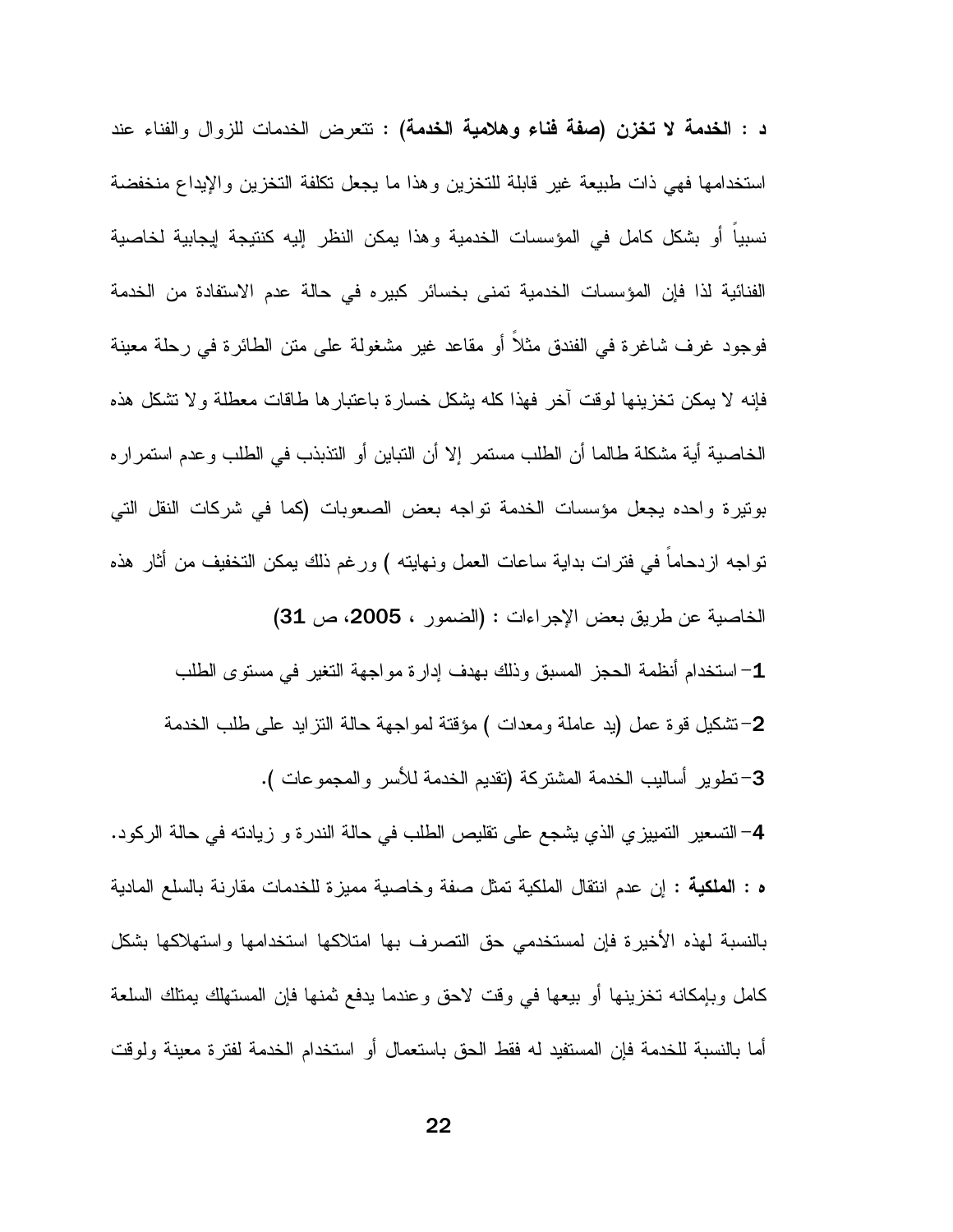**د : الخدمة لا تخزن (صفة فناء وهلامية الخدمة)** : تتعرض الخدمات للزوال والفناء عند استخدامها فهي ذات طبيعة غير قابلة للتخزين وهذا ما يجعل تكلفة التخزين والإيداع منخفضة نسبياً أو بشكل كامل في المؤسسات الخدمية وهذا يمكن النظر إليه كنتيجة إيجابية لخاصية الفنائية لذا فإن المؤسسات الخدمية تمنى بخسائر كبيره في حالة عدم الاستفادة من الخدمة فوجود غرف شاغرة في الفندق مثلاً أو مقاعد غير مشغولة على متن الطائرة في رحلة معينة فإنه لا يمكن تخزينها لوقت آخر فهذا كله يشكل خسارة باعتبارها طاقات معطلة ولا تشكل هذه الخاصية أية مشكلة طالما أن الطلب مستمر إلا أن التباين أو التذبذب في الطلب وعدم استمراره بوتيرة واحده يجعل مؤسسات الخدمة تواجه بعض الصعوبات (كما في شركات النقل التي تواجه ازدحاماً في فترات بداية ساعات العمل ونهايته ) ورغم ذلك يمكن التخفيف من أثار هذه الخاصية عن طريق بعض الإجراءات : (الضمور ، **2005**، ص **31**)

**1**- استخدام أنظمة الحجز المسبق وذلك بهدف إدارة مواجهة التغير في مستوى الطلب

**2**- تشكيل قوة عمل (يد عاملة ومعدات ) مؤقتة لمواجهة حالة التزايد على طلب الخدمة

**3**- تطوير أساليب الخدمة المشتركة (تقديم الخدمة للأسر والمجموعات ).

**4**- التسعير التمييزي الذي يشجع على تقليص الطلب في حالة الندرة و زيادته في حالة الركود.

**ه : الملكية** : إن عدم انتقال الملكية تمثل صفة وخاصية مميزة للخدمات مقارنة بالسلع المادية بالنسبة لهذه الأخيرة فإن لمستخدمي حق التصرف بها امتلاكها استخدامها واستهلاكها بشكل كامل وبإمكانه تخزينها أو بيعها في وقت لاحق وعندما يدفع ثمنها فإن المستهلك يمتلك السلعة أما بالنسبة للخدمة فإن المستفيد له فقط الحق باستعمال أو استخدام الخدمة لفترة معينة ولوقت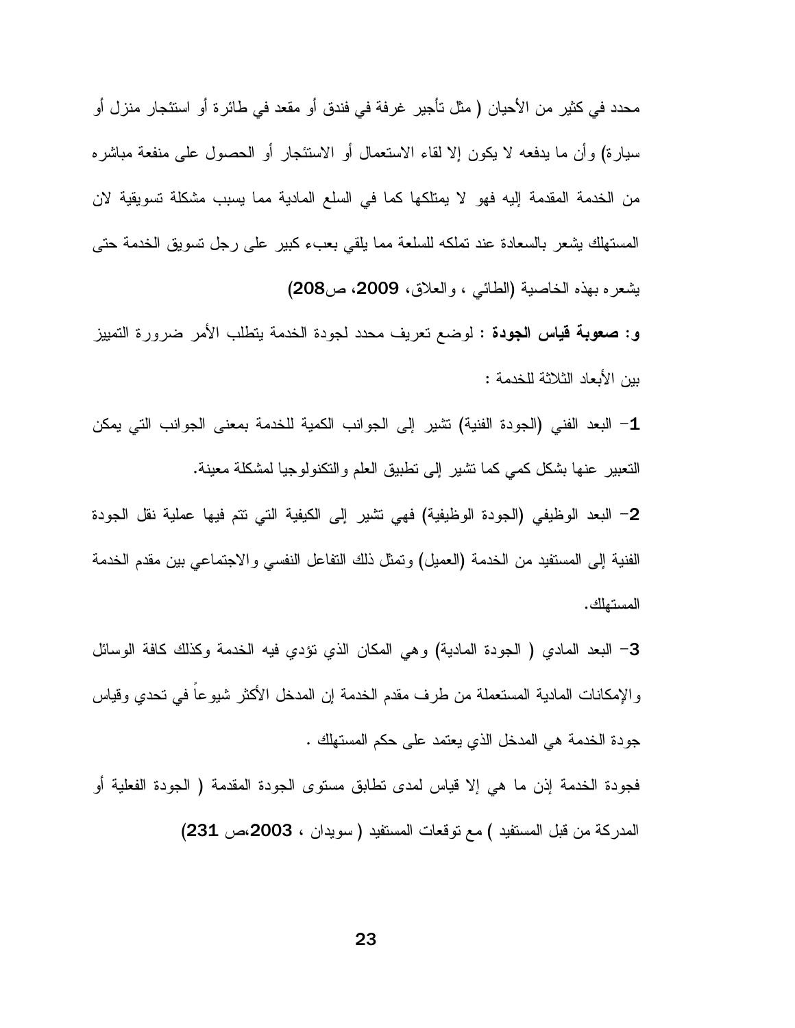محدد في كثير من الأحيان ( مثل تأجير غرفة في فندق أو مقعد في طائرة أو استئجار منزل أو سيارة) وأن ما يدفعه لا يكون إلا لقاء الاستعمال أو الاستئجار أو الحصول على منفعة مباشره من الخدمة المقدمة إليه فهو لا يمتلكها كما في السلع المادية مما يسبب مشكلة تسويقية لان المستهلك يشعر بالسعادة عند تملكه للسلعة مما يلقي بعبء كبير على رجل تسويق الخدمة حتى يشعره بهذه الخاصية (الطائي ، والعلاق، **2009**، ص**208**)

**و: صعوبة قياس الجودة** : لوضع تعريف محدد لجودة الخدمة يتطلب الأمر ضرورة التمييز بين الأبعاد الثلاثة للخدمة :

**1**- البعد الفني (الجودة الفنية) تشير إلى الجوانب الكمية للخدمة بمعنى الجوانب التي يمكن التعبير عنها بشكل كمي كما تشير إلى تطبيق العلم والتكنولوجيا لمشكلة معينة.

**2**- البعد الوظيفي (الجودة الوظيفية) فهي تشير إلى الكيفية التي تتم فيها عملية نقل الجودة الفنية إلى المستفيد من الخدمة (العميل) وتمثل ذلك التفاعل النفسي والاجتماعي بين مقدم الخدمة المستهلك.

**3**- البعد المادي ( الجودة المادية) وهي المكان الذي تؤدي فيه الخدمة وكذلك كافة الوسائل والإمكانات المادية المستعملة من طرف مقدم الخدمة إن المدخل الأكثر شيوعاً في تحدي وقياس جودة الخدمة هي المدخل الذي يعتمد على حكم المستهلك .

فجودة الخدمة إذن ما هي إلا قياس لمدى تطابق مستوى الجودة المقدمة ( الجودة الفعلية أو المدركة من قبل المستفيد ) مع توقعات المستفيد ( سويدان ، **2003**،ص **231**)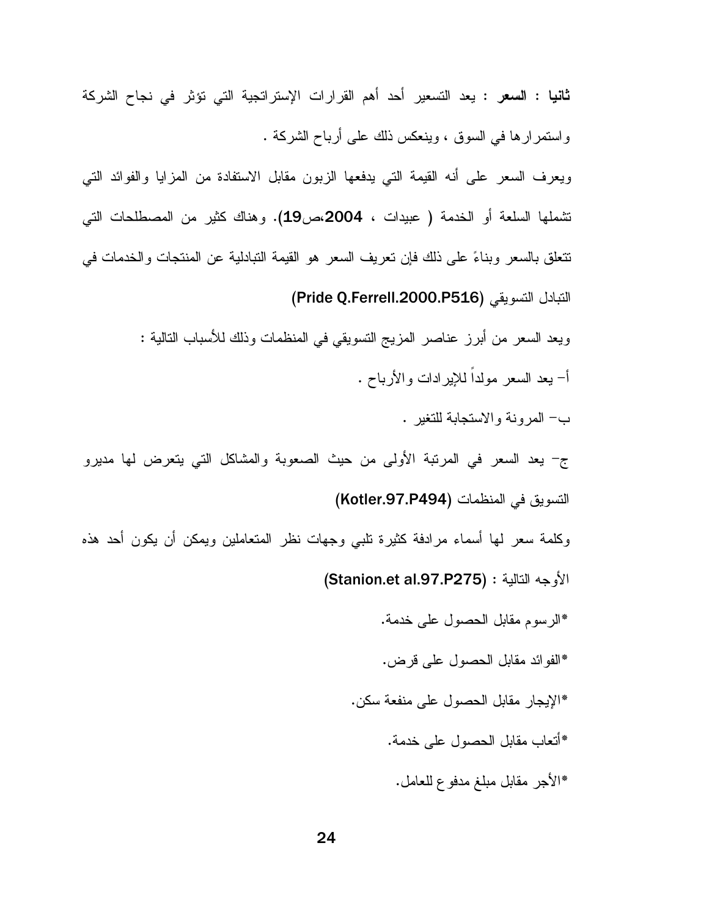**ثانيا : السعر** : يعد التسعير أحد أهم القرارات الإستراتجية التي تؤثر في نجاح الشركة واستمرارها في السوق ، وينعكس ذلك على أرباح الشركة .

ويعرف السعر على أنه القيمة التي يدفعها الزبون مقابل الاستفادة من المزايا والفوائد التي تشملها السلعة أو الخدمة ( عبيدات ، **2004**،ص**19**). وهناك كثير من المصطلحات التي تتعلق بالسعر وبناءً على ذلك فإن تعريف السعر هو القيمة التبادلية عن المنتجات والخدمات في التبادل التسويقي (**Pride Q.Ferrell.2000.P516**)

ويعد السعر من أبرز عناصر المزيج التسويقي في المنظمات وذلك للأسباب التالية :

أ- يعد السعر مولداً للإيرادات والأرباح .

ب- المرونة والاستجابة للتغير .

ج- يعد السعر في المرتبة الأولى من حيث الصعوبة والمشاكل التي يتعرض لها مديرو التسويق في المنظمات (**Kotler.97.P494**)

وكلمة سعر لها أسماء مرادفة كثيرة تلبي وجهات نظر المتعاملين ويمكن أن يكون أحد هذه الأوجه التالية : (**Stanion.et al.97.P275**)

*الرسوم مقابل الحصول على خدمة.

*الفوائد مقابل الحصول على قرض.

*الإيجار مقابل الحصول على منفعة سكن.

*أتعاب مقابل الحصول على خدمة.

*الأجر مقابل مبلغ مدفوع للعامل.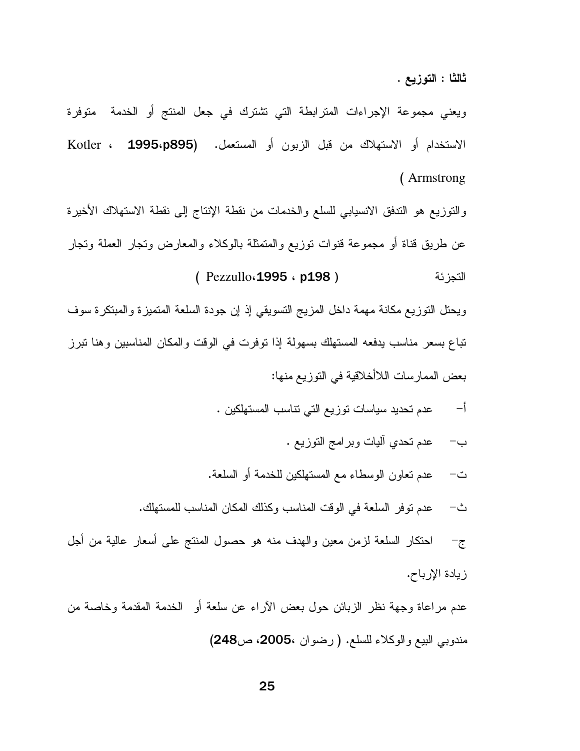**ثالثا : التوزيع .**

ويعني مجموعة الإجراءات المترابطة التي تشترك في جعل المنتج أو الخدمة متوفرة الاستخدام أو الاستهلاك من قبل الزبون أو المستعمل. (Kotler ، 1995،p895 Armstrong )

والتوزيع هو التدفق الانسيابي للسلع والخدمات من نقطة الإنتاج إلى نقطة الاستهلاك الأخيرة عن طريق قناة أو مجموعة قنوات توزيع والمتمثلة بالوكلاء والمعارض وتجار العملة وتجار التجزئة ( Pezzullo،1995 ، p198 )

ويحتل التوزيع مكانة مهمة داخل المزيج التسويقي إذ إن جودة السلعة المتميزة والمبتكرة سوف تباع بسعر مناسب يدفعه المستهلك بسهولة إذا توفرت في الوقت والمكان المناسبين وهنا تبرز بعض الممارسات اللاأخلاقية في التوزيع منها:

أ- عدم تحديد سياسات توزيع التي تناسب المستهلكين .

ب- عدم تحدي آليات وبرامج التوزيع .

ت- عدم تعاون الوسطاء مع المستهلكين للخدمة أو السلعة.

ث- عدم توفر السلعة في الوقت المناسب وكذلك المكان المناسب للمستهلك.

ج- احتكار السلعة لزمن معين والهدف منه هو حصول المنتج على أسعار عالية من أجل زيادة الإرباح.

عدم مراعاة وجهة نظر الزبائن حول بعض الآراء عن سلعة أو الخدمة المقدمة وخاصة من مندوبي البيع والوكلاء للسلع. ( رضوان ،2005، ص248)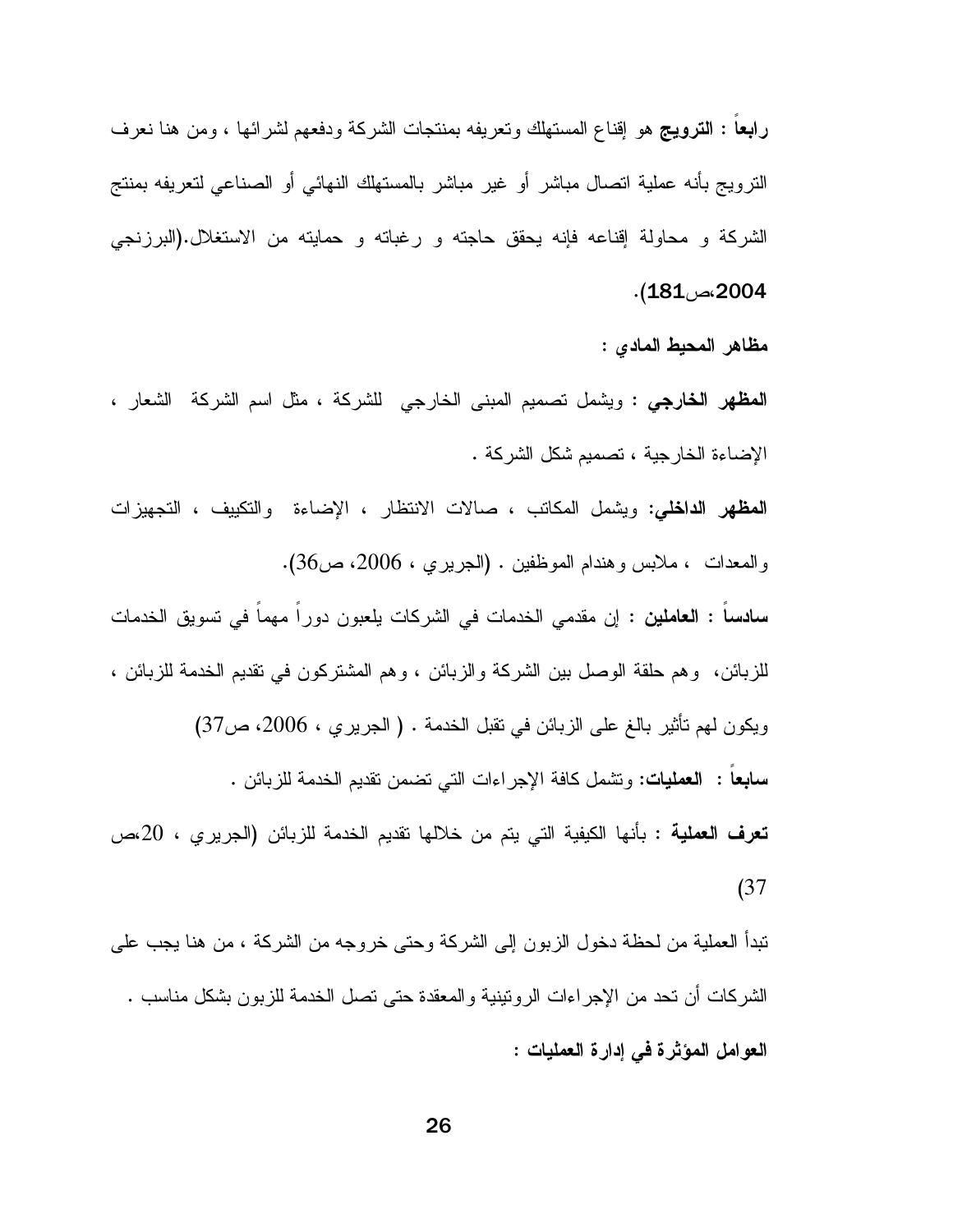**رابعاً : الترويج** هو إقناع المستهلك وتعريفه بمنتجات الشركة ودفعهم لشرائها ، ومن هنا نعرف الترويج بأنه عملية اتصال مباشر أو غير مباشر بالمستهلك النهائي أو الصناعي لتعريفه بمنتج الشركة و محاولة إقناعه فإنه يحقق حاجته و رغباته و حمايته من الاستغلال.(البرزنجي 2004،ص181).

**مظاهر المحيط المادي :**

**المظهر الخارجي :** ويشمل تصميم المبنى الخارجي للشركة ، مثل اسم الشركة الشعار ، الإضاءة الخارجية ، تصميم شكل الشركة .

**المظهر الداخلي:** ويشمل المكاتب ، صالات الانتظار ، الإضاءة والتكييف ، التجهيزات والمعدات ، ملابس وهندام الموظفين . (الجريري ، 2006، ص36).

**سادساً : العاملين :** إن مقدمي الخدمات في الشركات يلعبون دوراً مهماً في تسويق الخدمات للزبائن، وهم حلقة الوصل بين الشركة والزبائن ، وهم المشتركون في تقديم الخدمة للزبائن ، ويكون لهم تأثير بالغ على الزبائن في تقبل الخدمة . ( الجريري ، 2006، ص37)

**سابعاً : العمليات:** وتشمل كافة الإجراءات التي تضمن تقديم الخدمة للزبائن .

**تعرف العملية :** بأنها الكيفية التي يتم من خلالها تقديم الخدمة للزبائن (الجريري ، 20،ص 37)

تبدأ العملية من لحظة دخول الزبون إلى الشركة وحتى خروجه من الشركة ، من هنا يجب على الشركات أن تحد من الإجراءات الروتينية والمعقدة حتى تصل الخدمة للزبون بشكل مناسب .

**العوامل المؤثرة في إدارة العمليات :**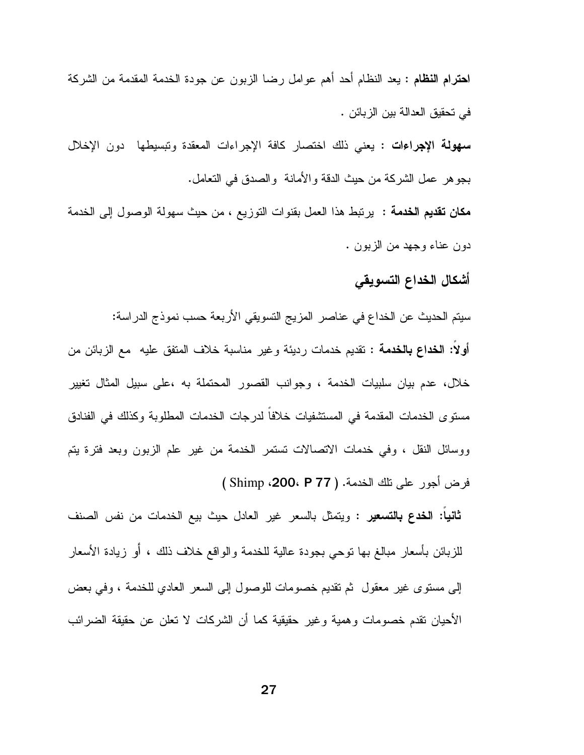**احترام النظام :** يعد النظام أحد أهم عوامل رضا الزبون عن جودة الخدمة المقدمة من الشركة في تحقيق العدالة بين الزبائن .

**سهولة الإجراءات :** يعني ذلك اختصار كافة الإجراءات المعقدة وتبسيطها دون الإخلال بجوهر عمل الشركة من حيث الدقة والأمانة والصدق في التعامل.

**مكان تقديم الخدمة :** يرتبط هذا العمل بقنوات التوزيع ، من حيث سهولة الوصول إلى الخدمة دون عناء وجهد من الزبون .

## أشكال الخداع التسويقي

سيتم الحديث عن الخداع في عناصر المزيج التسويقي الأربعة حسب نموذج الدراسة:

**أولاً: الخداع بالخدمة :** تقديم خدمات رديئة وغير مناسبة خلاف المتفق عليه مع الزبائن من خلال، عدم بيان سلبيات الخدمة ، وجوانب القصور المحتملة به ،على سبيل المثال تغيير مستوى الخدمات المقدمة في المستشفيات خلافاً لدرجات الخدمات المطلوبة وكذلك في الفنادق ووسائل النقل ، وفي خدمات الاتصالات تستمر الخدمة من غير علم الزبون وبعد فترة يتم فرض أجور على تلك الخدمة. ( Shimp ،200، P 77 )

**ثانياً: الخدع بالتسعير :** ويتمثل بالسعر غير العادل حيث بيع الخدمات من نفس الصنف للزبائن بأسعار مبالغ بها توحي بجودة عالية للخدمة والواقع خلاف ذلك ، أو زيادة الأسعار إلى مستوى غير معقول ثم تقديم خصومات للوصول إلى السعر العادي للخدمة ، وفي بعض الأحيان تقدم خصومات وهمية وغير حقيقية كما أن الشركات لا تعلن عن حقيقة الضرائب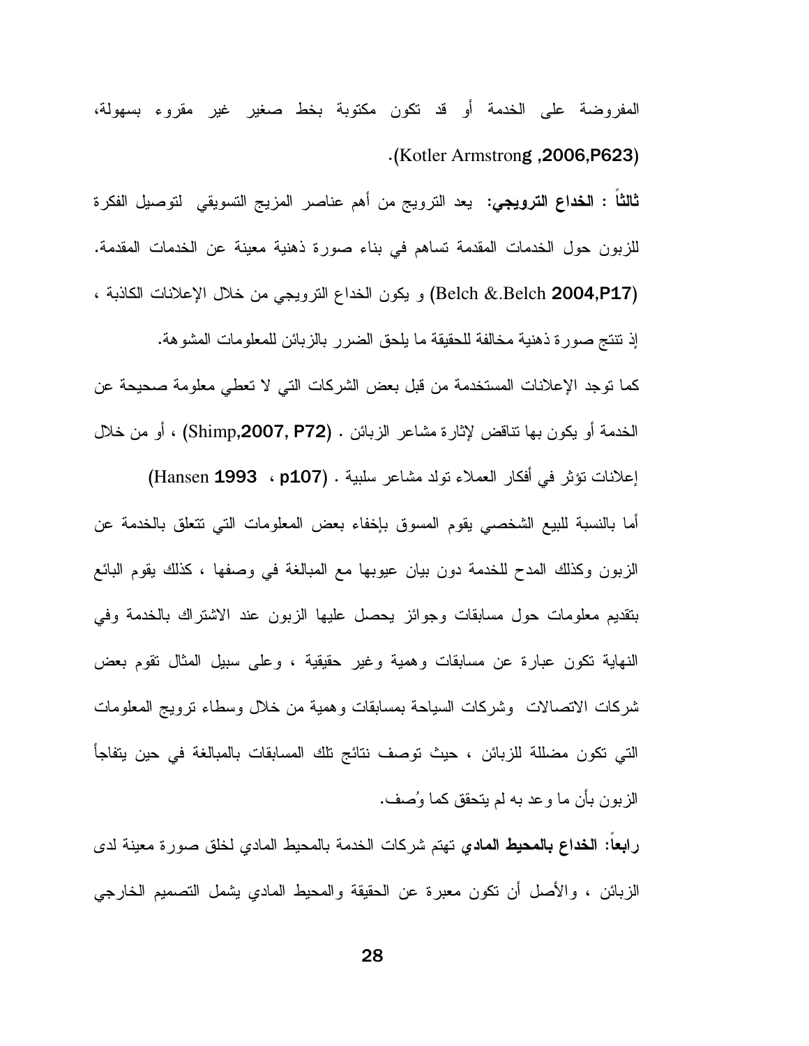المفروضة على الخدمة أو قد تكون مكتوبة بخط صغير غير مقروء بسهولة، (Kotler Armstrong ,2006,P623).

**ثالثاً : الخداع الترويجي:** يعد الترويج من أهم عناصر المزيج التسويقي لتوصيل الفكرة للزبون حول الخدمات المقدمة تساهم في بناء صورة ذهنية معينة عن الخدمات المقدمة. (Belch &.Belch 2004,P17) و يكون الخداع الترويجي من خلال الإعلانات الكاذبة ، إذ تنتج صورة ذهنية مخالفة للحقيقة ما يلحق الضرر بالزبائن للمعلومات المشوهة.

كما توجد الإعلانات المستخدمة من قبل بعض الشركات التي لا تعطي معلومة صحيحة عن الخدمة أو يكون بها تناقض لإثارة مشاعر الزبائن . (Shimp,2007, P72) ، أو من خلال إعلانات تؤثر في أفكار العملاء تولد مشاعر سلبية . (Hansen 1993 ، p107)

أما بالنسبة للبيع الشخصي يقوم المسوق بإخفاء بعض المعلومات التي تتعلق بالخدمة عن الزبون وكذلك المدح للخدمة دون بيان عيوبها مع المبالغة في وصفها ، كذلك يقوم البائع بتقديم معلومات حول مسابقات وجوائز يحصل عليها الزبون عند الاشتراك بالخدمة وفي النهاية تكون عبارة عن مسابقات وهمية وغير حقيقية ، وعلى سبيل المثال تقوم بعض شركات الاتصالات وشركات السياحة بمسابقات وهمية من خلال وسطاء ترويج المعلومات التي تكون مضللة للزبائن ، حيث توصف نتائج تلك المسابقات بالمبالغة في حين يتفاجأ الزبون بأن ما وعد به لم يتحقق كما وُصف.

**رابعاً: الخداع بالمحيط المادي** تهتم شركات الخدمة بالمحيط المادي لخلق صورة معينة لدى الزبائن ، والأصل أن تكون معبرة عن الحقيقة والمحيط المادي يشمل التصميم الخارجي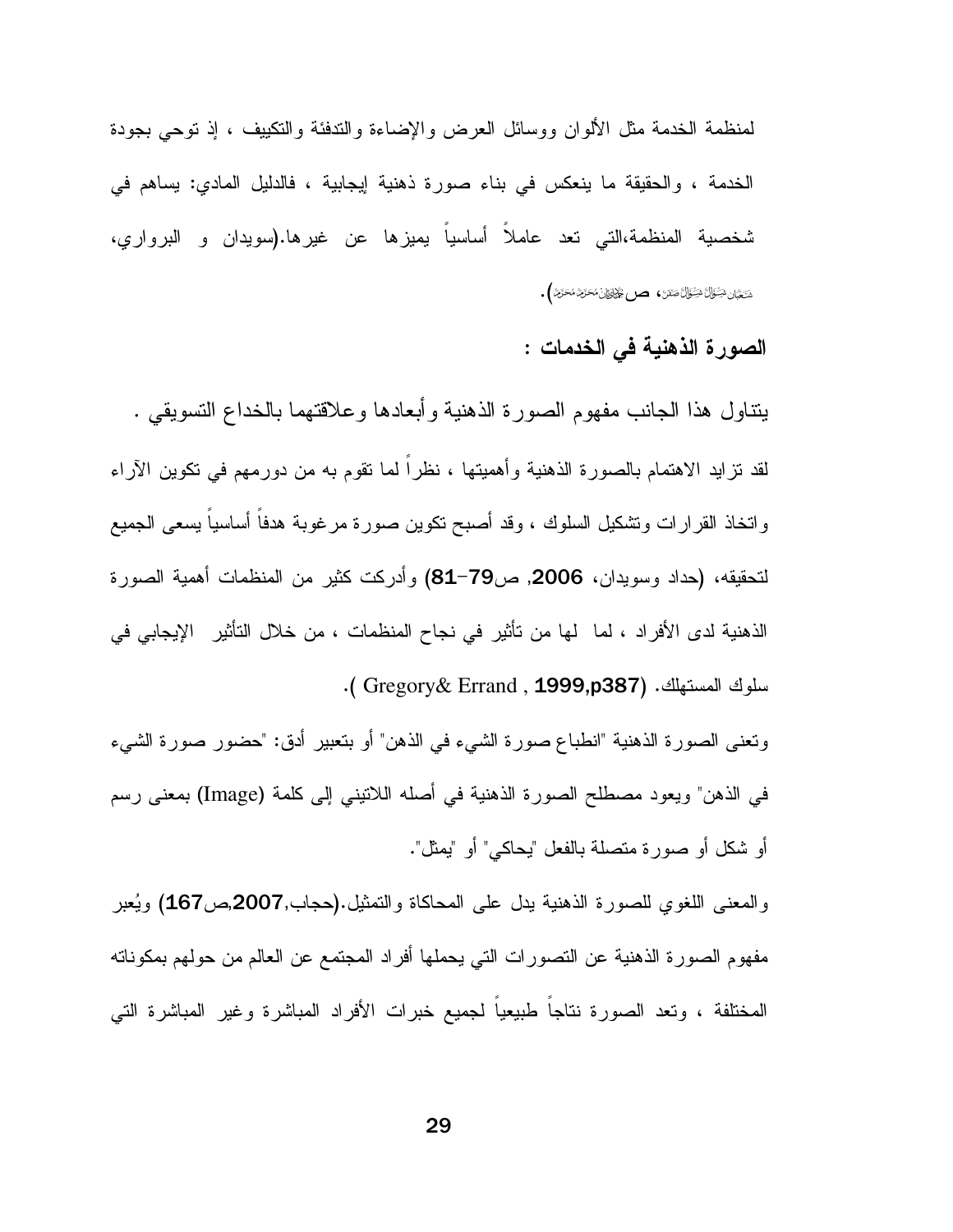لمنظمة الخدمة مثل الألوان ووسائل العرض والإضاءة والتدفئة والتكييف ، إذ توحي بجودة الخدمة ، والحقيقة ما ينعكس في بناء صورة ذهنية إيجابية ، فالدليل المادي: يساهم في شخصية المنظمة،التي تعد عاملاً أساسياً يميزها عن غيرها.(سويدان و البرواري، شَعبان شَوّال صَفَر، ص محرم محرم).

**الصورة الذهنية في الخدمات :**

يتناول هذا الجانب مفهوم الصورة الذهنية وأبعادها وعلاقتهما بالخداع التسويقي .

لقد تزايد الاهتمام بالصورة الذهنية وأهميتها ، نظراً لما تقوم به من دورمهم في تكوين الآراء واتخاذ القرارات وتشكيل السلوك ، وقد أصبح تكوين صورة مرغوبة هدفاً أساسياً يسعى الجميع لتحقيقه، (حداد وسويدان، **2006**, ص**79-81**) وأدركت كثير من المنظمات أهمية الصورة الذهنية لدى الأفراد ، لما لها من تأثير في نجاح المنظمات ، من خلال التأثير الإيجابي في سلوك المستهلك. (Gregory& Errand , **1999,p387** ).

وتعنى الصورة الذهنية "انطباع صورة الشيء في الذهن" أو بتعبير أدق: "حضور صورة الشيء في الذهن" ويعود مصطلح الصورة الذهنية في أصله اللاتيني إلى كلمة (Image) بمعنى رسم أو شكل أو صورة متصلة بالفعل "يحاكي" أو "يمثل".

والمعنى اللغوي للصورة الذهنية يدل على المحاكاة والتمثيل.(حجاب,**2007**,ص**167**) ويُعبر مفهوم الصورة الذهنية عن التصورات التي يحملها أفراد المجتمع عن العالم من حولهم بمكوناته المختلفة ، وتعد الصورة نتاجاً طبيعياً لجميع خبرات الأفراد المباشرة وغير المباشرة التي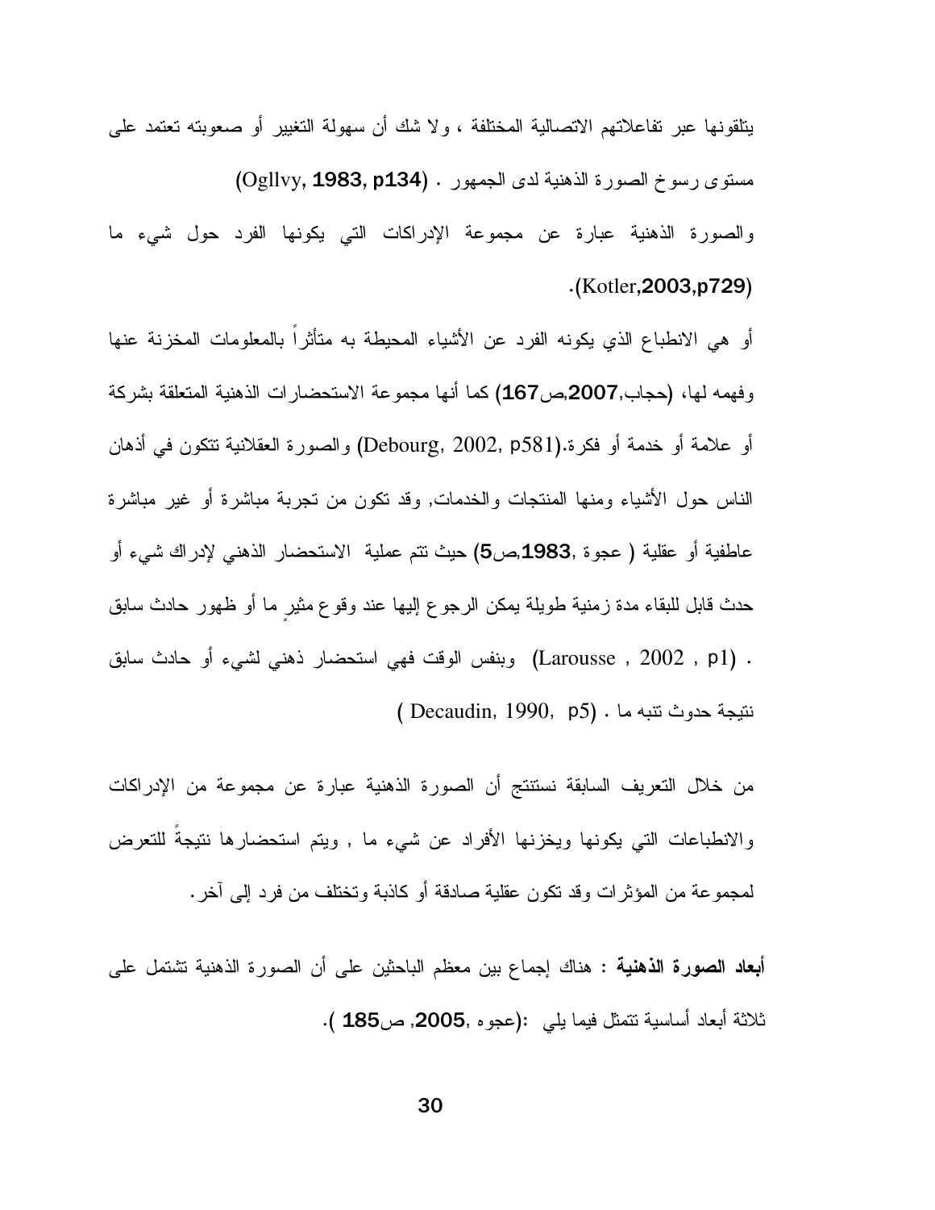يتلقونها عبر تفاعلاتهم الاتصالية المختلفة ، ولا شك أن سهولة التغيير أو صعوبته تعتمد على مستوى رسوخ الصورة الذهنية لدى الجمهور . (Ogllvy, **1983, p134**)

والصورة الذهنية عبارة عن مجموعة الإدراكات التي يكونها الفرد حول شيء ما .(Kotler,**2003,p729**)

أو هي الانطباع الذي يكونه الفرد عن الأشياء المحيطة به متأثراً بالمعلومات المخزنة عنها وفهمه لها، (حجاب,**2007**,ص**167**) كما أنها مجموعة الاستحضارات الذهنية المتعلقة بشركة أو علامة أو خدمة أو فكرة.(Debourg, 2002, p581) والصورة العقلانية تتكون في أذهان الناس حول الأشياء ومنها المنتجات والخدمات, وقد تكون من تجربة مباشرة أو غير مباشرة عاطفية أو عقلية ( عجوة ,**1983**,ص**5**) حيث تتم عملية الاستحضار الذهني لإدراك شيء أو حدث قابل للبقاء مدة زمنية طويلة يمكن الرجوع إليها عند وقوع مثيرٍ ما أو ظهور حادث سابق . (Larousse , 2002 , p1) وبنفس الوقت فهي استحضار ذهني لشيء أو حادث سابق نتيجة حدوث تنبه ما . (Decaudin, 1990, p5 )

من خلال التعريف السابقة نستنتج أن الصورة الذهنية عبارة عن مجموعة من الإدراكات والانطباعات التي يكونها ويخزنها الأفراد عن شيء ما , ويتم استحضارها نتيجةً للتعرض لمجموعة من المؤثرات وقد تكون عقلية صادقة أو كاذبة وتختلف من فرد إلى آخر.

**أبعاد الصورة الذهنية :** هناك إجماع بين معظم الباحثين على أن الصورة الذهنية تشتمل على ثلاثة أبعاد أساسية تتمثل فيما يلي :(عجوه ,**2005**, ص**185** ).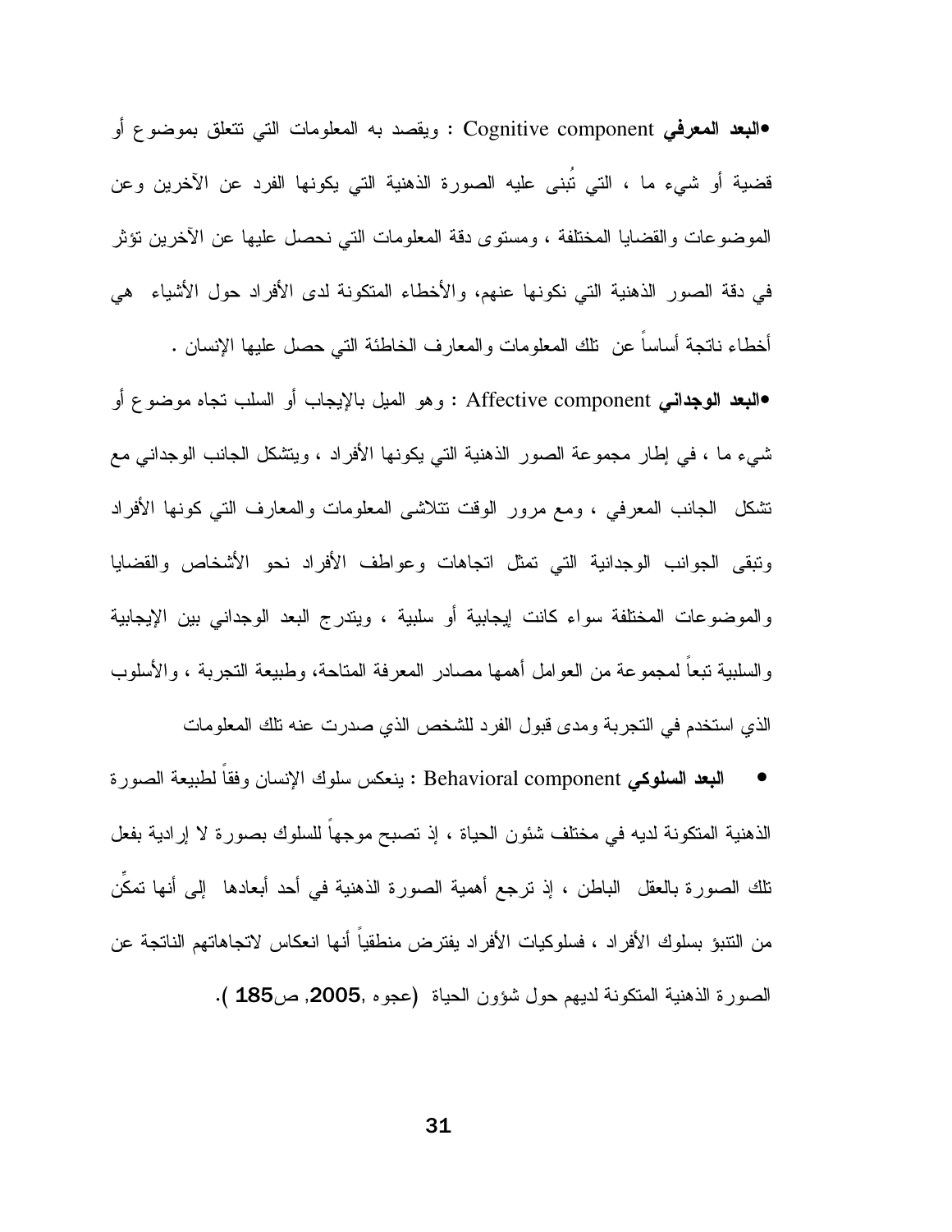- **البعد المعرفي** Cognitive component : ويقصد به المعلومات التي تتعلق بموضوع أو قضية أو شيء ما ، التي تُبنى عليه الصورة الذهنية التي يكونها الفرد عن الآخرين وعن الموضوعات والقضايا المختلفة ، ومستوى دقة المعلومات التي نحصل عليها عن الآخرين تؤثر في دقة الصور الذهنية التي نكونها عنهم، والأخطاء المتكونة لدى الأفراد حول الأشياء هي أخطاء ناتجة أساساً عن تلك المعلومات والمعارف الخاطئة التي حصل عليها الإنسان .

- **البعد الوجداني** Affective component : وهو الميل بالإيجاب أو السلب تجاه موضوع أو شيء ما ، في إطار مجموعة الصور الذهنية التي يكونها الأفراد ، ويتشكل الجانب الوجداني مع تشكل الجانب المعرفي ، ومع مرور الوقت تتلاشى المعلومات والمعارف التي كونها الأفراد وتبقى الجوانب الوجدانية التي تمثل اتجاهات وعواطف الأفراد نحو الأشخاص والقضايا والموضوعات المختلفة سواء كانت إيجابية أو سلبية ، ويتدرج البعد الوجداني بين الإيجابية والسلبية تبعاً لمجموعة من العوامل أهمها مصادر المعرفة المتاحة، وطبيعة التجربة ، والأسلوب الذي استخدم في التجربة ومدى قبول الفرد للشخص الذي صدرت عنه تلك المعلومات

- **البعد السلوكي** Behavioral component : ينعكس سلوك الإنسان وفقاً لطبيعة الصورة الذهنية المتكونة لديه في مختلف شئون الحياة ، إذ تصبح موجهاً للسلوك بصورة لا إرادية بفعل تلك الصورة بالعقل الباطن ، إذ ترجع أهمية الصورة الذهنية في أحد أبعادها إلى أنها تمكِّن من التنبؤ بسلوك الأفراد ، فسلوكيات الأفراد يفترض منطقياً أنها انعكاس لاتجاهاتهم الناتجة عن الصورة الذهنية المتكونة لديهم حول شؤون الحياة (عجوه ,2005, ص185 ).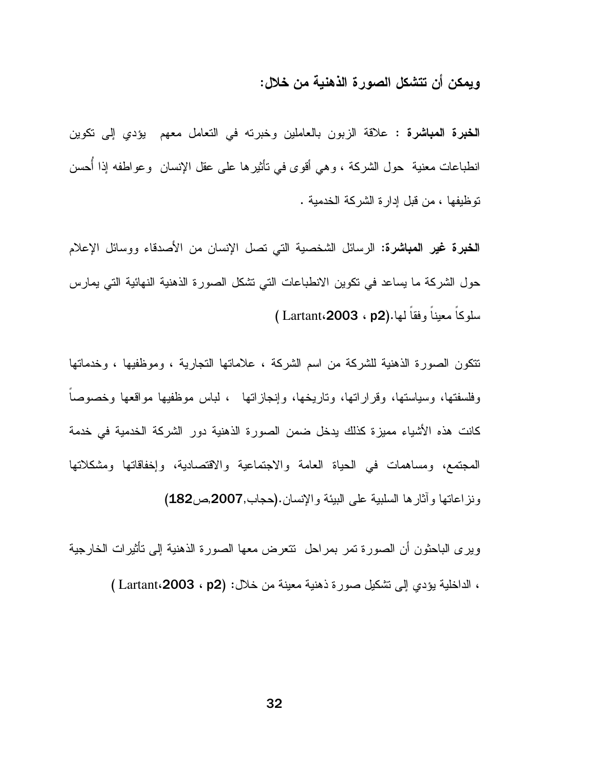**ويمكن أن تتشكل الصورة الذهنية من خلال:**

**الخبرة المباشرة** : علاقة الزبون بالعاملين وخبرته في التعامل معهم يؤدي إلى تكوين انطباعات معنية حول الشركة ، وهي أقوى في تأثيرها على عقل الإنسان وعواطفه إذا أُحسن توظيفها ، من قبل إدارة الشركة الخدمية .

**الخبرة غير المباشرة:** الرسائل الشخصية التي تصل الإنسان من الأصدقاء ووسائل الإعلام حول الشركة ما يساعد في تكوين الانطباعات التي تشكل الصورة الذهنية النهائية التي يمارس سلوكاً معيناً وفقاً لها.(Lartant،**2003** ، **p2** )

تتكون الصورة الذهنية للشركة من اسم الشركة ، علاماتها التجارية ، وموظفيها ، وخدماتها وفلسفتها، وسياستها، وقراراتها، وتاريخها، وإنجازاتها ، لباس موظفيها مواقعها وخصوصاً كانت هذه الأشياء مميزة كذلك يدخل ضمن الصورة الذهنية دور الشركة الخدمية في خدمة المجتمع، ومساهمات في الحياة العامة والاجتماعية والاقتصادية، وإخفاقاتها ومشكلاتها ونزاعاتها وآثارها السلبية على البيئة والإنسان.(حجاب,**2007**,ص**182**)

ويرى الباحثون أن الصورة تمر بمراحل تتعرض معها الصورة الذهنية إلى تأثيرات الخارجية ، الداخلية يؤدي إلى تشكيل صورة ذهنية معينة من خلال: (Lartant،**2003** ، **p2** )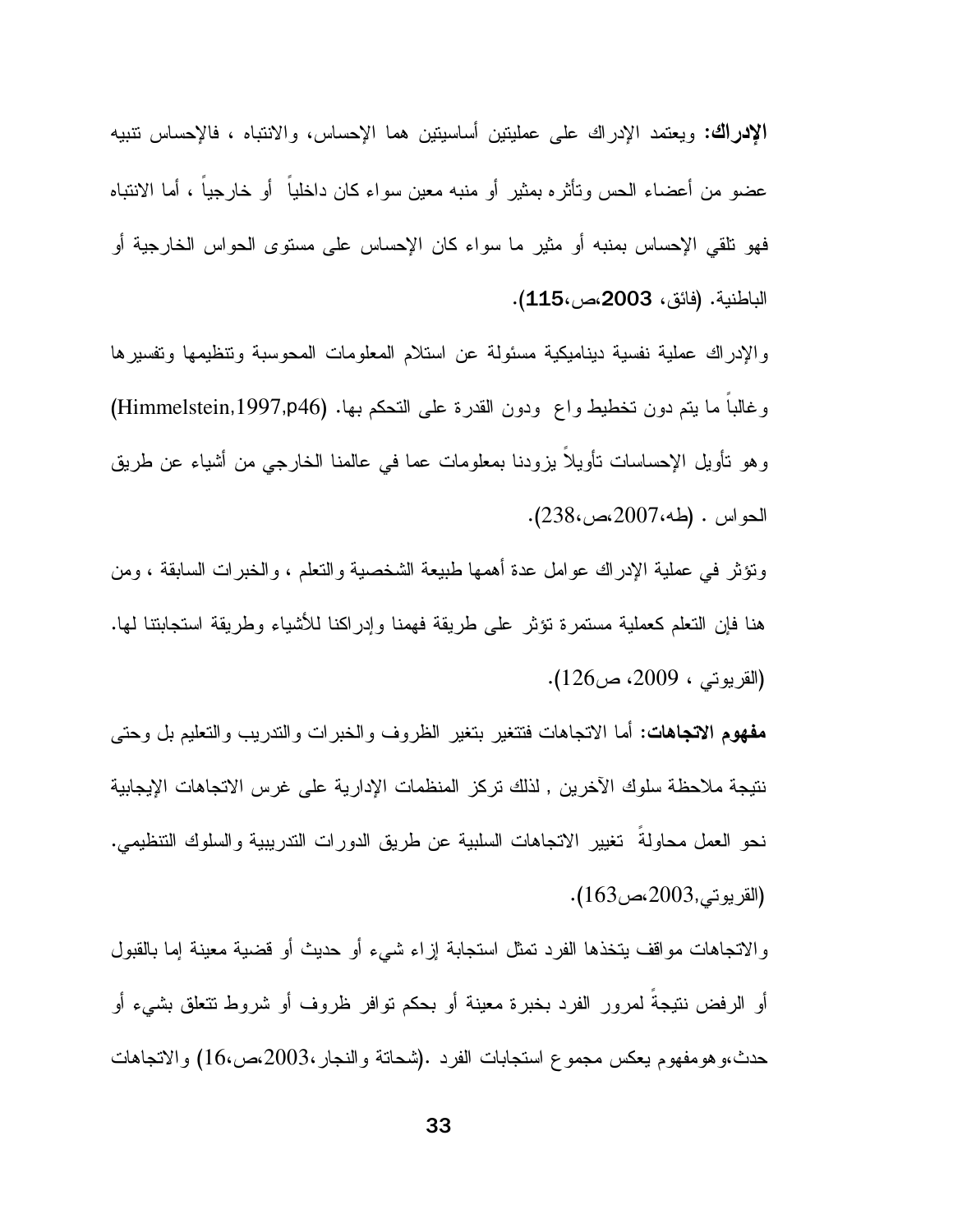**الإدراك:** ويعتمد الإدراك على عمليتين أساسيتين هما الإحساس، والانتباه ، فالإحساس تنبيه عضو من أعضاء الحس وتأثره بمثير أو منبه معين سواء كان داخلياً أو خارجياً ، أما الانتباه فهو تلقي الإحساس بمنبه أو مثير ما سواء كان الإحساس على مستوى الحواس الخارجية أو الباطنية. (فائق، **2003**،ص،**115**).

والإدراك عملية نفسية ديناميكية مسئولة عن استلام المعلومات المحوسبة وتنظيمها وتفسيرها وغالباً ما يتم دون تخطيط واع ودون القدرة على التحكم بها. (Himmelstein,1997,p46) وهو تأويل الإحساسات تأويلاً يزودنا بمعلومات عما في عالمنا الخارجي من أشياء عن طريق الحواس . (طه،2007،ص،238).

وتؤثر في عملية الإدراك عوامل عدة أهمها طبيعة الشخصية والتعلم ، والخبرات السابقة ، ومن هنا فإن التعلم كعملية مستمرة تؤثر على طريقة فهمنا وإدراكنا للأشياء وطريقة استجابتنا لها. (القريوتي ، 2009، ص126).

**مفهوم الاتجاهات:** أما الاتجاهات فتتغير بتغير الظروف والخبرات والتدريب والتعليم بل وحتى نتيجة ملاحظة سلوك الآخرين , لذلك تركز المنظمات الإدارية على غرس الاتجاهات الإيجابية نحو العمل محاولةً تغيير الاتجاهات السلبية عن طريق الدورات التدريبية والسلوك التنظيمي. (القريوتي,2003،ص163).

والاتجاهات مواقف يتخذها الفرد تمثل استجابة إزاء شيء أو حديث أو قضية معينة إما بالقبول أو الرفض نتيجةً لمرور الفرد بخبرة معينة أو بحكم توافر ظروف أو شروط تتعلق بشيء أو حدث،وهومفهوم يعكس مجموع استجابات الفرد .(شحاتة والنجار،2003،ص،16) والاتجاهات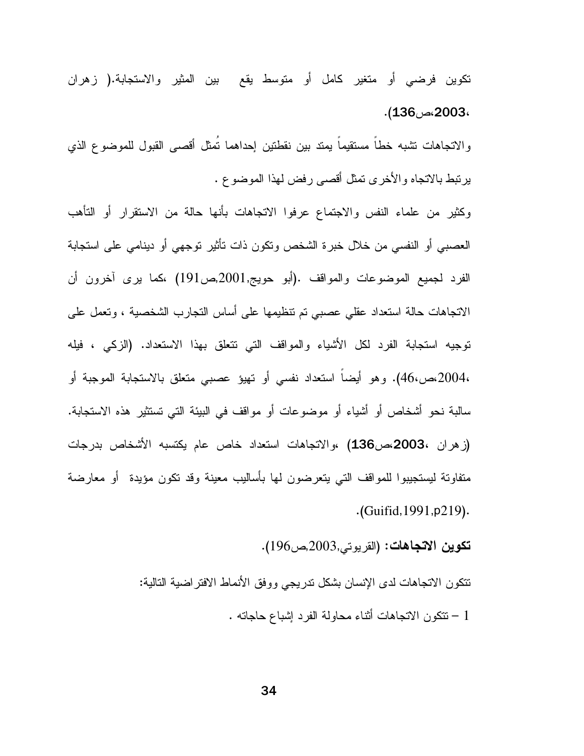تكوين فرضي أو متغير كامل أو متوسط يقع بين المثير والاستجابة.( زهران ،2003،ص136).

والاتجاهات تشبه خطاً مستقيماً يمتد بين نقطتين إحداهما تُمثل أقصى القبول للموضوع الذي يرتبط بالاتجاه والأخرى تمثل أقصى رفض لهذا الموضوع .

وكثير من علماء النفس والاجتماع عرفوا الاتجاهات بأنها حالة من الاستقرار أو التأهب العصبي أو النفسي من خلال خبرة الشخص وتكون ذات تأثير توجهي أو دينامي على استجابة الفرد لجميع الموضوعات والمواقف .(أبو حويج,2001,ص191) ،كما يرى آخرون أن الاتجاهات حالة استعداد عقلي عصبي تم تنظيمها على أساس التجارب الشخصية ، وتعمل على توجيه استجابة الفرد لكل الأشياء والمواقف التي تتعلق بهذا الاستعداد. (الزكي ، فيله ،2004،ص،46). وهو أيضاً استعداد نفسي أو تهيؤ عصبي متعلق بالاستجابة الموجبة أو سالبة نحو أشخاص أو أشياء أو موضوعات أو مواقف في البيئة التي تستثير هذه الاستجابة. (زهران ،2003،ص136) ،والاتجاهات استعداد خاص عام يكتسبه الأشخاص بدرجات متفاوتة ليستجيبوا للمواقف التي يتعرضون لها بأساليب معينة وقد تكون مؤيدة أو معارضة .(Guifid,1991,p219).

**تكوين الاتجاهات:** (القريوتي,2003,ص196).

تتكون الاتجاهات لدى الإنسان بشكل تدريجي ووفق الأنماط الافتراضية التالية:

1 – تتكون الاتجاهات أثناء محاولة الفرد إشباع حاجاته .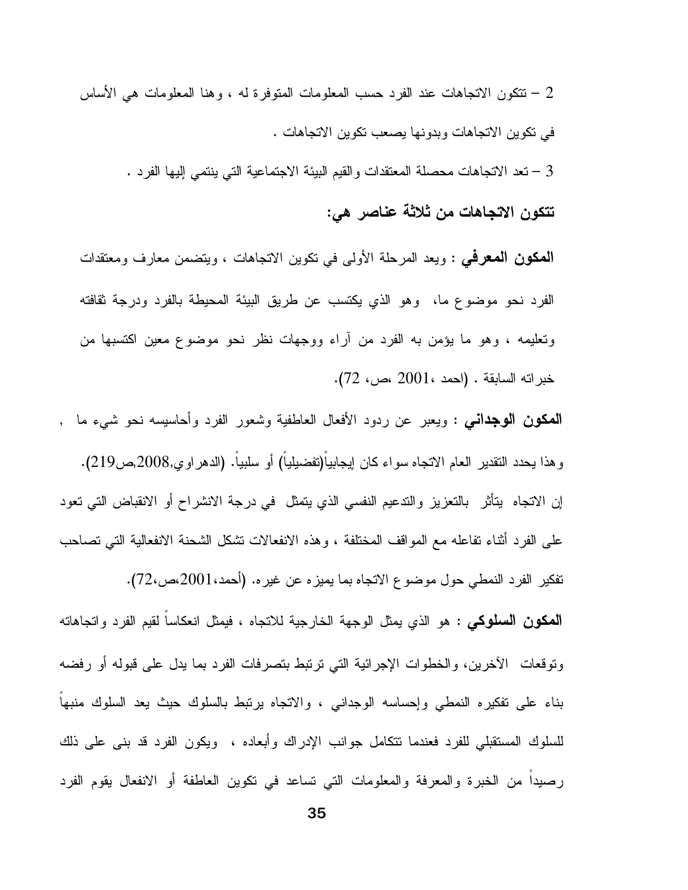2 – تتكون الاتجاهات عند الفرد حسب المعلومات المتوفرة له ، وهنا المعلومات هي الأساس في تكوين الاتجاهات وبدونها يصعب تكوين الاتجاهات .

3 – تعد الاتجاهات محصلة المعتقدات والقيم البيئة الاجتماعية التي ينتمي إليها الفرد .

### تتكون الاتجاهات من ثلاثة عناصر هي:

**المكون المعرفي** : ويعد المرحلة الأولى في تكوين الاتجاهات ، ويتضمن معارف ومعتقدات الفرد نحو موضوع ما، وهو الذي يكتسب عن طريق البيئة المحيطة بالفرد ودرجة ثقافته وتعليمه ، وهو ما يؤمن به الفرد من آراء ووجهات نظر نحو موضوع معين اكتسبها من خبراته السابقة . (احمد ،2001 ،ص، 72).

**المكون الوجداني** : ويعبر عن ردود الأفعال العاطفية وشعور الفرد وأحاسيسه نحو شيء ما , وهذا يحدد التقدير العام الاتجاه سواء كان إيجابياً(تفضيلياً) أو سلبياً. (الدهراوي,2008,ص219).

إن الاتجاه يتأثر بالتعزيز والتدعيم النفسي الذي يتمثل في درجة الانشراح أو الانقباض التي تعود على الفرد أثناء تفاعله مع المواقف المختلفة ، وهذه الانفعالات تشكل الشحنة الانفعالية التي تصاحب تفكير الفرد النمطي حول موضوع الاتجاه بما يميزه عن غيره. (أحمد،2001،ص،72).

**المكون السلوكي** : هو الذي يمثل الوجهة الخارجية للاتجاه ، فيمثل انعكاساً لقيم الفرد واتجاهاته وتوقعات الآخرين، والخطوات الإجرائية التي ترتبط بتصرفات الفرد بما يدل على قبوله أو رفضه بناء على تفكيره النمطي وإحساسه الوجداني ، والاتجاه يرتبط بالسلوك حيث يعد السلوك منبهاً للسلوك المستقبلي للفرد فعندما تتكامل جوانب الإدراك وأبعاده ، ويكون الفرد قد بنى على ذلك رصيداً من الخبرة والمعرفة والمعلومات التي تساعد في تكوين العاطفة أو الانفعال يقوم الفرد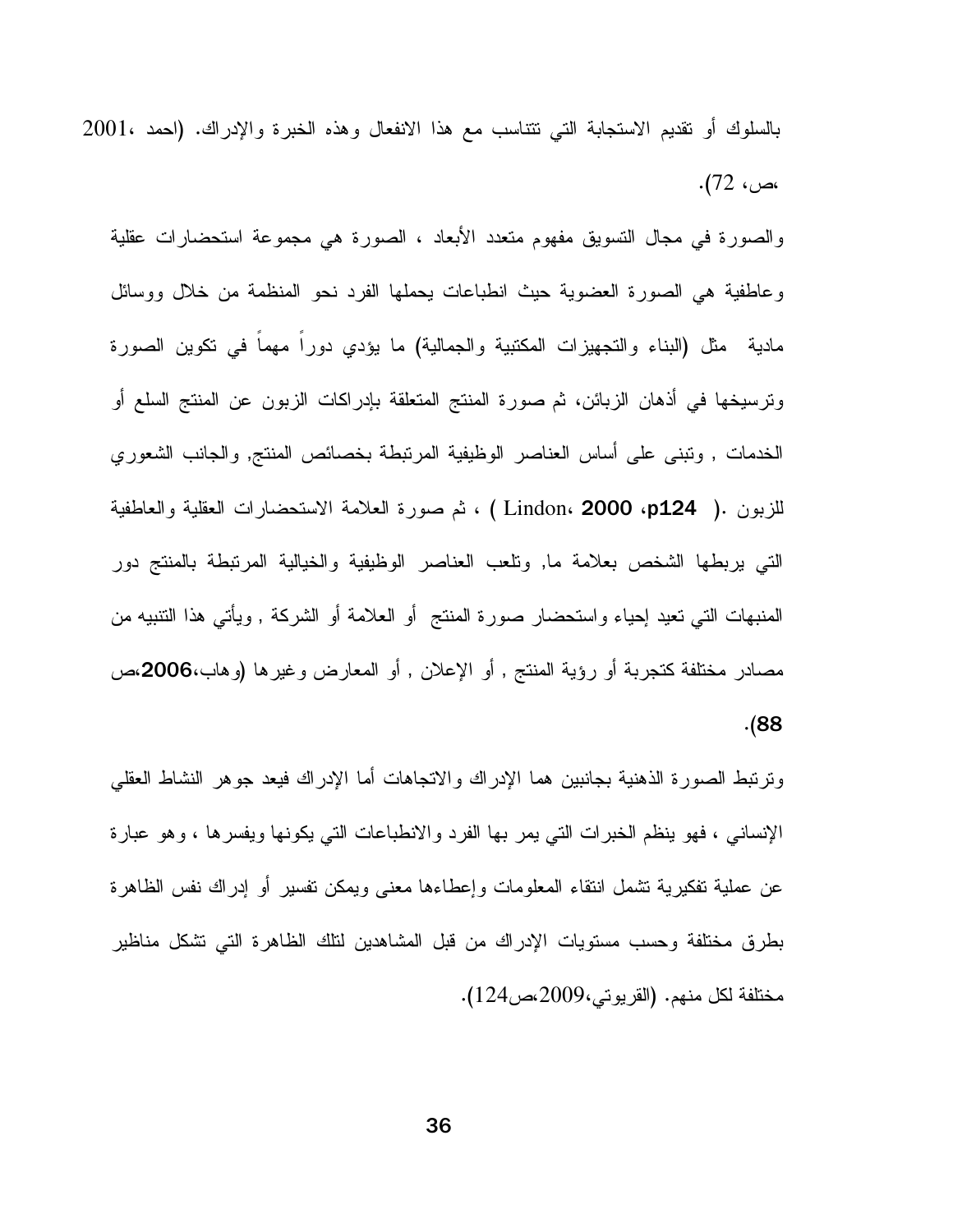بالسلوك أو تقديم الاستجابة التي تتناسب مع هذا الانفعال وهذه الخبرة والإدراك. (احمد ،2001 ،ص، 72).

والصورة في مجال التسويق مفهوم متعدد الأبعاد ، الصورة هي مجموعة استحضارات عقلية وعاطفية هي الصورة العضوية حيث انطباعات يحملها الفرد نحو المنظمة من خلال ووسائل مادية مثل (البناء والتجهيزات المكتبية والجمالية) ما يؤدي دوراً مهماً في تكوين الصورة وترسيخها في أذهان الزبائن، ثم صورة المنتج المتعلقة بإدراكات الزبون عن المنتج السلع أو الخدمات , وتبنى على أساس العناصر الوظيفية المرتبطة بخصائص المنتج, والجانب الشعوري للزبون .( Lindon، **2000**، **p124** ) ، ثم صورة العلامة الاستحضارات العقلية والعاطفية التي يربطها الشخص بعلامة ما, وتلعب العناصر الوظيفية والخيالية المرتبطة بالمنتج دور المنبهات التي تعيد إحياء واستحضار صورة المنتج أو العلامة أو الشركة , ويأتي هذا التنبيه من مصادر مختلفة كتجربة أو رؤية المنتج , أو الإعلان , أو المعارض وغيرها (وهاب،**2006**،ص **88**).

وترتبط الصورة الذهنية بجانبين هما الإدراك والاتجاهات أما الإدراك فيعد جوهر النشاط العقلي الإنساني ، فهو ينظم الخبرات التي يمر بها الفرد والانطباعات التي يكونها ويفسرها ، وهو عبارة عن عملية تفكيرية تشمل انتقاء المعلومات وإعطاءها معنى ويمكن تفسير أو إدراك نفس الظاهرة بطرق مختلفة وحسب مستويات الإدراك من قبل المشاهدين لتلك الظاهرة التي تشكل مناظير مختلفة لكل منهم. (القريوتي،2009،ص124).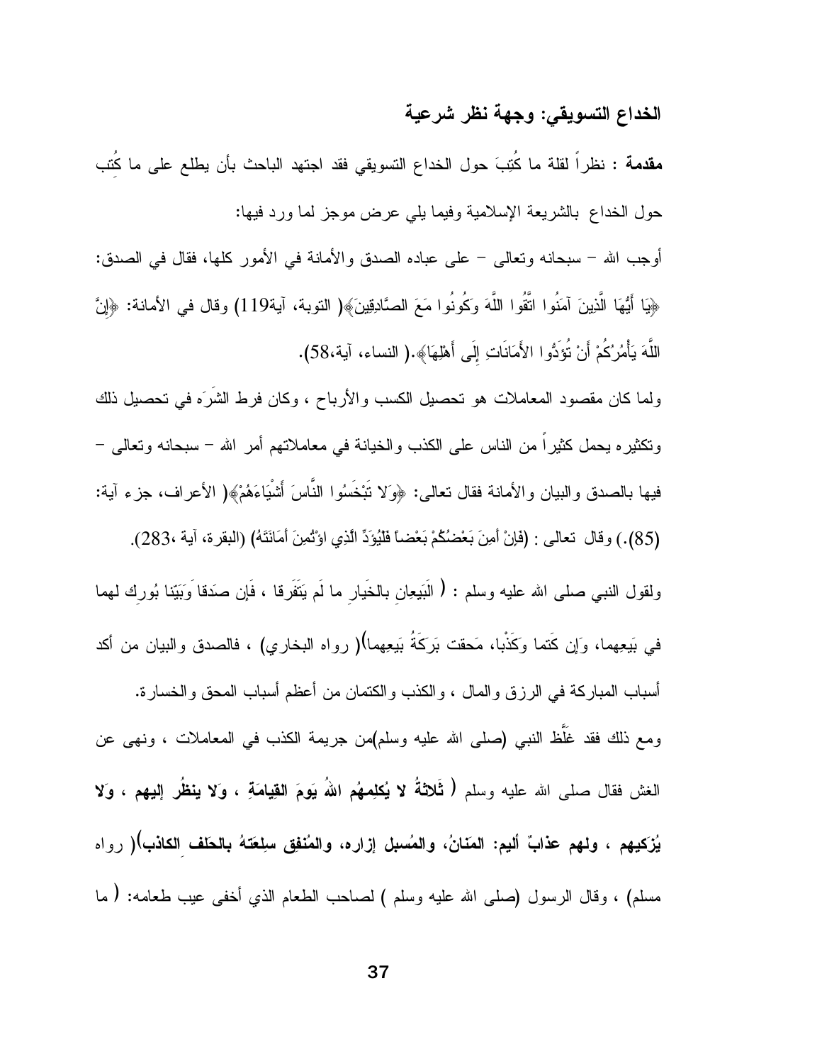## الخداع التسويقي: وجهة نظر شرعية

**مقدمة** : نظراً لقلة ما كُتِبَ حول الخداع التسويقي فقد اجتهد الباحث بأن يطلع على ما كُتب حول الخداع بالشريعة الإسلامية وفيما يلي عرض موجز لما ورد فيها:

أوجب الله – سبحانه وتعالى – على عباده الصدق والأمانة في الأمور كلها، فقال في الصدق: ﴿يَا أَيُّهَا الَّذِينَ آمَنُوا اتَّقُوا اللَّهَ وَكُونُوا مَعَ الصَّادِقِينَ﴾( التوبة، آية119) وقال في الأمانة: ﴿إِنَّ اللَّهَ يَأْمُرُكُمْ أَنْ تُؤَدُّوا الأَمَانَاتِ إِلَى أَهْلِهَا﴾.( النساء، آية،58).

ولما كان مقصود المعاملات هو تحصيل الكسب والأرباح ، وكان فرط الشَرَه في تحصيل ذلك وتكثيره يحمل كثيراً من الناس على الكذب والخيانة في معاملاتهم أمر الله – سبحانه وتعالى – فيها بالصدق والبيان والأمانة فقال تعالى: ﴿وَلا تَبْخَسُوا النَّاسَ أَشْيَاءَهُمْ﴾( الأعراف، جزء آية: (85).) وقال تعالى : (فَإِنْ أَمِنَ بَعْضُكُمْ بَعْضاً فَلْيُؤَدِّ الَّذِي اؤْتُمِنَ أَمَانَتَهُ) (البقرة، آية ،283).

ولقول النبي صلى الله عليه وسلم : ( البَيِعانِ بالخَيارِ ما لَم يَتَفَرقا ، فَإن صَدَقا وَبَيّنا بُورِك لهما في بَيعِهِما، وَإن كَتَما وكَذَبا، مَحقت بَرَكَةُ بَيعِهما)( رواه البخاري) ، فالصدق والبيان من أكد أسباب المباركة في الرزق والمال ، والكذب والكتمان من أعظم أسباب المحق والخسارة.

ومع ذلك فقد غَلَّظ النبي (صلى الله عليه وسلم)من جريمة الكذب في المعاملات ، ونهى عن الغش فقال صلى الله عليه وسلم ( **ثَلاثَةُ لا يُكلِمهُم اللهُ يَومَ القِيامَةِ ، وَلا ينظُر إليهم ، وَلا يُزَكيهم ، ولهم عذابٌ أليم: المَنانُ، والمُسبل إزاره، والمُنفِق سِلعَتهُ بالحَلف الكاذب**)( رواه مسلم) ، وقال الرسول (صلى الله عليه وسلم ) لصاحب الطعام الذي أخفى عيب طعامه: ( ما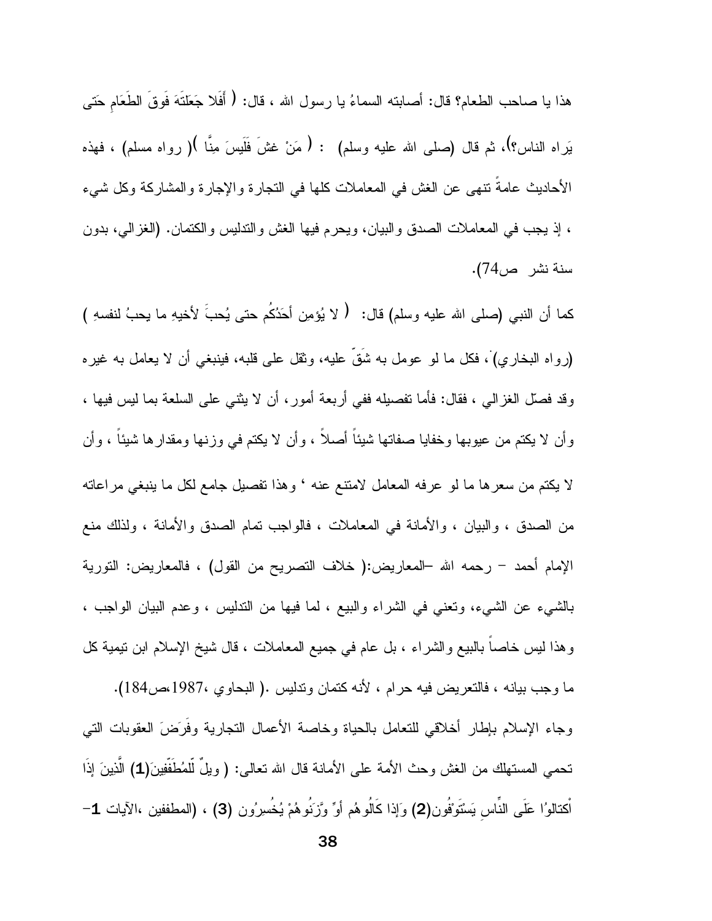هذا يا صاحب الطعام؟ قال: أصابته السماءُ يا رسول الله ، قال: ( أَفَلا جَعَلْتَهَ فَوقَ الطَعَامِ حَتى يَراه الناس؟)، ثم قال (صلى الله عليه وسلم) : ( مَنْ غشَ فَلَيسَ مِنّا )( رواه مسلم) ، فهذه الأحاديث عامةً تنهى عن الغش في المعاملات كلها في التجارة والإجارة والمشاركة وكل شيء ، إذ يجب في المعاملات الصدق والبيان، ويحرم فيها الغش والتدليس والكتمان. (الغزالي، بدون سنة نشر ص74).

كما أن النبي (صلى الله عليه وسلم) قال: ( لا يُؤمِن أَحَدُكُم حتى يُحبَ لأخيهِ ما يحبُ لنفسهِ ) (رواه البخاري)، فكل ما لو عومل به شَقّ عليه، وثقل على قلبه، فينبغي أن لا يعامل به غيره وقد فصّل الغزالي ، فقال: فأما تفصيله ففي أربعة أمور، أن لا يثني على السلعة بما ليس فيها ، وأن لا يكتم من عيوبها وخفايا صفاتها شيئاً أصلاً ، وأن لا يكتم في وزنها ومقدارها شيئاً ، وأن لا يكتم من سعرها ما لو عرفه المعامل لامتنع عنه ، وهذا تفصيل جامع لكل ما ينبغي مراعاته من الصدق ، والبيان ، والأمانة في المعاملات ، فالواجب تمام الصدق والأمانة ، ولذلك منع الإمام أحمد – رحمه الله –المعاريض:( خلاف التصريح من القول) ، فالمعاريض: التورية بالشيء عن الشيء، وتعني في الشراء والبيع ، لما فيها من التدليس ، وعدم البيان الواجب ، وهذا ليس خاصاً بالبيع والشراء ، بل عام في جميع المعاملات ، قال شيخ الإسلام ابن تيمية كل ما وجب بيانه ، فالتعريض فيه حرام ، لأنه كتمان وتدليس .( البحاوي ،1987،ص184).

وجاء الإسلام بإطار أخلاقي للتعامل بالحياة وخاصة الأعمال التجارية وفَرَضَ العقوبات التي تحمي المستهلك من الغش وحث الأمة على الأمانة قال الله تعالى: ( ويلٌ لّلمُطَفّفِينَ(1) الَّذِينَ إذَا اكْتالوُا عَلَى النّاسِ يَسْتَوْفُون(2) وَإذا كَالُوهُم أوِّ وَّزَنُوهُمْ يُخْسِرُون (3) ، (المطففين ،الآيات 1-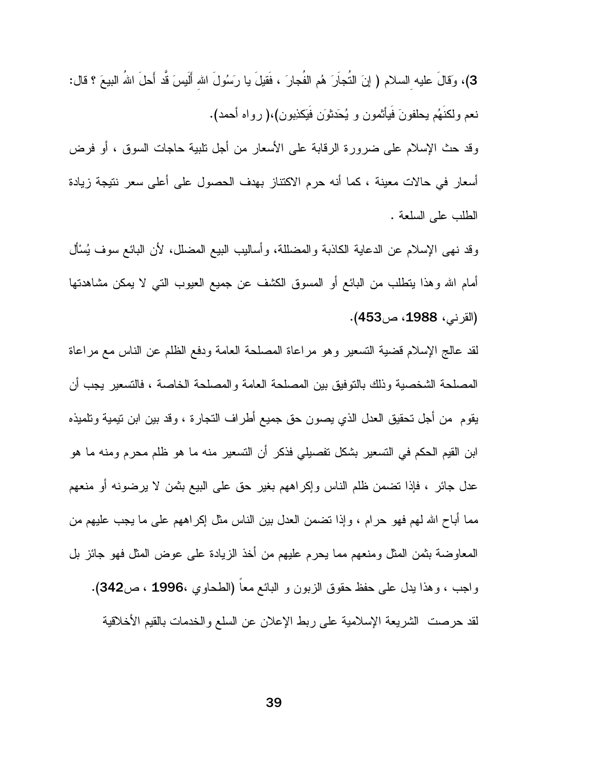3)، وَقالَ عليهِ السلام ( إنَ التُجارَ هُم الفُجارَ ، فَقيلَ يا رَسُولَ اللهِ أَلَيسَ قَّد أَحلَ اللهُ البيعَ ؟ قال: نعم ولكنَهُم يحلفونَ فَيأثمون و يُحَدثوَن فَيَكذِبون)،( رواه أحمد).

وقد حث الإسلام على ضرورة الرقابة على الأسعار من أجل تلبية حاجات السوق ، أو فرض أسعار في حالات معينة ، كما أنه حرم الاكتناز بهدف الحصول على أعلى سعر نتيجة زيادة الطلب على السلعة .

وقد نهى الإسلام عن الدعاية الكاذبة والمضللة، وأساليب البيع المضلل، لأن البائع سوف يُسْأل أمام الله وهذا يتطلب من البائع أو المسوق الكشف عن جميع العيوب التي لا يمكن مشاهدتها (القرني، **1988**، ص**453**).

لقد عالج الإسلام قضية التسعير وهو مراعاة المصلحة العامة ودفع الظلم عن الناس مع مراعاة المصلحة الشخصية وذلك بالتوفيق بين المصلحة العامة والمصلحة الخاصة ، فالتسعير يجب أن يقوم من أجل تحقيق العدل الذي يصون حق جميع أطراف التجارة ، وقد بين ابن تيمية وتلميذه ابن القيم الحكم في التسعير بشكل تفصيلي فذكر أن التسعير منه ما هو ظلم محرم ومنه ما هو عدل جائر ، فإذا تضمن ظلم الناس وإكراههم بغير حق على البيع بثمن لا يرضونه أو منعهم مما أباح الله لهم فهو حرام ، وإذا تضمن العدل بين الناس مثل إكراههم على ما يجب عليهم من المعاوضة بثمن المثل ومنعهم مما يحرم عليهم من أخذ الزيادة على عوض المثل فهو جائز بل واجب ، وهذا يدل على حفظ حقوق الزبون و البائع معاً (الطحاوي ،**1996** ، ص**342**).

لقد حرصت الشريعة الإسلامية على ربط الإعلان عن السلع والخدمات بالقيم الأخلاقية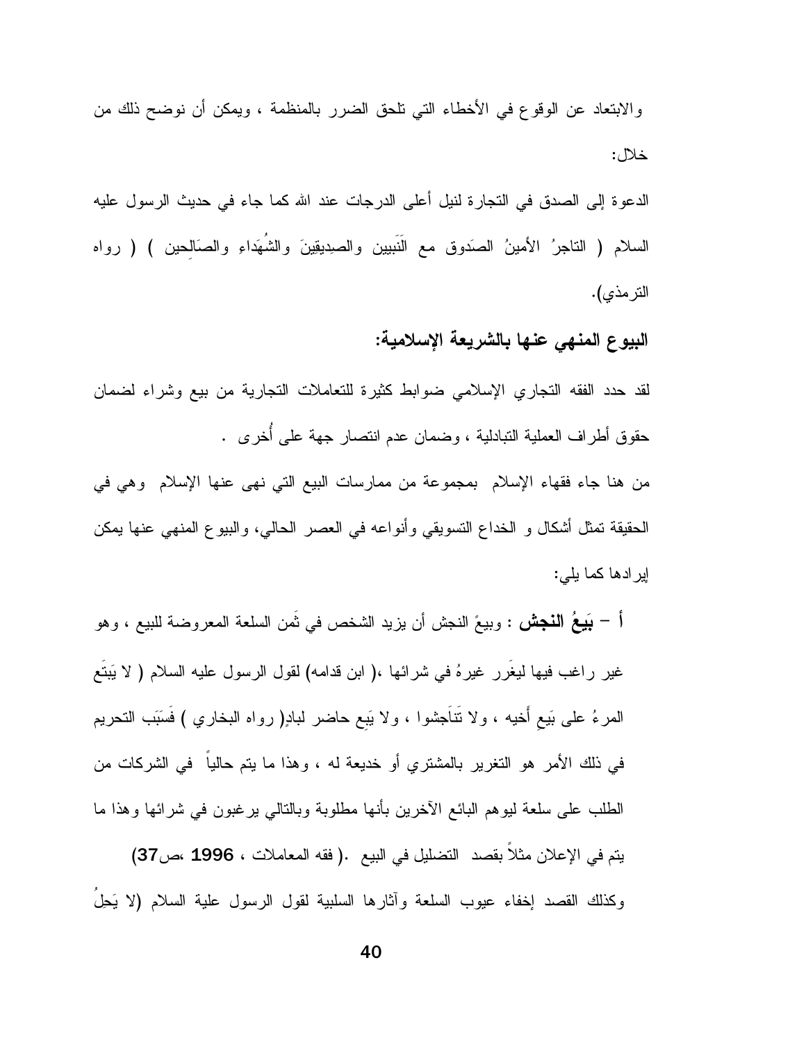والابتعاد عن الوقوع في الأخطاء التي تلحق الضرر بالمنظمة ، ويمكن أن نوضح ذلك من خلال:

الدعوة إلى الصدق في التجارة لنيل أعلى الدرجات عند الله كما جاء في حديث الرسول عليه السلام ( التاجرُ الأمينُ الصدَوق مع النَبيين والصديقِينَ والشُهَداءِ والصَالِحين ) ( رواه الترمذي).

### البيوع المنهي عنها بالشريعة الإسلامية:

لقد حدد الفقه التجاري الإسلامي ضوابط كثيرة للتعاملات التجارية من بيع وشراء لضمان حقوق أطراف العملية التبادلية ، وضمان عدم انتصار جهة على أُخرى .

من هنا جاء فقهاء الإسلام بمجموعة من ممارسات البيع التي نهى عنها الإسلام وهي في الحقيقة تمثل أشكال و الخداع التسويقي وأنواعه في العصر الحالي، والبيوع المنهي عنها يمكن إيرادها كما يلي:

أ – **بَيعُ النجش** : وبيعً النجش أن يزيد الشخص في ثَمن السلعة المعروضة للبيع ، وهو غير راغب فيها ليغَرر غيرهُ في شرائها ،( ابن قدامه) لقول الرسول عليه السلام ( لا يَبتَع المرءُ على بَيعِ أَخيه ، ولا تَنَاَجشوا ، ولا يَبِع حاضر لبادٍ( رواه البخاري ) فَسَبَب التحريم في ذلك الأمر هو التغرير بالمشتري أو خديعة له ، وهذا ما يتم حالياً في الشركات من الطلب على سلعة ليوهم البائع الآخرين بأنها مطلوبة وبالتالي يرغبون في شرائها وهذا ما يتم في الإعلان مثلاً بقصد التضليل في البيع .( فقه المعاملات ، 1996 ،ص37)

وكذلك القصد إخفاء عيوب السلعة وآثارها السلبية لقول الرسول علية السلام (لا يَحِلُ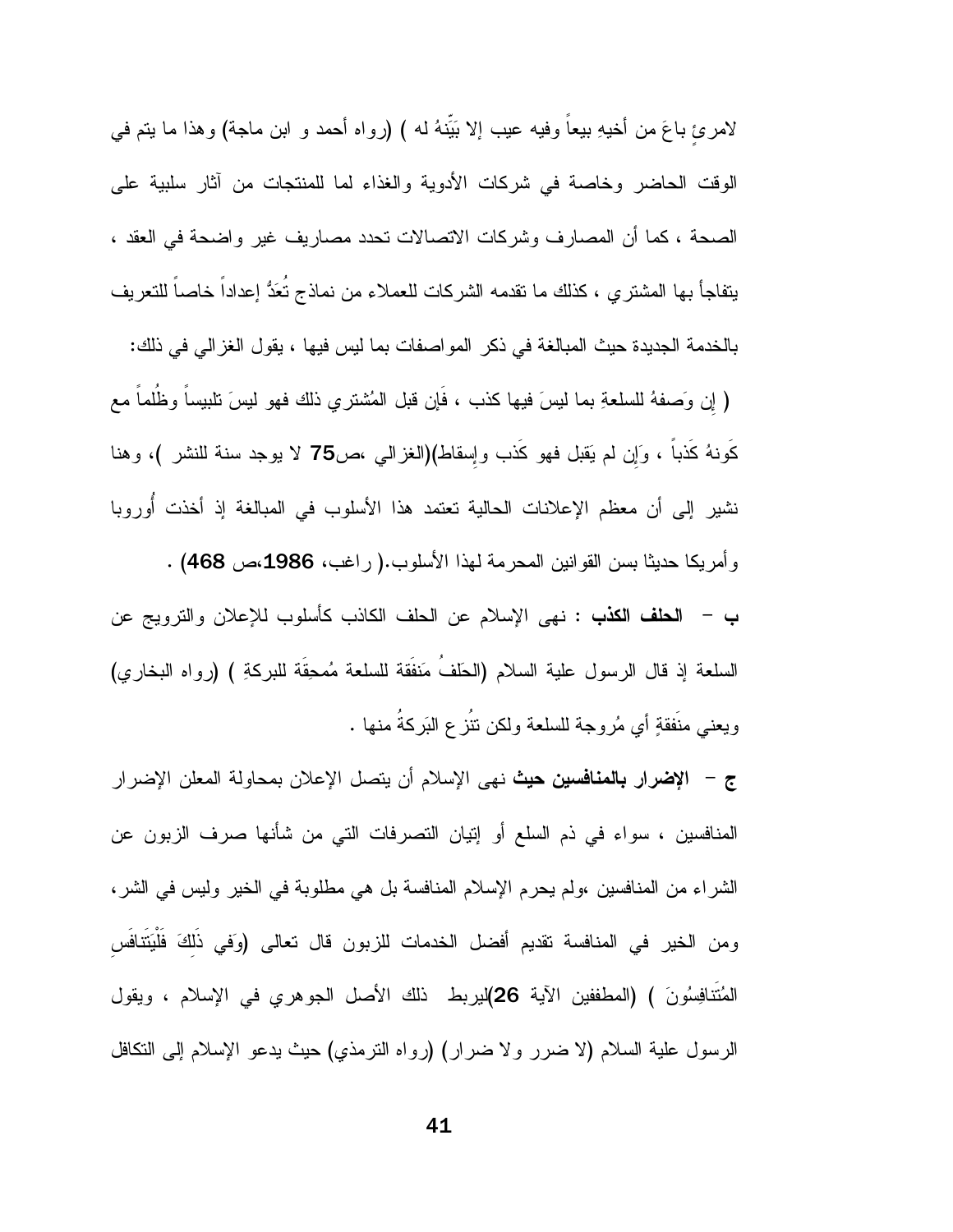لامرئٍ باعَ من أخيهِ بيعاً وفيه عيب إلا بَيِّنهُ له ) (رواه أحمد و ابن ماجة) وهذا ما يتم في الوقت الحاضر وخاصة في شركات الأدوية والغذاء لما للمنتجات من آثار سلبية على الصحة ، كما أن المصارف وشركات الاتصالات تحدد مصاريف غير واضحة في العقد ، يتفاجأ بها المشتري ، كذلك ما تقدمه الشركات للعملاء من نماذج تُعَدُّ إعداداً خاصاً للتعريف بالخدمة الجديدة حيث المبالغة في ذكر المواصفات بما ليس فيها ، يقول الغزالي في ذلك:

( إن وَصفهُ للسلعةِ بما ليسَ فيها كذب ، فَإن قبل المُشتري ذلك فهو ليسَ تلبيساً وظُلماً مع كَونهُ كَذباً ، وَإن لم يَقبل فهو كَذب وإسقاط)(الغزالي ،ص**75** لا يوجد سنة للنشر )، وهنا نشير إلى أن معظم الإعلانات الحالية تعتمد هذا الأسلوب في المبالغة إذ أخذت أُوروبا وأمريكا حديثا بسن القوانين المحرمة لهذا الأسلوب.( راغب، **1986**،ص **468**) .

ب – **الحلف الكذب** : نهى الإسلام عن الحلف الكاذب كأسلوب للإعلان والترويج عن السلعة إذ قال الرسول علية السلام (الحَلفُ مَنفَقَة للسلعة مُمحِقَة للبركةِ ) (رواه البخاري) ويعني منَفقةٍ أي مُروجة للسلعة ولكن تنُزع البَركةُ منها .

ج – **الإضرار بالمنافسين حيث** نهى الإسلام أن يتصل الإعلان بمحاولة المعلن الإضرار المنافسين ، سواء في ذم السلع أو إتيان التصرفات التي من شأنها صرف الزبون عن الشراء من المنافسين ،ولم يحرم الإسلام المنافسة بل هي مطلوبة في الخير وليس في الشر، ومن الخير في المنافسة تقديم أفضل الخدمات للزبون قال تعالى (وَفِي ذَلِكَ فَلْيَتَنافَسِ المُتَنافِسُونَ ) (المطففين الآية **26**)ليربط ذلك الأصل الجوهري في الإسلام ، ويقول الرسول علية السلام (لا ضرر ولا ضرار) (رواه الترمذي) حيث يدعو الإسلام إلى التكافل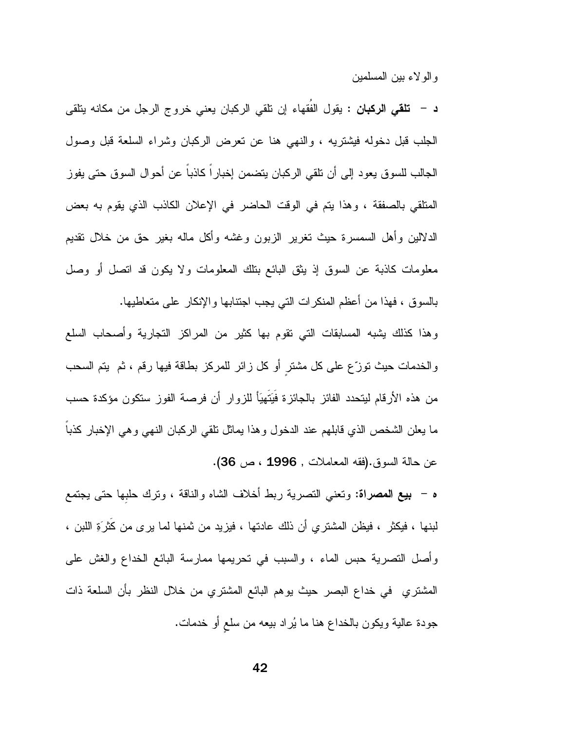والولاء بين المسلمين

**د – تلقي الركبان** : يقول الفُقهاء إن تلقي الركبان يعني خروج الرجل من مكانه يتلقى الجلب قبل دخوله فيشتريه ، والنهي هنا عن تعرض الركبان وشراء السلعة قبل وصول الجالب للسوق يعود إلى أن تلقي الركبان يتضمن إخباراً كاذباً عن أحوال السوق حتى يفوز المتلقي بالصفقة ، وهذا يتم في الوقت الحاضر في الإعلان الكاذب الذي يقوم به بعض الدلالين وأهل السمسرة حيث تغرير الزبون وغشه وأكل ماله بغير حق من خلال تقديم معلومات كاذبة عن السوق إذ يثق البائع بتلك المعلومات ولا يكون قد اتصل أو وصل بالسوق ، فهذا من أعظم المنكرات التي يجب اجتنابها والإنكار على متعاطيها.

وهذا كذلك يشبه المسابقات التي تقوم بها كثير من المراكز التجارية وأصحاب السلع والخدمات حيث توزّع على كل مشترٍ أو كل زائر للمركز بطاقة فيها رقم ، ثم يتم السحب من هذه الأرقام ليتحدد الفائز بالجائزة فَيَتَهيأ للزوار أن فرصة الفوز ستكون مؤكدة حسب ما يعلن الشخص الذي قابلهم عند الدخول وهذا يماثل تلقي الركبان النهي وهي الإخبار كذباً عن حالة السوق.(فقه المعاملات , 1996 ، ص 36).

**ه – بيع المصراة**: وتعني التصرية ربط أخلاف الشاه والناقة ، وترك حلبِها حتى يجتمع لبنها ، فيكثر ، فيظن المشتري أن ذلك عادتها ، فيزيد من ثمنها لما يرى من كَثْرَةِ اللبن ، وأصل التصرية حبس الماء ، والسبب في تحريمها ممارسة البائع الخداع والغش على المشتري في خداع البصر حيث يوهم البائع المشتري من خلال النظر بأن السلعة ذات جودة عالية ويكون بالخداع هنا ما يُراد بيعه من سلعٍ أو خدمات.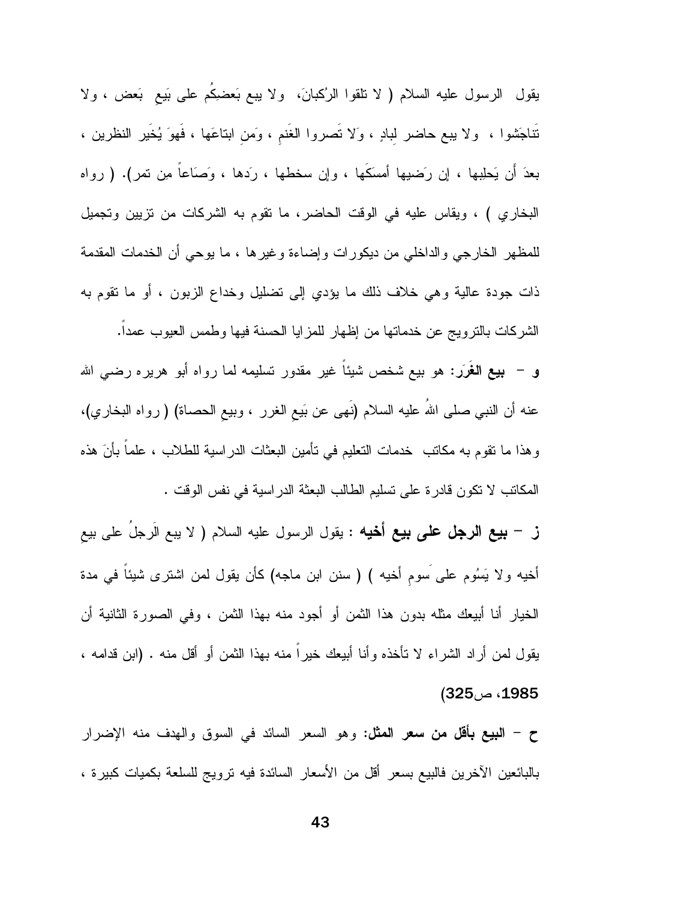يقول الرسول عليه السلام ( لا تلقوا الرُكبانَ، ولا يبع بَعضكُم على بَيعِ بَعض ، ولا تَناجَشوا ، ولا يبع حاضر لِبادٍ ، وَلا تَصروا الغَنم ، وَمَنِ ابتاعَها ، فَهوَ يُخَير النظرين ، بعدَ أَن يَحلِبها ، إن رَضيها أَمسَكَها ، وإن سخطها ، رَدها ، وَصَاعاً مِن تمر). ( رواه البخاري ) ، ويقاس عليه في الوقت الحاضر، ما تقوم به الشركات من تزيين وتجميل للمظهر الخارجي والداخلي من ديكورات وإضاءة وغيرها ، ما يوحي أن الخدمات المقدمة ذات جودة عالية وهي خلاف ذلك ما يؤدي إلى تضليل وخداع الزبون ، أو ما تقوم به الشركات بالترويج عن خدماتها من إظهار للمزايا الحسنة فيها وطمس العيوب عمداً.

**و – بيع الغَرَر:** هو بيع شخص شيئاً غير مقدور تسليمه لما رواه أبو هريره رضي الله عنه أن النبي صلى اللهُ عليه السلام (نَهى عن بَيعِ الغرر ، وبيعِ الحصاة) ( رواه البخاري)، وهذا ما تقوم به مكاتب خدمات التعليم في تأمين البعثات الدراسية للطلاب ، علماً بأنَ هذه المكاتب لا تكون قادرة على تسليم الطالب البعثة الدراسية في نفس الوقت .

**ز – بيع الرجل على بيع أخيه** : يقول الرسول عليه السلام ( لا يبع الَرجلُ على بيعِ أخيه ولا يَسُوم على َسومِ أخيه ) ( سنن ابن ماجه) كأن يقول لمن اشترى شيئاً في مدة الخيار أنا أبيعك مثله بدون هذا الثمن أو أجود منه بهذا الثمن ، وفي الصورة الثانية أن يقول لمن أراد الشراء لا تأخذه وأنا أبيعك خيراً منه بهذا الثمن أو أقل منه . (ابن قدامه ، 1985، ص325)

**ح – البيع بأقل من سعر المثل:** وهو السعر السائد في السوق والهدف منه الإضرار بالبائعين الآخرين فالبيع بسعر أقل من الأسعار السائدة فيه ترويج للسلعة بكميات كبيرة ،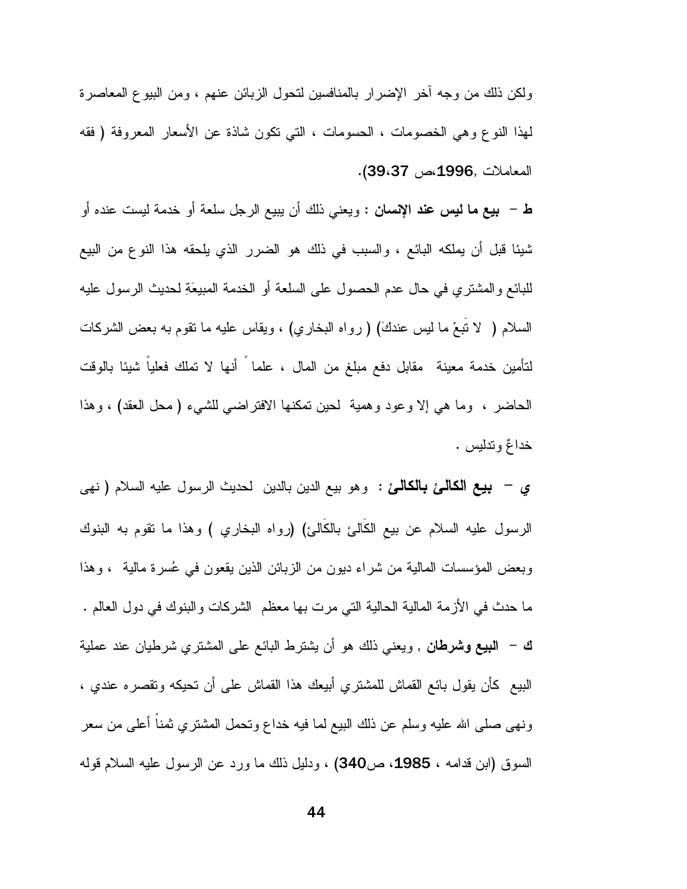ولكن ذلك من وجه آخر الإضرار بالمنافسين لتحول الزبائن عنهم ، ومن البيوع المعاصرة لهذا النوع وهي الخصومات ، الحسومات ، التي تكون شاذة عن الأسعار المعروفة ( فقه المعاملات ,**1996**،ص **37**،**39**).

**ط – بيع ما ليس عند الإنسان** : ويعني ذلك أن يبيع الرجل سلعة أو خدمة ليست عنده أو شيئا قبل أن يملكه البائع ، والسبب في ذلك هو الضرر الذي يلحقه هذا النوع من البيع للبائع والمشتري في حال عدم الحصول على السلعة أو الخدمة المبيعَةِ لحديث الرسول عليه السلام ( لا تَبعْ ما ليس عندكَ) ( رواه البخاري) ، ويقاس عليه ما تقوم به بعض الشركات لتأمين خدمة معينة مقابل دفع مبلغ من المال ، علماً أنها لا تملك فعلياً شيئا بالوقت الحاضر ، وما هي إلا وعود وهمية لحين تمكنها الافتراضي للشيء ( محل العقد) ، وهذا خداعٌ وتدليس .

**ي – بيع الكالئ بالكالئ** : وهو بيع الدين بالدين لحديث الرسول عليه السلام ( نهى الرسول عليه السلام عن بيعِ الكَالئ بالكَالئ) (رواه البخاري ) وهذا ما تقوم به البنوك وبعض المؤسسات المالية من شراء ديون من الزبائن الذين يقعون في عُسرة مالية ، وهذا ما حدث في الأزمة المالية الحالية التي مرت بها معظم الشركات والبنوك في دول العالم .

**ك – البيع وشرطان** , ويعني ذلك هو أن يشترط البائع على المشتري شرطيان عند عملية البيع كأن يقول بائع القماش للمشتري أبيعك هذا القماش على أن تحيكه وتقصره عندي ، ونهى صلى الله عليه وسلم عن ذلك البيع لما فيه خداع وتحمل المشتري ثمناً أعلى من سعر السوق (ابن قدامه ، **1985**، ص**340**) ، ودليل ذلك ما ورد عن الرسول عليه السلام قوله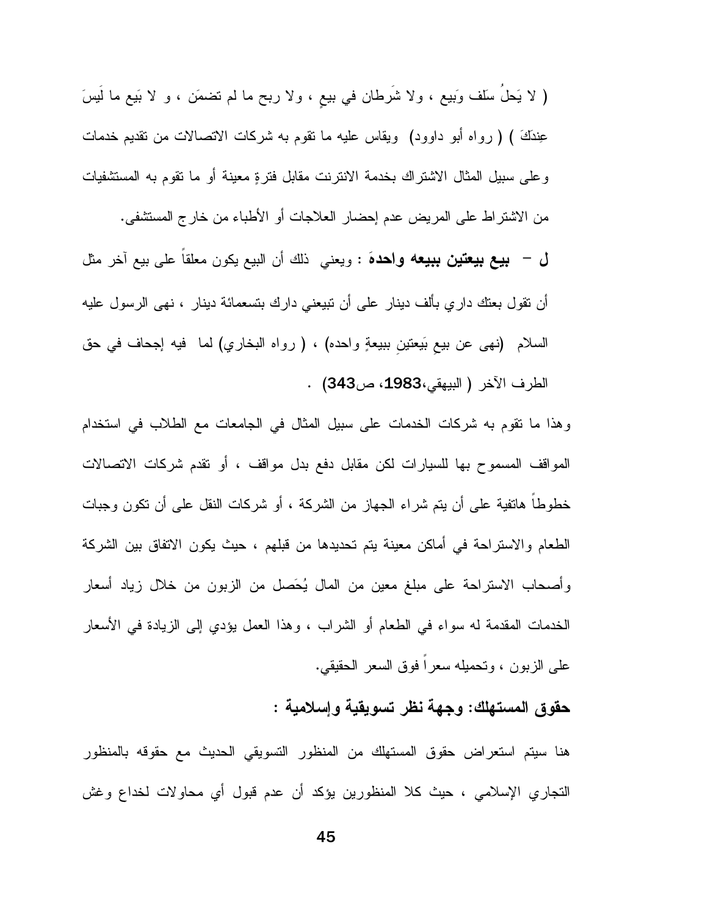( لا يَحلُ سَلف وَبيع ، ولا شَرطان في بيعٍ ، ولا ربح ما لم تضمَن ، و لا بَيع ما لَيسَ عِندَكَ ) ( رواه أبو داوود) ويقاس عليه ما تقوم به شركات الاتصالات من تقديم خدمات وعلى سبيل المثال الاشتراك بخدمة الانترنت مقابل فترةٍ معينة أو ما تقوم به المستشفيات من الاشتراط على المريض عدم إحضار العلاجات أو الأطباء من خارج المستشفى.

**ل – بيع بيعتين ببيعه واحدهَ** : ويعني ذلك أن البيع يكون معلقاً على بيع آخر مثل أن تقول بعتك داري بألف دينار على أن تبيعني دارك بتسعمائة دينار ، نهى الرسول عليه السلام (نهى عن بيعِ بَيعتينِ ببيعةٍ واحده) ، ( رواه البخاري) لما فيه إجحاف في حق الطرف الآخر ( البيهقي،**1983**، ص**343**) .

وهذا ما تقوم به شركات الخدمات على سبيل المثال في الجامعات مع الطلاب في استخدام المواقف المسموح بها للسيارات لكن مقابل دفع بدل مواقف ، أو تقدم شركات الاتصالات خطوطاً هاتفية على أن يتم شراء الجهاز من الشركة ، أو شركات النقل على أن تكون وجبات الطعام والاستراحة في أماكن معينة يتم تحديدها من قبلهم ، حيث يكون الاتفاق بين الشركة وأصحاب الاستراحة على مبلغ معين من المال يُحَصل من الزبون من خلال زياد أسعار الخدمات المقدمة له سواء في الطعام أو الشراب ، وهذا العمل يؤدي إلى الزيادة في الأسعار على الزبون ، وتحميله سعراً فوق السعر الحقيقي.

## حقوق المستهلك: وجهة نظر تسويقية وإسلامية :

هنا سيتم استعراض حقوق المستهلك من المنظور التسويقي الحديث مع حقوقه بالمنظور التجاري الإسلامي ، حيث كلا المنظورين يؤكد أن عدم قبول أي محاولات لخداع وغش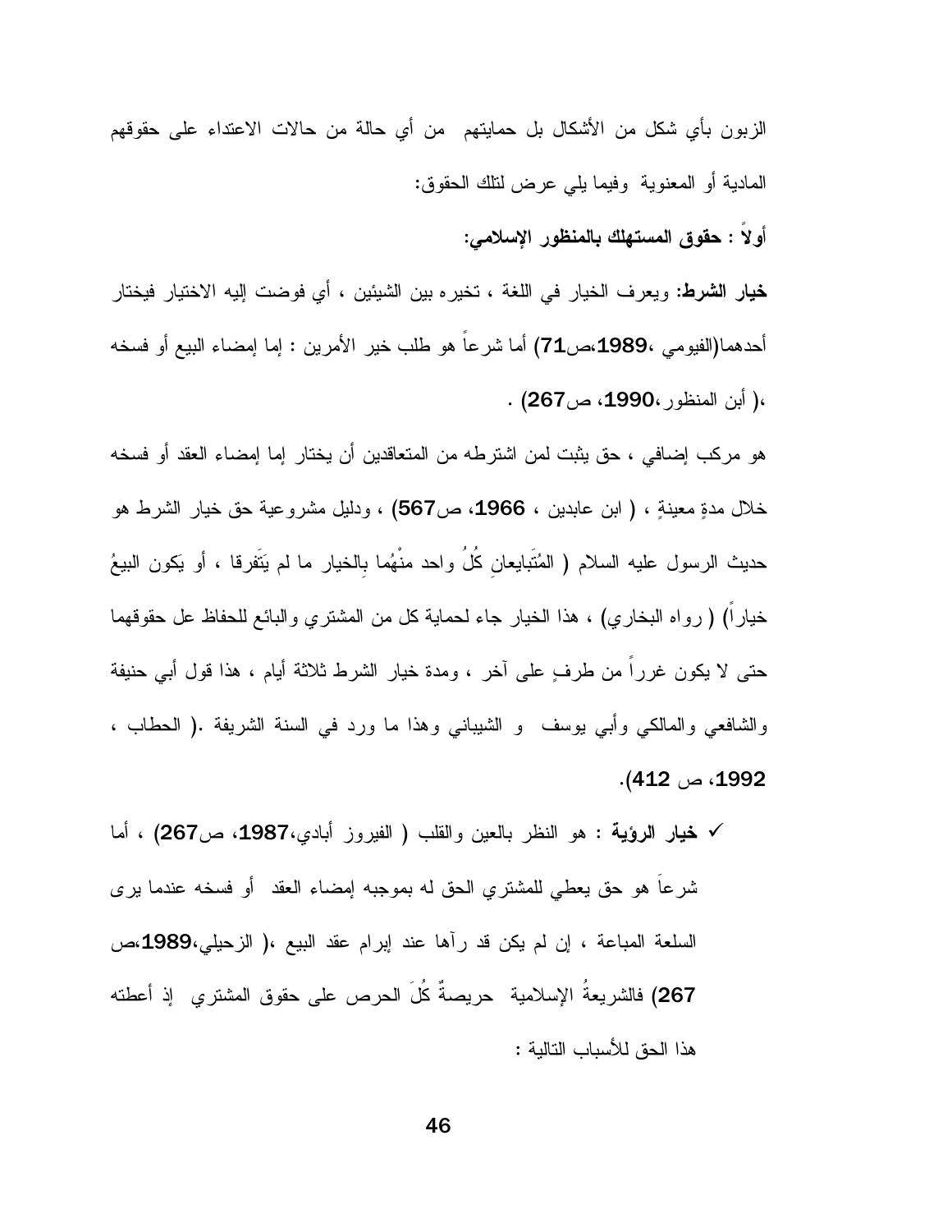الزبون بأي شكل من الأشكال بل حمايتهم من أي حالة من حالات الاعتداء على حقوقهم المادية أو المعنوية وفيما يلي عرض لتلك الحقوق:

**أولاً : حقوق المستهلك بالمنظور الإسلامي:**

**خيار الشرط:** ويعرف الخيار في اللغة ، تخيره بين الشيئين ، أي فوضت إليه الاختيار فيختار أحدهما(الفيومي ،**1989**،ص**71**) أما شرعاً هو طلب خير الأمرين : إما إمضاء البيع أو فسخه ،( أبن المنظور،**1990**، ص**267**) .

هو مركب إضافي ، حق يثبت لمن اشترطه من المتعاقدين أن يختار إما إمضاء العقد أو فسخه خلال مدةٍ معينةٍ ، ( ابن عابدين ، **1966**، ص**567**) ، ودليل مشروعية حق خيار الشرط هو حديث الرسول عليه السلام ( المُتَبايعانِ كُلُ واحد منْهُما بِالخيار ما لم يَتَفرقا ، أو يَكون البيعُ خياراً) ( رواه البخاري) ، هذا الخيار جاء لحماية كل من المشتري والبائع للحفاظ عل حقوقهما حتى لا يكون غرراً من طرفٍ على آخر ، ومدة خيار الشرط ثلاثة أيام ، هذا قول أبي حنيفة والشافعي والمالكي وأبي يوسف و الشيباني وهذا ما ورد في السنة الشريفة .( الحطاب ، **1992**، ص **412**).

- ✓ **خيار الرؤية :** هو النظر بالعين والقلب ( الفيروز أبادي،**1987**، ص**267**) ، أما شرعاَ هو حق يعطي للمشتري الحق له بموجبه إمضاء العقد أو فسخه عندما يرى السلعة المباعة ، إن لم يكن قد رآها عند إبرام عقد البيع ،( الزحيلي،**1989**،ص **267**) فالشريعةُ الإسلامية حريصةٌ كُلَ الحرص على حقوق المشتري إذ أعطته هذا الحق للأسباب التالية :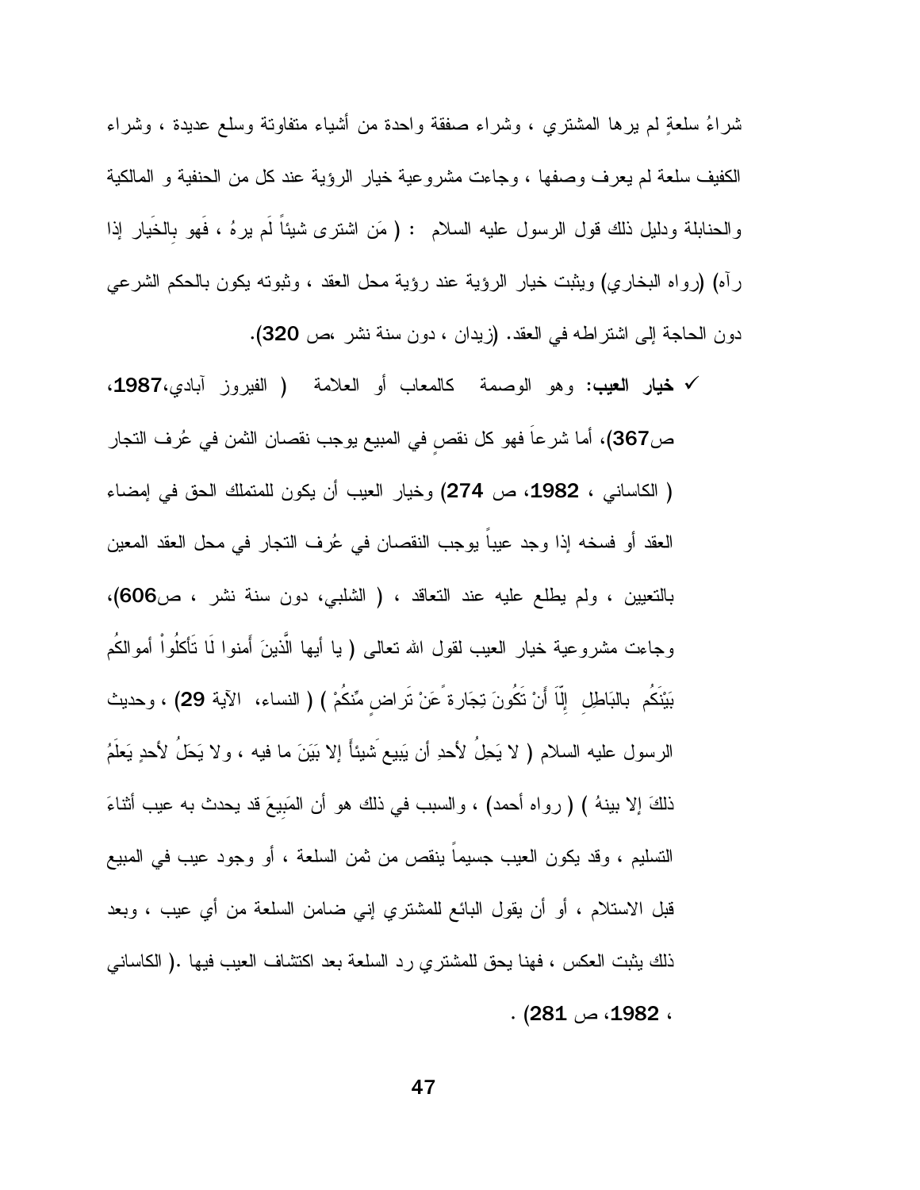شراءُ سلعةٍ لم يرها المشتري ، وشراء صفقة واحدة من أشياء متفاوتة وسلع عديدة ، وشراء الكفيف سلعة لم يعرف وصفها ، وجاءت مشروعية خيار الرؤية عند كل من الحنفية و المالكية والحنابلة ودليل ذلك قول الرسول عليه السلام : ( مَن اشترى شيئاً لَم يرهُ ، فَهو بِالخَيار إذا رآه) (رواه البخاري) ويثبت خيار الرؤية عند رؤية محل العقد ، وثبوته يكون بالحكم الشرعي دون الحاجة إلى اشتراطه في العقد. (زيدان ، دون سنة نشر ،ص **320**).

- ✓ **خيار العيب:** وهو الوصمة كالمعاب أو العلامة ( الفيروز آبادي،**1987**، ص**367**)، أما شرعاً فهو كل نقصٍ في المبيع يوجب نقصان الثمن في عُرف التجار ( الكاساني ، **1982**، ص **274**) وخيار العيب أن يكون للمتملك الحق في إمضاء العقد أو فسخه إذا وجد عيباً يوجب النقصان في عُرف التجار في محل العقد المعين بالتعيين ، ولم يطلع عليه عند التعاقد ، ( الشلبي، دون سنة نشر ، ص**606**)، وجاءت مشروعية خيار العيب لقول الله تعالى ( يا أيها الَّذينَ أَمنوا لَا تَأكلُواْ أَموالكُم بَيْنَكُم بالبَاطِلِ إِلّاَ أَنْ تَكُونَ تِجَارة ًعَنْ تَراضٍ مِّنكُمْ ) ( النساء، الآية **29**) ، وحديث الرسول عليه السلام ( لا يَحِلُ لأحدِ أن يَبيع َشيئاً إلا بَيَنَ ما فيه ، ولا يَحَلُ لأحدٍ يَعلَمُ ذلكَ إلا بينهُ ) ( رواه أحمد) ، والسبب في ذلك هو أن المَبِيعَ قد يحدث به عيب أثناءَ التسليم ، وقد يكون العيب جسيماً ينقص من ثمن السلعة ، أو وجود عيب في المبيع قبل الاستلام ، أو أن يقول البائع للمشتري إني ضامن السلعة من أي عيب ، وبعد ذلك يثبت العكس ، فهنا يحق للمشتري رد السلعة بعد اكتشاف العيب فيها .( الكاساني ، **1982**، ص **281**) .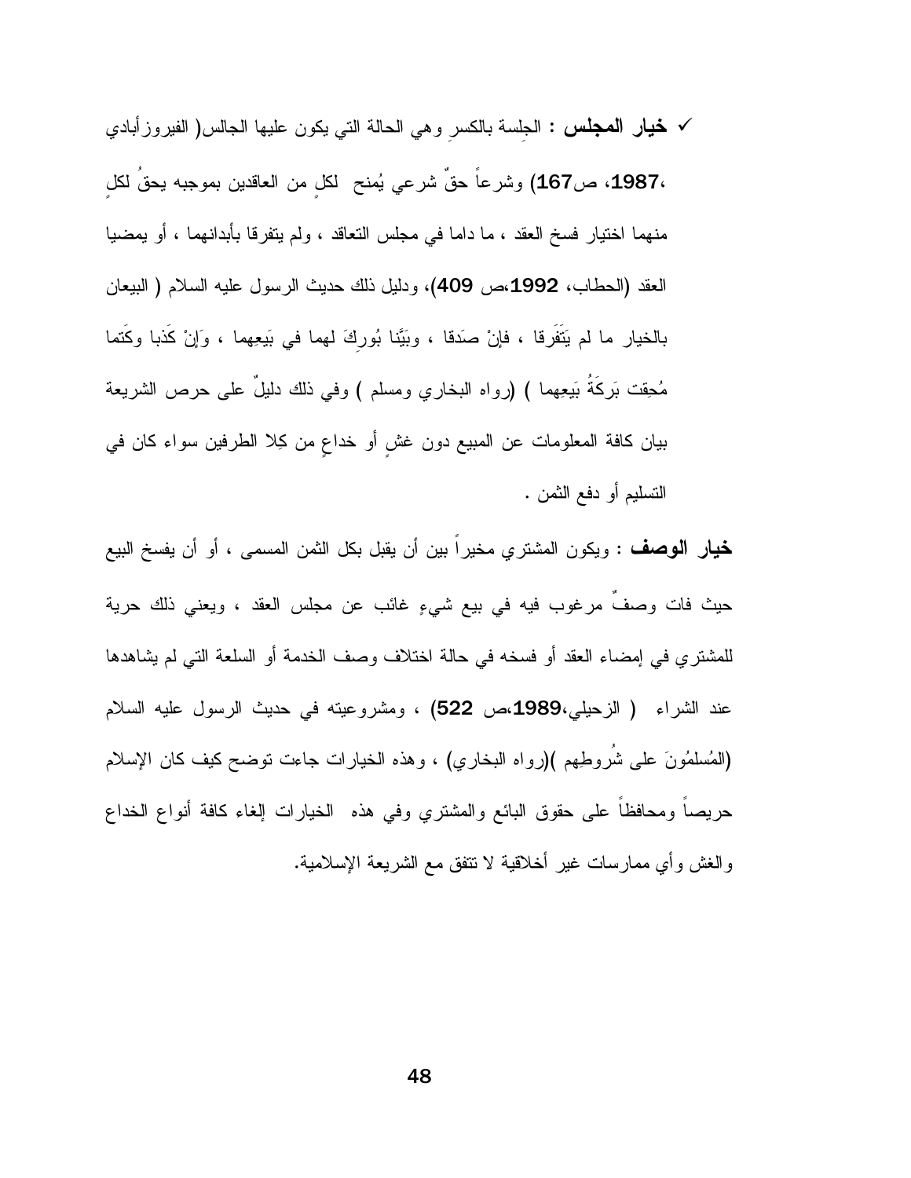- ✓ **خيار المجلس** : الجِلسة بالكسرِ وهي الحالة التي يكون عليها الجالس( الفيروزأبادي ،**1987**، ص**167**) وشرعاً حقٌ شرعي يُمنح لكلٍ من العاقدين بموجبه يحقُ لكلٍ منهما اختيار فسخ العقد ، ما داما في مجلس التعاقد ، ولم يتفرقا بأبدانهما ، أو يمضيا العقد (الحطاب، **1992**،ص **409**)، ودليل ذلك حديث الرسول عليه السلام ( البيعان بالخيار ما لم يَتَفَرقا ، فإنْ صَدقا ، وبَيَّنا بُورِكَ لهما في بَيعِهما ، وَإِنْ كَذبا وكَتما مُحِقت بَرَكَةُ بَيعِهما ) (رواه البخاري ومسلم ) وفي ذلك دليلٌ على حرص الشريعة بيان كافة المعلومات عن المبيع دون غشٍ أو خداعٍ من كِلا الطرفين سواء كان في التسليم أو دفع الثمن .

**خيار الوصف** : ويكون المشتري مخيراً بين أن يقبل بكل الثمن المسمى ، أو أن يفسخ البيع حيث فات وصفٌ مرغوب فيه في بيع شيءٍ غائب عن مجلس العقد ، ويعني ذلك حرية للمشتري في إمضاء العقد أو فسخه في حالة اختلاف وصف الخدمة أو السلعة التي لم يشاهدها عند الشراء ( الزحيلي،**1989**،ص **522**) ، ومشروعيته في حديث الرسول عليه السلام (المُسلمُونَ على شُروطِهم )(رواه البخاري) ، وهذه الخيارات جاءت توضح كيف كان الإسلام حريصاً ومحافظاً على حقوق البائع والمشتري وفي هذه الخيارات إلغاء كافة أنواع الخداع والغش وأي ممارسات غير أخلاقية لا تتفق مع الشريعة الإسلامية.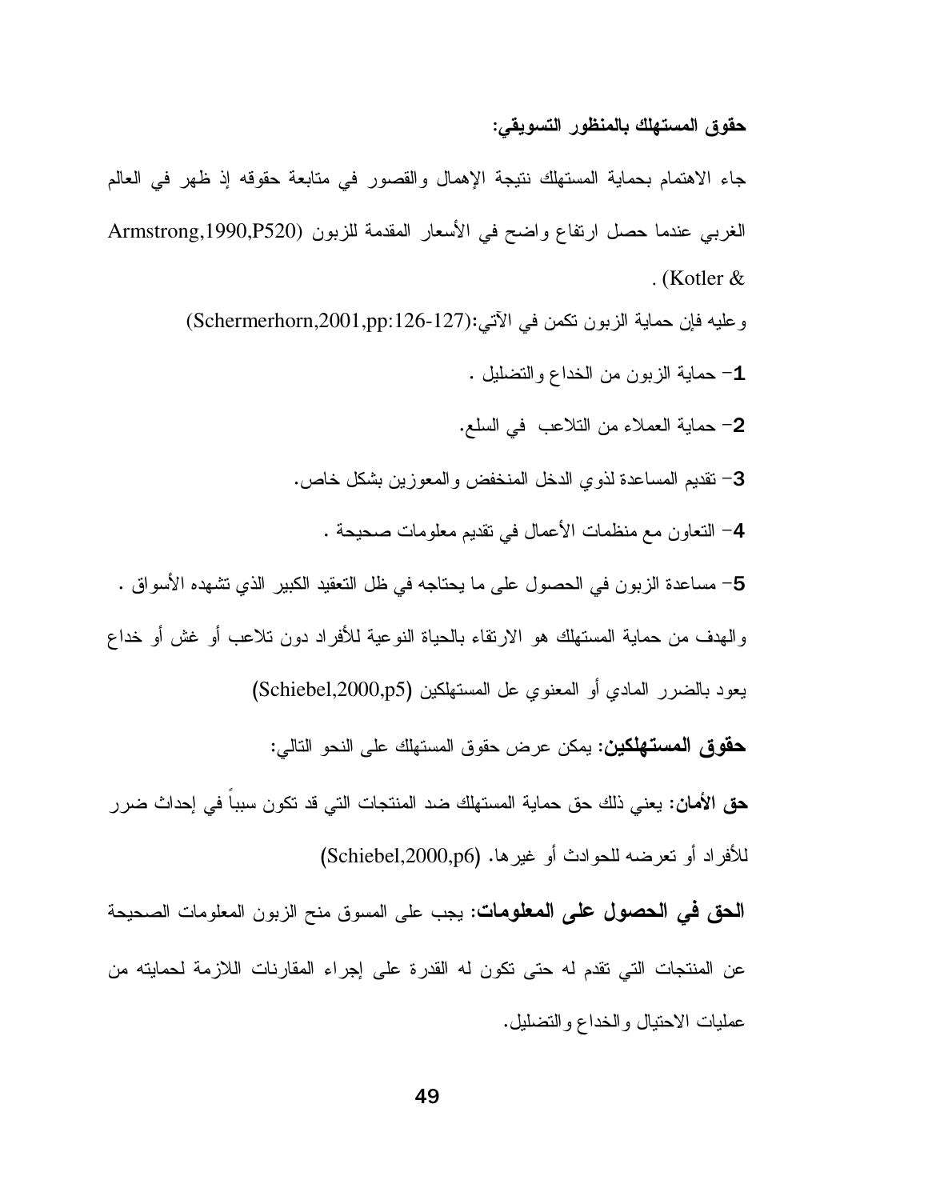**حقوق المستهلك بالمنظور التسويقي:**

جاء الاهتمام بحماية المستهلك نتيجة الإهمال والقصور في متابعة حقوقه إذ ظهر في العالم الغربي عندما حصل ارتفاع واضح في الأسعار المقدمة للزبون (Armstrong,1990,P520 & Kotler).

وعليه فإن حماية الزبون تكمن في الآتي:(Schermerhorn,2001,pp:126-127)

1- حماية الزبون من الخداع والتضليل .

2- حماية العملاء من التلاعب في السلع.

3- تقديم المساعدة لذوي الدخل المنخفض والمعوزين بشكل خاص.

4- التعاون مع منظمات الأعمال في تقديم معلومات صحيحة .

5- مساعدة الزبون في الحصول على ما يحتاجه في ظل التعقيد الكبير الذي تشهده الأسواق .

والهدف من حماية المستهلك هو الارتقاء بالحياة النوعية للأفراد دون تلاعب أو غش أو خداع يعود بالضرر المادي أو المعنوي عل المستهلكين (Schiebel,2000,p5)

**حقوق المستهلكين:** يمكن عرض حقوق المستهلك على النحو التالي:

**حق الأمان:** يعني ذلك حق حماية المستهلك ضد المنتجات التي قد تكون سبباً في إحداث ضرر للأفراد أو تعرضه للحوادث أو غيرها. (Schiebel,2000,p6)

**الحق في الحصول على المعلومات:** يجب على المسوق منح الزبون المعلومات الصحيحة عن المنتجات التي تقدم له حتى تكون له القدرة على إجراء المقارنات اللازمة لحمايته من عمليات الاحتيال والخداع والتضليل.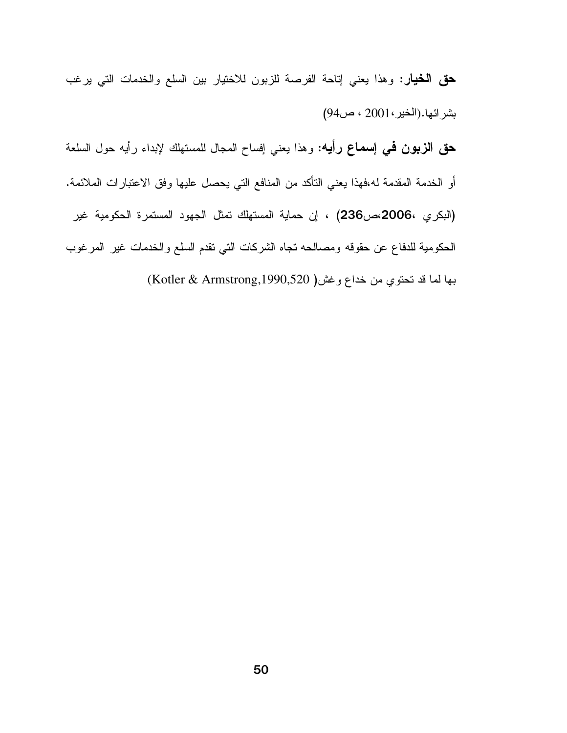**حق الخيار**: وهذا يعني إتاحة الفرصة للزبون للاختيار بين السلع والخدمات التي يرغب بشرائها.(الخير،2001 ، ص94)

**حق الزبون في إسماع رأيه**: وهذا يعني إفساح المجال للمستهلك لإبداء رأيه حول السلعة أو الخدمة المقدمة له،فهذا يعني التأكد من المنافع التي يحصل عليها وفق الاعتبارات الملائمة. (البكري ،**2006**،ص**236**) ، إن حماية المستهلك تمثل الجهود المستمرة الحكومية غير الحكومية للدفاع عن حقوقه ومصالحه تجاه الشركات التي تقدم السلع والخدمات غير المرغوب بها لما قد تحتوي من خداع وغش( Kotler & Armstrong,1990,520)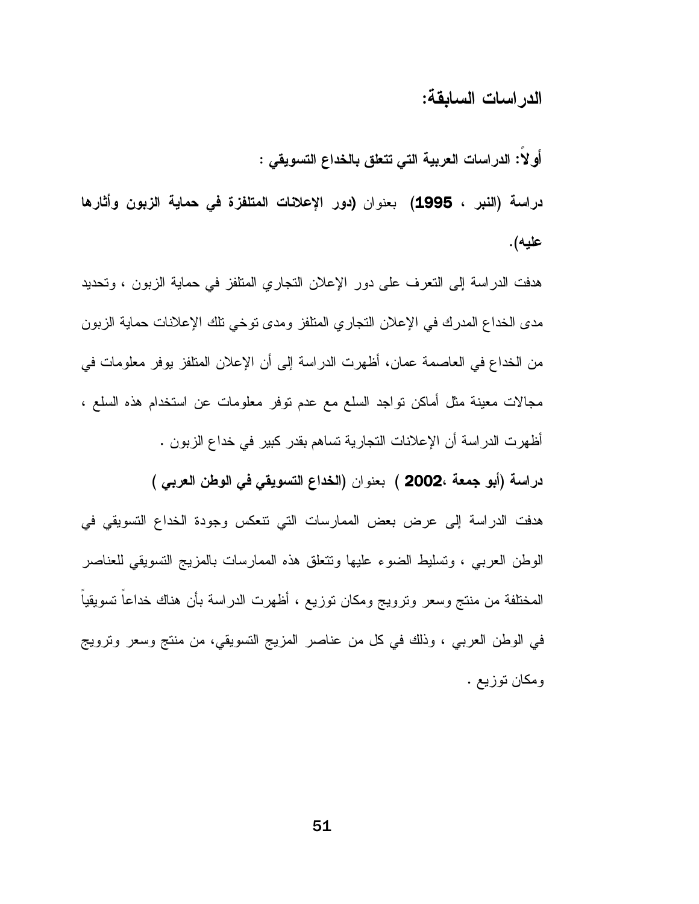## الدراسات السابقة:

### أولاً: الدراسات العربية التي تتعلق بالخداع التسويقي :

**دراسة (النبر ، 1995)** بعنوان **(دور الإعلانات المتلفزة في حماية الزبون وأثارها عليه).**

هدفت الدراسة إلى التعرف على دور الإعلان التجاري المتلفز في حماية الزبون ، وتحديد مدى الخداع المدرك في الإعلان التجاري المتلفز ومدى توخي تلك الإعلانات حماية الزبون من الخداع في العاصمة عمان، أظهرت الدراسة إلى أن الإعلان المتلفز يوفر معلومات في مجالات معينة مثل أماكن تواجد السلع مع عدم توفر معلومات عن استخدام هذه السلع ، أظهرت الدراسة أن الإعلانات التجارية تساهم بقدر كبير في خداع الزبون .

**دراسة (أبو جمعة ،2002 )** بعنوان **(الخداع التسويقي في الوطن العربي )**

هدفت الدراسة إلى عرض بعض الممارسات التي تنعكس وجودة الخداع التسويقي في الوطن العربي ، وتسليط الضوء عليها وتتعلق هذه الممارسات بالمزيج التسويقي للعناصر المختلفة من منتج وسعر وترويج ومكان توزيع ، أظهرت الدراسة بأن هناك خداعاً تسويقياً في الوطن العربي ، وذلك في كل من عناصر المزيج التسويقي، من منتج وسعر وترويج ومكان توزيع .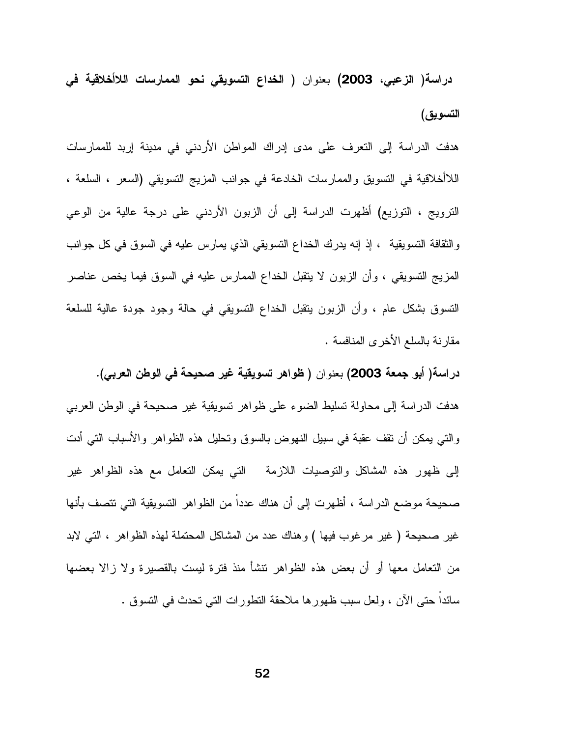**دراسة( الزعبي، 2003)** بعنوان ( **الخداع التسويقي نحو الممارسات اللاأخلاقية في التسويق)**

هدفت الدراسة إلى التعرف على مدى إدراك المواطن الأردني في مدينة إربد للممارسات اللاأخلاقية في التسويق والممارسات الخادعة في جوانب المزيج التسويقي (السعر ، السلعة ، الترويج ، التوزيع) أظهرت الدراسة إلى أن الزبون الأردني على درجة عالية من الوعي والثقافة التسويقية ، إذ إنه يدرك الخداع التسويقي الذي يمارس عليه في السوق في كل جوانب المزيج التسويقي ، وأن الزبون لا يتقبل الخداع الممارس عليه في السوق فيما يخص عناصر التسوق بشكل عام ، وأن الزبون يتقبل الخداع التسويقي في حالة وجود جودة عالية للسلعة مقارنة بالسلع الأخرى المنافسة .

**دراسة( أبو جمعة 2003)** بعنوان ( **ظواهر تسويقية غير صحيحة في الوطن العربي).**

هدفت الدراسة إلى محاولة تسليط الضوء على ظواهر تسويقية غير صحيحة في الوطن العربي والتي يمكن أن تقف عقبة في سبيل النهوض بالسوق وتحليل هذه الظواهر والأسباب التي أدت إلى ظهور هذه المشاكل والتوصيات اللازمة التي يمكن التعامل مع هذه الظواهر غير صحيحة موضع الدراسة ، أظهرت إلى أن هناك عدداً من الظواهر التسويقية التي تتصف بأنها غير صحيحة ( غير مرغوب فيها ) وهناك عدد من المشاكل المحتملة لهذه الظواهر ، التي لابد من التعامل معها أو أن بعض هذه الظواهر تنشأ منذ فترة ليست بالقصيرة ولا زالا بعضها سائداً حتى الآن ، ولعل سبب ظهورها ملاحقة التطورات التي تحدث في التسوق .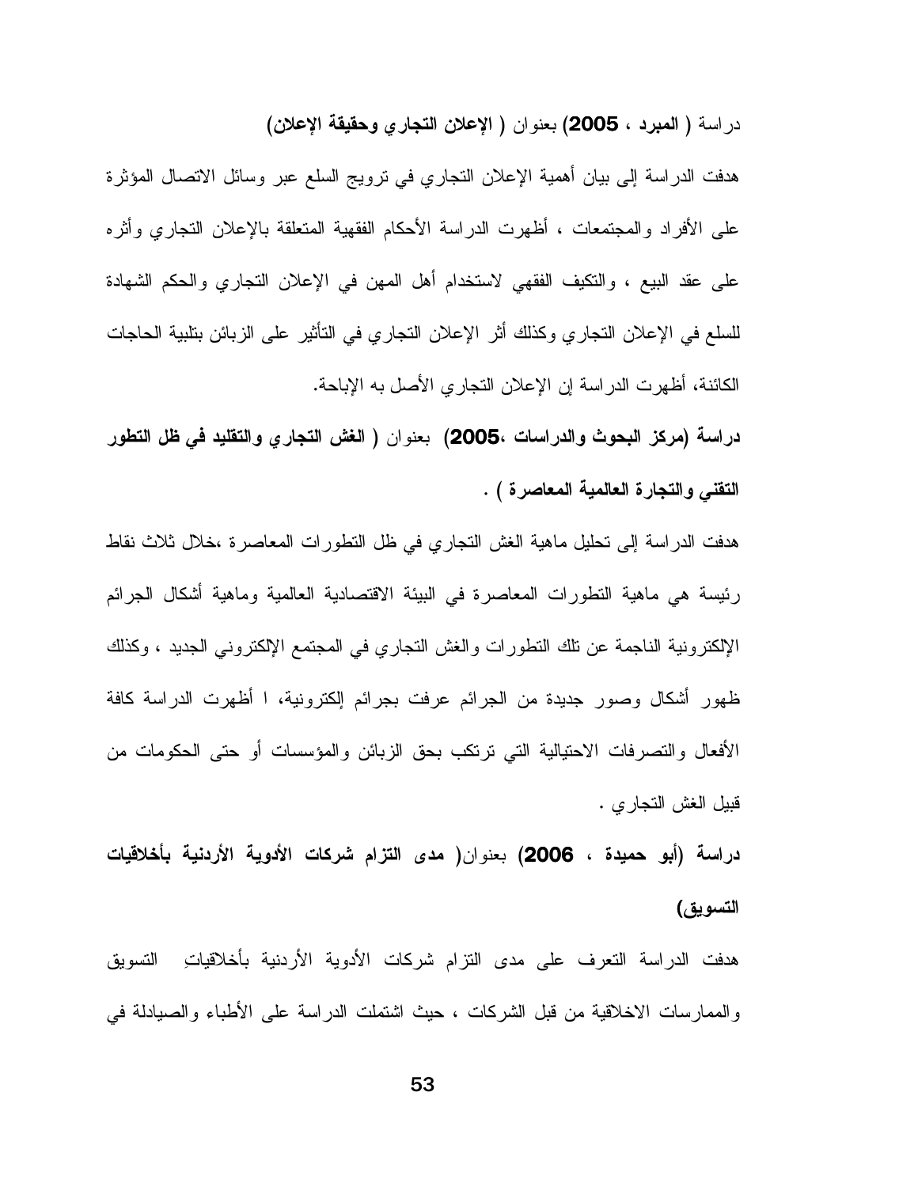دراسة ( **المبرد ، 2005**) بعنوان ( **الإعلان التجاري وحقيقة الإعلان**)

هدفت الدراسة إلى بيان أهمية الإعلان التجاري في ترويج السلع عبر وسائل الاتصال المؤثرة على الأفراد والمجتمعات ، أظهرت الدراسة الأحكام الفقهية المتعلقة بالإعلان التجاري وأثره على عقد البيع ، والتكيف الفقهي لاستخدام أهل المهن في الإعلان التجاري والحكم الشهادة للسلع في الإعلان التجاري وكذلك أثر الإعلان التجاري في التأثير على الزبائن بتلبية الحاجات الكائنة، أظهرت الدراسة إن الإعلان التجاري الأصل به الإباحة.

**دراسة (مركز البحوث والدراسات ،2005)** بعنوان ( **الغش التجاري والتقليد في ظل التطور التقني والتجارة العالمية المعاصرة** ) .

هدفت الدراسة إلى تحليل ماهية الغش التجاري في ظل التطورات المعاصرة ،خلال ثلاث نقاط رئيسة هي ماهية التطورات المعاصرة في البيئة الاقتصادية العالمية وماهية أشكال الجرائم الإلكترونية الناجمة عن تلك التطورات والغش التجاري في المجتمع الإلكتروني الجديد ، وكذلك ظهور أشكال وصور جديدة من الجرائم عرفت بجرائم إلكترونية، ا أظهرت الدراسة كافة الأفعال والتصرفات الاحتيالية التي ترتكب بحق الزبائن والمؤسسات أو حتى الحكومات من قبيل الغش التجاري .

**دراسة (أبو حميدة ، 2006)** بعنوان( **مدى التزام شركات الأدوية الأردنية بأخلاقيات التسويق**)

هدفت الدراسة التعرف على مدى التزام شركات الأدوية الأردنية بأخلاقياتِ التسويق والممارسات الاخلاقية من قبل الشركات ، حيث اشتملت الدراسة على الأطباء والصيادلة في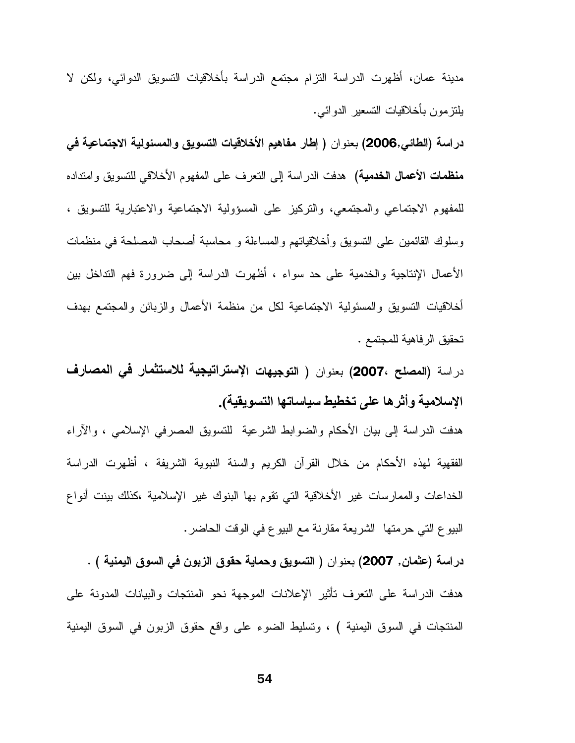مدينة عمان، أظهرت الدراسة التزام مجتمع الدراسة بأخلاقيات التسويق الدوائي، ولكن لا يلتزمون بأخلاقيات التسعير الدوائي.

**دراسة (الطائي,2006)** بعنوان **( إطار مفاهيم الأخلاقيات التسويق والمسئولية الاجتماعية في منظمات الأعمال الخدمية)** هدفت الدراسة إلى التعرف على المفهوم الأخلاقي للتسويق وامتداده للمفهوم الاجتماعي والمجتمعي، والتركيز على المسؤولية الاجتماعية والاعتبارية للتسويق ، وسلوك القائمين على التسويق وأخلاقياتهم والمساءلة و محاسبة أصحاب المصلحة في منظمات الأعمال الإنتاجية والخدمية على حد سواء ، أظهرت الدراسة إلى ضرورة فهم التداخل بين أخلاقيات التسويق والمسئولية الاجتماعية لكل من منظمة الأعمال والزبائن والمجتمع بهدف تحقيق الرفاهية للمجتمع .

دراسة **(المصلح ،2007)** بعنوان **( التوجيهات الإستراتيجية للاستثمار في المصارف الإسلامية وأثرها على تخطيط سياساتها التسويقية).**

هدفت الدراسة إلى بيان الأحكام والضوابط الشرعية للتسويق المصرفي الإسلامي ، والآراء الفقهية لهذه الأحكام من خلال القرآن الكريم والسنة النبوية الشريفة ، أظهرت الدراسة الخداعات والممارسات غير الأخلاقية التي تقوم بها البنوك غير الإسلامية ،كذلك بينت أنواع البيوع التي حرمتها الشريعة مقارنة مع البيوع في الوقت الحاضر.

**دراسة (عثمان, 2007)** بعنوان **( التسويق وحماية حقوق الزبون في السوق اليمنية )** .

هدفت الدراسة على التعرف تأثير الإعلانات الموجهة نحو المنتجات والبيانات المدونة على المنتجات في السوق اليمنية ) ، وتسليط الضوء على واقع حقوق الزبون في السوق اليمنية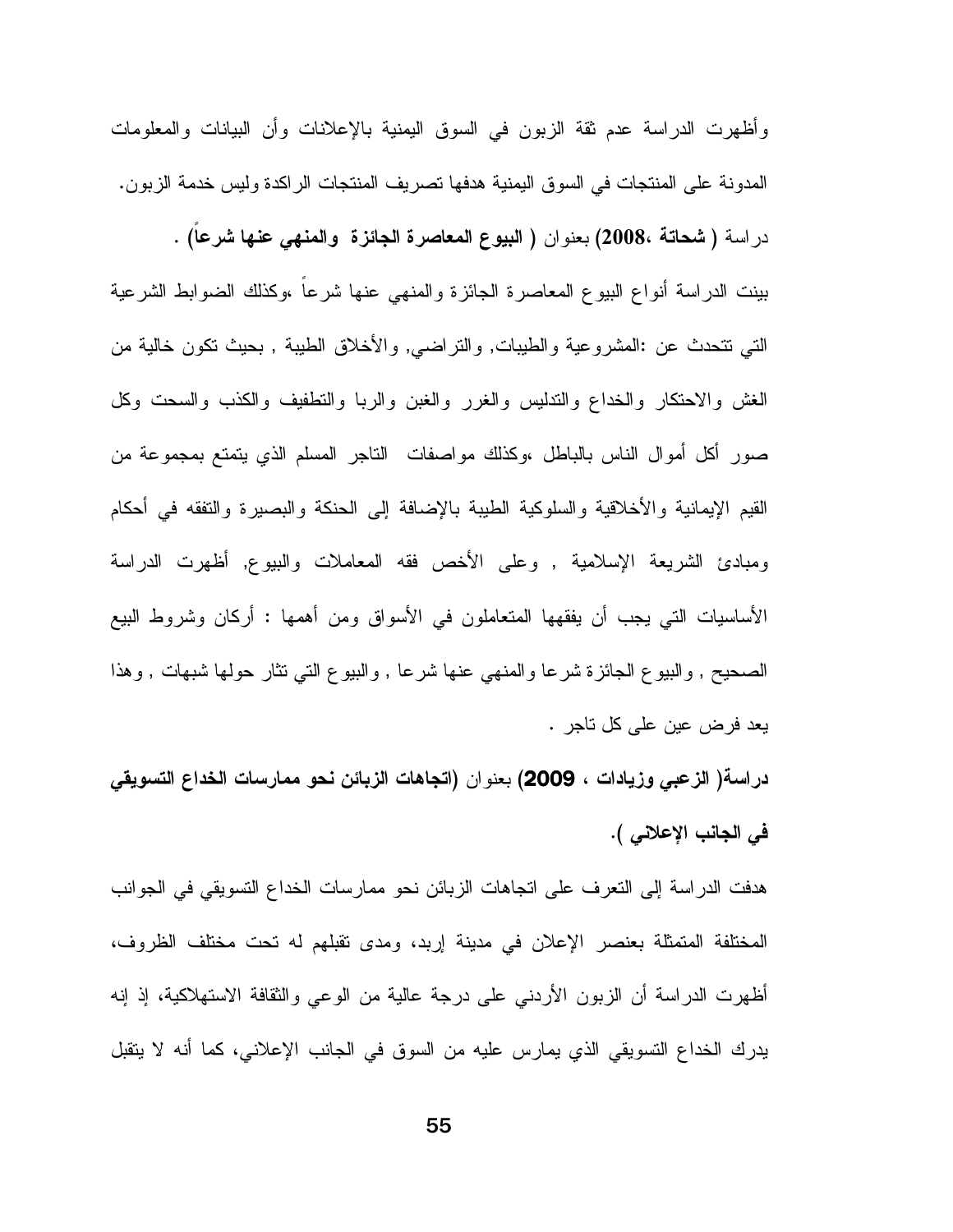وأظهرت الدراسة عدم ثقة الزبون في السوق اليمنية بالإعلانات وأن البيانات والمعلومات المدونة على المنتجات في السوق اليمنية هدفها تصريف المنتجات الراكدة وليس خدمة الزبون.

دراسة ( **شحاتة ،2008**) بعنوان ( **البيوع المعاصرة الجائزة والمنهي عنها شرعاً**) .

بينت الدراسة أنواع البيوع المعاصرة الجائزة والمنهي عنها شرعاً ،وكذلك الضوابط الشرعية التي تتحدث عن :المشروعية والطيبات, والتراضي, والأخلاق الطيبة , بحيث تكون خالية من الغش والاحتكار والخداع والتدليس والغرر والغبن والربا والتطفيف والكذب والسحت وكل صور أكل أموال الناس بالباطل ،وكذلك مواصفات التاجر المسلم الذي يتمتع بمجموعة من القيم الإيمانية والأخلاقية والسلوكية الطيبة بالإضافة إلى الحنكة والبصيرة والتفقه في أحكام ومبادئ الشريعة الإسلامية , وعلى الأخص فقه المعاملات والبيوع, أظهرت الدراسة الأساسيات التي يجب أن يفقهها المتعاملون في الأسواق ومن أهمها : أركان وشروط البيع الصحيح , والبيوع الجائزة شرعا والمنهي عنها شرعا , والبيوع التي تثار حولها شبهات , وهذا يعد فرض عين على كل تاجر .

**دراسة( الزعبي وزيادات ، 2009)** بعنوان (**اتجاهات الزبائن نحو ممارسات الخداع التسويقي في الجانب الإعلاني** ).

هدفت الدراسة إلى التعرف على اتجاهات الزبائن نحو ممارسات الخداع التسويقي في الجوانب المختلفة المتمثلة بعنصر الإعلان في مدينة إربد، ومدى تقبلهم له تحت مختلف الظروف، أظهرت الدراسة أن الزبون الأردني على درجة عالية من الوعي والثقافة الاستهلاكية، إذ إنه يدرك الخداع التسويقي الذي يمارس عليه من السوق في الجانب الإعلاني، كما أنه لا يتقبل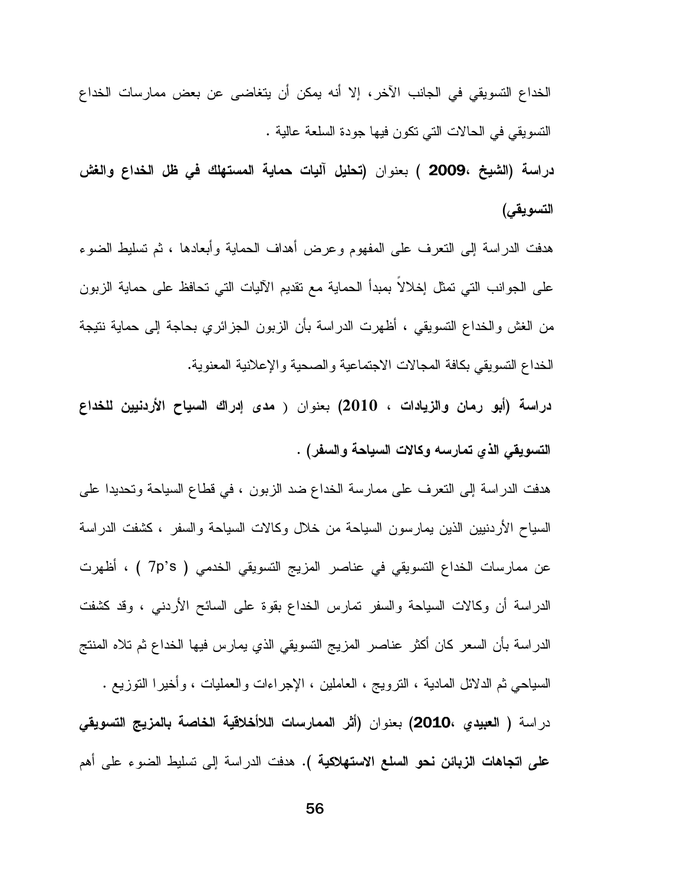الخداع التسويقي في الجانب الآخر، إلا أنه يمكن أن يتغاضى عن بعض ممارسات الخداع التسويقي في الحالات التي تكون فيها جودة السلعة عالية .

**دراسة (الشيخ ،2009 )** بعنوان **(تحليل آليات حماية المستهلك في ظل الخداع والغش التسويقي)**

هدفت الدراسة إلى التعرف على المفهوم وعرض أهداف الحماية وأبعادها ، ثم تسليط الضوء على الجوانب التي تمثل إخلالاً بمبدأ الحماية مع تقديم الآليات التي تحافظ على حماية الزبون من الغش والخداع التسويقي ، أظهرت الدراسة بأن الزبون الجزائري بحاجة إلى حماية نتيجة الخداع التسويقي بكافة المجالات الاجتماعية والصحية والإعلانية المعنوية.

**دراسة (أبو رمان والزيادات ، 2010)** بعنوان ( **مدى إدراك السياح الأردنيين للخداع التسويقي الذي تمارسه وكالات السياحة والسفر)** .

هدفت الدراسة إلى التعرف على ممارسة الخداع ضد الزبون ، في قطاع السياحة وتحديدا على السياح الأردنيين الذين يمارسون السياحة من خلال وكالات السياحة والسفر ، كشفت الدراسة عن ممارسات الخداع التسويقي في عناصر المزيج التسويقي الخدمي ( 7p's ) ، أظهرت الدراسة أن وكالات السياحة والسفر تمارس الخداع بقوة على السائح الأردني ، وقد كشفت الدراسة بأن السعر كان أكثر عناصر المزيج التسويقي الذي يمارس فيها الخداع ثم تلاه المنتج السياحي ثم الدلائل المادية ، الترويج ، العاملين ، الإجراءات والعمليات ، وأخيرا التوزيع .

دراسة ( **العبيدي ،2010**) بعنوان **(أثر الممارسات اللاأخلاقية الخاصة بالمزيج التسويقي على اتجاهات الزبائن نحو السلع الاستهلاكية )**. هدفت الدراسة إلى تسليط الضوء على أهم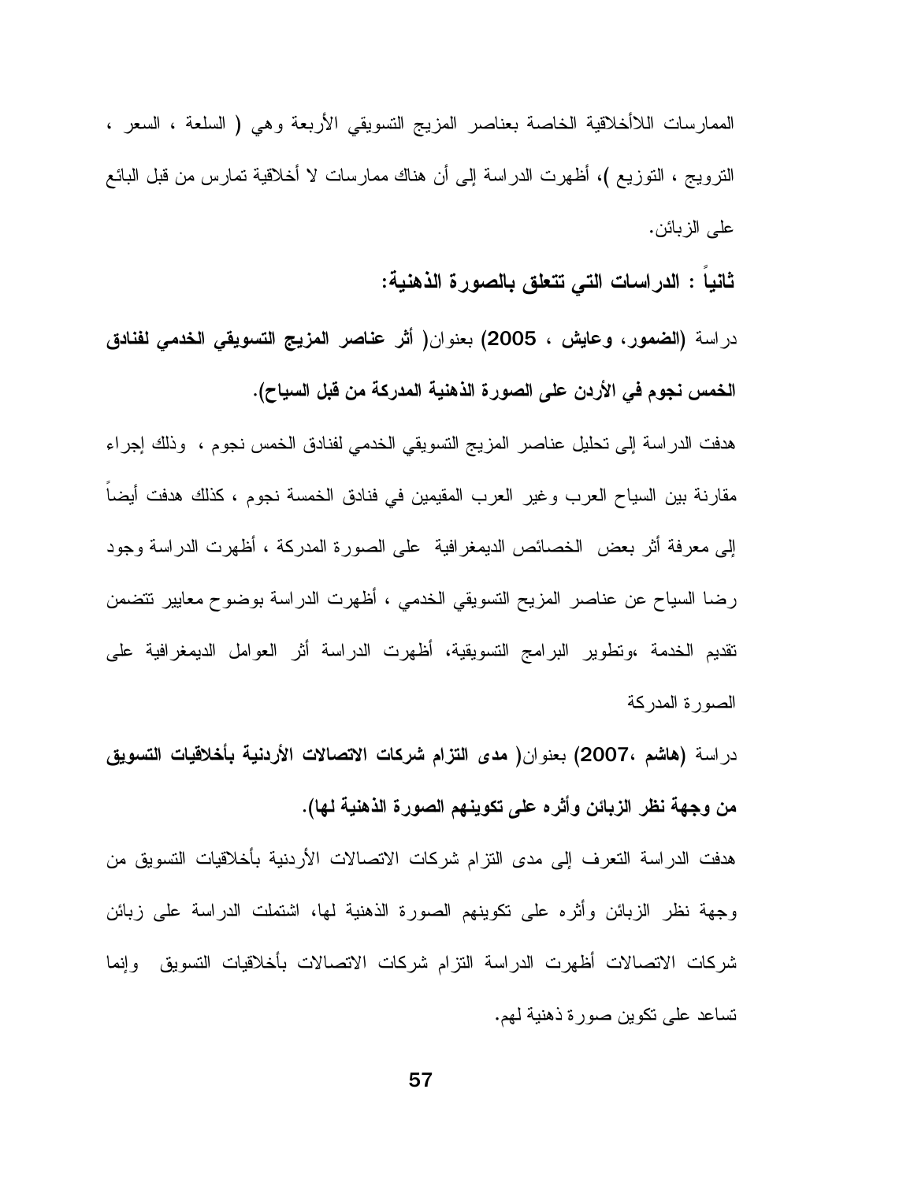الممارسات اللاأخلاقية الخاصة بعناصر المزيج التسويقي الأربعة وهي ( السلعة ، السعر ، الترويج ، التوزيع )، أظهرت الدراسة إلى أن هناك ممارسات لا أخلاقية تمارس من قبل البائع على الزبائن.

### ثانياً : الدراسات التي تتعلق بالصورة الذهنية:

دراسة **(الضمور، وعايش ، 2005)** بعنوان( **أثر عناصر المزيج التسويقي الخدمي لفنادق الخمس نجوم في الأردن على الصورة الذهنية المدركة من قبل السياح).**

هدفت الدراسة إلى تحليل عناصر المزيج التسويقي الخدمي لفنادق الخمس نجوم ، وذلك إجراء مقارنة بين السياح العرب وغير العرب المقيمين في فنادق الخمسة نجوم ، كذلك هدفت أيضاً إلى معرفة أثر بعض الخصائص الديمغرافية على الصورة المدركة ، أظهرت الدراسة وجود رضا السياح عن عناصر المزيح التسويقي الخدمي ، أظهرت الدراسة بوضوح معايير تتضمن تقديم الخدمة ،وتطوير البرامج التسويقية، أظهرت الدراسة أثر العوامل الديمغرافية على الصورة المدركة

دراسة **(هاشم ،2007)** بعنوان( **مدى التزام شركات الاتصالات الأردنية بأخلاقيات التسويق من وجهة نظر الزبائن وأثره على تكوينهم الصورة الذهنية لها).**

هدفت الدراسة التعرف إلى مدى التزام شركات الاتصالات الأردنية بأخلاقيات التسويق من وجهة نظر الزبائن وأثره على تكوينهم الصورة الذهنية لها، اشتملت الدراسة على زبائن شركات الاتصالات أظهرت الدراسة التزام شركات الاتصالات بأخلاقيات التسويق وإنما تساعد على تكوين صورة ذهنية لهم.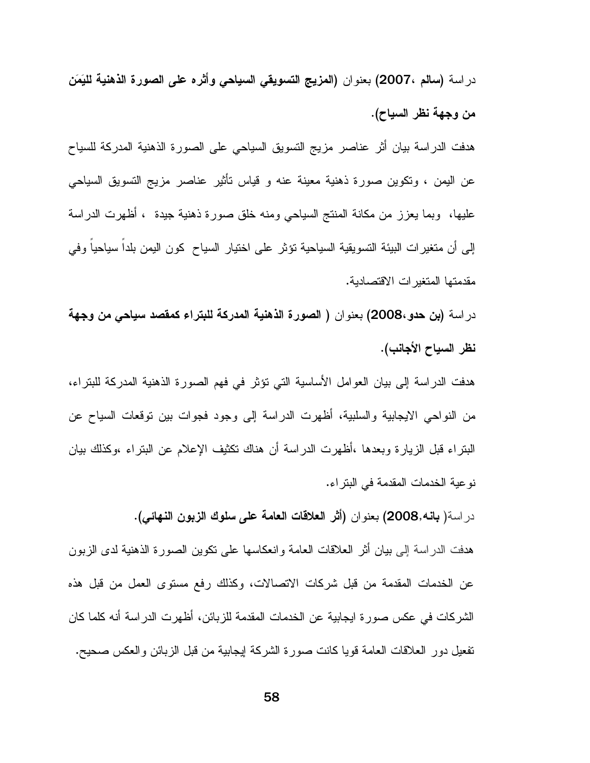دراسة **(سالم ،2007)** بعنوان **(المزيج التسويقي السياحي وأثره على الصورة الذهنية لليَمَن من وجهة نظر السياح).**

هدفت الدراسة بيان أثر عناصر مزيج التسويق السياحي على الصورة الذهنية المدركة للسياح عن اليمن ، وتكوين صورة ذهنية معينة عنه و قياس تأثير عناصر مزيج التسويق السياحي عليها، وبما يعزز من مكانة المنتج السياحي ومنه خلق صورة ذهنية جيدة ، أظهرت الدراسة إلى أن متغيرات البيئة التسويقية السياحية تؤثر على اختيار السياح كون اليمن بلداً سياحياً وفي مقدمتها المتغيرات الاقتصادية.

دراسة **(بن حدو،2008)** بعنوان **( الصورة الذهنية المدركة للبتراء كمقصد سياحي من وجهة نظر السياح الأجانب).**

هدفت الدراسة إلى بيان العوامل الأساسية التي تؤثر في فهم الصورة الذهنية المدركة للبتراء، من النواحي الايجابية والسلبية، أظهرت الدراسة إلى وجود فجوات بين توقعات السياح عن البتراء قبل الزيارة وبعدها ،أظهرت الدراسة أن هناك تكثيف الإعلام عن البتراء ،وكذلك بيان نوعية الخدمات المقدمة في البتراء.

دراسة( **بانه,2008)** بعنوان **(أثر العلاقات العامة على سلوك الزبون النهائي).**

هدفت الدراسة إلى بيان أثر العلاقات العامة وانعكاسها على تكوين الصورة الذهنية لدى الزبون عن الخدمات المقدمة من قبل شركات الاتصالات، وكذلك رفع مستوى العمل من قبل هذه الشركات في عكس صورة ايجابية عن الخدمات المقدمة للزبائن، أظهرت الدراسة أنه كلما كان تفعيل دور العلاقات العامة قويا كانت صورة الشركة إيجابية من قبل الزبائن والعكس صحيح.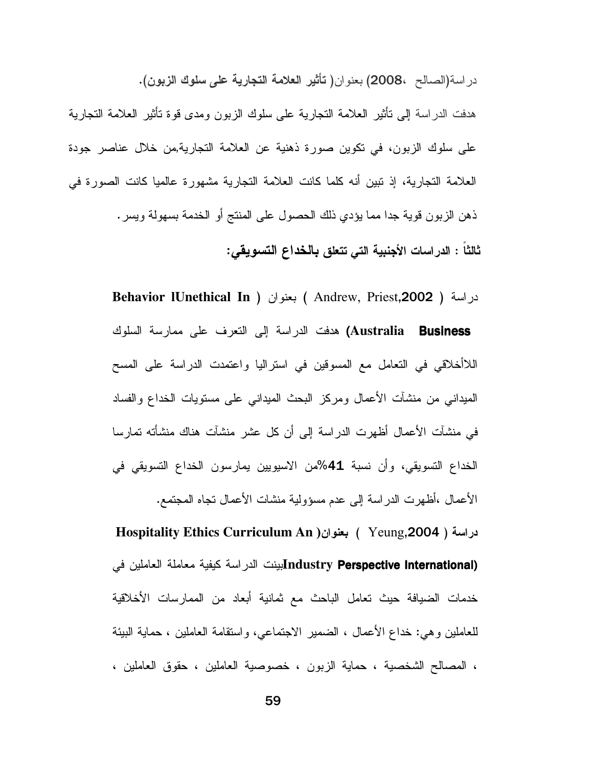دراسة(الصالح ،**2008**) بعنوان( **تأثير العلامة التجارية على سلوك الزبون**).

هدفت الدراسة إلى تأثير العلامة التجارية على سلوك الزبون ومدى قوة تأثير العلامة التجارية على سلوك الزبون، في تكوين صورة ذهنية عن العلامة التجارية,من خلال عناصر جودة العلامة التجارية، إذ تبين أنه كلما كانت العلامة التجارية مشهورة عالميا كانت الصورة في ذهن الزبون قوية جدا مما يؤدي ذلك الحصول على المنتج أو الخدمة بسهولة ويسر.

**ثالثاً : الدراسات الأجنبية التي تتعلق بالخداع التسويقي:**

دراسة ( Andrew, Priest,**2002** ) بعنوان ( **Behavior lUnethical In Australia Business**) هدفت الدراسة إلى التعرف على ممارسة السلوك اللاأخلاقي في التعامل مع المسوقين في استراليا واعتمدت الدراسة على المسح الميداني من منشآت الأعمال ومركز البحث الميداني على مستويات الخداع والفساد في منشآت الأعمال أظهرت الدراسة إلى أن كل عشر منشآت هناك منشأته تمارسا الخداع التسويقي، وأن نسبة **41**%من الاسيويين يمارسون الخداع التسويقي في الأعمال ،أظهرت الدراسة إلى عدم مسؤولية منشات الأعمال تجاه المجتمع.

**دراسة ( Yeung,2004 ) بعنوان( Hospitality Ethics Curriculum An Industry Perspective International)**بينت الدراسة كيفية معاملة العاملين في خدمات الضيافة حيث تعامل الباحث مع ثمانية أبعاد من الممارسات الأخلاقية للعاملين وهي: خداع الأعمال ، الضمير الاجتماعي، واستقامة العاملين ، حماية البيئة ، المصالح الشخصية ، حماية الزبون ، خصوصية العاملين ، حقوق العاملين ،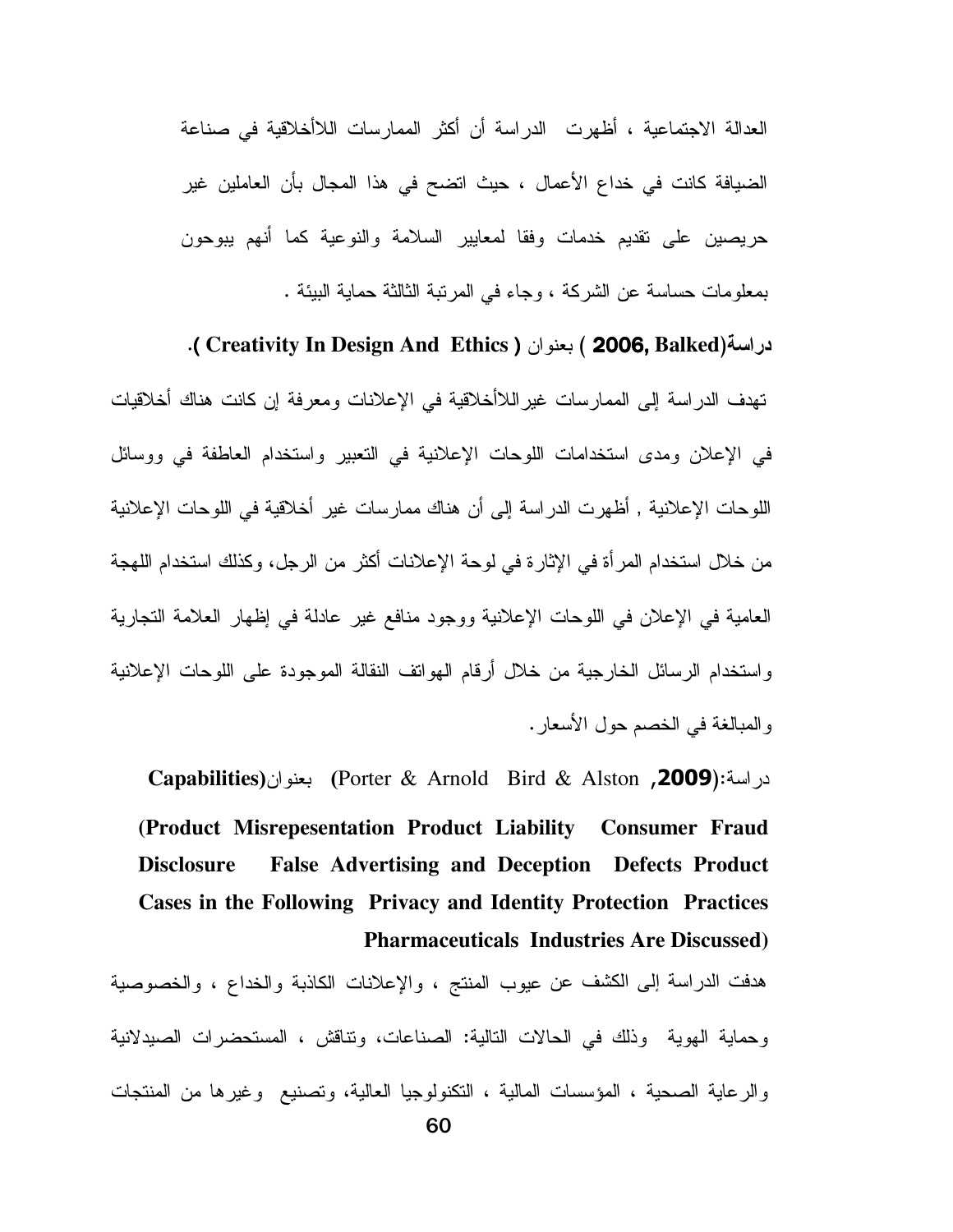العدالة الاجتماعية ، أظهرت الدراسة أن أكثر الممارسات اللاأخلاقية في صناعة الضيافة كانت في خداع الأعمال ، حيث اتضح في هذا المجال بأن العاملين غير حريصين على تقديم خدمات وفقا لمعايير السلامة والنوعية كما أنهم يبوحون بمعلومات حساسة عن الشركة ، وجاء في المرتبة الثالثة حماية البيئة .

**دراسة(Balked, 2006 ) بعنوان ( Creativity In Design And Ethics ).**

تهدف الدراسة إلى الممارسات غيراللاأخلاقية في الإعلانات ومعرفة إن كانت هناك أخلاقيات في الإعلان ومدى استخدامات اللوحات الإعلانية في التعبير واستخدام العاطفة في ووسائل اللوحات الإعلانية , أظهرت الدراسة إلى أن هناك ممارسات غير أخلاقية في اللوحات الإعلانية من خلال استخدام المرأة في الإثارة في لوحة الإعلانات أكثر من الرجل، وكذلك استخدام اللهجة العامية في الإعلان في اللوحات الإعلانية ووجود منافع غير عادلة في إظهار العلامة التجارية واستخدام الرسائل الخارجية من خلال أرقام الهواتف النقالة الموجودة على اللوحات الإعلانية والمبالغة في الخصم حول الأسعار.

دراسة:(Porter & Arnold Bird & Alston **,2009**) بعنوان(**Capabilities**

**(Product Misrepesentation Product Liability Consumer Fraud Disclosure False Advertising and Deception Defects Product Cases in the Following Privacy and Identity Protection Practices Pharmaceuticals Industries Are Discussed)**

هدفت الدراسة إلى الكشف عن عيوب المنتج ، والإعلانات الكاذبة والخداع ، والخصوصية وحماية الهوية وذلك في الحالات التالية: الصناعات، وتناقش ، المستحضرات الصيدلانية والرعاية الصحية ، المؤسسات المالية ، التكنولوجيا العالية، وتصنيع وغيرها من المنتجات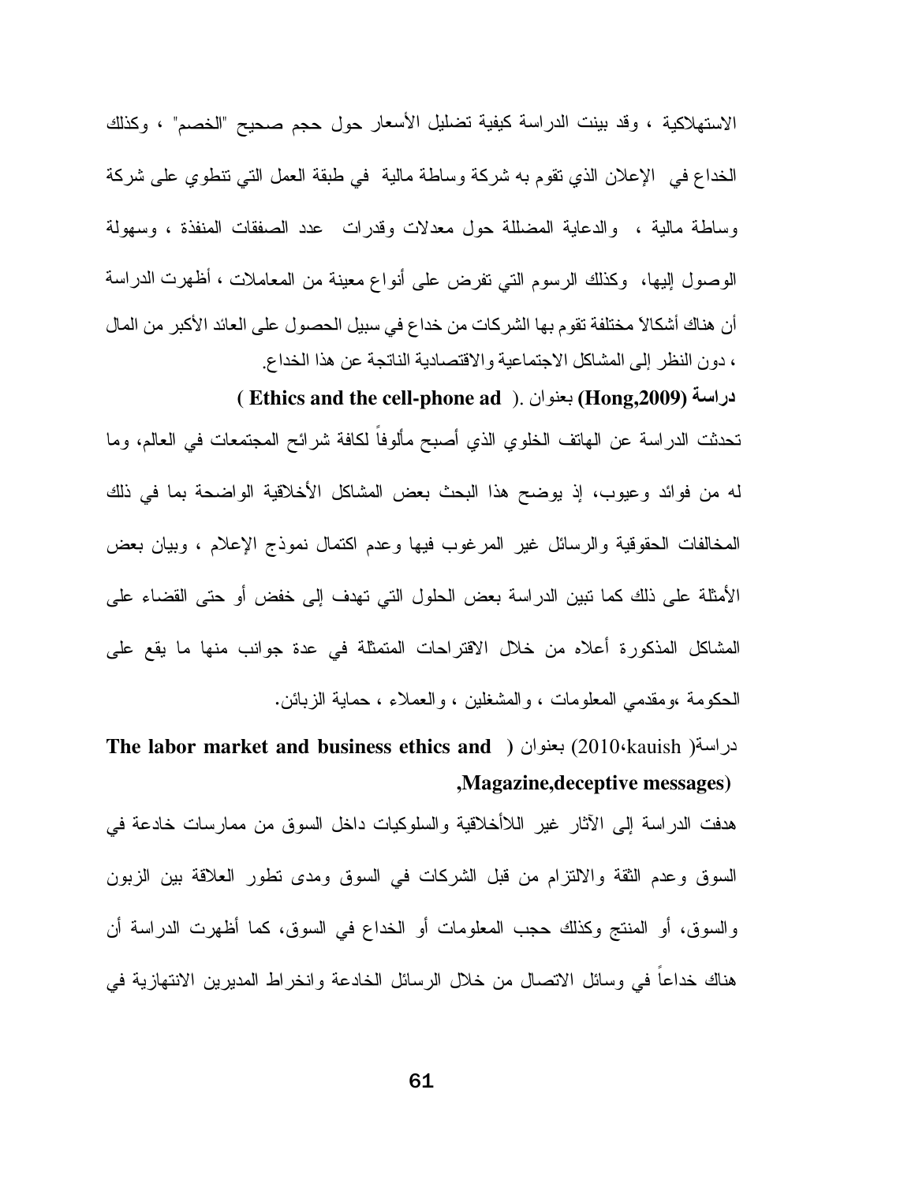الاستهلاكية ، وقد بينت الدراسة كيفية تضليل الأسعار حول حجم صحيح "الخصم" ، وكذلك الخداع في الإعلان الذي تقوم به شركة وساطة مالية في طبقة العمل التي تنطوي على شركة وساطة مالية ، والدعاية المضللة حول معدلات وقدرات عدد الصفقات المنفذة ، وسهولة الوصول إليها، وكذلك الرسوم التي تفرض على أنواع معينة من المعاملات ، أظهرت الدراسة أن هناك أشكالاً مختلفة تقوم بها الشركات من خداع في سبيل الحصول على العائد الأكبر من المال ، دون النظر إلى المشاكل الاجتماعية والاقتصادية الناتجة عن هذا الخداع.

**دراسة (Hong,2009)** بعنوان **(Ethics and the cell-phone ad).**

تحدثت الدراسة عن الهاتف الخلوي الذي أصبح مألوفاً لكافة شرائح المجتمعات في العالم، وما له من فوائد وعيوب، إذ يوضح هذا البحث بعض المشاكل الأخلاقية الواضحة بما في ذلك المخالفات الحقوقية والرسائل غير المرغوب فيها وعدم اكتمال نموذج الإعلام ، وبيان بعض الأمثلة على ذلك كما تبين الدراسة بعض الحلول التي تهدف إلى خفض أو حتى القضاء على المشاكل المذكورة أعلاه من خلال الاقتراحات المتمثلة في عدة جوانب منها ما يقع على الحكومة ،ومقدمي المعلومات ، والمشغلين ، والعملاء ، حماية الزبائن.

دراسة( kauish،2010) بعنوان **( The labor market and business ethics and ,Magazine,deceptive messages)**

هدفت الدراسة إلى الآثار غير اللاأخلاقية والسلوكيات داخل السوق من ممارسات خادعة في السوق وعدم الثقة والالتزام من قبل الشركات في السوق ومدى تطور العلاقة بين الزبون والسوق، أو المنتج وكذلك حجب المعلومات أو الخداع في السوق، كما أظهرت الدراسة أن هناك خداعاً في وسائل الاتصال من خلال الرسائل الخادعة وانخراط المديرين الانتهازية في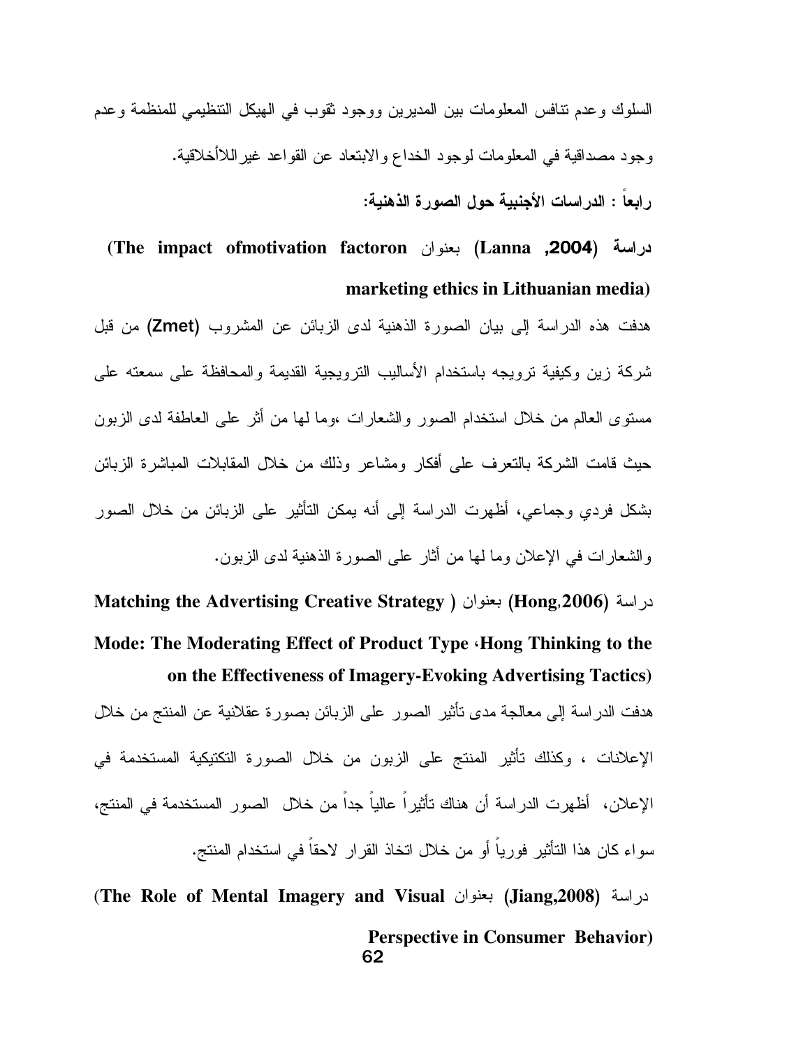السلوك وعدم تنافس المعلومات بين المديرين ووجود ثقوب في الهيكل التنظيمي للمنظمة وعدم وجود مصداقية في المعلومات لوجود الخداع والابتعاد عن القواعد غيراللاأخلاقية.

**رابعاً : الدراسات الأجنبية حول الصورة الذهنية:**

**دراسة (Lanna ,2004) بعنوان (The impact ofmotivation factoron marketing ethics in Lithuanian media)**

هدفت هذه الدراسة إلى بيان الصورة الذهنية لدى الزبائن عن المشروب (Zmet) من قبل شركة زين وكيفية ترويجه باستخدام الأساليب الترويجية القديمة والمحافظة على سمعته على مستوى العالم من خلال استخدام الصور والشعارات ،وما لها من أثر على العاطفة لدى الزبون حيث قامت الشركة بالتعرف على أفكار ومشاعر وذلك من خلال المقابلات المباشرة الزبائن بشكل فردي وجماعي، أظهرت الدراسة إلى أنه يمكن التأثير على الزبائن من خلال الصور والشعارات في الإعلان وما لها من أثار على الصورة الذهنية لدى الزبون.

دراسة **(Hong,2006)** بعنوان ( **Matching the Advertising Creative Strategy Mode: The Moderating Effect of Product Type ،Hong Thinking to the on the Effectiveness of Imagery-Evoking Advertising Tactics)**

هدفت الدراسة إلى معالجة مدى تأثير الصور على الزبائن بصورة عقلانية عن المنتج من خلال الإعلانات ، وكذلك تأثير المنتج على الزبون من خلال الصورة التكتيكية المستخدمة في الإعلان، أظهرت الدراسة أن هناك تأثيراً عالياً جداً من خلال الصور المستخدمة في المنتج، سواء كان هذا التأثير فورياً أو من خلال اتخاذ القرار لاحقاً في استخدام المنتج.

دراسة **(Jiang,2008)** بعنوان **(The Role of Mental Imagery and Visual Perspective in Consumer Behavior)**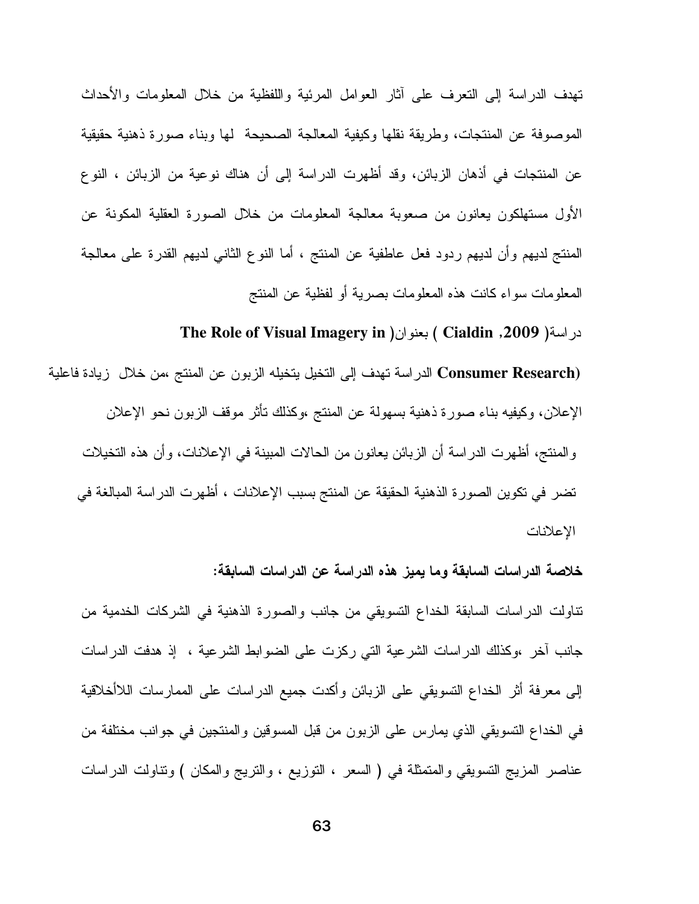تهدف الدراسة إلى التعرف على آثار العوامل المرئية واللفظية من خلال المعلومات والأحداث الموصوفة عن المنتجات، وطريقة نقلها وكيفية المعالجة الصحيحة لها وبناء صورة ذهنية حقيقية عن المنتجات في أذهان الزبائن، وقد أظهرت الدراسة إلى أن هناك نوعية من الزبائن ، النوع الأول مستهلكون يعانون من صعوبة معالجة المعلومات من خلال الصورة العقلية المكونة عن المنتج لديهم وأن لديهم ردود فعل عاطفية عن المنتج ، أما النوع الثاني لديهم القدرة على معالجة المعلومات سواء كانت هذه المعلومات بصرية أو لفظية عن المنتج

دراسة( **Cialdin ,2009** ) بعنوان( **The Role of Visual Imagery in Consumer Research)** الدراسة تهدف إلى التخيل يتخيله الزبون عن المنتج ،من خلال زيادة فاعلية الإعلان، وكيفيه بناء صورة ذهنية بسهولة عن المنتج ،وكذلك تأثر موقف الزبون نحو الإعلان والمنتج، أظهرت الدراسة أن الزبائن يعانون من الحالات المبينة في الإعلانات، وأن هذه التخيلات تضر في تكوين الصورة الذهنية الحقيقة عن المنتج بسبب الإعلانات ، أظهرت الدراسة المبالغة في الإعلانات

**خلاصة الدراسات السابقة وما يميز هذه الدراسة عن الدراسات السابقة:**

تناولت الدراسات السابقة الخداع التسويقي من جانب والصورة الذهنية في الشركات الخدمية من جانب آخر ،وكذلك الدراسات الشرعية التي ركزت على الضوابط الشرعية ، إذ هدفت الدراسات إلى معرفة أثر الخداع التسويقي على الزبائن وأكدت جميع الدراسات على الممارسات اللاأخلاقية في الخداع التسويقي الذي يمارس على الزبون من قبل المسوقين والمنتجين في جوانب مختلفة من عناصر المزيج التسويقي والمتمثلة في ( السعر ، التوزيع ، والترويج والمكان ) وتناولت الدراسات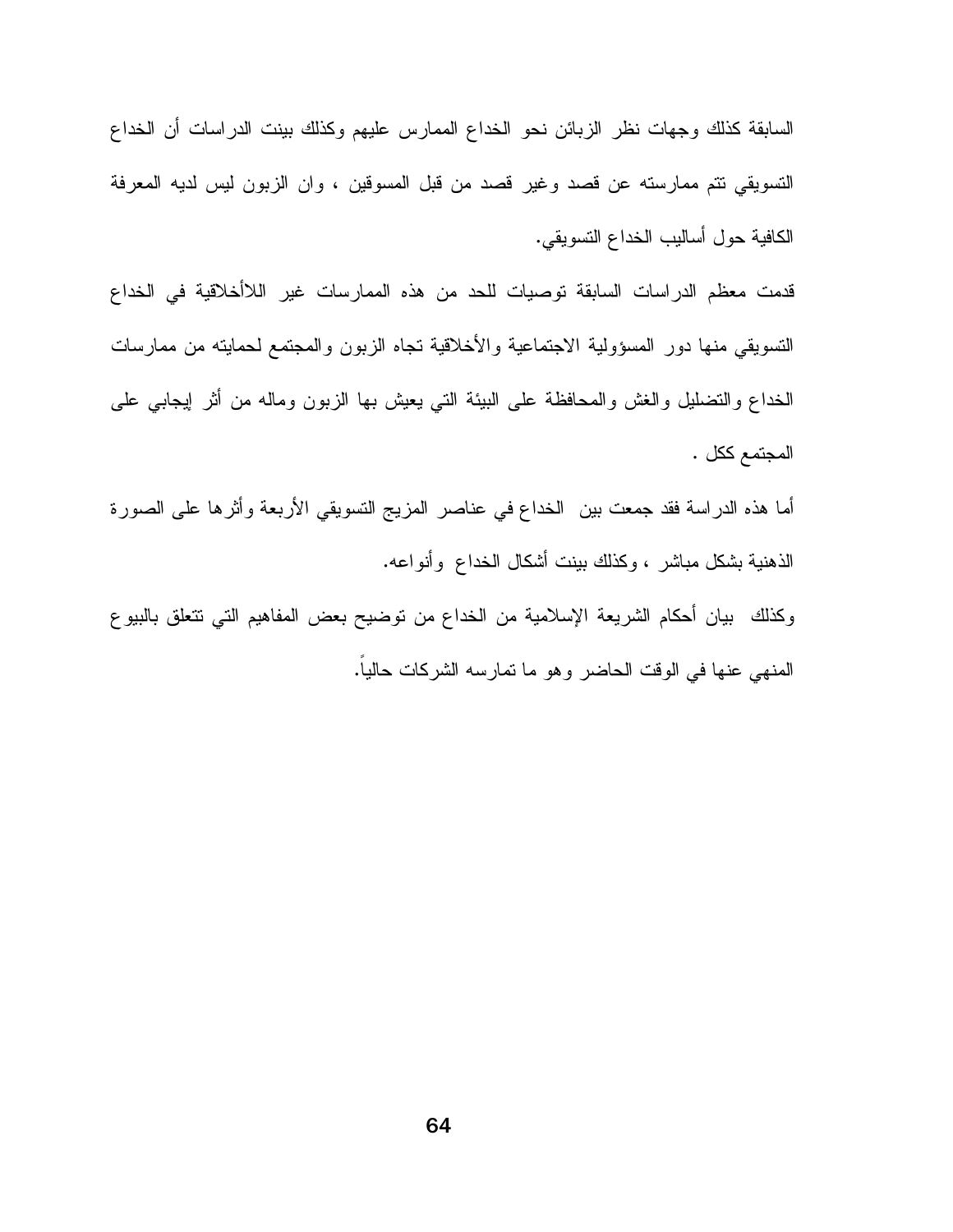السابقة كذلك وجهات نظر الزبائن نحو الخداع الممارس عليهم وكذلك بينت الدراسات أن الخداع التسويقي تتم ممارسته عن قصد وغير قصد من قبل المسوقين ، وان الزبون ليس لديه المعرفة الكافية حول أساليب الخداع التسويقي.

قدمت معظم الدراسات السابقة توصيات للحد من هذه الممارسات غير اللاأخلاقية في الخداع التسويقي منها دور المسؤولية الاجتماعية والأخلاقية تجاه الزبون والمجتمع لحمايته من ممارسات الخداع والتضليل والغش والمحافظة على البيئة التي يعيش بها الزبون وماله من أثر إيجابي على المجتمع ككل .

أما هذه الدراسة فقد جمعت بين الخداع في عناصر المزيج التسويقي الأربعة وأثرها على الصورة الذهنية بشكل مباشر ، وكذلك بينت أشكال الخداع وأنواعه.

وكذلك بيان أحكام الشريعة الإسلامية من الخداع من توضيح بعض المفاهيم التي تتعلق بالبيوع المنهي عنها في الوقت الحاضر وهو ما تمارسه الشركات حالياً.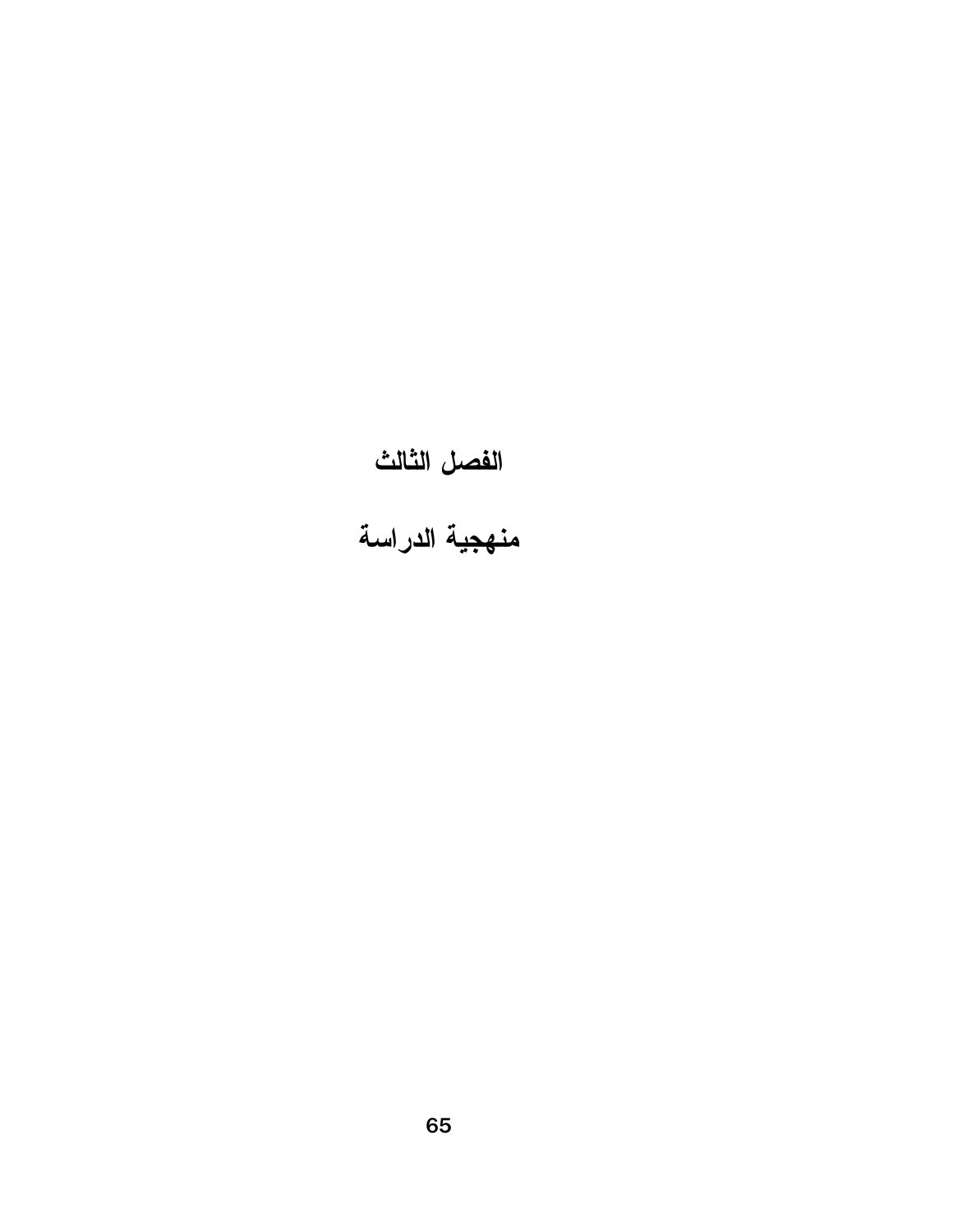# الفصل الثالث

# منهجية الدراسة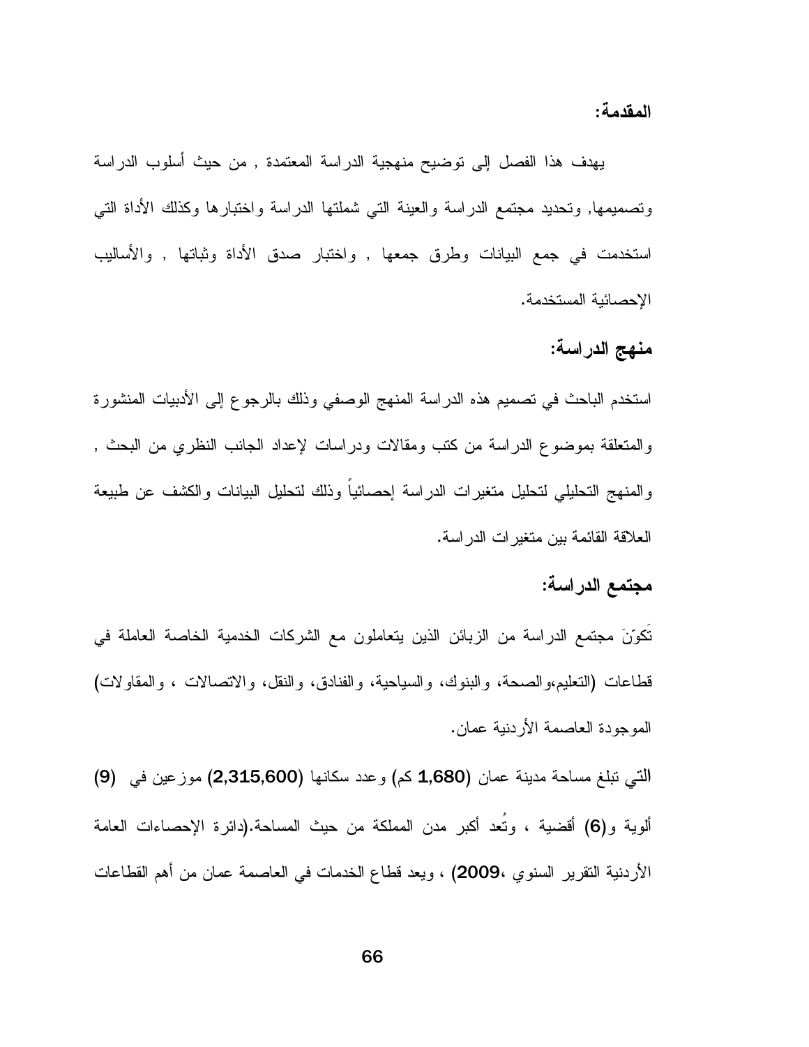**المقدمة:**

يهدف هذا الفصل إلى توضيح منهجية الدراسة المعتمدة , من حيث أسلوب الدراسة وتصميمها, وتحديد مجتمع الدراسة والعينة التي شملتها الدراسة واختبارها وكذلك الأداة التي استخدمت في جمع البيانات وطرق جمعها , واختبار صدق الأداة وثباتها , والأساليب الإحصائية المستخدمة.

**منهج الدراسة:**

استخدم الباحث في تصميم هذه الدراسة المنهج الوصفي وذلك بالرجوع إلى الأدبيات المنشورة والمتعلقة بموضوع الدراسة من كتب ومقالات ودراسات لإعداد الجانب النظري من البحث , والمنهج التحليلي لتحليل متغيرات الدراسة إحصائياً وذلك لتحليل البيانات والكشف عن طبيعة العلاقة القائمة بين متغيرات الدراسة.

**مجتمع الدراسة:**

تَكوّنَ مجتمع الدراسة من الزبائن الذين يتعاملون مع الشركات الخدمية الخاصة العاملة في قطاعات (التعليم،والصحة، والبنوك، والسياحية، والفنادق، والنقل، والاتصالات ، والمقاولات) الموجودة العاصمة الأردنية عمان.

التي تبلغ مساحة مدينة عمان (**1,680** كم) وعدد سكانها (**2,315,600**) موزعين في (**9**) ألوية و(**6**) أقضية ، وتُعد أكبر مدن المملكة من حيث المساحة.(دائرة الإحصاءات العامة الأردنية التقرير السنوي ،**2009**) ، ويعد قطاع الخدمات في العاصمة عمان من أهم القطاعات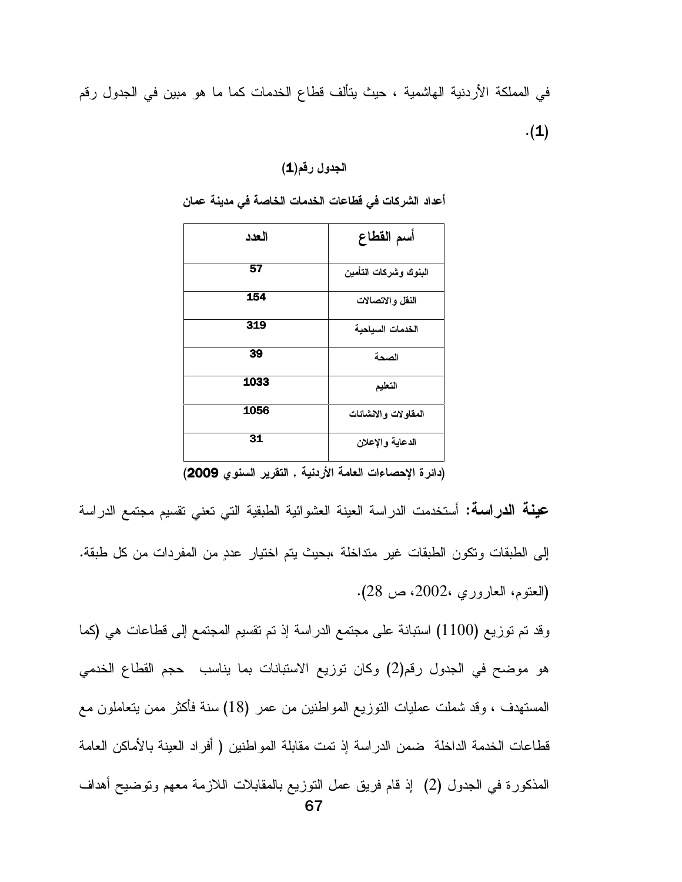في المملكة الأردنية الهاشمية ، حيث يتألف قطاع الخدمات كما ما هو مبين في الجدول رقم (1).

**الجدول رقم(1)**

**أعداد الشركات في قطاعات الخدمات الخاصة في مدينة عمان**

| أسم القطاع | العدد |
|---|---|
| البنوك وشركات التأمين | 57 |
| النقل والاتصالات | 154 |
| الخدمات السياحية | 319 |
| الصحة | 39 |
| التعليم | 1033 |
| المقاولات والانشائات | 1056 |
| الدعاية والإعلان | 31 |

**(دائرة الإحصاءات العامة الأردنية , التقرير السنوي 2009)**

**عينة الدراسة:** أستخدمت الدراسة العينة العشوائية الطبقية التي تعني تقسيم مجتمع الدراسة إلى الطبقات وتكون الطبقات غير متداخلة ،بحيث يتم اختيار عددٍ من المفردات من كل طبقة. (العتوم، العاروري ،2002، ص 28).

وقد تم توزيع (1100) استبانة على مجتمع الدراسة إذ تم تقسيم المجتمع إلى قطاعات هي (كما هو موضح في الجدول رقم(2) وكان توزيع الاستبانات بما يناسب حجم القطاع الخدمي المستهدف ، وقد شملت عمليات التوزيع المواطنين من عمر (18) سنة فأكثر ممن يتعاملون مع قطاعات الخدمة الداخلة ضمن الدراسة إذ تمت مقابلة المواطنين ( أفراد العينة بالأماكن العامة المذكورة في الجدول (2) إذ قام فريق عمل التوزيع بالمقابلات اللازمة معهم وتوضيح أهداف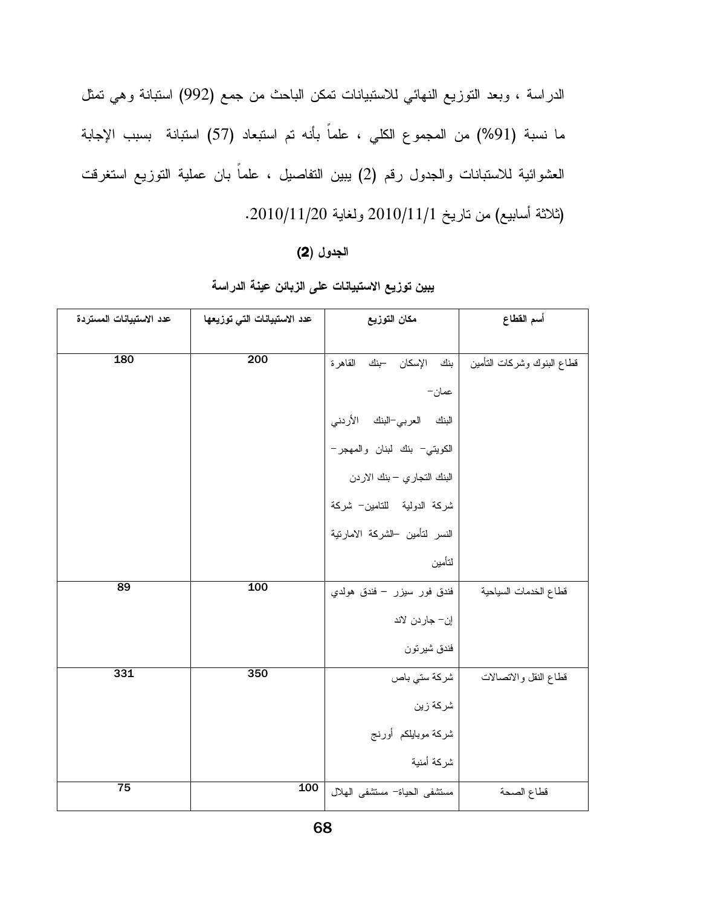الدراسة ، وبعد التوزيع النهائي للاستبيانات تمكن الباحث من جمع (992) استبانة وهي تمثل ما نسبة (91%) من المجموع الكلي ، علماً بأنه تم استبعاد (57) استبانة بسبب الإجابة العشوائية للاستبانات والجدول رقم (2) يبين التفاصيل ، علماً بان عملية التوزيع استغرقت (ثلاثة أسابيع) من تاريخ 2010/11/1 ولغاية 2010/11/20.

**الجدول (2)**

**يبين توزيع الاستبيانات على الزبائن عينة الدراسة**

| أسم القطاع | مكان التوزيع | عدد الاستبيانات التي توزيعها | عدد الاستبيانات المستردة |
|---|---|---|---|
| قطاع البنوك وشركات التأمين | بنك الإسكان –بنك القاهرة عمان– البنك العربي–البنك الأردني الكويتي– بنك لبنان والمهجر– البنك التجاري – بنك الاردن شركة الدولية للتامين– شركة النسر لتأمين –الشركة الاماراتية لتأمين | 200 | 180 |
| قطاع الخدمات السياحية | فندق فور سيزر – فندق هولدي إن– جاردن لاند فندق شيرتون | 100 | 89 |
| قطاع النقل والاتصالات | شركة ستي باص شركة زين شركة موبايلكم أورنج شركة أمنية | 350 | 331 |
| قطاع الصحة | مستشفى الحياة– مستشفى الهلال | 100 | 75 |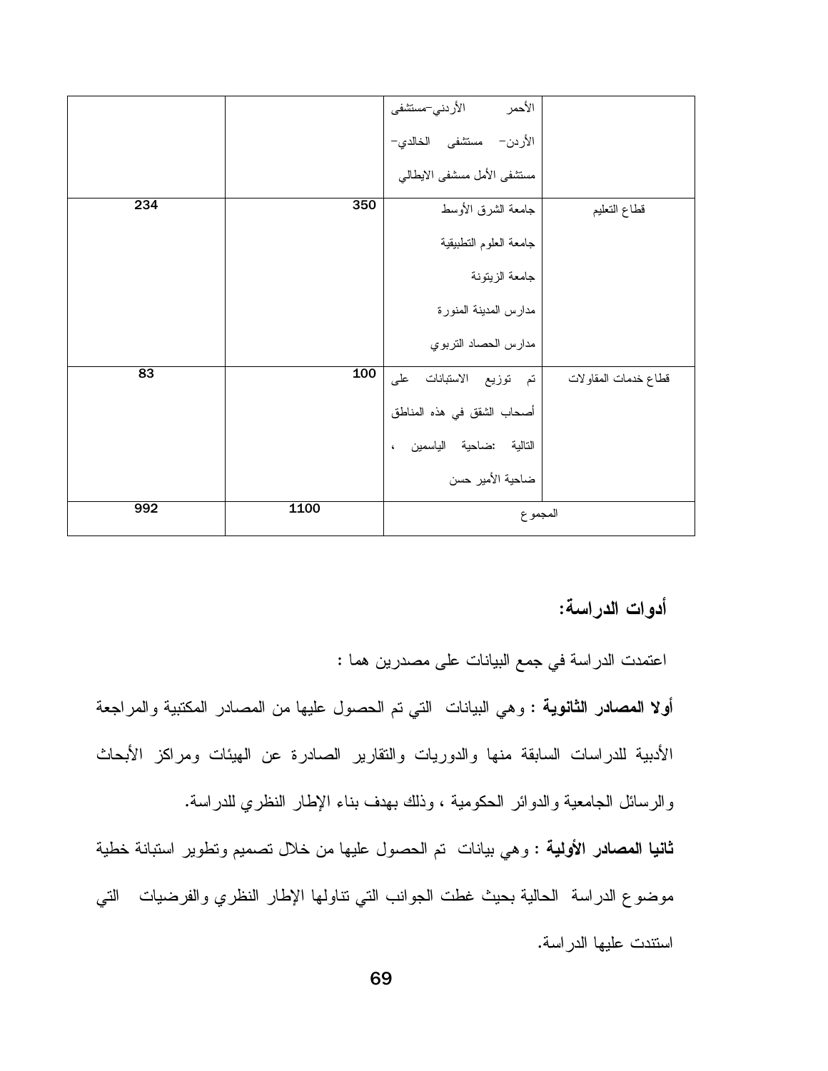| | | | |
|---|---|---|---|
| | | الأحمر الأردني–مستشفى الأردن– مستشفى الخالدي– مستشفى الأمل مسشفى الايطالي | |
| قطاع التعليم | جامعة الشرق الأوسط جامعة العلوم التطبيقية جامعة الزيتونة مدارس المدينة المنورة مدارس الحصاد التربوي | 350 | 234 |
| قطاع خدمات المقاولات | تم توزيع الاستبانات على أصحاب الشقق في هذه المناطق التالية :ضاحية الياسمين ، ضاحية الأمير حسن | 100 | 83 |
| المجموع | | 1100 | 992 |

## أدوات الدراسة:

اعتمدت الدراسة في جمع البيانات على مصدرين هما :

**أولا المصادر الثانوية :** وهي البيانات التي تم الحصول عليها من المصادر المكتبية والمراجعة الأدبية للدراسات السابقة منها والدوريات والتقارير الصادرة عن الهيئات ومراكز الأبحاث والرسائل الجامعية والدوائر الحكومية ، وذلك بهدف بناء الإطار النظري للدراسة.

**ثانيا المصادر الأولية :** وهي بيانات تم الحصول عليها من خلال تصميم وتطوير استبانة خطية موضوع الدراسة الحالية بحيث غطت الجوانب التي تناولها الإطار النظري والفرضيات التي استندت عليها الدراسة.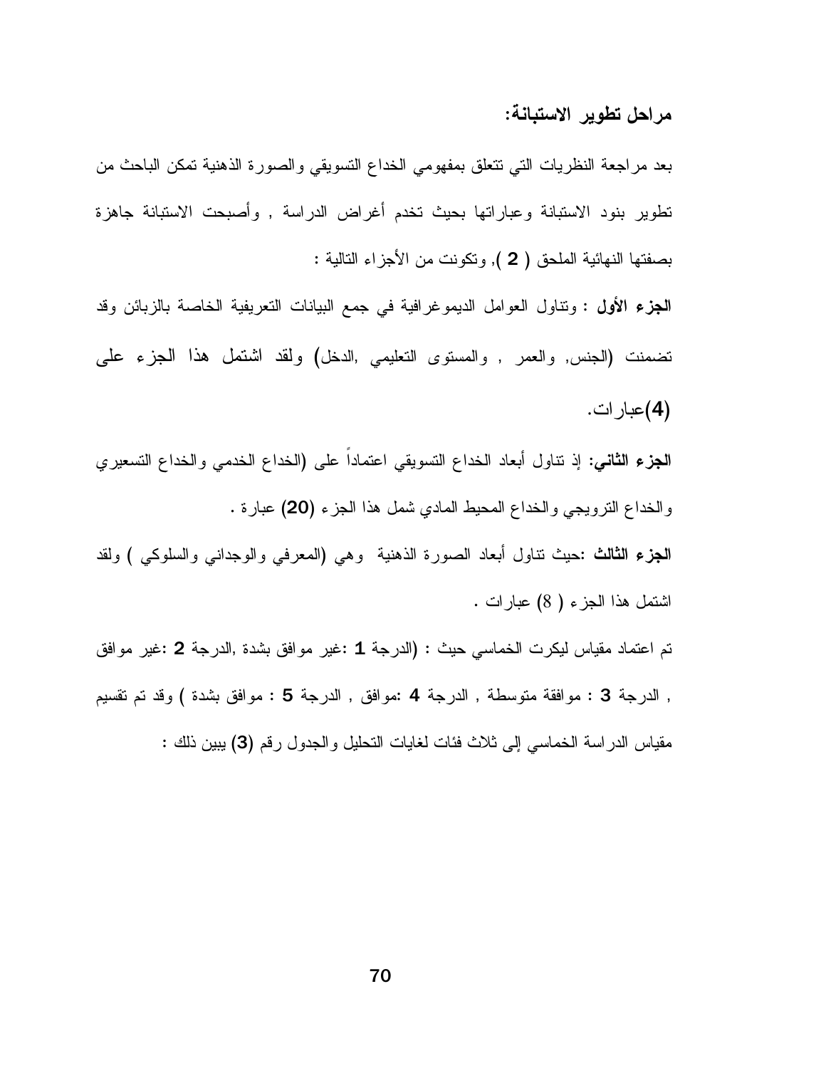### مراحل تطوير الاستبانة:

بعد مراجعة النظريات التي تتعلق بمفهومي الخداع التسويقي والصورة الذهنية تمكن الباحث من تطوير بنود الاستبانة وعباراتها بحيث تخدم أغراض الدراسة , وأصبحت الاستبانة جاهزة بصفتها النهائية الملحق ( **2** ), وتكونت من الأجزاء التالية :

**الجزء الأول** : وتناول العوامل الديموغرافية في جمع البيانات التعريفية الخاصة بالزبائن وقد تضمنت (الجنس, والعمر , والمستوى التعليمي ,الدخل) ولقد اشتمل هذا الجزء على **(4)**عبارات.

**الجزء الثاني**: إذ تناول أبعاد الخداع التسويقي اعتماداً على (الخداع الخدمي والخداع التسعيري والخداع الترويجي والخداع المحيط المادي شمل هذا الجزء **(20)** عبارة .

**الجزء الثالث** :حيث تناول أبعاد الصورة الذهنية وهي (المعرفي والوجداني والسلوكي ) ولقد اشتمل هذا الجزء ( 8) عبارات .

تم اعتماد مقياس ليكرت الخماسي حيث : (الدرجة **1** :غير موافق بشدة ,الدرجة **2** :غير موافق , الدرجة **3** : موافقة متوسطة , الدرجة **4** :موافق , الدرجة **5** : موافق بشدة ) وقد تم تقسيم مقياس الدراسة الخماسي إلى ثلاث فئات لغايات التحليل والجدول رقم **(3)** يبين ذلك :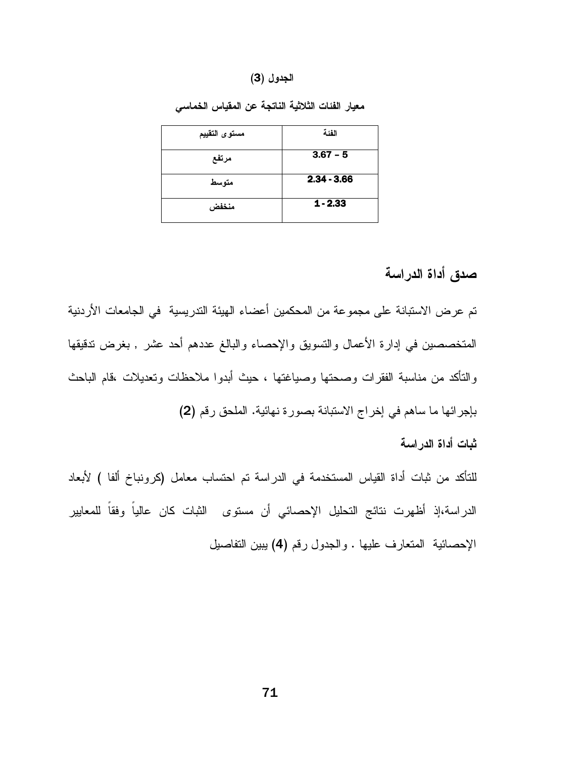**الجدول (3)**

**معيار الفئات الثلاثية الناتجة عن المقياس الخماسي**

| مستوى التقييم | الفئة |
|---|---|
| مرتفع | 3.67 – 5 |
| متوسط | 2.34 - 3.66 |
| منخفض | 1 - 2.33 |

## صدق أداة الدراسة

تم عرض الاستبانة على مجموعة من المحكمين أعضاء الهيئة التدريسية في الجامعات الأردنية المتخصصين في إدارة الأعمال والتسويق والإحصاء والبالغ عددهم أحد عشر , بغرض تدقيقها والتأكد من مناسبة الفقرات وصحتها وصياغتها ، حيث أبدوا ملاحظات وتعديلات ،قام الباحث بإجرائها ما ساهم في إخراج الاستبانة بصورة نهائية. الملحق رقم **(2)**

### ثبات أداة الدراسة

للتأكد من ثبات أداة القياس المستخدمة في الدراسة تم احتساب معامل (كرونباخ ألفا ) لأبعاد الدراسة،إذ أظهرت نتائج التحليل الإحصائي أن مستوى الثبات كان عالياً وفقاً للمعايير الإحصائية المتعارف عليها . والجدول رقم **(4)** يبين التفاصيل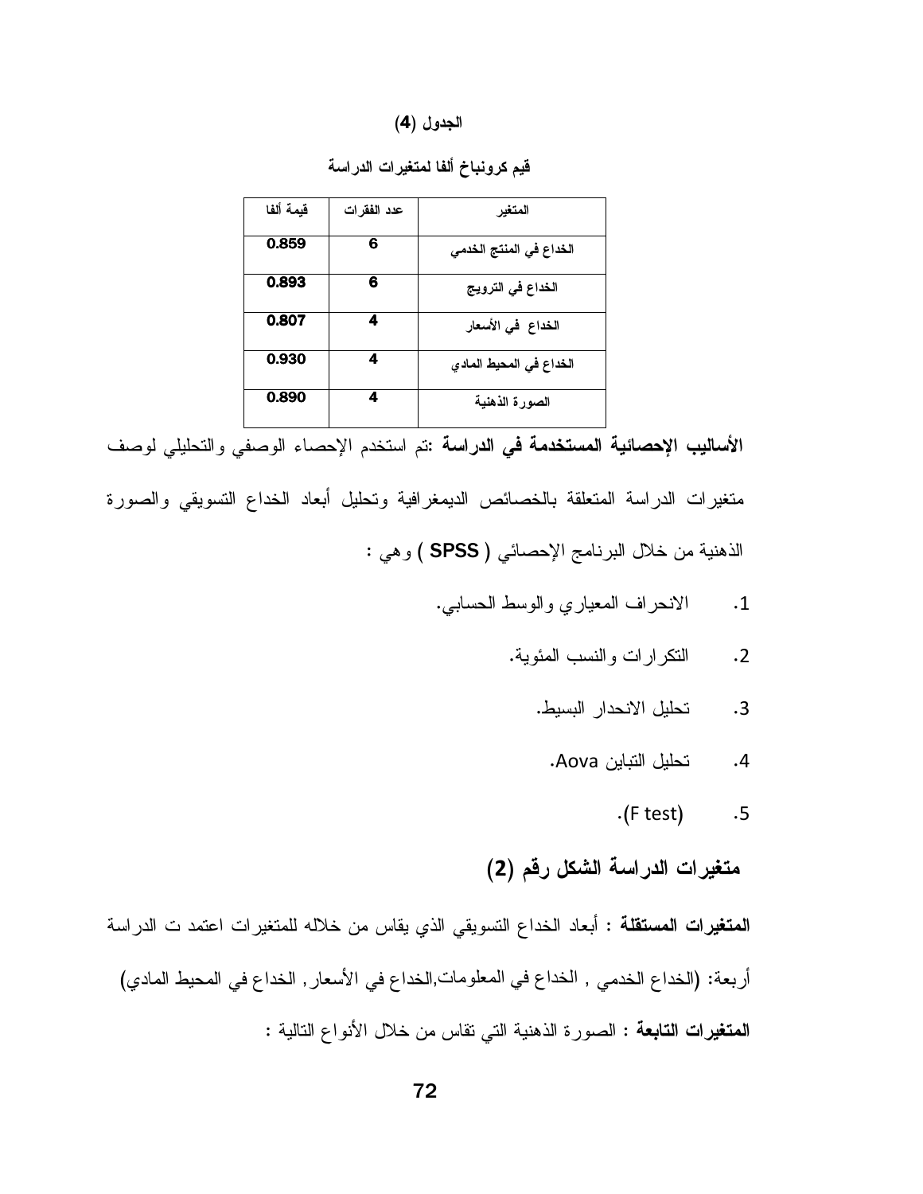**الجدول (4)**

**قيم كرونباخ ألفا لمتغيرات الدراسة**

| المتغير | عدد الفقرات | قيمة ألفا |
|---|---|---|
| الخداع في المنتج الخدمي | 6 | 0.859 |
| الخداع في الترويج | 6 | 0.893 |
| الخداع في الأسعار | 4 | 0.807 |
| الخداع في المحيط المادي | 4 | 0.930 |
| الصورة الذهنية | 4 | 0.890 |

**الأساليب الإحصائية المستخدمة في الدراسة :** تم استخدم الإحصاء الوصفي والتحليلي لوصف متغيرات الدراسة المتعلقة بالخصائص الديمغرافية وتحليل أبعاد الخداع التسويقي والصورة الذهنية من خلال البرنامج الإحصائي ( **SPSS** ) وهي :

1. الانحراف المعياري والوسط الحسابي.
2. التكرارات والنسب المئوية.
3. تحليل الانحدار البسيط.
4. تحليل التباين Aova.
5. (F test).

## متغيرات الدراسة الشكل رقم (2)

**المتغيرات المستقلة :** أبعاد الخداع التسويقي الذي يقاس من خلاله للمتغيرات اعتمد ت الدراسة أربعة: (الخداع الخدمي , الخداع في المعلومات,الخداع في الأسعار, الخداع في المحيط المادي)

**المتغيرات التابعة :** الصورة الذهنية التي تقاس من خلال الأنواع التالية :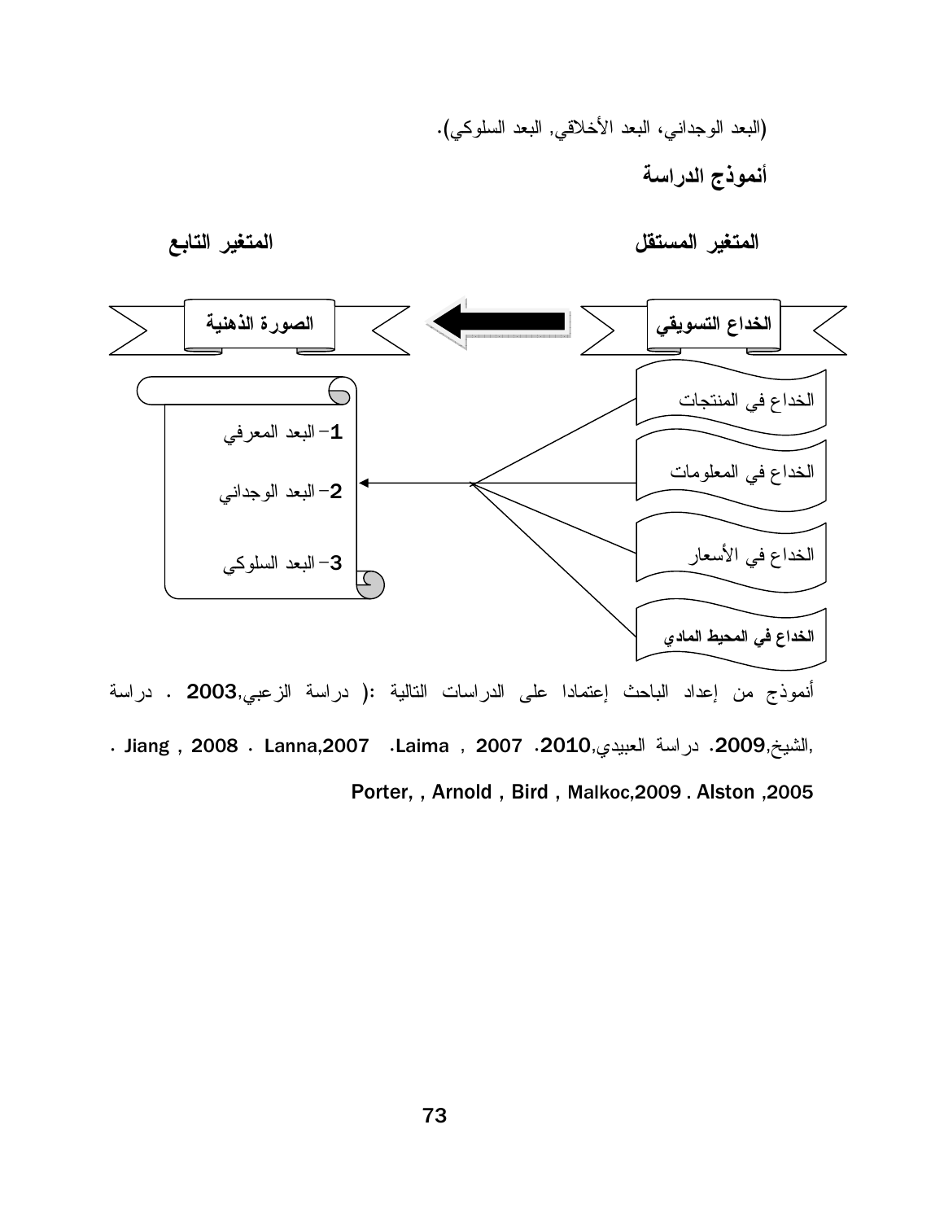(البعد الوجداني، البعد الأخلاقي, البعد السلوكي).

**أنموذج الدراسة**

**المتغير المستقل** **المتغير التابع**

**الخداع التسويقي** ← **الصورة الذهنية**

- الخداع في المنتجات
- الخداع في المعلومات
- الخداع في الأسعار
- **الخداع في المحيط المادي**

1- البعد المعرفي
2- البعد الوجداني
3- البعد السلوكي

أنموذج من إعداد الباحث إعتمادا على الدراسات التالية :( دراسة الزعبي,**2003** . دراسة الشيخ,**2009**. دراسة العبيدي,**2010**. Laima , 2007. Lanna,2007 . Jiang , 2008 . Porter, , Arnold , Bird , Malkoc,2009 . Alston ,2005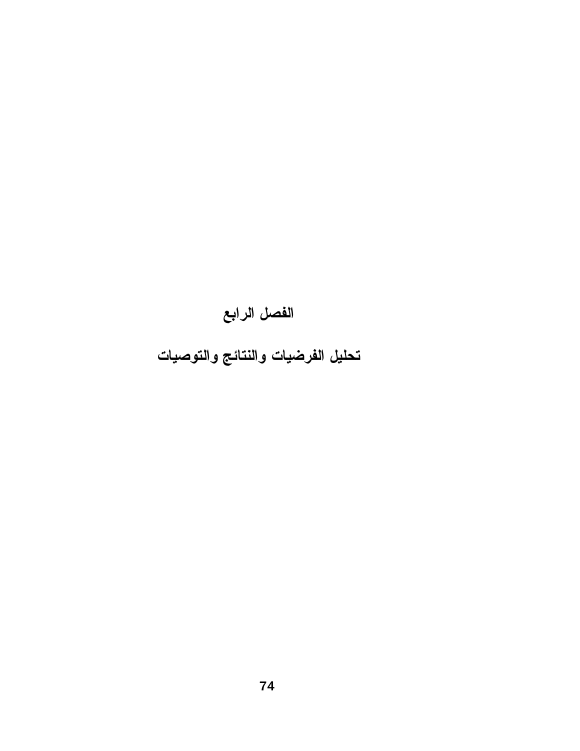# الفصل الرابع

## تحليل الفرضيات والنتائج والتوصيات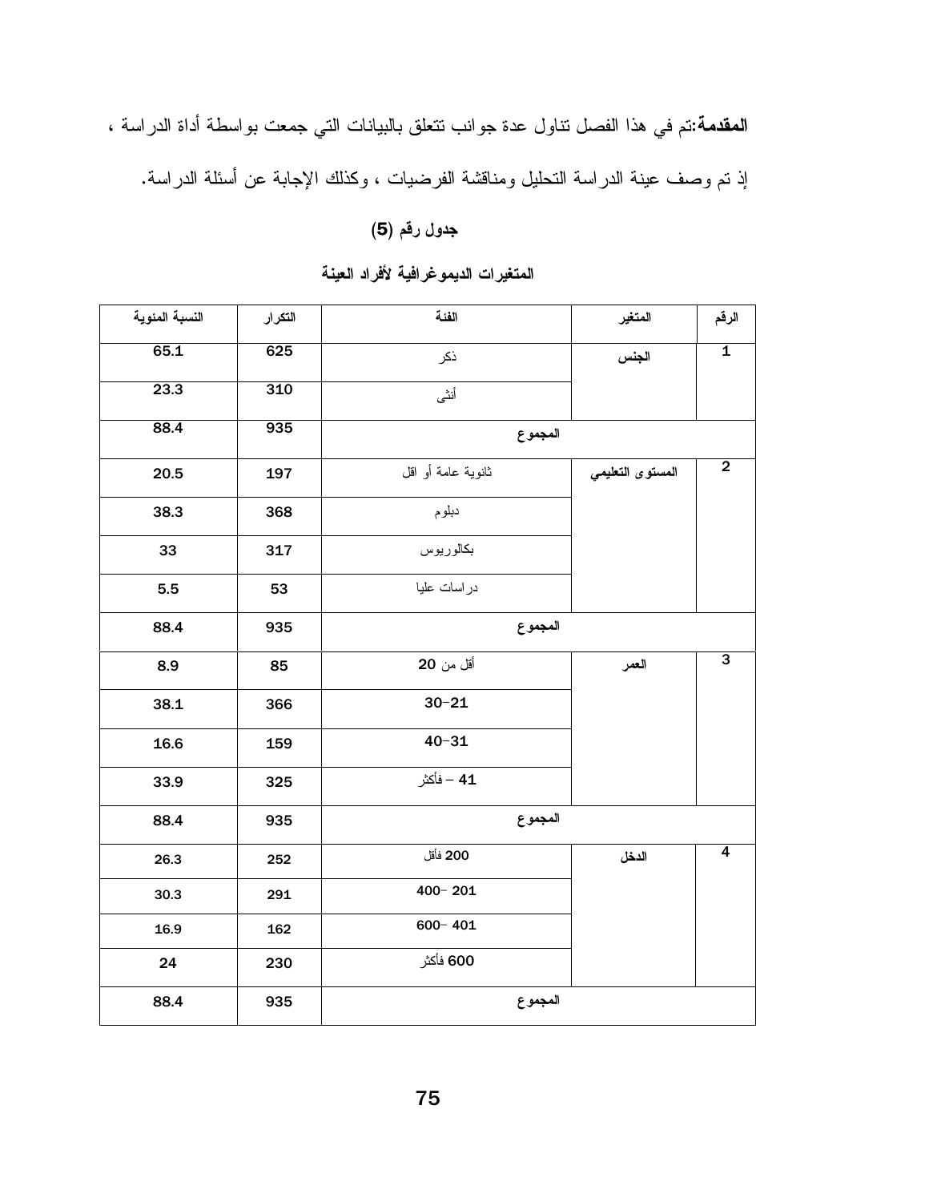**المقدمة:**تم في هذا الفصل تناول عدة جوانب تتعلق بالبيانات التي جمعت بواسطة أداة الدراسة ، إذ تم وصف عينة الدراسة التحليل ومناقشة الفرضيات ، وكذلك الإجابة عن أسئلة الدراسة.

**جدول رقم (5)**

**المتغيرات الديموغرافية لأفراد العينة**

| الرقم | المتغير | الفئة | التكرار | النسبة المئوية |
|---|---|---|---|---|
| 1 | الجنس | ذكر | 625 | 65.1 |
| | | أنثى | 310 | 23.3 |
| | | المجموع | 935 | 88.4 |
| 2 | المستوى التعليمي | ثانوية عامة أو اقل | 197 | 20.5 |
| | | دبلوم | 368 | 38.3 |
| | | بكالوريوس | 317 | 33 |
| | | دراسات عليا | 53 | 5.5 |
| | | المجموع | 935 | 88.4 |
| 3 | العمر | أقل من 20 | 85 | 8.9 |
| | | 21-30 | 366 | 38.1 |
| | | 31-40 | 159 | 16.6 |
| | | 41 – فأكثر | 325 | 33.9 |
| | | المجموع | 935 | 88.4 |
| 4 | الدخل | 200 فأقل | 252 | 26.3 |
| | | 201 -400 | 291 | 30.3 |
| | | 401 -600 | 162 | 16.9 |
| | | 600 فأكثر | 230 | 24 |
| | | المجموع | 935 | 88.4 |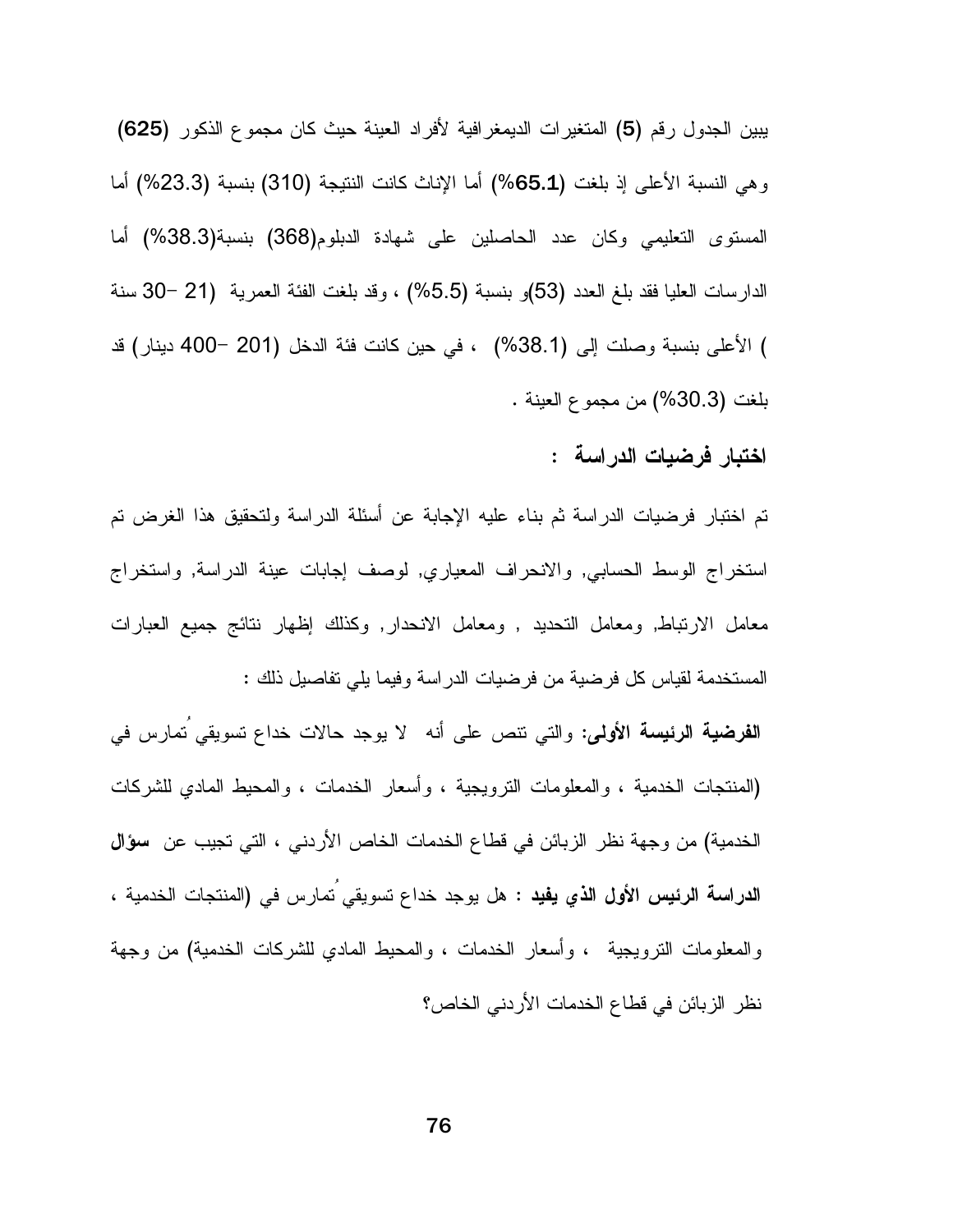يبين الجدول رقم **(5)** المتغيرات الديمغرافية لأفراد العينة حيث كان مجموع الذكور **(625)** وهي النسبة الأعلى إذ بلغت **(65.1%)** أما الإناث كانت النتيجة (310) بنسبة (23.3%) أما المستوى التعليمي وكان عدد الحاصلين على شهادة الدبلوم(368) بنسبة(38.3%) أما الدارسات العليا فقد بلغ العدد (53)و بنسبة (5.5%) ، وقد بلغت الفئة العمرية (21 –30 سنة ) الأعلى بنسبة وصلت إلى (38.1%) ، في حين كانت فئة الدخل (201 –400 دينار) قد بلغت (30.3%) من مجموع العينة .

### اختبار فرضيات الدراسة :

تم اختبار فرضيات الدراسة ثم بناء عليه الإجابة عن أسئلة الدراسة ولتحقيق هذا الغرض تم استخراج الوسط الحسابي, والانحراف المعياري, لوصف إجابات عينة الدراسة, واستخراج معامل الارتباط, ومعامل التحديد , ومعامل الانحدار, وكذلك إظهار نتائج جميع العبارات المستخدمة لقياس كل فرضية من فرضيات الدراسة وفيما يلي تفاصيل ذلك :

**الفرضية الرئيسة الأولى:** والتي تنص على أنه لا يوجد حالات خداع تسويقي تُمارس في (المنتجات الخدمية ، والمعلومات الترويجية ، وأسعار الخدمات ، والمحيط المادي للشركات الخدمية) من وجهة نظر الزبائن في قطاع الخدمات الخاص الأردني ، التي تجيب عن **سؤال الدراسة الرئيس الأول الذي يفيد :** هل يوجد خداع تسويقي تُمارس في (المنتجات الخدمية ، والمعلومات الترويجية ، وأسعار الخدمات ، والمحيط المادي للشركات الخدمية) من وجهة نظر الزبائن في قطاع الخدمات الأردني الخاص؟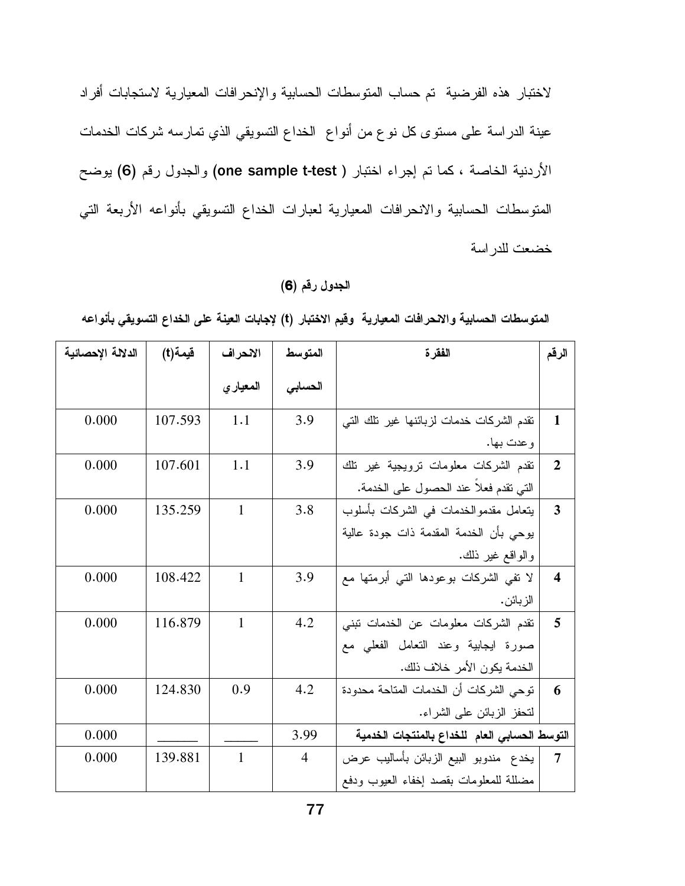لاختبار هذه الفرضية تم حساب المتوسطات الحسابية والإنحرافات المعيارية لاستجابات أفراد عينة الدراسة على مستوى كل نوع من أنواع الخداع التسويقي الذي تمارسه شركات الخدمات الأردنية الخاصة ، كما تم إجراء اختبار ( **one sample t-test**) والجدول رقم (**6**) يوضح المتوسطات الحسابية والانحرافات المعيارية لعبارات الخداع التسويقي بأنواعه الأربعة التي خضعت للدراسة

**الجدول رقم (6)**

**المتوسطات الحسابية والانحرافات المعيارية وقيم الاختبار (t) لإجابات العينة على الخداع التسويقي بأنواعه**

| الرقم | الفقرة | المتوسط الحسابي | الانحراف المعياري | قيمة(t) | الدلالة الإحصائية |
|---|---|---|---|---|---|
| 1 | تقدم الشركات خدمات لزبائنها غير تلك التي وعدت بها. | 3.9 | 1.1 | 107.593 | 0.000 |
| 2 | تقدم الشركات معلومات ترويجية غير تلك التي تقدم فعلاً عند الحصول على الخدمة. | 3.9 | 1.1 | 107.601 | 0.000 |
| 3 | يتعامل مقدموالخدمات في الشركات بأسلوب يوحي بأن الخدمة المقدمة ذات جودة عالية والواقع غير ذلك. | 3.8 | 1 | 135.259 | 0.000 |
| 4 | لا تفي الشركات بوعودها التي أبرمتها مع الزبائن. | 3.9 | 1 | 108.422 | 0.000 |
| 5 | تقدم الشركات معلومات عن الخدمات تبني صورة ايجابية وعند التعامل الفعلي مع الخدمة يكون الأمر خلاف ذلك. | 4.2 | 1 | 116.879 | 0.000 |
| 6 | توحي الشركات أن الخدمات المتاحة محدودة لتحفز الزبائن على الشراء. | 4.2 | 0.9 | 124.830 | 0.000 |
| **التوسط الحسابي العام للخداع بالمنتجات الخدمية** | | 3.99 | ـــــــ | ـــــــ | 0.000 |
| 7 | يخدع مندوبو البيع الزبائن بأساليب عرض مضللة للمعلومات بقصد إخفاء العيوب ودفع | 4 | 1 | 139.881 | 0.000 |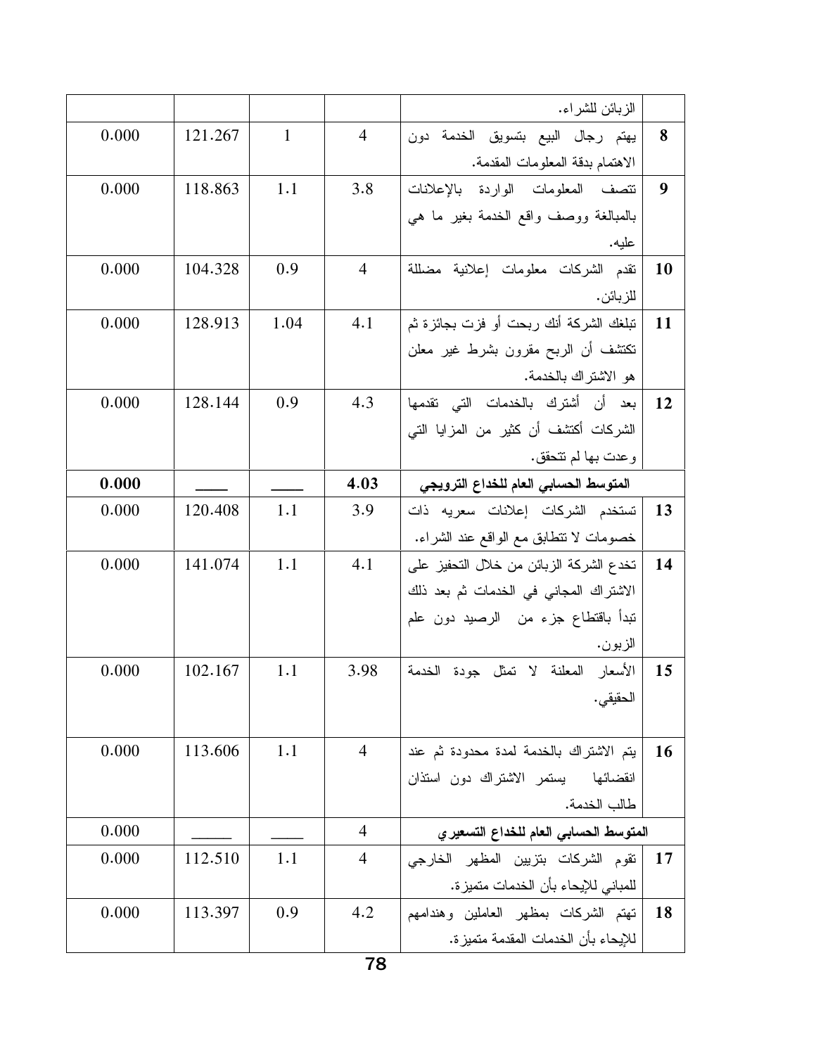| | | | | | |
|---|---|---|---|---|---|
| | الزبائن للشراء. | | | | |
| 8 | يهتم رجال البيع بتسويق الخدمة دون الاهتمام بدقة المعلومات المقدمة. | 4 | 1 | 121.267 | 0.000 |
| 9 | تتصف المعلومات الواردة بالإعلانات بالمبالغة ووصف واقع الخدمة بغير ما هي عليه. | 3.8 | 1.1 | 118.863 | 0.000 |
| 10 | تقدم الشركات معلومات إعلانية مضللة للزبائن. | 4 | 0.9 | 104.328 | 0.000 |
| 11 | تبلغك الشركة أنك ربحت أو فزت بجائزة ثم تكتشف أن الربح مقرون بشرط غير معلن هو الاشتراك بالخدمة. | 4.1 | 1.04 | 128.913 | 0.000 |
| 12 | بعد أن أشترك بالخدمات التي تقدمها الشركات أكتشف أن كثير من المزايا التي وعدت بها لم تتحقق. | 4.3 | 0.9 | 128.144 | 0.000 |
| | **المتوسط الحسابي العام للخداع الترويجي** | **4.03** | ____ | ____ | **0.000** |
| 13 | تستخدم الشركات إعلانات سعريه ذات خصومات لا تتطابق مع الواقع عند الشراء. | 3.9 | 1.1 | 120.408 | 0.000 |
| 14 | تخدع الشركة الزبائن من خلال التحفيز على الاشتراك المجاني في الخدمات ثم بعد ذلك تبدأ باقتطاع جزء من الرصيد دون علم الزبون. | 4.1 | 1.1 | 141.074 | 0.000 |
| 15 | الأسعار المعلنة لا تمثل جودة الخدمة الحقيقي. | 3.98 | 1.1 | 102.167 | 0.000 |
| 16 | يتم الاشتراك بالخدمة لمدة محدودة ثم عند انقضائها يستمر الاشتراك دون استئذان طالب الخدمة. | 4 | 1.1 | 113.606 | 0.000 |
| | **المتوسط الحسابي العام للخداع التسعيري** | 4 | ____ | ____ | 0.000 |
| 17 | تقوم الشركات بتزيين المظهر الخارجي للمباني للإيحاء بأن الخدمات متميزة. | 4 | 1.1 | 112.510 | 0.000 |
| 18 | تهتم الشركات بمظهر العاملين وهندامهم للإيحاء بأن الخدمات المقدمة متميزة. | 4.2 | 0.9 | 113.397 | 0.000 |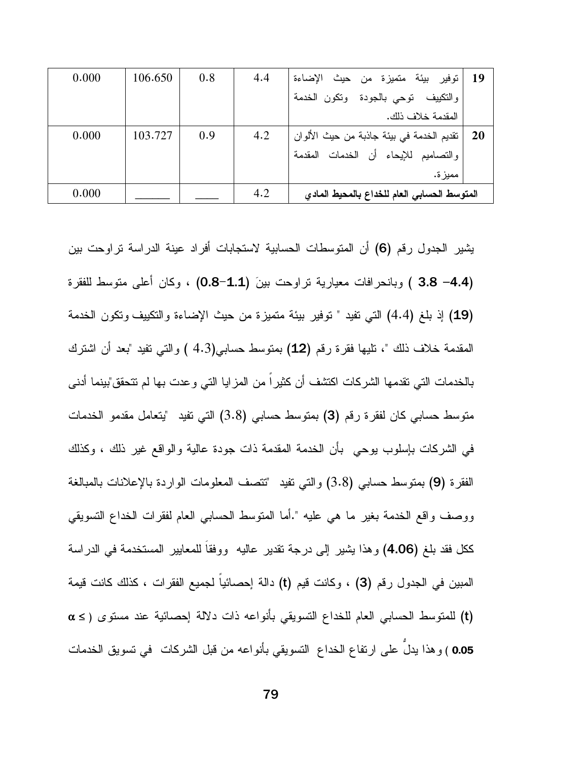| 19 | توفير بيئة متميزة من حيث الإضاءة والتكييف توحي بالجودة وتكون الخدمة المقدمة خلاف ذلك. | 4.4 | 0.8 | 106.650 | 0.000 |
|---|---|---|---|---|---|
| 20 | تقديم الخدمة في بيئة جاذبة من حيث الألوان والتصاميم للإيحاء أن الخدمات المقدمة مميزة. | 4.2 | 0.9 | 103.727 | 0.000 |
| **المتوسط الحسابي العام للخداع بالمحيط المادي** | | 4.2 | ____ | ______ | 0.000 |

يشير الجدول رقم **(6)** أن المتوسطات الحسابية لاستجابات أفراد عينة الدراسة تراوحت بين **(4.4– 3.8** ) وبانحرافات معيارية تراوحت بينَ **(1.1–0.8)** ، وكان أعلى متوسط للفقرة **(19)** إذ بلغ (4.4) التي تفيد " توفير بيئة متميزة من حيث الإضاءة والتكييف وتكون الخدمة المقدمة خلاف ذلك "، تليها فقرة رقم **(12)** بمتوسط حسابي(4.3 ) والتي تفيد "بعد أن اشترك بالخدمات التي تقدمها الشركات اكتشف أن كثيراً من المزايا التي وعدت بها لم تتحقق"بينما أدنى متوسط حسابي كان لفقرة رقم **(3)** بمتوسط حسابي (3.8) التي تفيد "يتعامل مقدمو الخدمات في الشركات بإسلوب يوحي بأن الخدمة المقدمة ذات جودة عالية والواقع غير ذلك ، وكذلك الفقرة **(9)** بمتوسط حسابي (3.8) والتي تفيد "تتصف المعلومات الواردة بالإعلانات بالمبالغة ووصف واقع الخدمة بغير ما هي عليه ".أما المتوسط الحسابي العام لفقرات الخداع التسويقي ككل فقد بلغ **(4.06)** وهذا يشير إلى درجة تقدير عاليه وفقاَ للمعايير المستخدمة في الدراسة المبين في الجدول رقم **(3)** ، وكانت قيم **(t)** دالة إحصائياً لجميع الفقرات ، كذلك كانت قيمة **(t)** للمتوسط الحسابي العام للخداع التسويقي بأنواعه ذات دلالة إحصائية عند مستوى ( $\alpha \leq$ **0.05** ) وهذا يدلُّ على ارتفاع الخداع التسويقي بأنواعه من قبل الشركات في تسويق الخدمات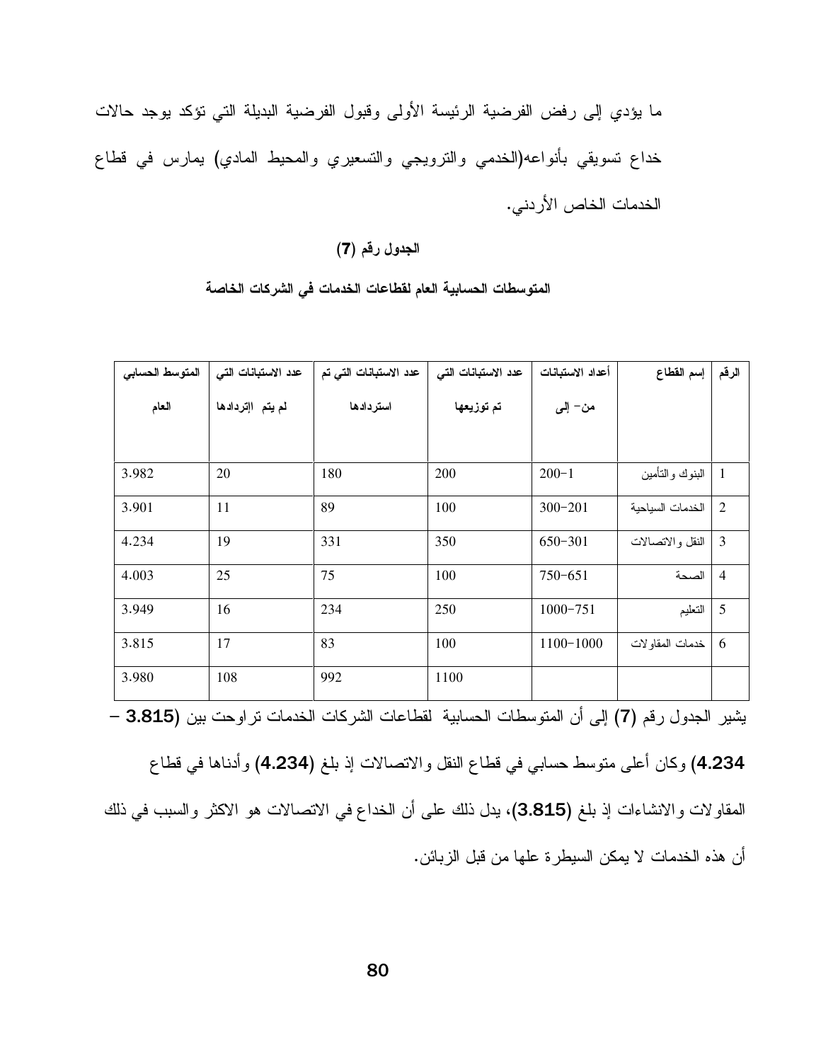ما يؤدي إلى رفض الفرضية الرئيسة الأولى وقبول الفرضية البديلة التي تؤكد يوجد حالات خداع تسويقي بأنواعه(الخدمي والترويجي والتسعيري والمحيط المادي) يمارس في قطاع الخدمات الخاص الأردني.

**الجدول رقم (7)**

**المتوسطات الحسابية العام لقطاعات الخدمات في الشركات الخاصة**

| الرقم | إسم القطاع | أعداد الاستبانات من- إلى | عدد الاستبانات التي تم توزيعها | عدد الاستبانات التي تم استردادها | عدد الاستبانات التي لم يتم إستردادها | المتوسط الحسابي العام |
|---|---|---|---|---|---|---|
| 1 | البنوك والتأمين | 200-1 | 200 | 180 | 20 | 3.982 |
| 2 | الخدمات السياحية | 300-201 | 100 | 89 | 11 | 3.901 |
| 3 | النقل والاتصالات | 650-301 | 350 | 331 | 19 | 4.234 |
| 4 | الصحة | 750-651 | 100 | 75 | 25 | 4.003 |
| 5 | التعليم | 1000-751 | 250 | 234 | 16 | 3.949 |
| 6 | خدمات المقاولات | 1100-1000 | 100 | 83 | 17 | 3.815 |
| | | | 1100 | 992 | 108 | 3.980 |

يشير الجدول رقم (7) إلى أن المتوسطات الحسابية لقطاعات الشركات الخدمات تراوحت بين **(3.815 – 4.234)** وكان أعلى متوسط حسابي في قطاع النقل والاتصالات إذ بلغ **(4.234)** وأدناها في قطاع المقاولات والانشاءات إذ بلغ **(3.815)**، يدل ذلك على أن الخداع في الاتصالات هو الاكثر والسبب في ذلك أن هذه الخدمات لا يمكن السيطرة علها من قبل الزبائن.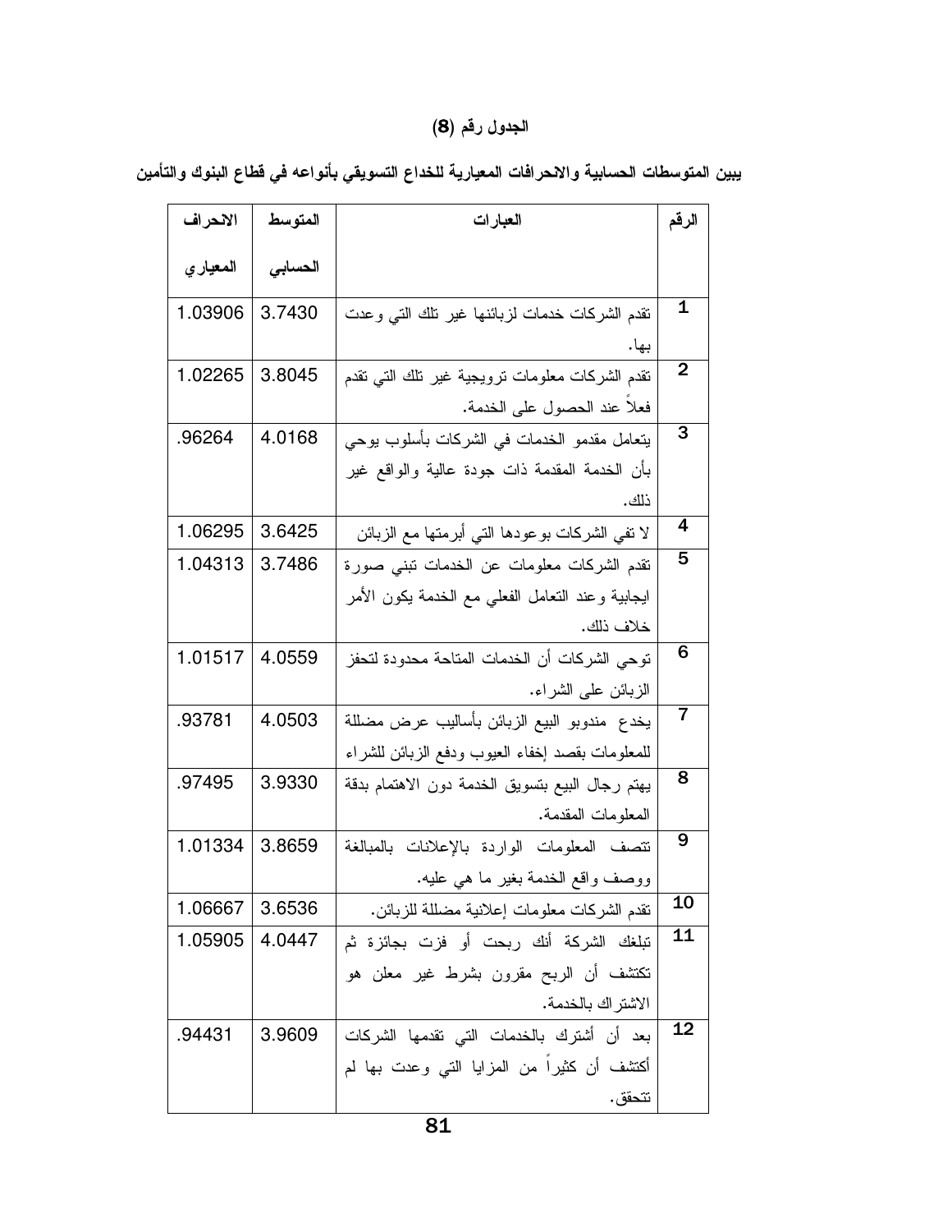## الجدول رقم (8)

**يبين المتوسطات الحسابية والانحرافات المعيارية للخداع التسويقي بأنواعه في قطاع البنوك والتأمين**

| الرقم | العبارات | المتوسط الحسابي | الانحراف المعياري |
|---|---|---|---|
| 1 | تقدم الشركات خدمات لزبائنها غير تلك التي وعدت بها. | 3.7430 | 1.03906 |
| 2 | تقدم الشركات معلومات ترويجية غير تلك التي تقدم فعلاً عند الحصول على الخدمة. | 3.8045 | 1.02265 |
| 3 | يتعامل مقدمو الخدمات في الشركات بأسلوب يوحي بأن الخدمة المقدمة ذات جودة عالية والواقع غير ذلك. | 4.0168 | .96264 |
| 4 | لا تفي الشركات بوعودها التي أبرمتها مع الزبائن | 3.6425 | 1.06295 |
| 5 | تقدم الشركات معلومات عن الخدمات تبني صورة ايجابية وعند التعامل الفعلي مع الخدمة يكون الأمر خلاف ذلك. | 3.7486 | 1.04313 |
| 6 | توحي الشركات أن الخدمات المتاحة محدودة لتحفز الزبائن على الشراء. | 4.0559 | 1.01517 |
| 7 | يخدع مندوبو البيع الزبائن بأساليب عرض مضللة للمعلومات بقصد إخفاء العيوب ودفع الزبائن للشراء | 4.0503 | .93781 |
| 8 | يهتم رجال البيع بتسويق الخدمة دون الاهتمام بدقة المعلومات المقدمة. | 3.9330 | .97495 |
| 9 | تتصف المعلومات الواردة بالإعلانات بالمبالغة ووصف واقع الخدمة بغير ما هي عليه. | 3.8659 | 1.01334 |
| 10 | تقدم الشركات معلومات إعلانية مضللة للزبائن. | 3.6536 | 1.06667 |
| 11 | تبلغك الشركة أنك ربحت أو فزت بجائزة ثم تكتشف أن الربح مقرون بشرط غير معلن هو الاشتراك بالخدمة. | 4.0447 | 1.05905 |
| 12 | بعد أن أشترك بالخدمات التي تقدمها الشركات أكتشف أن كثيراً من المزايا التي وعدت بها لم تتحقق. | 3.9609 | .94431 |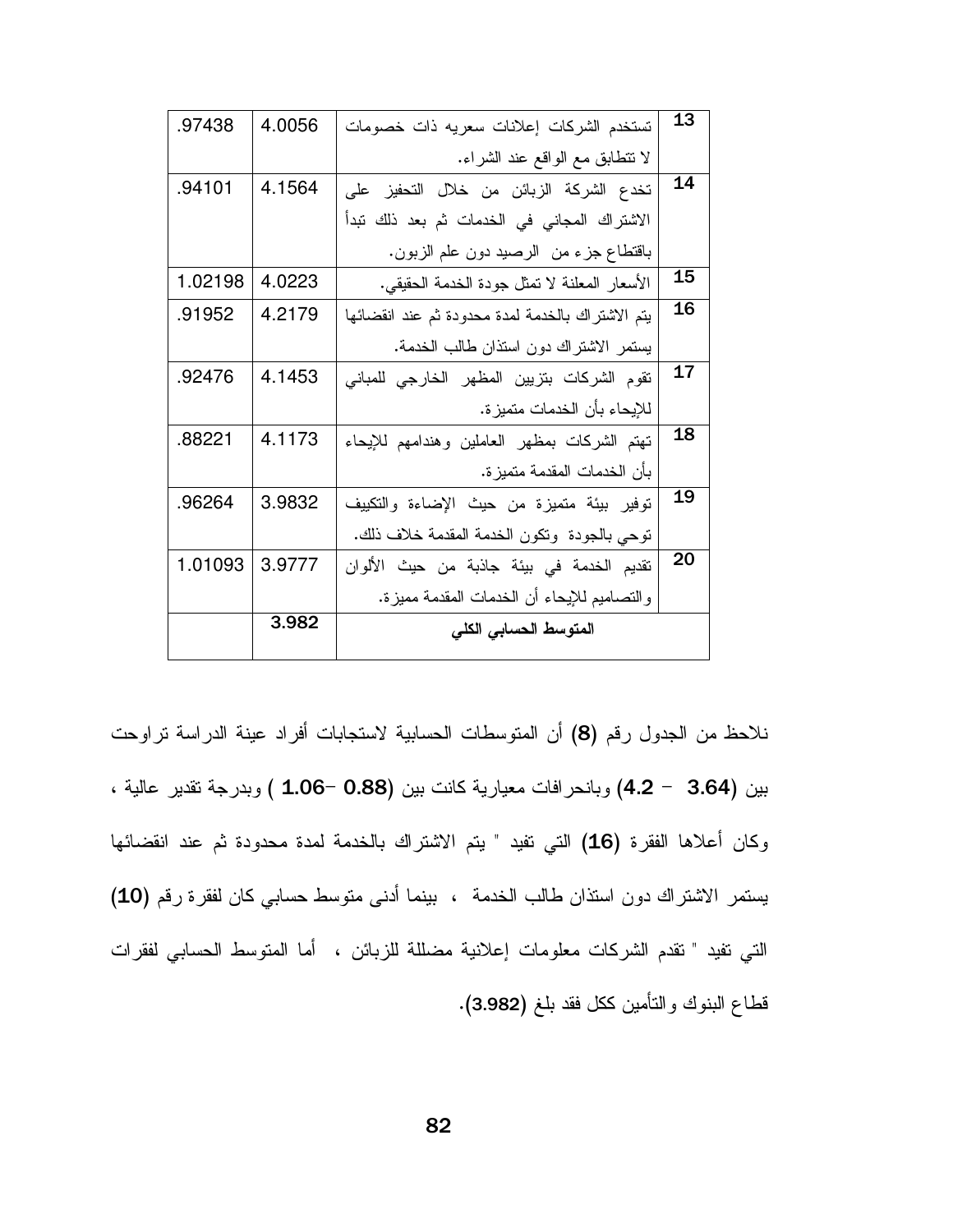| | | | |
|---|---|---|---|
| 13 | تستخدم الشركات إعلانات سعريه ذات خصومات لا تتطابق مع الواقع عند الشراء. | 4.0056 | .97438 |
| 14 | تخدع الشركة الزبائن من خلال التحفيز على الاشتراك المجاني في الخدمات ثم بعد ذلك تبدأ باقتطاع جزء من الرصيد دون علم الزبون. | 4.1564 | .94101 |
| 15 | الأسعار المعلنة لا تمثل جودة الخدمة الحقيقي. | 4.0223 | 1.02198 |
| 16 | يتم الاشتراك بالخدمة لمدة محدودة ثم عند انقضائها يستمر الاشتراك دون استئذان طالب الخدمة. | 4.2179 | .91952 |
| 17 | تقوم الشركات بتزيين المظهر الخارجي للمباني للإيحاء بأن الخدمات متميزة. | 4.1453 | .92476 |
| 18 | تهتم الشركات بمظهر العاملين وهندامهم للإيحاء بأن الخدمات المقدمة متميزة. | 4.1173 | .88221 |
| 19 | توفير بيئة متميزة من حيث الإضاءة والتكييف توحي بالجودة وتكون الخدمة المقدمة خلاف ذلك. | 3.9832 | .96264 |
| 20 | تقديم الخدمة في بيئة جاذبة من حيث الألوان والتصاميم للإيحاء أن الخدمات المقدمة مميزة. | 3.9777 | 1.01093 |
| | **المتوسط الحسابي الكلي** | **3.982** | |

نلاحظ من الجدول رقم **(8)** أن المتوسطات الحسابية لاستجابات أفراد عينة الدراسة تراوحت بين **(3.64 – 4.2)** وبانحرافات معيارية كانت بين **(0.88 –1.06 )** وبدرجة تقدير عالية ، وكان أعلاها الفقرة **(16)** التي تفيد " يتم الاشتراك بالخدمة لمدة محدودة ثم عند انقضائها يستمر الاشتراك دون استئذان طالب الخدمة ، بينما أدنى متوسط حسابي كان لفقرة رقم **(10)** التي تفيد " تقدم الشركات معلومات إعلانية مضللة للزبائن ، أما المتوسط الحسابي لفقرات قطاع البنوك والتأمين ككل فقد بلغ **(3.982)**.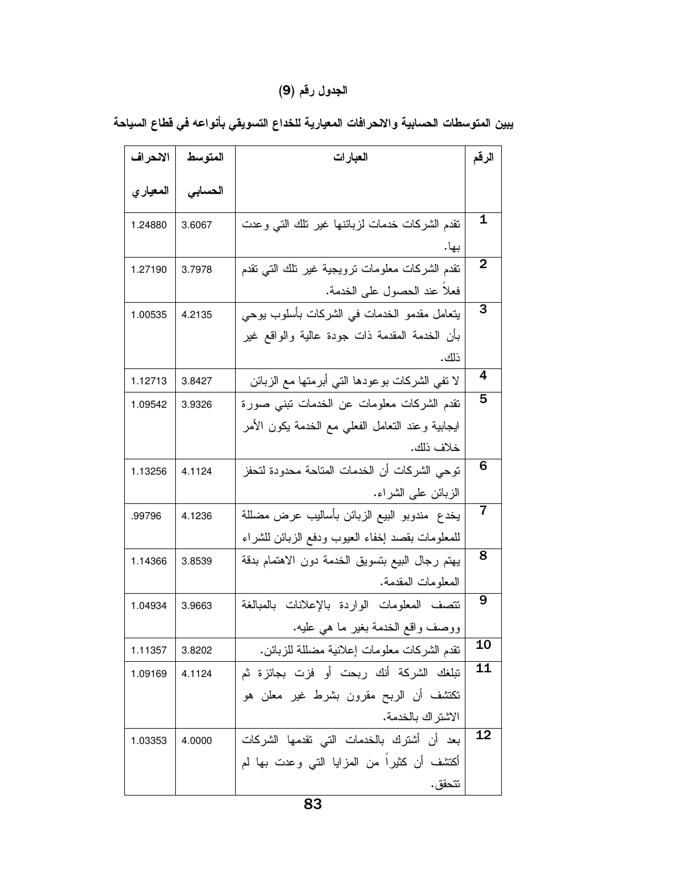**الجدول رقم (9)**

**يبين المتوسطات الحسابية والانحرافات المعيارية للخداع التسويقي بأنواعه في قطاع السياحة**

| الرقم | العبارات | المتوسط الحسابي | الانحراف المعياري |
|---|---|---|---|
| 1 | تقدم الشركات خدمات لزبائنها غير تلك التي وعدت بها. | 3.6067 | 1.24880 |
| 2 | تقدم الشركات معلومات ترويجية غير تلك التي تقدم فعلاً عند الحصول على الخدمة. | 3.7978 | 1.27190 |
| 3 | يتعامل مقدمو الخدمات في الشركات بأسلوب يوحي بأن الخدمة المقدمة ذات جودة عالية والواقع غير ذلك. | 4.2135 | 1.00535 |
| 4 | لا تفي الشركات بوعودها التي أبرمتها مع الزبائن | 3.8427 | 1.12713 |
| 5 | تقدم الشركات معلومات عن الخدمات تبني صورة ايجابية وعند التعامل الفعلي مع الخدمة يكون الأمر خلاف ذلك. | 3.9326 | 1.09542 |
| 6 | توحي الشركات أن الخدمات المتاحة محدودة لتحفز الزبائن على الشراء. | 4.1124 | 1.13256 |
| 7 | يخدع مندوبو البيع الزبائن بأساليب عرض مضللة للمعلومات بقصد إخفاء العيوب ودفع الزبائن للشراء | 4.1236 | .99796 |
| 8 | يهتم رجال البيع بتسويق الخدمة دون الاهتمام بدقة المعلومات المقدمة. | 3.8539 | 1.14366 |
| 9 | تتصف المعلومات الواردة بالإعلانات بالمبالغة ووصف واقع الخدمة بغير ما هي عليه. | 3.9663 | 1.04934 |
| 10 | تقدم الشركات معلومات إعلانية مضللة للزبائن. | 3.8202 | 1.11357 |
| 11 | تبلغك الشركة أنك ربحت أو فزت بجائزة ثم تكتشف أن الربح مقرون بشرط غير معلن هو الاشتراك بالخدمة. | 4.1124 | 1.09169 |
| 12 | بعد أن أشترك بالخدمات التي تقدمها الشركات أكتشف أن كثيراً من المزايا التي وعدت بها لم تتحقق. | 4.0000 | 1.03353 |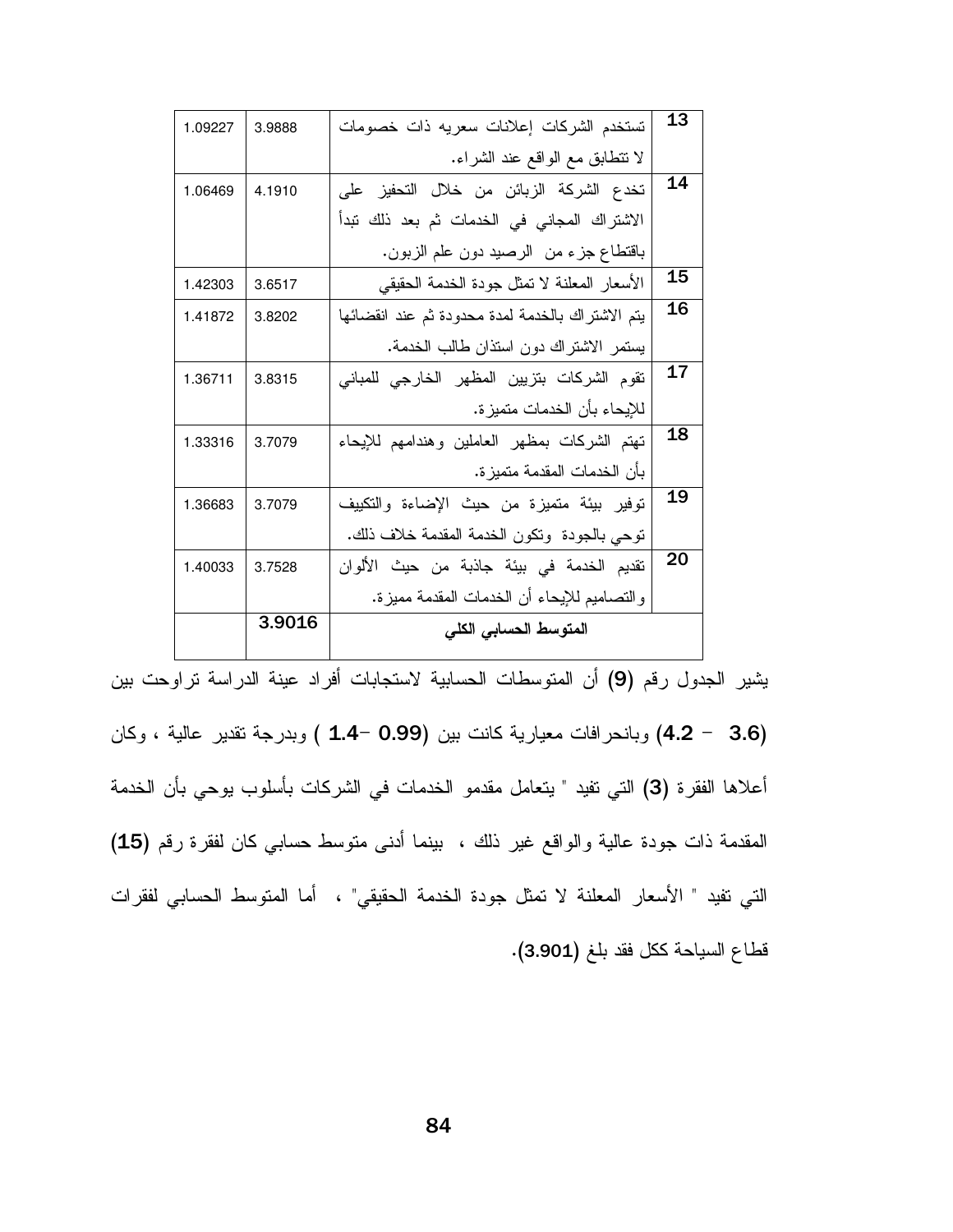| الرقم | الفقرة | المتوسط الحسابي | الانحراف المعياري |
|---|---|---|---|
| 13 | تستخدم الشركات إعلانات سعريه ذات خصومات لا تتطابق مع الواقع عند الشراء. | 3.9888 | 1.09227 |
| 14 | تخدع الشركة الزبائن من خلال التحفيز على الاشتراك المجاني في الخدمات ثم بعد ذلك تبدأ باقتطاع جزء من الرصيد دون علم الزبون. | 4.1910 | 1.06469 |
| 15 | الأسعار المعلنة لا تمثل جودة الخدمة الحقيقي | 3.6517 | 1.42303 |
| 16 | يتم الاشتراك بالخدمة لمدة محدودة ثم عند انقضائها يستمر الاشتراك دون استئذان طالب الخدمة. | 3.8202 | 1.41872 |
| 17 | تقوم الشركات بتزيين المظهر الخارجي للمباني للإيحاء بأن الخدمات متميزة. | 3.8315 | 1.36711 |
| 18 | تهتم الشركات بمظهر العاملين وهندامهم للإيحاء بأن الخدمات المقدمة متميزة. | 3.7079 | 1.33316 |
| 19 | توفير بيئة متميزة من حيث الإضاءة والتكييف توحي بالجودة وتكون الخدمة المقدمة خلاف ذلك. | 3.7079 | 1.36683 |
| 20 | تقديم الخدمة في بيئة جاذبة من حيث الألوان والتصاميم للإيحاء أن الخدمات المقدمة مميزة. | 3.7528 | 1.40033 |
| | **المتوسط الحسابي الكلي** | **3.9016** | |

يشير الجدول رقم **(9)** أن المتوسطات الحسابية لاستجابات أفراد عينة الدراسة تراوحت بين **(3.6 – 4.2)** وبانحرافات معيارية كانت بين **(0.99 –1.4 )** وبدرجة تقدير عالية ، وكان أعلاها الفقرة **(3)** التي تفيد " يتعامل مقدمو الخدمات في الشركات بأسلوب يوحي بأن الخدمة المقدمة ذات جودة عالية والواقع غير ذلك ، بينما أدنى متوسط حسابي كان لفقرة رقم **(15)** التي تفيد " الأسعار المعلنة لا تمثل جودة الخدمة الحقيقي" ، أما المتوسط الحسابي لفقرات قطاع السياحة ككل فقد بلغ **(3.901)**.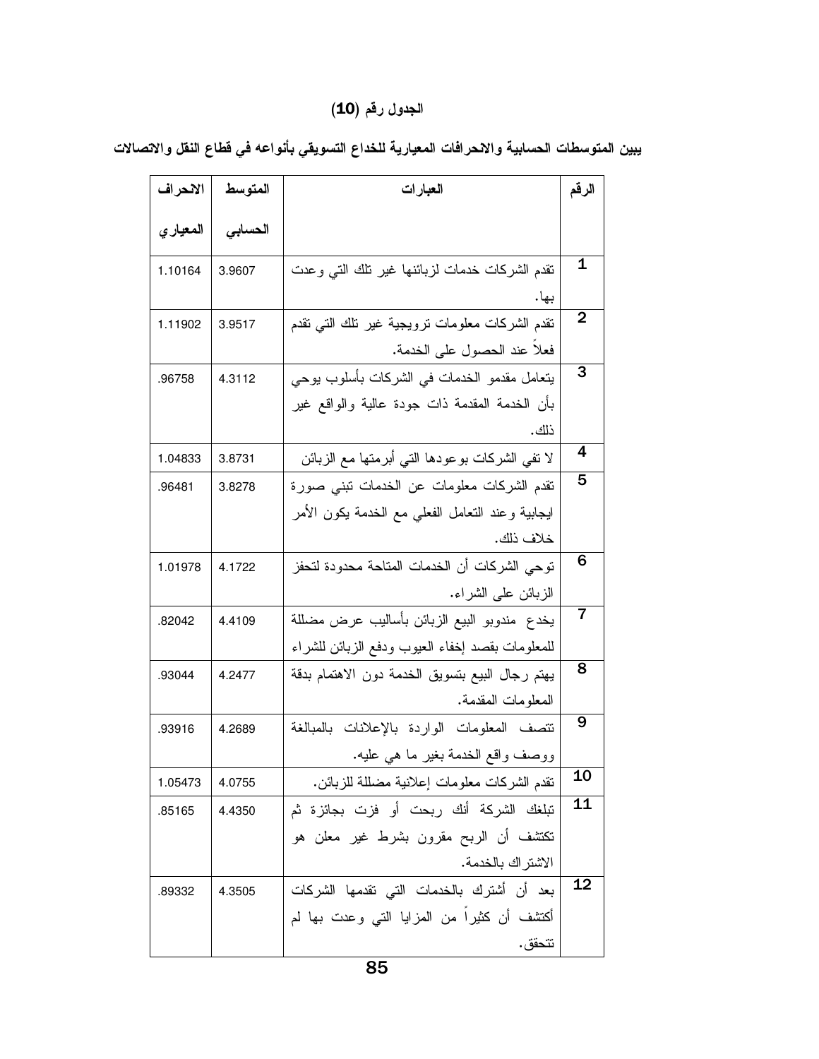**الجدول رقم (10)**

**يبين المتوسطات الحسابية والانحرافات المعيارية للخداع التسويقي بأنواعه في قطاع النقل والاتصالات**

| الرقم | العبارات | المتوسط الحسابي | الانحراف المعياري |
|---|---|---|---|
| 1 | تقدم الشركات خدمات لزبائنها غير تلك التي وعدت بها. | 3.9607 | 1.10164 |
| 2 | تقدم الشركات معلومات ترويجية غير تلك التي تقدم فعلاً عند الحصول على الخدمة. | 3.9517 | 1.11902 |
| 3 | يتعامل مقدمو الخدمات في الشركات بأسلوب يوحي بأن الخدمة المقدمة ذات جودة عالية والواقع غير ذلك. | 4.3112 | .96758 |
| 4 | لا تفي الشركات بوعودها التي أبرمتها مع الزبائن | 3.8731 | 1.04833 |
| 5 | تقدم الشركات معلومات عن الخدمات تبني صورة ايجابية وعند التعامل الفعلي مع الخدمة يكون الأمر خلاف ذلك. | 3.8278 | .96481 |
| 6 | توحي الشركات أن الخدمات المتاحة محدودة لتحفز الزبائن على الشراء. | 4.1722 | 1.01978 |
| 7 | يخدع مندوبو البيع الزبائن بأساليب عرض مضللة للمعلومات بقصد إخفاء العيوب ودفع الزبائن للشراء | 4.4109 | .82042 |
| 8 | يهتم رجال البيع بتسويق الخدمة دون الاهتمام بدقة المعلومات المقدمة. | 4.2477 | .93044 |
| 9 | تتصف المعلومات الواردة بالإعلانات بالمبالغة ووصف واقع الخدمة بغير ما هي عليه. | 4.2689 | .93916 |
| 10 | تقدم الشركات معلومات إعلانية مضللة للزبائن. | 4.0755 | 1.05473 |
| 11 | تبلغك الشركة أنك ربحت أو فزت بجائزة ثم تكتشف أن الربح مقرون بشرط غير معلن هو الاشتراك بالخدمة. | 4.4350 | .85165 |
| 12 | بعد أن أشترك بالخدمات التي تقدمها الشركات أكتشف أن كثيراً من المزايا التي وعدت بها لم تتحقق. | 4.3505 | .89332 |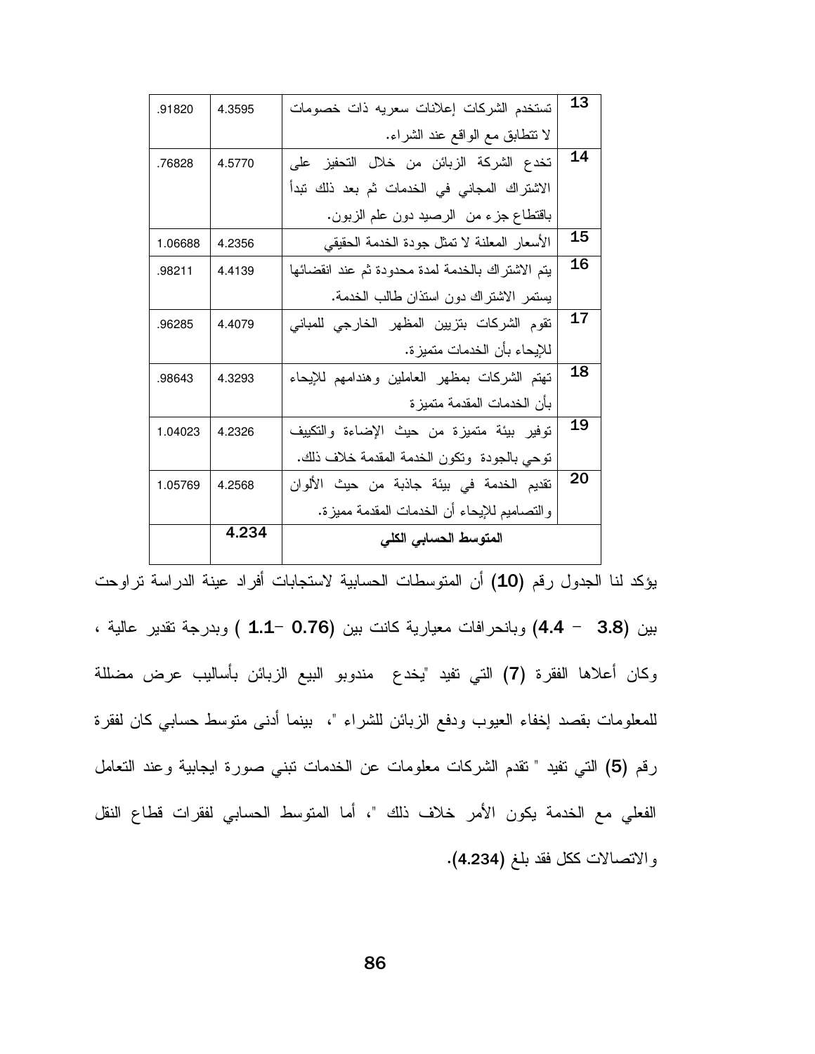| الرقم | الفقرة | المتوسط الحسابي | الانحراف المعياري |
|---|---|---|---|
| 13 | تستخدم الشركات إعلانات سعريه ذات خصومات لا تتطابق مع الواقع عند الشراء. | 4.3595 | .91820 |
| 14 | تخدع الشركة الزبائن من خلال التحفيز على الاشتراك المجاني في الخدمات ثم بعد ذلك تبدأ باقتطاع جزء من الرصيد دون علم الزبون. | 4.5770 | .76828 |
| 15 | الأسعار المعلنة لا تمثل جودة الخدمة الحقيقي | 4.2356 | 1.06688 |
| 16 | يتم الاشتراك بالخدمة لمدة محدودة ثم عند انقضائها يستمر الاشتراك دون استئذان طالب الخدمة. | 4.4139 | .98211 |
| 17 | تقوم الشركات بتزيين المظهر الخارجي للمباني للإيحاء بأن الخدمات متميزة. | 4.4079 | .96285 |
| 18 | تهتم الشركات بمظهر العاملين وهندامهم للإيحاء بأن الخدمات المقدمة متميزة | 4.3293 | .98643 |
| 19 | توفير بيئة متميزة من حيث الإضاءة والتكييف توحي بالجودة وتكون الخدمة المقدمة خلاف ذلك. | 4.2326 | 1.04023 |
| 20 | تقديم الخدمة في بيئة جاذبة من حيث الألوان والتصاميم للإيحاء أن الخدمات المقدمة مميزة. | 4.2568 | 1.05769 |
| | **المتوسط الحسابي الكلي** | **4.234** | |

يؤكد لنا الجدول رقم (**10**) أن المتوسطات الحسابية لاستجابات أفراد عينة الدراسة تراوحت بين (**3.8 - 4.4**) وبانحرافات معيارية كانت بين (**0.76 -1.1** ) وبدرجة تقدير عالية ، وكان أعلاها الفقرة (**7**) التي تفيد "يخدع مندوبو البيع الزبائن بأساليب عرض مضللة للمعلومات بقصد إخفاء العيوب ودفع الزبائن للشراء "، بينما أدنى متوسط حسابي كان لفقرة رقم (**5**) التي تفيد " تقدم الشركات معلومات عن الخدمات تبني صورة ايجابية وعند التعامل الفعلي مع الخدمة يكون الأمر خلاف ذلك "، أما المتوسط الحسابي لفقرات قطاع النقل والاتصالات ككل فقد بلغ (**4.234**).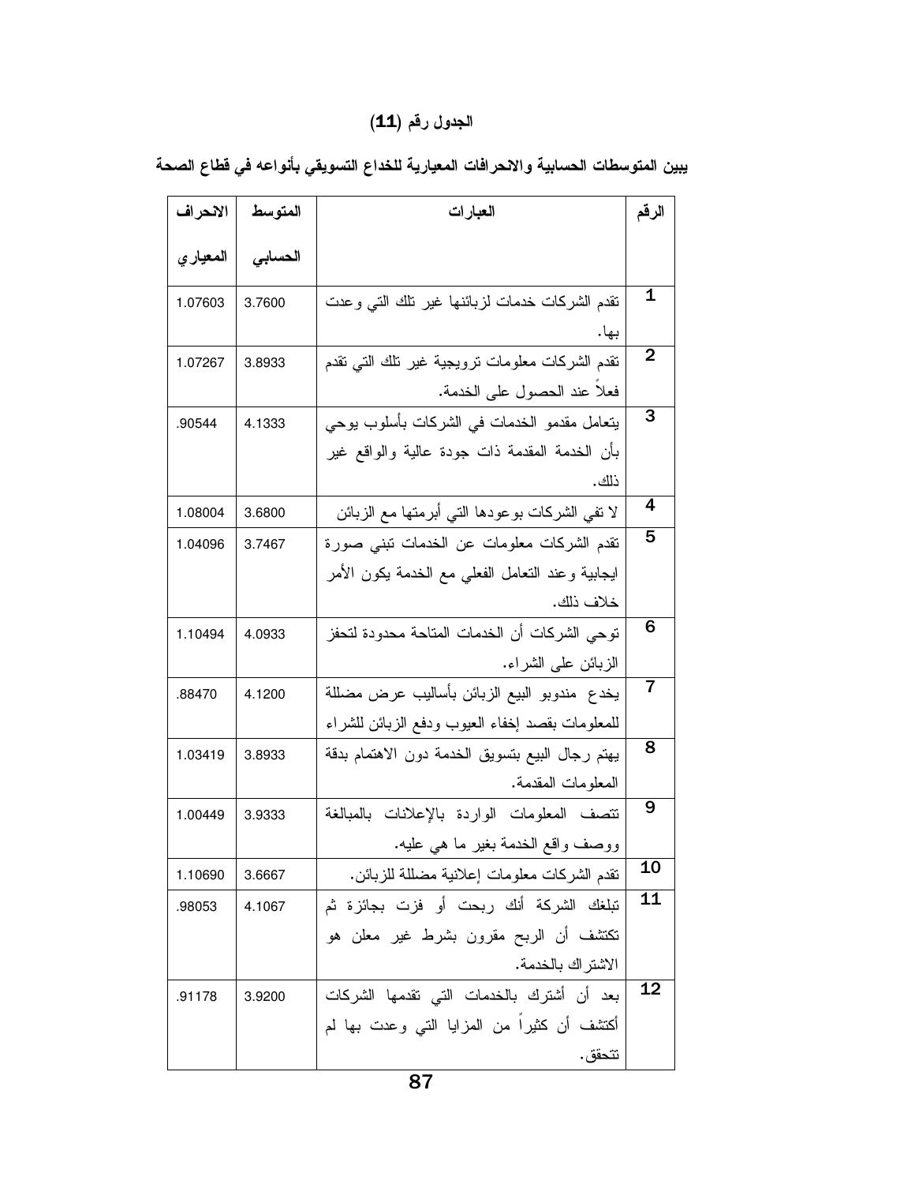### الجدول رقم (11)

**يبين المتوسطات الحسابية والانحرافات المعيارية للخداع التسويقي بأنواعه في قطاع الصحة**

| الرقم | العبارات | المتوسط الحسابي | الانحراف المعياري |
|---|---|---|---|
| 1 | تقدم الشركات خدمات لزبائنها غير تلك التي وعدت بها. | 3.7600 | 1.07603 |
| 2 | تقدم الشركات معلومات ترويجية غير تلك التي تقدم فعلاً عند الحصول على الخدمة. | 3.8933 | 1.07267 |
| 3 | يتعامل مقدمو الخدمات في الشركات بأسلوب يوحي بأن الخدمة المقدمة ذات جودة عالية والواقع غير ذلك. | 4.1333 | .90544 |
| 4 | لا تفي الشركات بوعودها التي أبرمتها مع الزبائن | 3.6800 | 1.08004 |
| 5 | تقدم الشركات معلومات عن الخدمات تبني صورة ايجابية وعند التعامل الفعلي مع الخدمة يكون الأمر خلاف ذلك. | 3.7467 | 1.04096 |
| 6 | توحي الشركات أن الخدمات المتاحة محدودة لتحفز الزبائن على الشراء. | 4.0933 | 1.10494 |
| 7 | يخدع مندوبو البيع الزبائن بأساليب عرض مضللة للمعلومات بقصد إخفاء العيوب ودفع الزبائن للشراء | 4.1200 | .88470 |
| 8 | يهتم رجال البيع بتسويق الخدمة دون الاهتمام بدقة المعلومات المقدمة. | 3.8933 | 1.03419 |
| 9 | تتصف المعلومات الواردة بالإعلانات بالمبالغة ووصف واقع الخدمة بغير ما هي عليه. | 3.9333 | 1.00449 |
| 10 | تقدم الشركات معلومات إعلانية مضللة للزبائن. | 3.6667 | 1.10690 |
| 11 | تبلغك الشركة أنك ربحت أو فزت بجائزة ثم تكتشف أن الربح مقرون بشرط غير معلن هو الاشتراك بالخدمة. | 4.1067 | .98053 |
| 12 | بعد أن أشترك بالخدمات التي تقدمها الشركات أكتشف أن كثيراً من المزايا التي وعدت بها لم تتحقق. | 3.9200 | .91178 |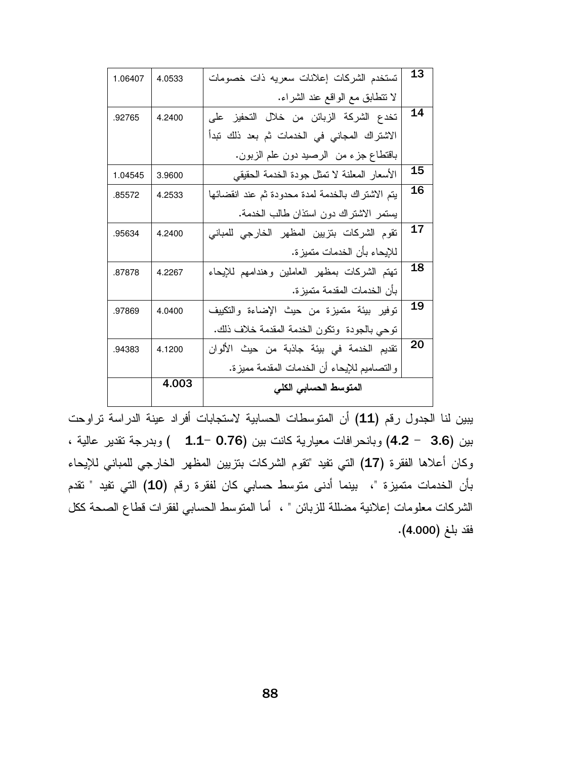| 13 | تستخدم الشركات إعلانات سعريه ذات خصومات لا تتطابق مع الواقع عند الشراء. | 4.0533 | 1.06407 |
|---|---|---|---|
| 14 | تخدع الشركة الزبائن من خلال التحفيز على الاشتراك المجاني في الخدمات ثم بعد ذلك تبدأ باقتطاع جزء من الرصيد دون علم الزبون. | 4.2400 | .92765 |
| 15 | الأسعار المعلنة لا تمثل جودة الخدمة الحقيقي | 3.9600 | 1.04545 |
| 16 | يتم الاشتراك بالخدمة لمدة محدودة ثم عند انقضائها يستمر الاشتراك دون استئذان طالب الخدمة. | 4.2533 | .85572 |
| 17 | تقوم الشركات بتزيين المظهر الخارجي للمباني للإيحاء بأن الخدمات متميزة. | 4.2400 | .95634 |
| 18 | تهتم الشركات بمظهر العاملين وهندامهم للإيحاء بأن الخدمات المقدمة متميزة. | 4.2267 | .87878 |
| 19 | توفير بيئة متميزة من حيث الإضاءة والتكييف توحي بالجودة وتكون الخدمة المقدمة خلاف ذلك. | 4.0400 | .97869 |
| 20 | تقديم الخدمة في بيئة جاذبة من حيث الألوان والتصاميم للإيحاء أن الخدمات المقدمة مميزة. | 4.1200 | .94383 |
| | **المتوسط الحسابي الكلي** | **4.003** | |

يبين لنا الجدول رقم **(11)** أن المتوسطات الحسابية لاستجابات أفراد عينة الدراسة تراوحت بين **(3.6 - 4.2)** وبانحرافات معيارية كانت بين **(0.76 -1.1)** وبدرجة تقدير عالية، وكان أعلاها الفقرة **(17)** التي تفيد "تقوم الشركات بتزيين المظهر الخارجي للمباني للإيحاء بأن الخدمات متميزة "، بينما أدنى متوسط حسابي كان لفقرة رقم **(10)** التي تفيد " تقدم الشركات معلومات إعلانية مضللة للزبائن " ، أما المتوسط الحسابي لفقرات قطاع الصحة ككل فقد بلغ **(4.000)**.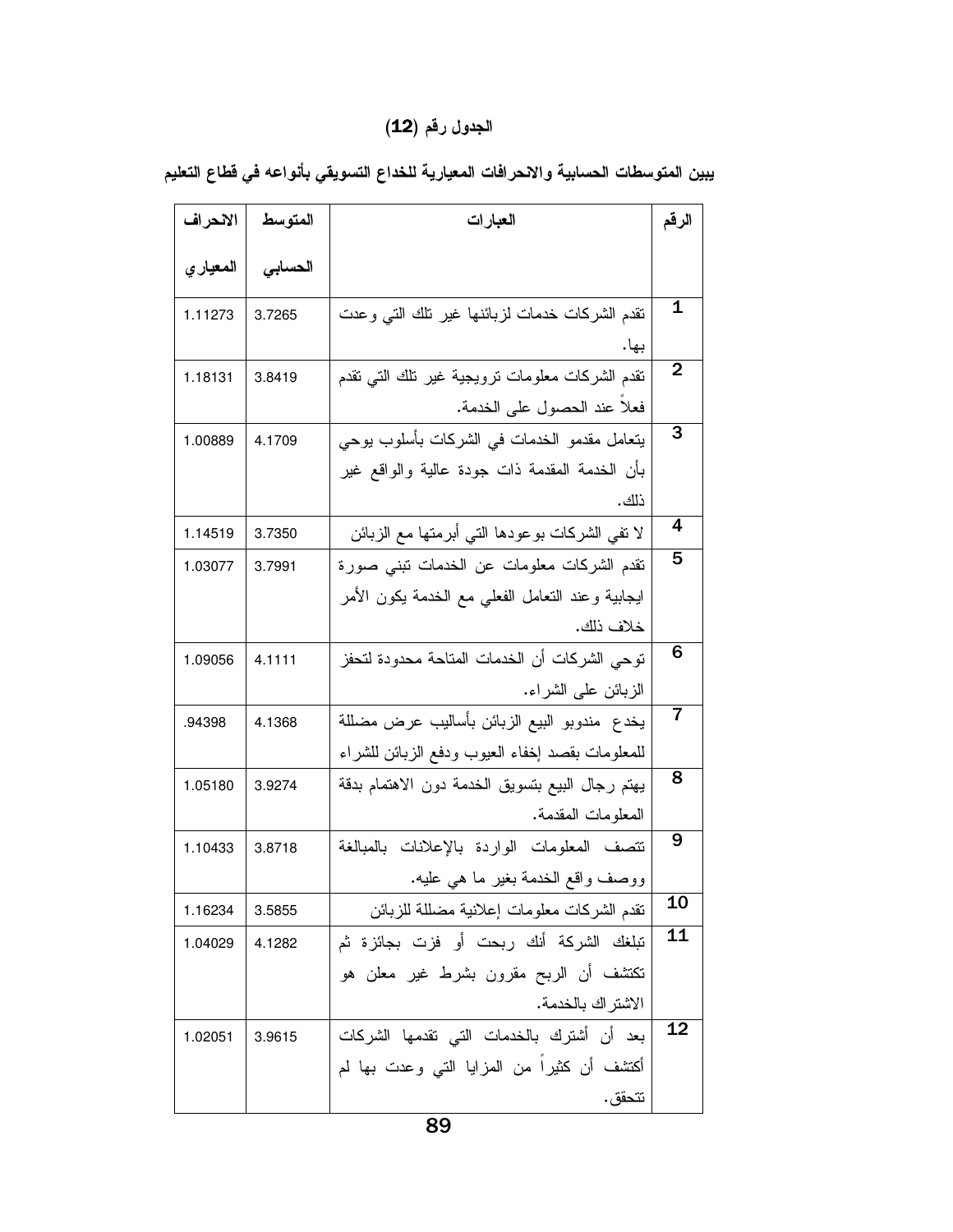**الجدول رقم (12)**

**يبين المتوسطات الحسابية والانحرافات المعيارية للخداع التسويقي بأنواعه في قطاع التعليم**

| الرقم | العبارات | المتوسط الحسابي | الانحراف المعياري |
|---|---|---|---|
| 1 | تقدم الشركات خدمات لزبائنها غير تلك التي وعدت بها. | 3.7265 | 1.11273 |
| 2 | تقدم الشركات معلومات ترويجية غير تلك التي تقدم فعلاً عند الحصول على الخدمة. | 3.8419 | 1.18131 |
| 3 | يتعامل مقدمو الخدمات في الشركات بأسلوب يوحي بأن الخدمة المقدمة ذات جودة عالية والواقع غير ذلك. | 4.1709 | 1.00889 |
| 4 | لا تفي الشركات بوعودها التي أبرمتها مع الزبائن | 3.7350 | 1.14519 |
| 5 | تقدم الشركات معلومات عن الخدمات تبني صورة ايجابية وعند التعامل الفعلي مع الخدمة يكون الأمر خلاف ذلك. | 3.7991 | 1.03077 |
| 6 | توحي الشركات أن الخدمات المتاحة محدودة لتحفز الزبائن على الشراء. | 4.1111 | 1.09056 |
| 7 | يخدع مندوبو البيع الزبائن بأساليب عرض مضللة للمعلومات بقصد إخفاء العيوب ودفع الزبائن للشراء | 4.1368 | .94398 |
| 8 | يهتم رجال البيع بتسويق الخدمة دون الاهتمام بدقة المعلومات المقدمة. | 3.9274 | 1.05180 |
| 9 | تتصف المعلومات الواردة بالإعلانات بالمبالغة ووصف واقع الخدمة بغير ما هي عليه. | 3.8718 | 1.10433 |
| 10 | تقدم الشركات معلومات إعلانية مضللة للزبائن | 3.5855 | 1.16234 |
| 11 | تبلغك الشركة أنك ربحت أو فزت بجائزة ثم تكتشف أن الربح مقرون بشرط غير معلن هو الاشتراك بالخدمة. | 4.1282 | 1.04029 |
| 12 | بعد أن أشترك بالخدمات التي تقدمها الشركات أكتشف أن كثيراً من المزايا التي وعدت بها لم تتحقق. | 3.9615 | 1.02051 |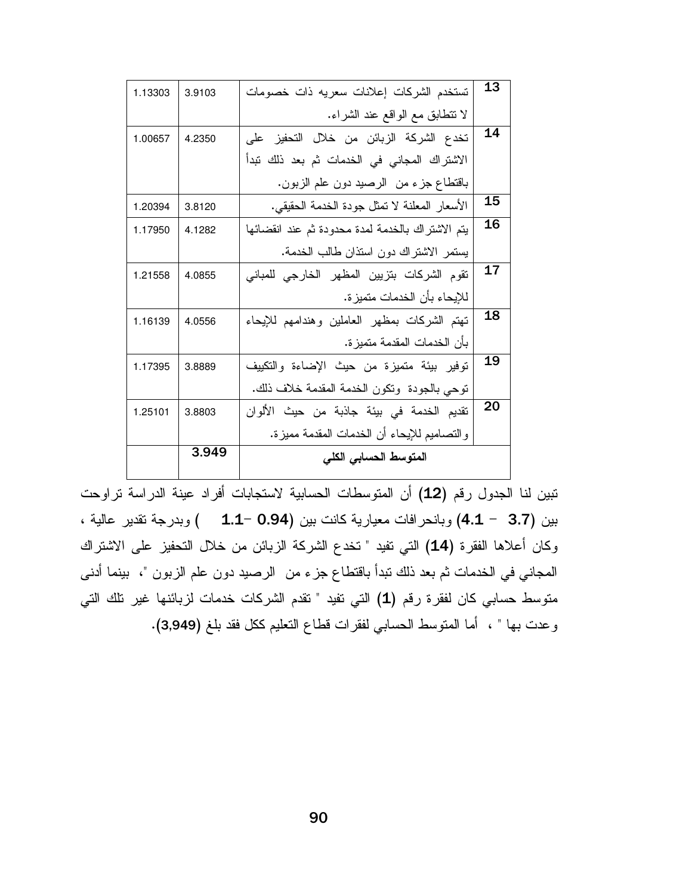| | | | |
|---|---|---|---|
| 13 | تستخدم الشركات إعلانات سعريه ذات خصومات لا تتطابق مع الواقع عند الشراء. | 3.9103 | 1.13303 |
| 14 | تخدع الشركة الزبائن من خلال التحفيز على الاشتراك المجاني في الخدمات ثم بعد ذلك تبدأ باقتطاع جزء من الرصيد دون علم الزبون. | 4.2350 | 1.00657 |
| 15 | الأسعار المعلنة لا تمثل جودة الخدمة الحقيقي. | 3.8120 | 1.20394 |
| 16 | يتم الاشتراك بالخدمة لمدة محدودة ثم عند انقضائها يستمر الاشتراك دون استئذان طالب الخدمة. | 4.1282 | 1.17950 |
| 17 | تقوم الشركات بتزيين المظهر الخارجي للمباني للإيحاء بأن الخدمات متميزة. | 4.0855 | 1.21558 |
| 18 | تهتم الشركات بمظهر العاملين وهندامهم للإيحاء بأن الخدمات المقدمة متميزة. | 4.0556 | 1.16139 |
| 19 | توفير بيئة متميزة من حيث الإضاءة والتكييف توحي بالجودة وتكون الخدمة المقدمة خلاف ذلك. | 3.8889 | 1.17395 |
| 20 | تقديم الخدمة في بيئة جاذبة من حيث الألوان والتصاميم للإيحاء أن الخدمات المقدمة مميزة. | 3.8803 | 1.25101 |
| | **المتوسط الحسابي الكلي** | **3.949** | |

تبين لنا الجدول رقم **(12)** أن المتوسطات الحسابية لاستجابات أفراد عينة الدراسة تراوحت بين **(3.7 - 4.1)** وبانحرافات معيارية كانت بين **(0.94- 1.1)** وبدرجة تقدير عالية ، وكان أعلاها الفقرة **(14)** التي تفيد " تخدع الشركة الزبائن من خلال التحفيز على الاشتراك المجاني في الخدمات ثم بعد ذلك تبدأ باقتطاع جزء من الرصيد دون علم الزبون "، بينما أدنى متوسط حسابي كان لفقرة رقم **(1)** التي تفيد " تقدم الشركات خدمات لزبائنها غير تلك التي وعدت بها " ، أما المتوسط الحسابي لفقرات قطاع التعليم ككل فقد بلغ **(3,949)**.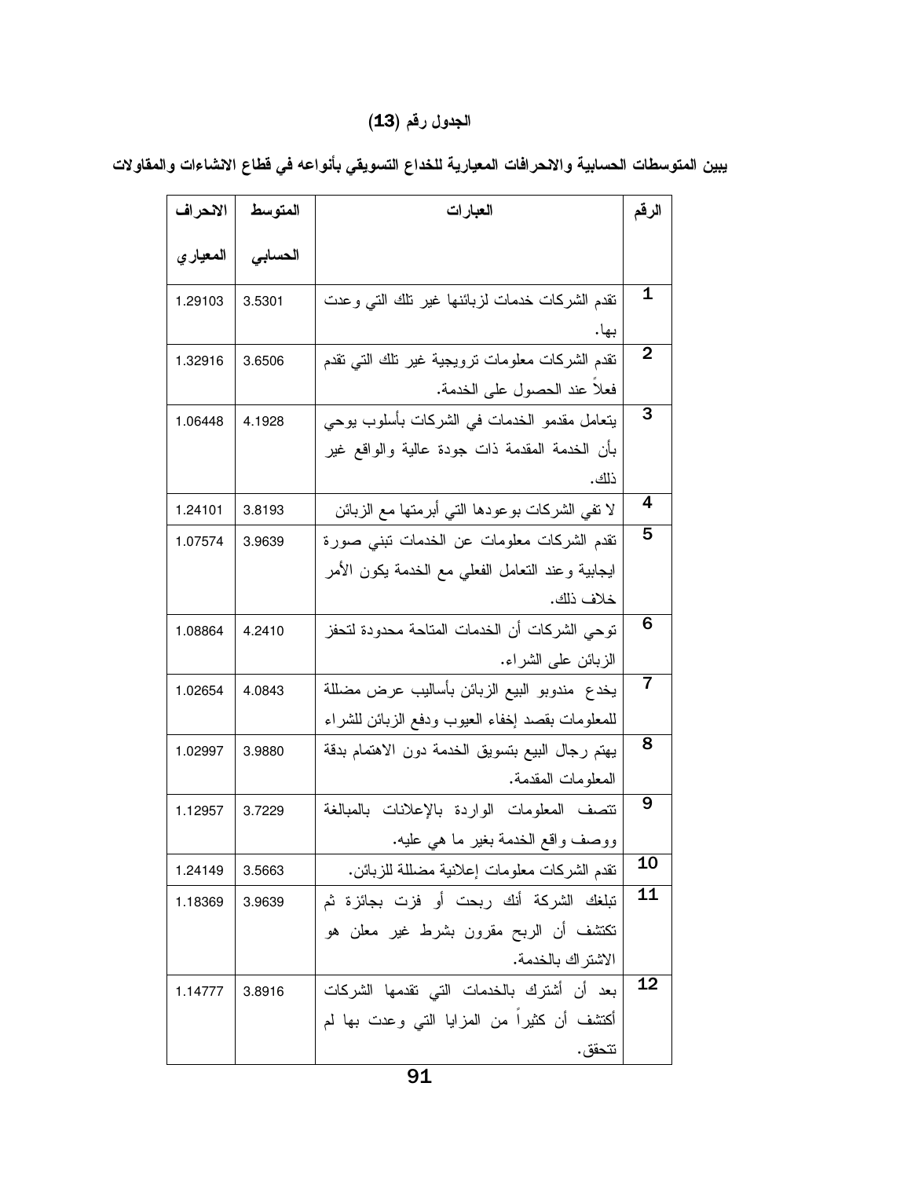**الجدول رقم (13)**

**يبين المتوسطات الحسابية والانحرافات المعيارية للخداع التسويقي بأنواعه في قطاع الانشاءات والمقاولات**

| الرقم | العبارات | المتوسط الحسابي | الانحراف المعياري |
|---|---|---|---|
| 1 | تقدم الشركات خدمات لزبائنها غير تلك التي وعدت بها. | 3.5301 | 1.29103 |
| 2 | تقدم الشركات معلومات ترويجية غير تلك التي تقدم فعلاً عند الحصول على الخدمة. | 3.6506 | 1.32916 |
| 3 | يتعامل مقدمو الخدمات في الشركات بأسلوب يوحي بأن الخدمة المقدمة ذات جودة عالية والواقع غير ذلك. | 4.1928 | 1.06448 |
| 4 | لا تفي الشركات بوعودها التي أبرمتها مع الزبائن | 3.8193 | 1.24101 |
| 5 | تقدم الشركات معلومات عن الخدمات تبني صورة ايجابية وعند التعامل الفعلي مع الخدمة يكون الأمر خلاف ذلك. | 3.9639 | 1.07574 |
| 6 | توحي الشركات أن الخدمات المتاحة محدودة لتحفز الزبائن على الشراء. | 4.2410 | 1.08864 |
| 7 | يخدع مندوبو البيع الزبائن بأساليب عرض مضللة للمعلومات بقصد إخفاء العيوب ودفع الزبائن للشراء | 4.0843 | 1.02654 |
| 8 | يهتم رجال البيع بتسويق الخدمة دون الاهتمام بدقة المعلومات المقدمة. | 3.9880 | 1.02997 |
| 9 | تتصف المعلومات الواردة بالإعلانات بالمبالغة ووصف واقع الخدمة بغير ما هي عليه. | 3.7229 | 1.12957 |
| 10 | تقدم الشركات معلومات إعلانية مضللة للزبائن. | 3.5663 | 1.24149 |
| 11 | تبلغك الشركة أنك ربحت أو فزت بجائزة ثم تكتشف أن الربح مقرون بشرط غير معلن هو الاشتراك بالخدمة. | 3.9639 | 1.18369 |
| 12 | بعد أن أشترك بالخدمات التي تقدمها الشركات أكتشف أن كثيراً من المزايا التي وعدت بها لم تتحقق. | 3.8916 | 1.14777 |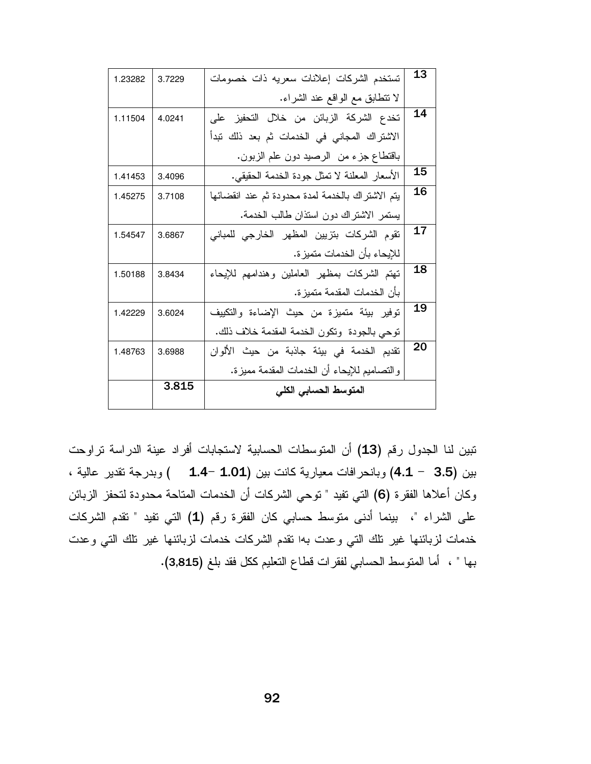| 13 | تستخدم الشركات إعلانات سعريه ذات خصومات لا تتطابق مع الواقع عند الشراء. | 3.7229 | 1.23282 |
|---|---|---|---|
| 14 | تخدع الشركة الزبائن من خلال التحفيز على الاشتراك المجاني في الخدمات ثم بعد ذلك تبدأ باقتطاع جزء من الرصيد دون علم الزبون. | 4.0241 | 1.11504 |
| 15 | الأسعار المعلنة لا تمثل جودة الخدمة الحقيقي. | 3.4096 | 1.41453 |
| 16 | يتم الاشتراك بالخدمة لمدة محدودة ثم عند انقضائها يستمر الاشتراك دون استئذان طالب الخدمة. | 3.7108 | 1.45275 |
| 17 | تقوم الشركات بتزيين المظهر الخارجي للمباني للإيحاء بأن الخدمات متميزة. | 3.6867 | 1.54547 |
| 18 | تهتم الشركات بمظهر العاملين وهندامهم للإيحاء بأن الخدمات المقدمة متميزة. | 3.8434 | 1.50188 |
| 19 | توفير بيئة متميزة من حيث الإضاءة والتكييف توحي بالجودة وتكون الخدمة المقدمة خلاف ذلك. | 3.6024 | 1.42229 |
| 20 | تقديم الخدمة في بيئة جاذبة من حيث الألوان والتصاميم للإيحاء أن الخدمات المقدمة مميزة. | 3.6988 | 1.48763 |
| | **المتوسط الحسابي الكلي** | **3.815** | |

تبين لنا الجدول رقم **(13)** أن المتوسطات الحسابية لاستجابات أفراد عينة الدراسة تراوحت بين **(3.5 – 4.1)** وبانحرافات معيارية كانت بين **(1.01 –1.4** ) وبدرجة تقدير عالية ، وكان أعلاها الفقرة **(6)** التي تفيد " توحي الشركات أن الخدمات المتاحة محدودة لتحفز الزبائن على الشراء "، بينما أدنى متوسط حسابي كان الفقرة رقم **(1)** التي تفيد " تقدم الشركات خدمات لزبائنها غير تلك التي وعدت بها تقدم الشركات خدمات لزبائنها غير تلك التي وعدت بها " ، أما المتوسط الحسابي لفقرات قطاع التعليم ككل فقد بلغ **(3,815)**.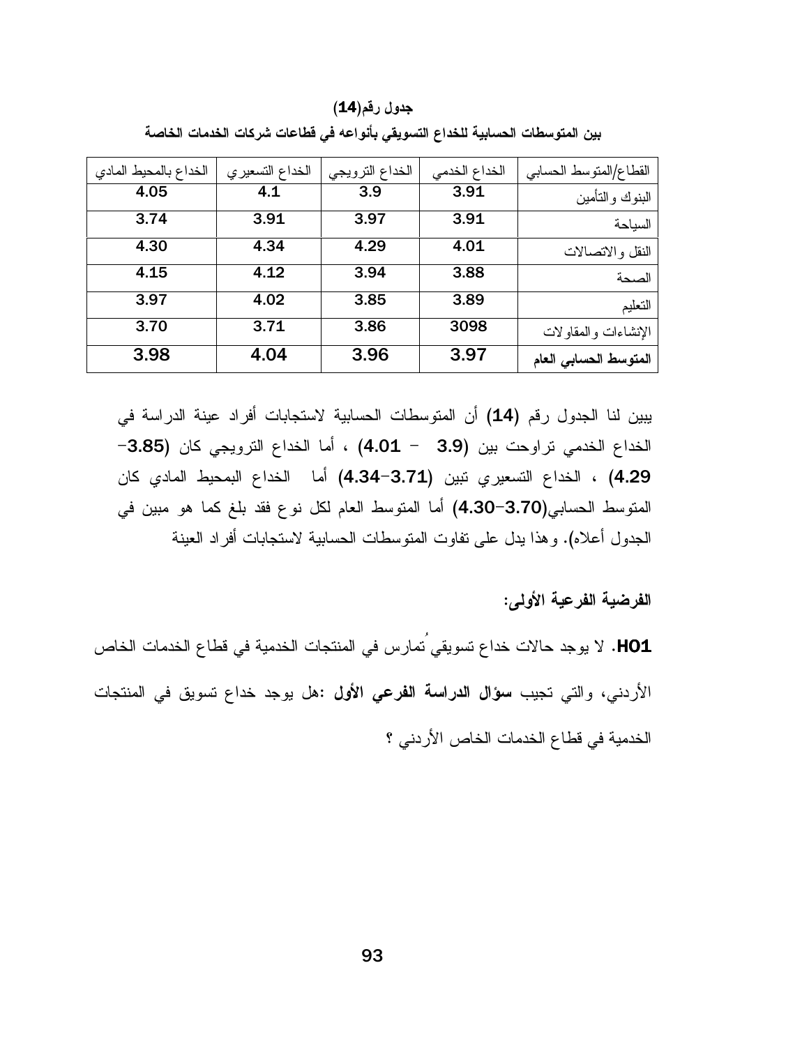**جدول رقم(14)**

**بين المتوسطات الحسابية للخداع التسويقي بأنواعه في قطاعات شركات الخدمات الخاصة**

| القطاع/المتوسط الحسابي | الخداع الخدمي | الخداع الترويجي | الخداع التسعيري | الخداع بالمحيط المادي |
|---|---|---|---|---|
| البنوك والتأمين | 3.91 | 3.9 | 4.1 | 4.05 |
| السياحة | 3.91 | 3.97 | 3.91 | 3.74 |
| النقل والاتصالات | 4.01 | 4.29 | 4.34 | 4.30 |
| الصحة | 3.88 | 3.94 | 4.12 | 4.15 |
| التعليم | 3.89 | 3.85 | 4.02 | 3.97 |
| الإنشاءات والمقاولات | 3098 | 3.86 | 3.71 | 3.70 |
| **المتوسط الحسابي العام** | 3.97 | 3.96 | 4.04 | 3.98 |

يبين لنا الجدول رقم **(14)** أن المتوسطات الحسابية لاستجابات أفراد عينة الدراسة في الخداع الخدمي تراوحت بين **(3.9 - 4.01)** ، أما الخداع الترويجي كان **(3.85-4.29)** ، الخداع التسعيري تبين **(3.71-4.34)** أما الخداع البمحيط المادي كان المتوسط الحسابي**(3.70-4.30)** أما المتوسط العام لكل نوع فقد بلغ كما هو مبين في الجدول أعلاه). وهذا يدل على تفاوت المتوسطات الحسابية لاستجابات أفراد العينة

**الفرضية الفرعية الأولى:**

**HO1**. لا يوجد حالات خداع تسويقي تُمارس في المنتجات الخدمية في قطاع الخدمات الخاص الأردني، والتي تجيب **سؤال الدراسة الفرعي الأول** :هل يوجد خداع تسويق في المنتجات الخدمية في قطاع الخدمات الخاص الأردني ؟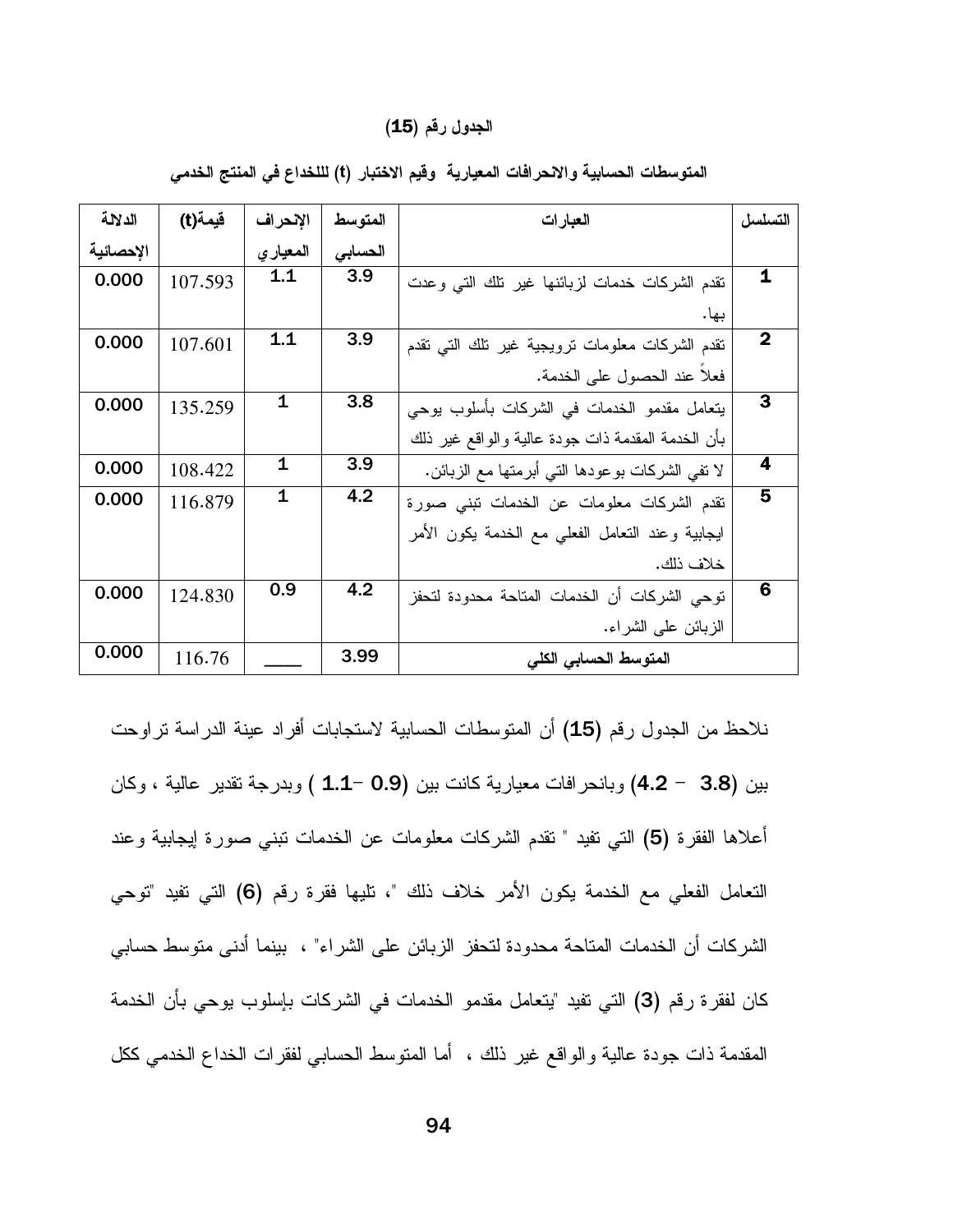**الجدول رقم (15)**

**المتوسطات الحسابية والانحرافات المعيارية وقيم الاختبار (t) للخداع في المنتج الخدمي**

| التسلسل | العبارات | المتوسط الحسابي | الإنحراف المعياري | قيمة(t) | الدلالة الإحصائية |
|---|---|---|---|---|---|
| 1 | تقدم الشركات خدمات لزبائنها غير تلك التي وعدت بها. | 3.9 | 1.1 | 107.593 | 0.000 |
| 2 | تقدم الشركات معلومات ترويجية غير تلك التي تقدم فعلاً عند الحصول على الخدمة. | 3.9 | 1.1 | 107.601 | 0.000 |
| 3 | يتعامل مقدمو الخدمات في الشركات بأسلوب يوحي بأن الخدمة المقدمة ذات جودة عالية والواقع غير ذلك | 3.8 | 1 | 135.259 | 0.000 |
| 4 | لا تفي الشركات بوعودها التي أبرمتها مع الزبائن. | 3.9 | 1 | 108.422 | 0.000 |
| 5 | تقدم الشركات معلومات عن الخدمات تبني صورة ايجابية وعند التعامل الفعلي مع الخدمة يكون الأمر خلاف ذلك. | 4.2 | 1 | 116.879 | 0.000 |
| 6 | توحي الشركات أن الخدمات المتاحة محدودة لتحفز الزبائن على الشراء. | 4.2 | 0.9 | 124.830 | 0.000 |
| | **المتوسط الحسابي الكلي** | 3.99 | ____ | 116.76 | 0.000 |

نلاحظ من الجدول رقم (15) أن المتوسطات الحسابية لاستجابات أفراد عينة الدراسة تراوحت بين (3.8 – 4.2) وبانحرافات معيارية كانت بين (0.9 –1.1 ) وبدرجة تقدير عالية ، وكان أعلاها الفقرة (5) التي تفيد " تقدم الشركات معلومات عن الخدمات تبني صورة إيجابية وعند التعامل الفعلي مع الخدمة يكون الأمر خلاف ذلك "، تليها فقرة رقم (6) التي تفيد "توحي الشركات أن الخدمات المتاحة محدودة لتحفز الزبائن على الشراء" ، بينما أدنى متوسط حسابي كان لفقرة رقم (3) التي تفيد "يتعامل مقدمو الخدمات في الشركات بإسلوب يوحي بأن الخدمة المقدمة ذات جودة عالية والواقع غير ذلك ، أما المتوسط الحسابي لفقرات الخداع الخدمي ككل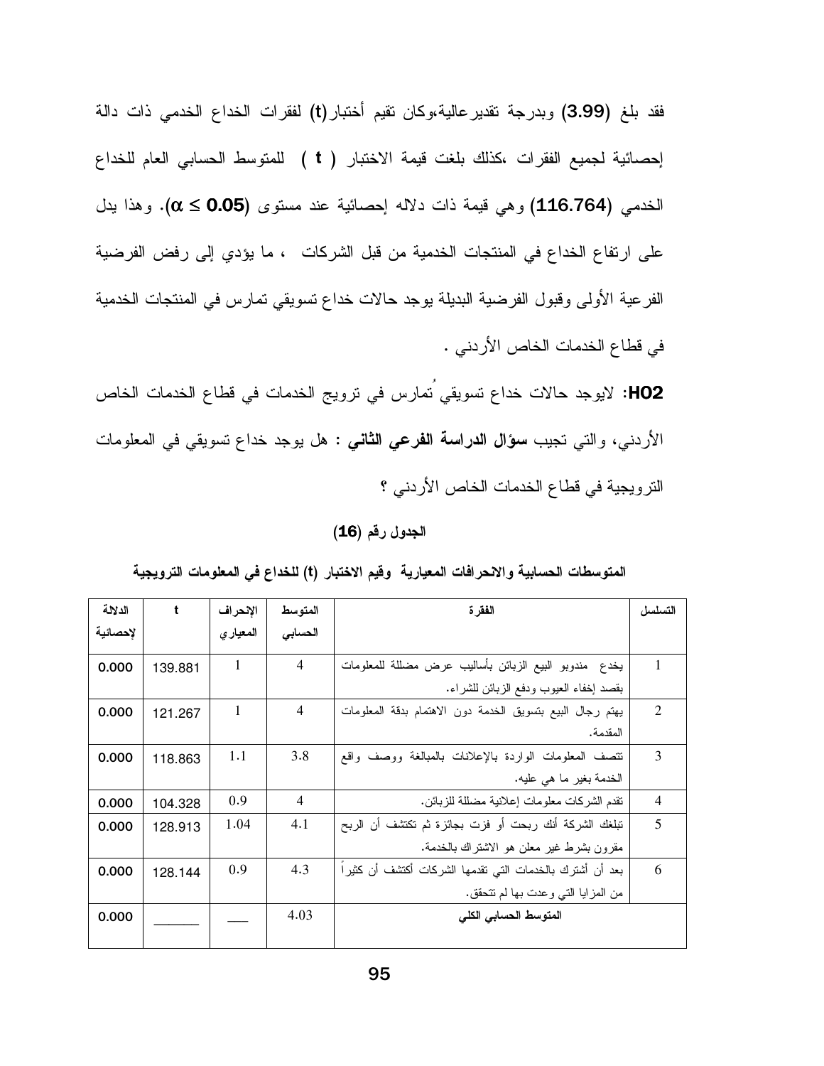فقد بلغ (**3.99**) وبدرجة تقدير عالية،وكان تقيم أختبار(**t**) لفقرات الخداع الخدمي ذات دالة إحصائية لجميع الفقرات ،كذلك بلغت قيمة الاختبار ( **t** ) للمتوسط الحسابي العام للخداع الخدمي (**116.764**) وهي قيمة ذات دلاله إحصائية عند مستوى (**$\alpha \leq 0.05$**). وهذا يدل على ارتفاع الخداع في المنتجات الخدمية من قبل الشركات ، ما يؤدي إلى رفض الفرضية الفرعية الأولى وقبول الفرضية البديلة يوجد حالات خداع تسويقي تمارس في المنتجات الخدمية في قطاع الخدمات الخاص الأردني .

**H02**: لايوجد حالات خداع تسويقي ُتمارس في ترويج الخدمات في قطاع الخدمات الخاص الأردني، والتي تجيب **سؤال الدراسة الفرعي الثاني** : هل يوجد خداع تسويقي في المعلومات الترويجية في قطاع الخدمات الخاص الأردني ؟

**الجدول رقم (16)**

**المتوسطات الحسابية والانحرافات المعيارية وقيم الاختبار (t) للخداع في المعلومات الترويجية**

| التسلسل | الفقرة | المتوسط الحسابي | الإنحراف المعياري | t | الدلالة لإحصائية |
|---|---|---|---|---|---|
| 1 | يخدع مندوبو البيع الزبائن بأساليب عرض مضللة للمعلومات بقصد إخفاء العيوب ودفع الزبائن للشراء. | 4 | 1 | 139.881 | 0.000 |
| 2 | يهتم رجال البيع بتسويق الخدمة دون الاهتمام بدقة المعلومات المقدمة. | 4 | 1 | 121.267 | 0.000 |
| 3 | تتصف المعلومات الواردة بالإعلانات بالمبالغة ووصف واقع الخدمة بغير ما هي عليه. | 3.8 | 1.1 | 118.863 | 0.000 |
| 4 | تقدم الشركات معلومات إعلانية مضللة للزبائن. | 4 | 0.9 | 104.328 | 0.000 |
| 5 | تبلغك الشركة أنك ربحت أو فزت بجائزة ثم تكتشف أن الربح مقرون بشرط غير معلن هو الاشتراك بالخدمة. | 4.1 | 1.04 | 128.913 | 0.000 |
| 6 | بعد أن أشترك بالخدمات التي تقدمها الشركات أكتشف أن كثيراً من المزايا التي وعدت بها لم تتحقق. | 4.3 | 0.9 | 128.144 | 0.000 |
| | **المتوسط الحسابي الكلي** | 4.03 | ___ | ______ | 0.000 |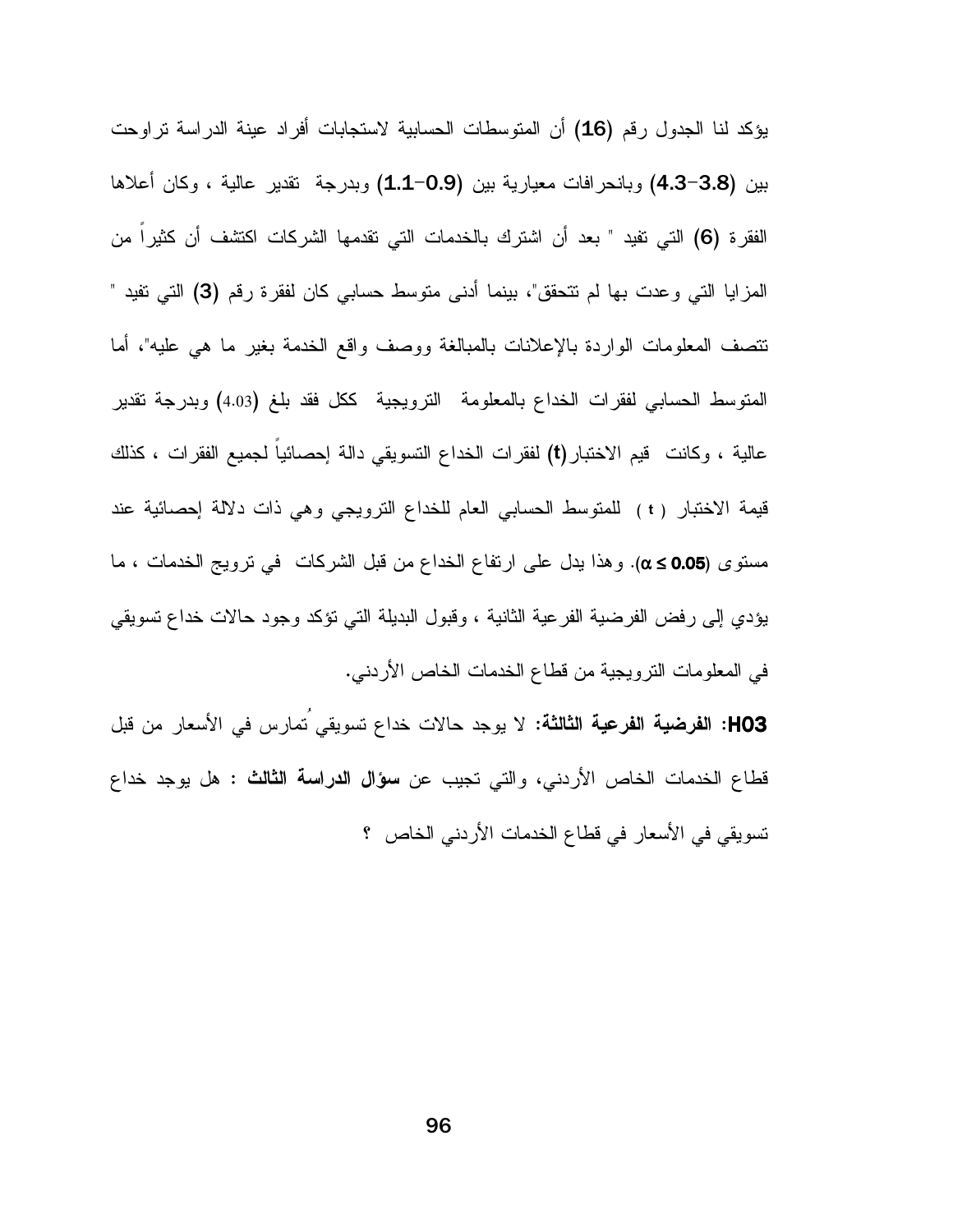يؤكد لنا الجدول رقم **(16)** أن المتوسطات الحسابية لاستجابات أفراد عينة الدراسة تراوحت بين **(3.8-4.3)** وبانحرافات معيارية بين **(0.9-1.1)** وبدرجة تقدير عالية ، وكان أعلاها الفقرة **(6)** التي تفيد " بعد أن اشترك بالخدمات التي تقدمها الشركات اكتشف أن كثيراً من المزايا التي وعدت بها لم تتحقق"، بينما أدنى متوسط حسابي كان لفقرة رقم **(3)** التي تفيد " تتصف المعلومات الواردة بالإعلانات بالمبالغة ووصف واقع الخدمة بغير ما هي عليه"، أما المتوسط الحسابي لفقرات الخداع بالمعلومة الترويجية ككل فقد بلغ (4.03) وبدرجة تقدير عالية ، وكانت قيم الاختبار **(t)** لفقرات الخداع التسويقي دالة إحصائياً لجميع الفقرات ، كذلك قيمة الاختبار ( **t** ) للمتوسط الحسابي العام للخداع الترويجي وهي ذات دلالة إحصائية عند مستوى **(α ≤ 0.05)**. وهذا يدل على ارتفاع الخداع من قبل الشركات في ترويج الخدمات ، ما يؤدي إلى رفض الفرضية الفرعية الثانية ، وقبول البديلة التي تؤكد وجود حالات خداع تسويقي في المعلومات الترويجية من قطاع الخدمات الخاص الأردني.

**H03: الفرضية الفرعية الثالثة:** لا يوجد حالات خداع تسويقي تُمارس في الأسعار من قبل قطاع الخدمات الخاص الأردني، والتي تجيب عن **سؤال الدراسة الثالث :** هل يوجد خداع تسويقي في الأسعار في قطاع الخدمات الأردني الخاص ؟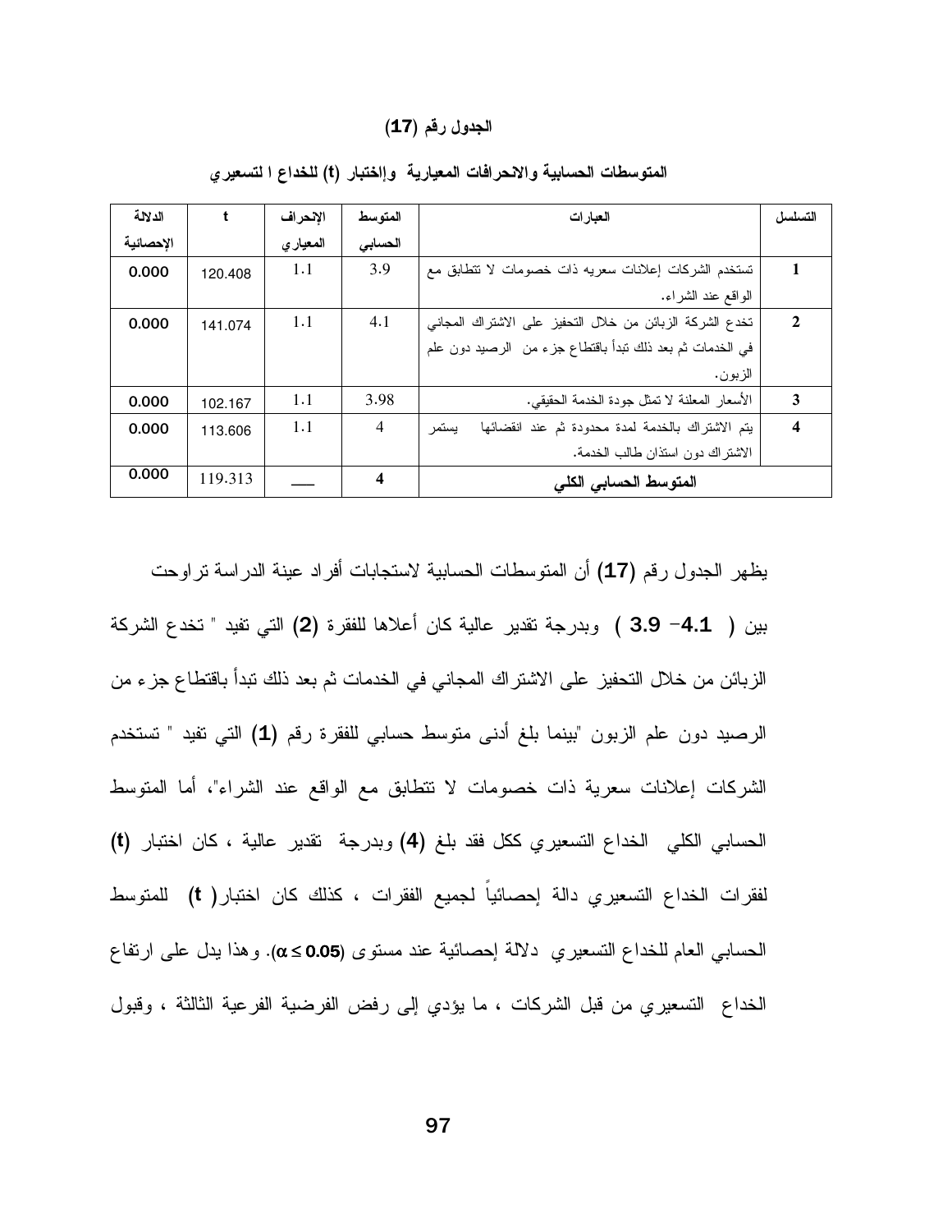**الجدول رقم (17)**

**المتوسطات الحسابية والانحرافات المعيارية وإختبار (t) للخداع ا لتسعيري**

| التسلسل | العبارات | المتوسط الحسابي | الإنحراف المعياري | t | الدلالة الإحصائية |
|---|---|---|---|---|---|
| 1 | تستخدم الشركات إعلانات سعريه ذات خصومات لا تتطابق مع الواقع عند الشراء. | 3.9 | 1.1 | 120.408 | 0.000 |
| 2 | تخدع الشركة الزبائن من خلال التحفيز على الاشتراك المجاني في الخدمات ثم بعد ذلك تبدأ باقتطاع جزء من الرصيد دون علم الزبون. | 4.1 | 1.1 | 141.074 | 0.000 |
| 3 | الأسعار المعلنة لا تمثل جودة الخدمة الحقيقي. | 3.98 | 1.1 | 102.167 | 0.000 |
| 4 | يتم الاشتراك بالخدمة لمدة محدودة ثم عند انقضائها يستمر الاشتراك دون استئذان طالب الخدمة. | 4 | 1.1 | 113.606 | 0.000 |
| | **المتوسط الحسابي الكلي** | **4** | ___ | 119.313 | 0.000 |

يظهر الجدول رقم **(17)** أن المتوسطات الحسابية لاستجابات أفراد عينة الدراسة تراوحت بين ( **4.1 - 3.9** ) وبدرجة تقدير عالية كان أعلاها للفقرة **(2)** التي تفيد " تخدع الشركة الزبائن من خلال التحفيز على الاشتراك المجاني في الخدمات ثم بعد ذلك تبدأ باقتطاع جزء من الرصيد دون علم الزبون "بينما بلغ أدنى متوسط حسابي للفقرة رقم **(1)** التي تفيد " تستخدم الشركات إعلانات سعرية ذات خصومات لا تتطابق مع الواقع عند الشراء"، أما المتوسط الحسابي الكلي الخداع التسعيري ككل فقد بلغ **(4)** وبدرجة تقدير عالية ، كان اختبار **(t)** لفقرات الخداع التسعيري دالة إحصائياً لجميع الفقرات ، كذلك كان اختبار( **t**) للمتوسط الحسابي العام للخداع التسعيري دلالة إحصائية عند مستوى **($\alpha \leq 0.05$)**. وهذا يدل على ارتفاع الخداع التسعيري من قبل الشركات ، ما يؤدي إلى رفض الفرضية الفرعية الثالثة ، وقبول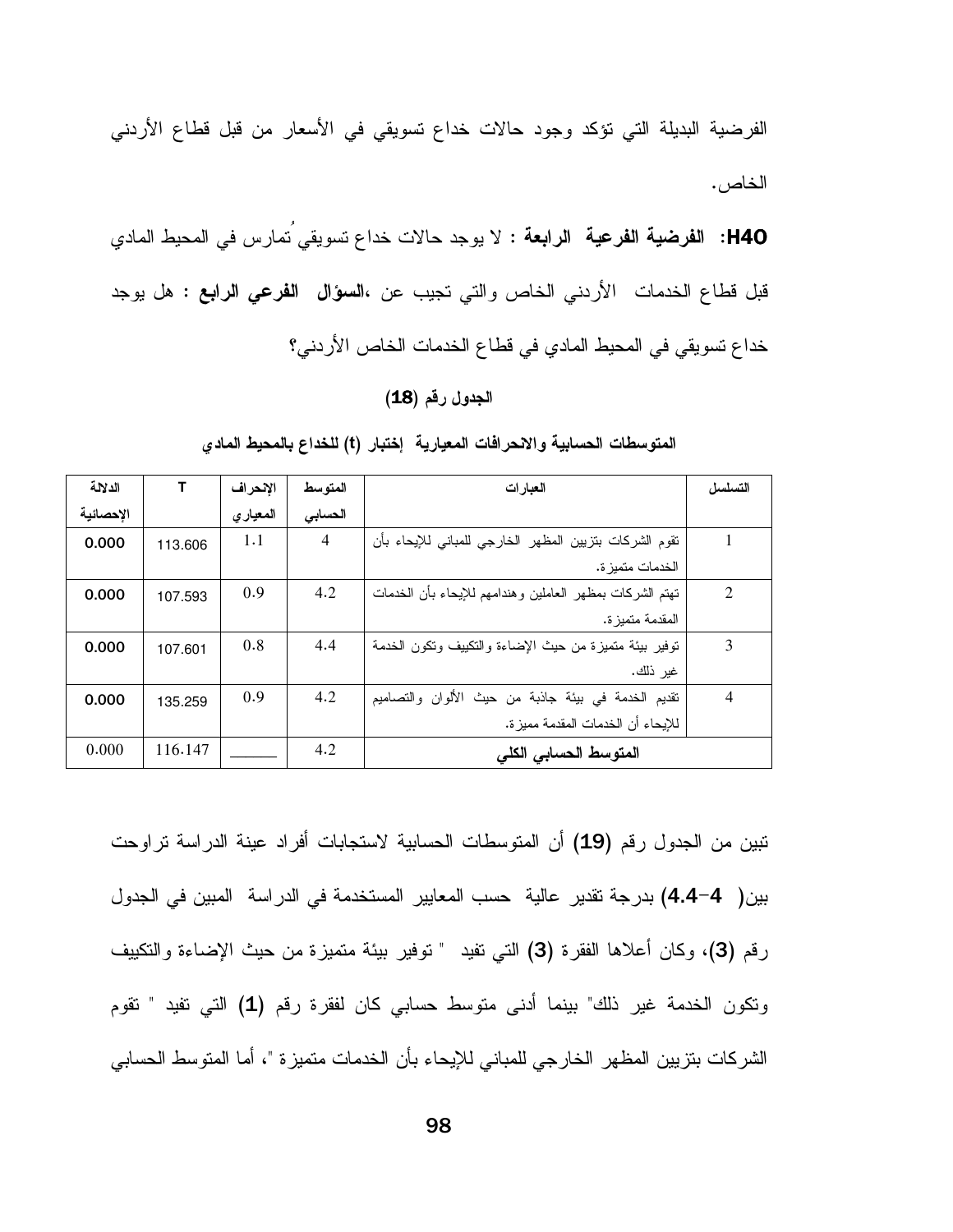الفرضية البديلة التي تؤكد وجود حالات خداع تسويقي في الأسعار من قبل قطاع الأردني الخاص.

**H40: الفرضية الفرعية الرابعة** : لا يوجد حالات خداع تسويقي تُمارس في المحيط المادي قبل قطاع الخدمات الأردني الخاص والتي تجيب عن ،**السؤال الفرعي الرابع** : هل يوجد خداع تسويقي في المحيط المادي في قطاع الخدمات الخاص الأردني؟

**الجدول رقم (18)**

**المتوسطات الحسابية والانحرافات المعيارية إختبار (t) للخداع بالمحيط المادي**

| التسلسل | العبارات | المتوسط الحسابي | الإنحراف المعياري | T | الدلالة الإحصائية |
|---|---|---|---|---|---|
| 1 | تقوم الشركات بتزيين المظهر الخارجي للمباني للإيحاء بأن الخدمات متميزة. | 4 | 1.1 | 113.606 | **0.000** |
| 2 | تهتم الشركات بمظهر العاملين وهندامهم للإيحاء بأن الخدمات المقدمة متميزة. | 4.2 | 0.9 | 107.593 | **0.000** |
| 3 | توفير بيئة متميزة من حيث الإضاءة والتكييف وتكون الخدمة غير ذلك. | 4.4 | 0.8 | 107.601 | **0.000** |
| 4 | تقديم الخدمة في بيئة جاذبة من حيث الألوان والتصاميم للإيحاء أن الخدمات المقدمة مميزة. | 4.2 | 0.9 | 135.259 | **0.000** |
| **المتوسط الحسابي الكلي** | | 4.2 | ______ | 116.147 | 0.000 |

تبين من الجدول رقم (19) أن المتوسطات الحسابية لاستجابات أفراد عينة الدراسة تراوحت بين( 4-4.4) بدرجة تقدير عالية حسب المعايير المستخدمة في الدراسة المبين في الجدول رقم (3)، وكان أعلاها الفقرة (3) التي تفيد " توفير بيئة متميزة من حيث الإضاءة والتكييف وتكون الخدمة غير ذلك" بينما أدنى متوسط حسابي كان لفقرة رقم (1) التي تفيد " تقوم الشركات بتزيين المظهر الخارجي للمباني للإيحاء بأن الخدمات متميزة "، أما المتوسط الحسابي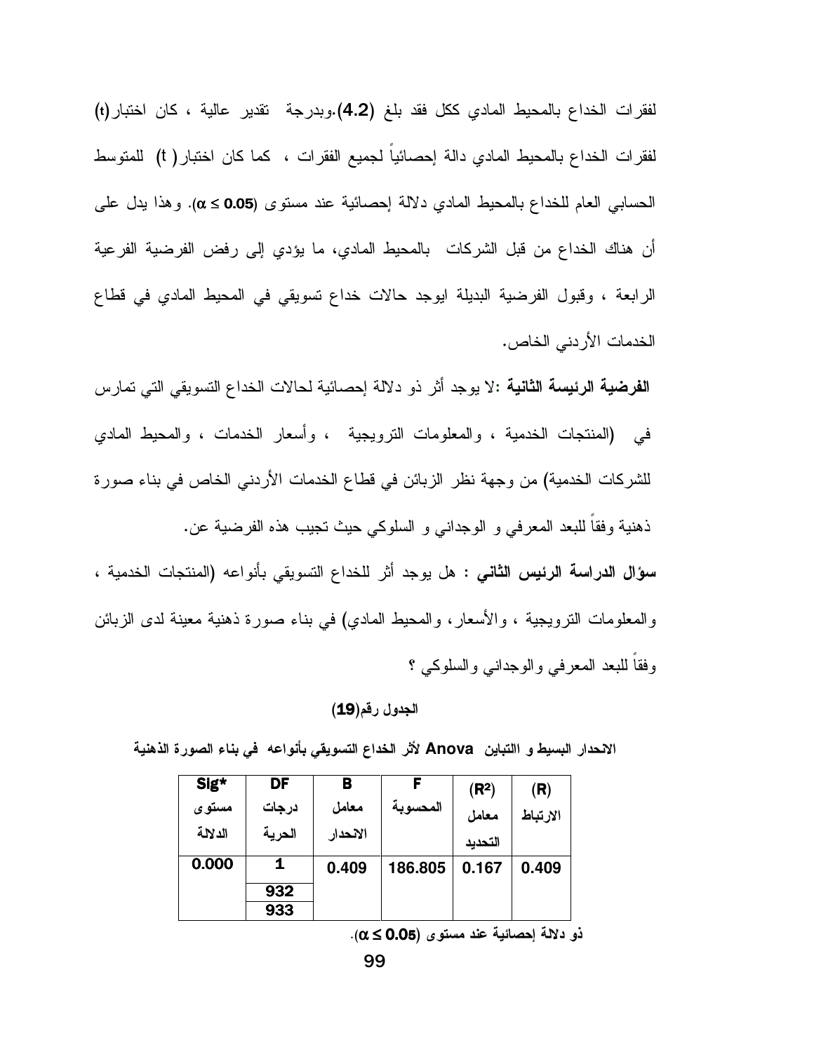لفقرات الخداع بالمحيط المادي ككل فقد بلغ **(4.2)**.وبدرجة تقدير عالية ، كان اختبار(t) لفقرات الخداع بالمحيط المادي دالة إحصائياً لجميع الفقرات ، كما كان اختبار( t) للمتوسط الحسابي العام للخداع بالمحيط المادي دلالة إحصائية عند مستوى **($\alpha \leq 0.05$)**. وهذا يدل على أن هناك الخداع من قبل الشركات بالمحيط المادي، ما يؤدي إلى رفض الفرضية الفرعية الرابعة ، وقبول الفرضية البديلة ايوجد حالات خداع تسويقي في المحيط المادي في قطاع الخدمات الأردني الخاص.

**الفرضية الرئيسة الثانية :**لا يوجد أثر ذو دلالة إحصائية لحالات الخداع التسويقي التي تمارس في (المنتجات الخدمية ، والمعلومات الترويجية ، وأسعار الخدمات ، والمحيط المادي للشركات الخدمية) من وجهة نظر الزبائن في قطاع الخدمات الأردني الخاص في بناء صورة ذهنية وفقاً للبعد المعرفي و الوجداني و السلوكي حيث تجيب هذه الفرضية عن.

**سؤال الدراسة الرئيس الثاني :** هل يوجد أثر للخداع التسويقي بأنواعه (المنتجات الخدمية ، والمعلومات الترويجية ، والأسعار، والمحيط المادي) في بناء صورة ذهنية معينة لدى الزبائن وفقاً للبعد المعرفي والوجداني والسلوكي ؟

**الجدول رقم(19)**

**الانحدار البسيط و االتباين Anova لأثر الخداع التسويقي بأنواعه في بناء الصورة الذهنية**

| (R) الارتباط | ($R^2$) معامل التحديد | F المحسوبة | B معامل الانحدار | DF درجات الحرية | Sig* مستوى الدلالة |
|---|---|---|---|---|---|
| 0.409 | 0.167 | 186.805 | 0.409 | 1 | 0.000 |
| | | | | 932 | |
| | | | | 933 | |

**ذو دلالة إحصائية عند مستوى ($\alpha \leq 0.05$).**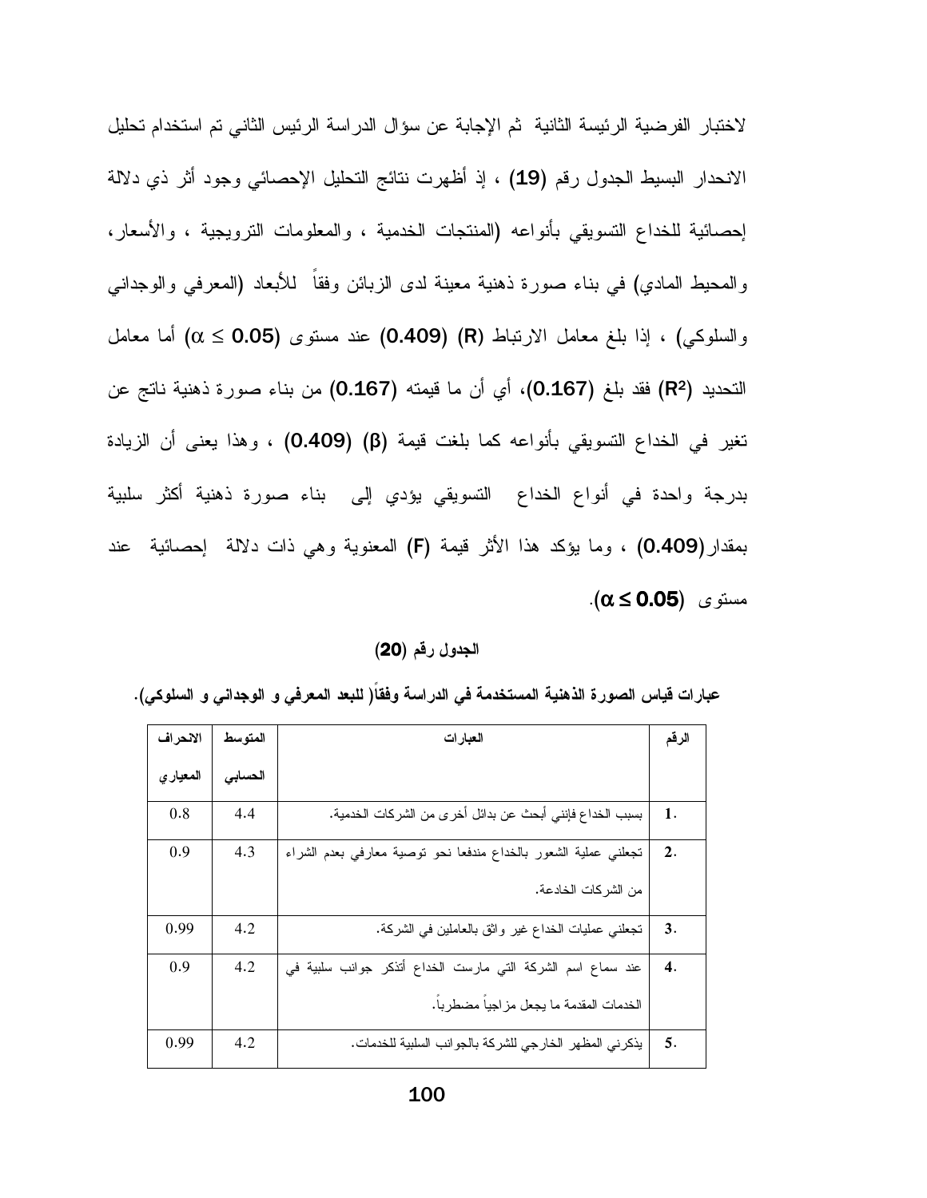لاختبار الفرضية الرئيسة الثانية ثم الإجابة عن سؤال الدراسة الرئيس الثاني تم استخدام تحليل الانحدار البسيط الجدول رقم (19) ، إذ أظهرت نتائج التحليل الإحصائي وجود أثر ذي دلالة إحصائية للخداع التسويقي بأنواعه (المنتجات الخدمية ، والمعلومات الترويجية ، والأسعار، والمحيط المادي) في بناء صورة ذهنية معينة لدى الزبائن وفقاً للأبعاد (المعرفي والوجداني والسلوكي) ، إذا بلغ معامل الارتباط (R) (0.409) عند مستوى ($\alpha \leq 0.05$) أما معامل التحديد ($R^2$) فقد بلغ (0.167)، أي أن ما قيمته (0.167) من بناء صورة ذهنية ناتج عن تغير في الخداع التسويقي بأنواعه كما بلغت قيمة (β) (0.409) ، وهذا يعنى أن الزيادة بدرجة واحدة في أنواع الخداع التسويقي يؤدي إلى بناء صورة ذهنية أكثر سلبية بمقدار(0.409) ، وما يؤكد هذا الأثر قيمة (F) المعنوية وهي ذات دلالة إحصائية عند مستوى ($\alpha \leq 0.05$).

**الجدول رقم (20)**

**عبارات قياس الصورة الذهنية المستخدمة في الدراسة وفقاً( للبعد المعرفي و الوجداني و السلوكي).**

| الرقم | العبارات | المتوسط الحسابي | الانحراف المعياري |
|---|---|---|---|
| 1. | بسبب الخداع فإنني أبحث عن بدائل أخرى من الشركات الخدمية. | 4.4 | 0.8 |
| 2. | تجعلني عملية الشعور بالخداع مندفعا نحو توصية معارفي بعدم الشراء من الشركات الخادعة. | 4.3 | 0.9 |
| 3. | تجعلني عمليات الخداع غير واثق بالعاملين في الشركة. | 4.2 | 0.99 |
| 4. | عند سماع اسم الشركة التي مارست الخداع أتذكر جوانب سلبية في الخدمات المقدمة ما يجعل مزاجياً مضطرباً. | 4.2 | 0.9 |
| 5. | يذكرني المظهر الخارجي للشركة بالجوانب السلبية للخدمات. | 4.2 | 0.99 |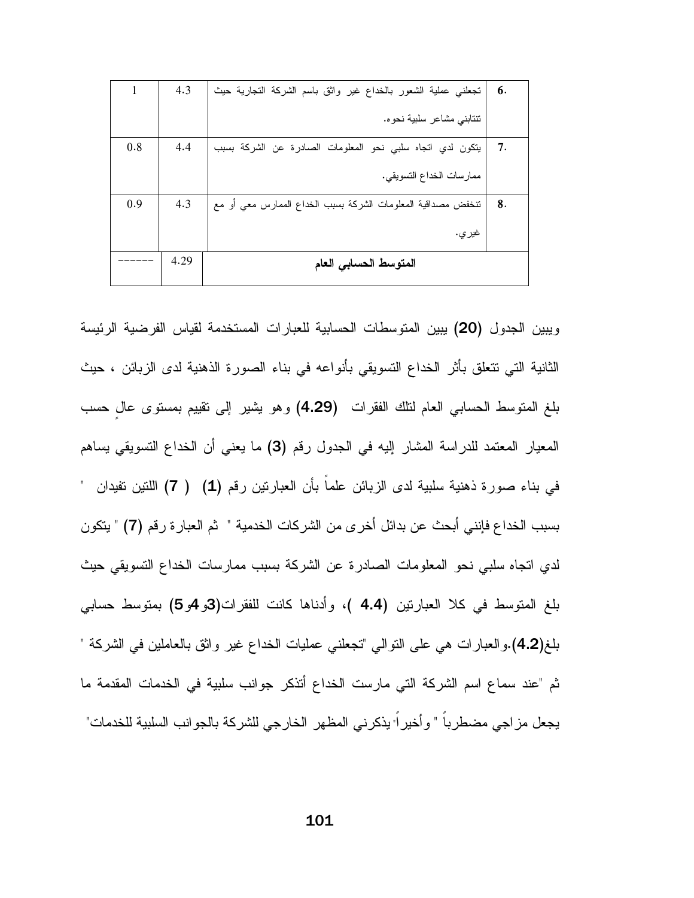| 6. | تجعلني عملية الشعور بالخداع غير واثق باسم الشركة التجارية حيث تنتابني مشاعر سلبية نحوه. | 4.3 | 1 |
|---|---|---|---|
| 7. | يتكون لدي اتجاه سلبي نحو المعلومات الصادرة عن الشركة بسبب ممارسات الخداع التسويقي. | 4.4 | 0.8 |
| 8. | تنخفض مصداقية المعلومات الشركة بسبب الخداع الممارس معي أو مع غيري. | 4.3 | 0.9 |
| | **المتوسط الحسابي العام** | 4.29 | ------ |

ويبين الجدول **(20)** يبين المتوسطات الحسابية للعبارات المستخدمة لقياس الفرضية الرئيسة الثانية التي تتعلق بأثر الخداع التسويقي بأنواعه في بناء الصورة الذهنية لدى الزبائن ، حيث بلغ المتوسط الحسابي العام لتلك الفقرات **(4.29)** وهو يشير إلى تقييم بمستوى عالٍ حسب المعيار المعتمد للدراسة المشار إليه في الجدول رقم **(3)** ما يعني أن الخداع التسويقي يساهم في بناء صورة ذهنية سلبية لدى الزبائن علماً بأن العبارتين رقم **(1)** ( **7)** اللتين تفيدان " بسبب الخداع فإنني أبحث عن بدائل أخرى من الشركات الخدمية " ثم العبارة رقم **(7)** " يتكون لدي اتجاه سلبي نحو المعلومات الصادرة عن الشركة بسبب ممارسات الخداع التسويقي حيث بلغ المتوسط في كلا العبارتين **(4.4** )، وأدناها كانت للفقرات(**3**و**4**و**5**) بمتوسط حسابي بلغ(**4.2**).والعبارات هي على التوالي "تجعلني عمليات الخداع غير واثق بالعاملين في الشركة " ثم "عند سماع اسم الشركة التي مارست الخداع أتذكر جوانب سلبية في الخدمات المقدمة ما يجعل مزاجي مضطرباً " وأخيراً يذكرني المظهر الخارجي للشركة بالجوانب السلبية للخدمات"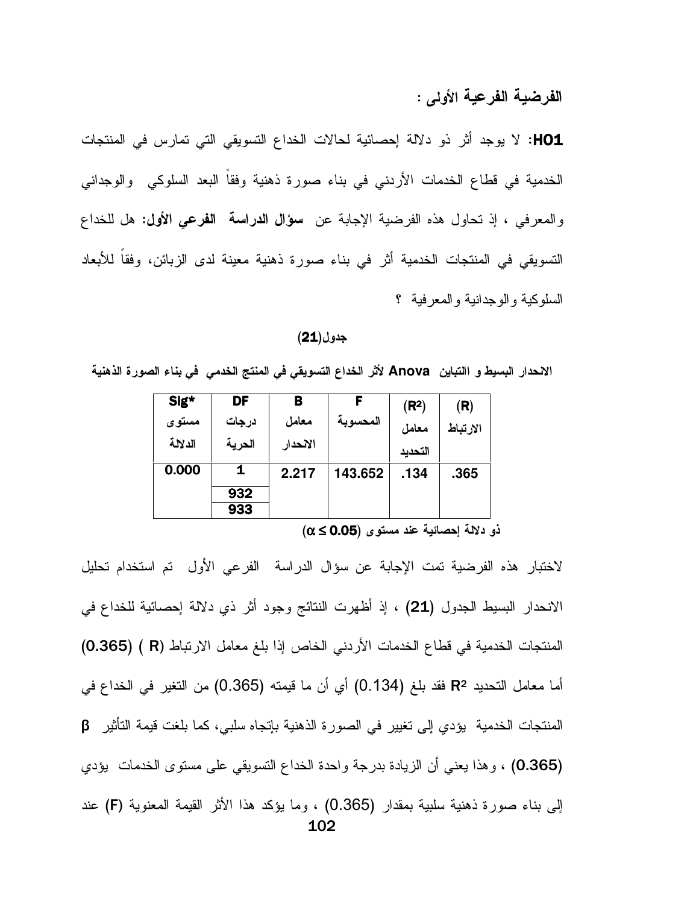### الفرضية الفرعية الأولى :

**HO1**: لا يوجد أثر ذو دلالة إحصائية لحالات الخداع التسويقي التي تمارس في المنتجات الخدمية في قطاع الخدمات الأردني في بناء صورة ذهنية وفقاً البعد السلوكي والوجداني والمعرفي ، إذ تحاول هذه الفرضية الإجابة عن **سؤال الدراسة الفرعي الأول:** هل للخداع التسويقي في المنتجات الخدمية أثر في بناء صورة ذهنية معينة لدى الزبائن، وفقاً للأبعاد السلوكية والوجدانية والمعرفية ؟

**جدول(21)**

**الانحدار البسيط و االتباين Anova لأثر الخداع التسويقي في المنتج الخدمي في بناء الصورة الذهنية**

| (R) الارتباط | ($R^2$) معامل التحديد | F المحسوبة | B معامل الانحدار | DF درجات الحرية | Sig* مستوى الدلالة |
|---|---|---|---|---|---|
| .365 | .134 | 143.652 | 2.217 | 1 | 0.000 |
| | | | | 932 | |
| | | | | 933 | |

**ذو دلالة إحصائية عند مستوى ($\alpha \leq 0.05$)**

لاختبار هذه الفرضية تمت الإجابة عن سؤال الدراسة الفرعي الأول تم استخدام تحليل الانحدار البسيط الجدول **(21)** ، إذ أظهرت النتائج وجود أثر ذي دلالة إحصائية للخداع في المنتجات الخدمية في قطاع الخدمات الأردني الخاص إذا بلغ معامل الارتباط **(R ) (0.365)** أما معامل التحديد $R^2$ فقد بلغ (0.134) أي أن ما قيمته (0.365) من التغير في الخداع في المنتجات الخدمية يؤدي إلى تغيير في الصورة الذهنية بإتجاه سلبي، كما بلغت قيمة التأثير **β (0.365)** ، وهذا يعني أن الزيادة بدرجة واحدة الخداع التسويقي على مستوى الخدمات يؤدي إلى بناء صورة ذهنية سلبية بمقدار (0.365) ، وما يؤكد هذا الأثر القيمة المعنوية **(F)** عند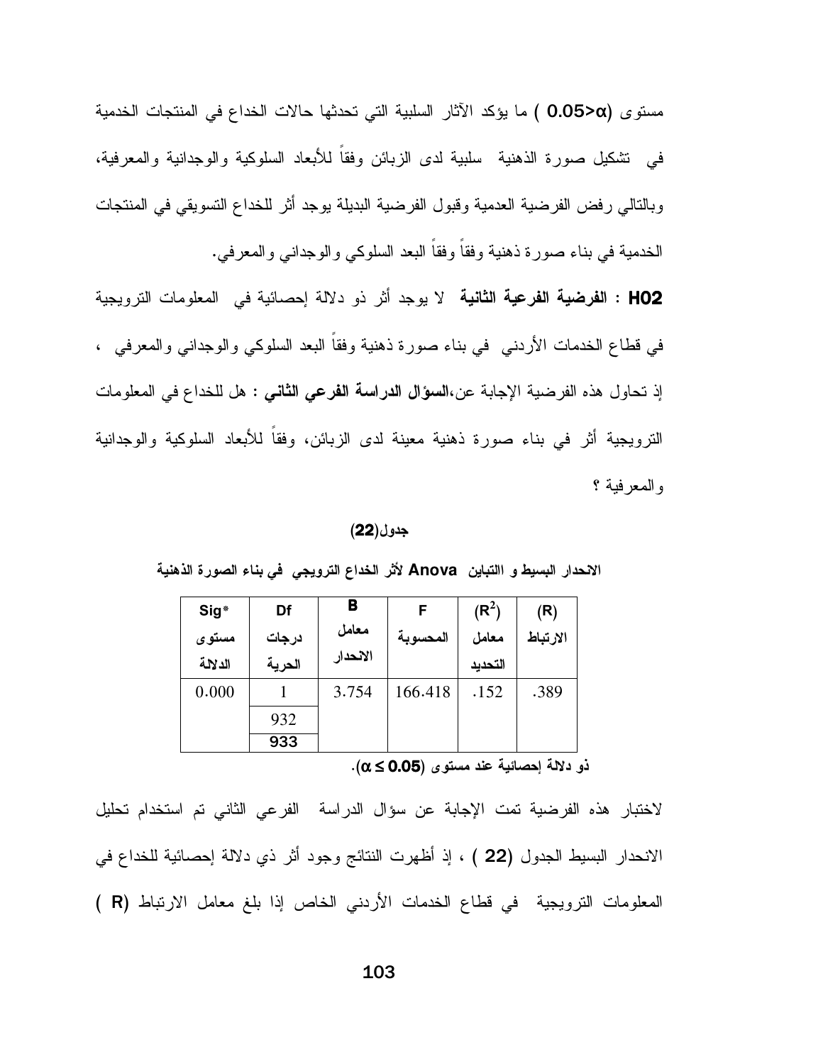مستوى (α<0.05 ) ما يؤكد الآثار السلبية التي تحدثها حالات الخداع في المنتجات الخدمية في تشكيل صورة الذهنية سلبية لدى الزبائن وفقاً للأبعاد السلوكية والوجدانية والمعرفية، وبالتالي رفض الفرضية العدمية وقبول الفرضية البديلة يوجد أثر للخداع التسويقي في المنتجات الخدمية في بناء صورة ذهنية وفقاً وفقاً البعد السلوكي والوجداني والمعرفي.

**H02 : الفرضية الفرعية الثانية** لا يوجد أثر ذو دلالة إحصائية في المعلومات الترويجية في قطاع الخدمات الأردني في بناء صورة ذهنية وفقاً البعد السلوكي والوجداني والمعرفي ، إذ تحاول هذه الفرضية الإجابة عن،**السؤال الدراسة الفرعي الثاني :** هل للخداع في المعلومات الترويجية أثر في بناء صورة ذهنية معينة لدى الزبائن، وفقاً للأبعاد السلوكية والوجدانية والمعرفية ؟

**جدول(22)**

**الانحدار البسيط و التباين Anova لأثر الخداع الترويجي في بناء الصورة الذهنية**

| Sig* مستوى الدلالة | Df درجات الحرية | B معامل الانحدار | F المحسوبة | ($R^2$) معامل التحديد | (R) الارتباط |
|---|---|---|---|---|---|
| 0.000 | 1 | 3.754 | 166.418 | .152 | .389 |
| | 932 | | | | |
| | 933 | | | | |

**ذو دلالة إحصائية عند مستوى ($\alpha \leq 0.05$).**

لاختبار هذه الفرضية تمت الإجابة عن سؤال الدراسة الفرعي الثاني تم استخدام تحليل الانحدار البسيط الجدول (22 ) ، إذ أظهرت النتائج وجود أثر ذي دلالة إحصائية للخداع في المعلومات الترويجية في قطاع الخدمات الأردني الخاص إذا بلغ معامل الارتباط (R )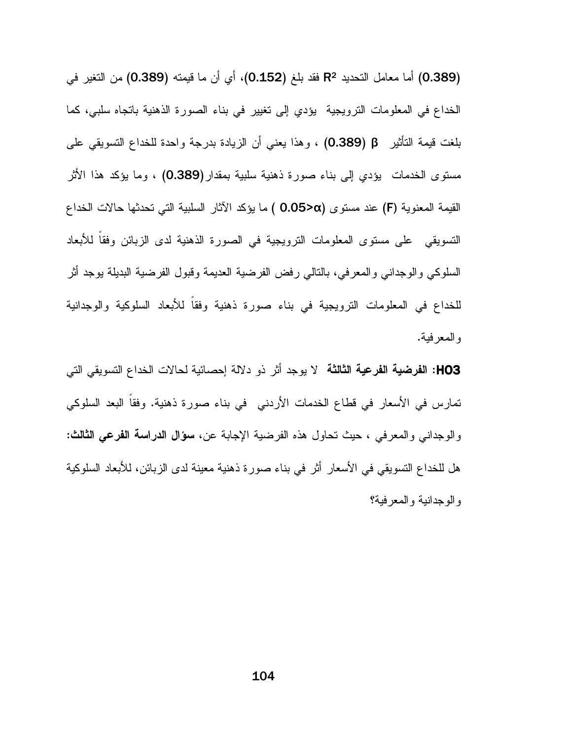(0.389) أما معامل التحديد $R^2$ فقد بلغ (0.152)، أي أن ما قيمته (0.389) من التغير في الخداع في المعلومات الترويجية يؤدي إلى تغيير في بناء الصورة الذهنية باتجاه سلبي، كما بلغت قيمة التأثير β (0.389) ، وهذا يعني أن الزيادة بدرجة واحدة للخداع التسويقي على مستوى الخدمات يؤدي إلى بناء صورة ذهنية سلبية بمقدار(0.389) ، وما يؤكد هذا الأثر القيمة المعنوية (F) عند مستوى ($0.05>\alpha$ ) ما يؤكد الآثار السلبية التي تحدثها حالات الخداع التسويقي على مستوى المعلومات الترويجية في الصورة الذهنية لدى الزبائن وفقاً للأبعاد السلوكي والوجداني والمعرفي، بالتالي رفض الفرضية العديمة وقبول الفرضية البديلة يوجد أثر للخداع في المعلومات الترويجية في بناء صورة ذهنية وفقاً للأبعاد السلوكية والوجدانية والمعرفية.

**H03: الفرضية الفرعية الثالثة** لا يوجد أثر ذو دلالة إحصائية لحالات الخداع التسويقي التي تمارس في الأسعار في قطاع الخدمات الأردني في بناء صورة ذهنية. وفقاً البعد السلوكي والوجداني والمعرفي ، حيث تحاول هذه الفرضية الإجابة عن، **سؤال الدراسة الفرعي الثالث:** هل للخداع التسويقي في الأسعار أثر في بناء صورة ذهنية معينة لدى الزبائن، للأبعاد السلوكية والوجدانية والمعرفية؟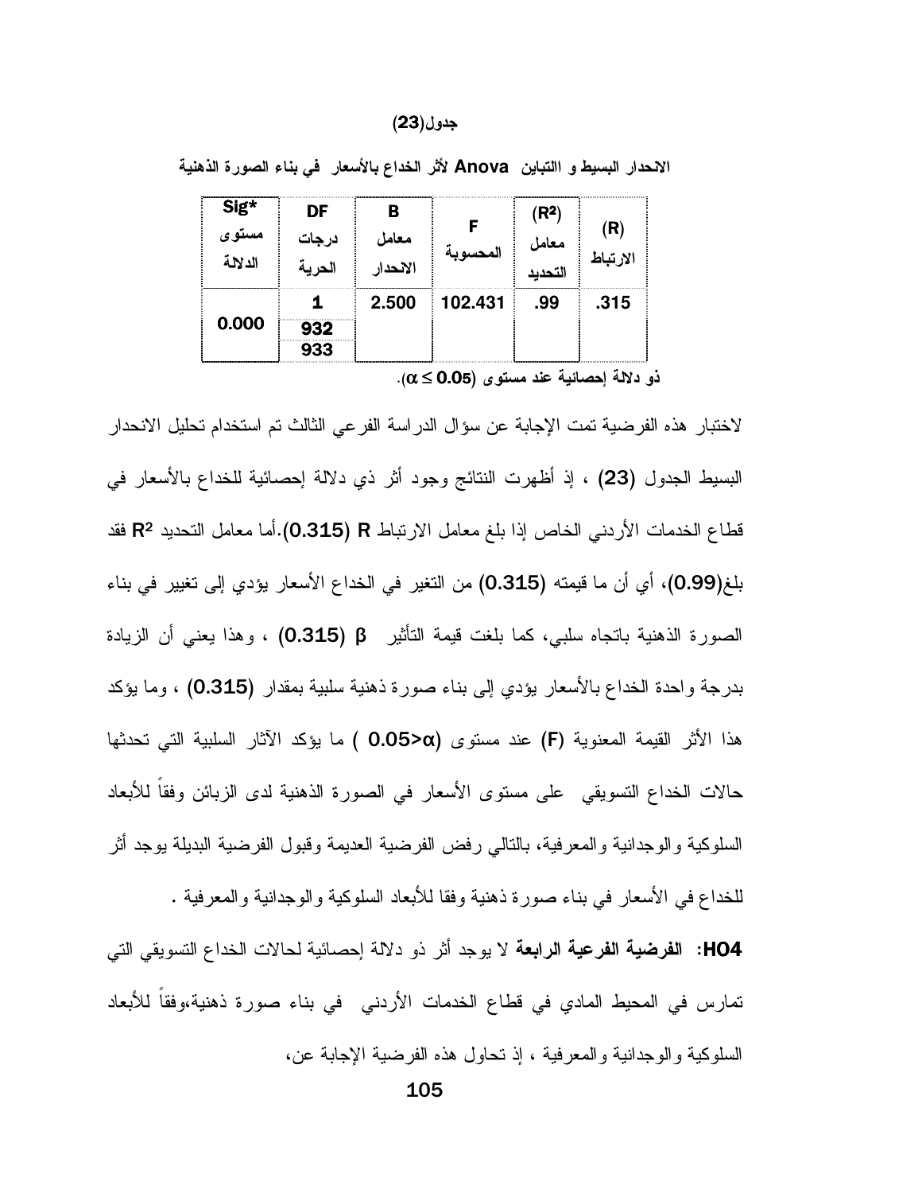**جدول(23)**

**الانحدار البسيط و االتباين Anova لأثر الخداع بالأسعار في بناء الصورة الذهنية**

| (R) الارتباط | ($R^2$) معامل التحديد | F المحسوبة | B معامل الانحدار | DF درجات الحرية | Sig* مستوى الدلالة |
|---|---|---|---|---|---|
| .315 | .99 | 102.431 | 2.500 | 1 | 0.000 |
| | | | | 932 | |
| | | | | 933 | |

**ذو دلالة إحصائية عند مستوى ($\alpha \leq 0.05$).**

لاختبار هذه الفرضية تمت الإجابة عن سؤال الدراسة الفرعي الثالث تم استخدام تحليل الانحدار البسيط الجدول **(23)** ، إذ أظهرت النتائج وجود أثر ذي دلالة إحصائية للخداع بالأسعار في قطاع الخدمات الأردني الخاص إذا بلغ معامل الارتباط **R (0.315)**.أما معامل التحديد **$R^2$** فقد بلغ**(0.99)**، أي أن ما قيمته **(0.315)** من التغير في الخداع الأسعار يؤدي إلى تغيير في بناء الصورة الذهنية باتجاه سلبي، كما بلغت قيمة التأثير **β (0.315)** ، وهذا يعني أن الزيادة بدرجة واحدة الخداع بالأسعار يؤدي إلى بناء صورة ذهنية سلبية بمقدار **(0.315)** ، وما يؤكد هذا الأثر القيمة المعنوية **(F)** عند مستوى **($0.05 > \alpha$ )** ما يؤكد الآثار السلبية التي تحدثها حالات الخداع التسويقي على مستوى الأسعار في الصورة الذهنية لدى الزبائن وفقاً للأبعاد السلوكية والوجدانية والمعرفية، بالتالي رفض الفرضية العديمة وقبول الفرضية البديلة يوجد أثر للخداع في الأسعار في بناء صورة ذهنية وفقا للأبعاد السلوكية والوجدانية والمعرفية .

**HO4: الفرضية الفرعية الرابعة** لا يوجد أثر ذو دلالة إحصائية لحالات الخداع التسويقي التي تمارس في المحيط المادي في قطاع الخدمات الأردني في بناء صورة ذهنية،وفقاً للأبعاد السلوكية والوجدانية والمعرفية ، إذ تحاول هذه الفرضية الإجابة عن،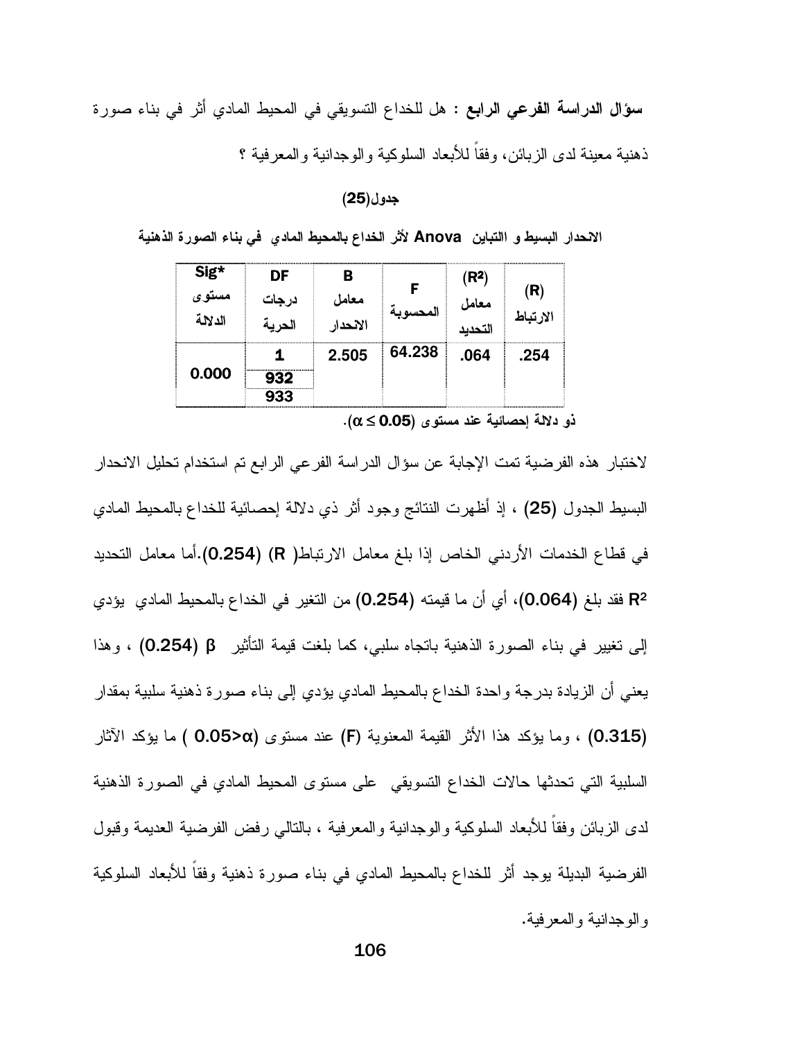**سؤال الدراسة الفرعي الرابع** : هل للخداع التسويقي في المحيط المادي أثر في بناء صورة ذهنية معينة لدى الزبائن، وفقاً للأبعاد السلوكية والوجدانية والمعرفية ؟

**جدول(25)**

**الانحدار البسيط و التباين Anova لأثر الخداع بالمحيط المادي في بناء الصورة الذهنية**

| (R) الارتباط | ($R^2$) معامل التحديد | F المحسوبة | B معامل الانحدار | DF درجات الحرية | Sig* مستوى الدلالة |
|---|---|---|---|---|---|
| .254 | .064 | 64.238 | 2.505 | 1 | 0.000 |
| | | | | 932 | |
| | | | | 933 | |

**ذو دلالة إحصائية عند مستوى ($\alpha \leq 0.05$).**

لاختبار هذه الفرضية تمت الإجابة عن سؤال الدراسة الفرعي الرابع تم استخدام تحليل الانحدار البسيط الجدول **(25)** ، إذ أظهرت النتائج وجود أثر ذي دلالة إحصائية للخداع بالمحيط المادي في قطاع الخدمات الأردني الخاص إذا بلغ معامل الارتباط( **R) (0.254)**.أما معامل التحديد $R^2$ فقد بلغ **(0.064)**، أي أن ما قيمته **(0.254)** من التغير في الخداع بالمحيط المادي يؤدي إلى تغيير في بناء الصورة الذهنية باتجاه سلبي، كما بلغت قيمة التأثير **β (0.254)** ، وهذا يعني أن الزيادة بدرجة واحدة الخداع بالمحيط المادي يؤدي إلى بناء صورة ذهنية سلبية بمقدار **(0.315)** ، وما يؤكد هذا الأثر القيمة المعنوية **(F)** عند مستوى **($\alpha$<0.05 )** ما يؤكد الآثار السلبية التي تحدثها حالات الخداع التسويقي على مستوى المحيط المادي في الصورة الذهنية لدى الزبائن وفقاً للأبعاد السلوكية والوجدانية والمعرفية ، بالتالي رفض الفرضية العديمة وقبول الفرضية البديلة يوجد أثر للخداع بالمحيط المادي في بناء صورة ذهنية وفقاً للأبعاد السلوكية والوجدانية والمعرفية.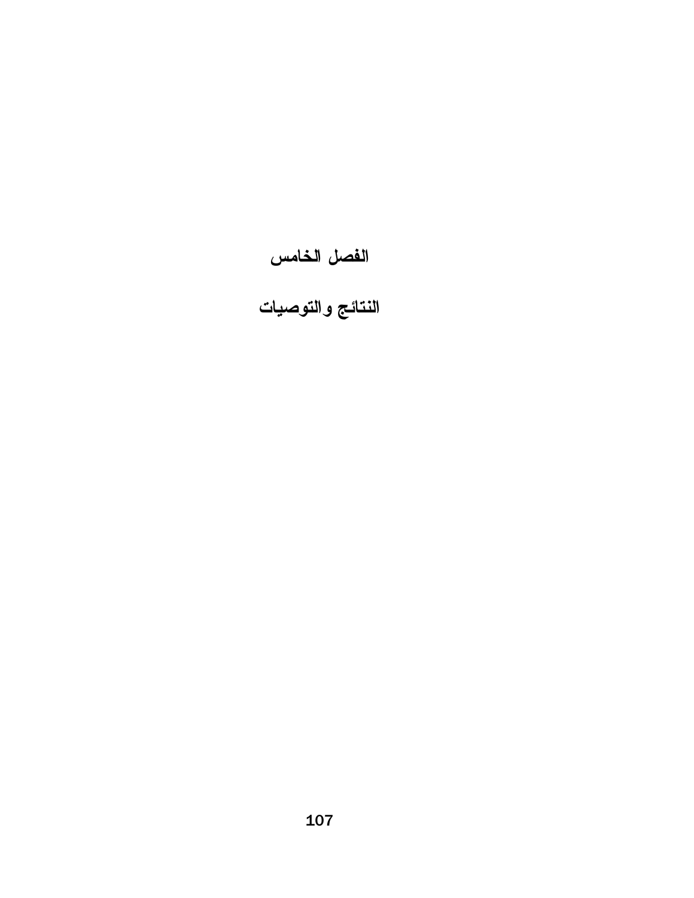# الفصل الخامس

## النتائج والتوصيات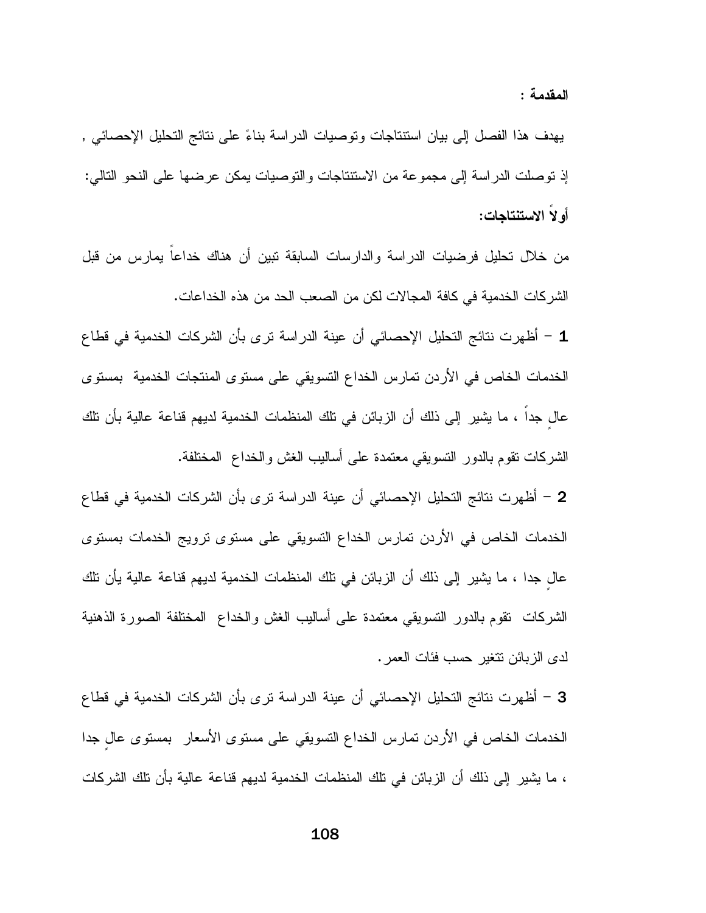**المقدمة :**

يهدف هذا الفصل إلى بيان استنتاجات وتوصيات الدراسة بناءً على نتائج التحليل الإحصائي , إذ توصلت الدراسة إلى مجموعة من الاستنتاجات والتوصيات يمكن عرضها على النحو التالي:

**أولاً الاستنتاجات:**

من خلال تحليل فرضيات الدراسة والدارسات السابقة تبين أن هناك خداعاً يمارس من قبل الشركات الخدمية في كافة المجالات لكن من الصعب الحد من هذه الخداعات.

**1** – أظهرت نتائج التحليل الإحصائي أن عينة الدراسة ترى بأن الشركات الخدمية في قطاع الخدمات الخاص في الأردن تمارس الخداع التسويقي على مستوى المنتجات الخدمية بمستوى عالٍ جداً ، ما يشير إلى ذلك أن الزبائن في تلك المنظمات الخدمية لديهم قناعة عالية بأن تلك الشركات تقوم بالدور التسويقي معتمدة على أساليب الغش والخداع المختلفة.

**2** – أظهرت نتائج التحليل الإحصائي أن عينة الدراسة ترى بأن الشركات الخدمية في قطاع الخدمات الخاص في الأردن تمارس الخداع التسويقي على مستوى ترويج الخدمات بمستوى عالٍ جدا ، ما يشير إلى ذلك أن الزبائن في تلك المنظمات الخدمية لديهم قناعة عالية يأن تلك الشركات تقوم بالدور التسويقي معتمدة على أساليب الغش والخداع المختلفة الصورة الذهنية لدى الزبائن تتغير حسب فئات العمر.

**3** – أظهرت نتائج التحليل الإحصائي أن عينة الدراسة ترى بأن الشركات الخدمية في قطاع الخدمات الخاص في الأردن تمارس الخداع التسويقي على مستوى الأسعار بمستوى عالٍ جدا ، ما يشير إلى ذلك أن الزبائن في تلك المنظمات الخدمية لديهم قناعة عالية بأن تلك الشركات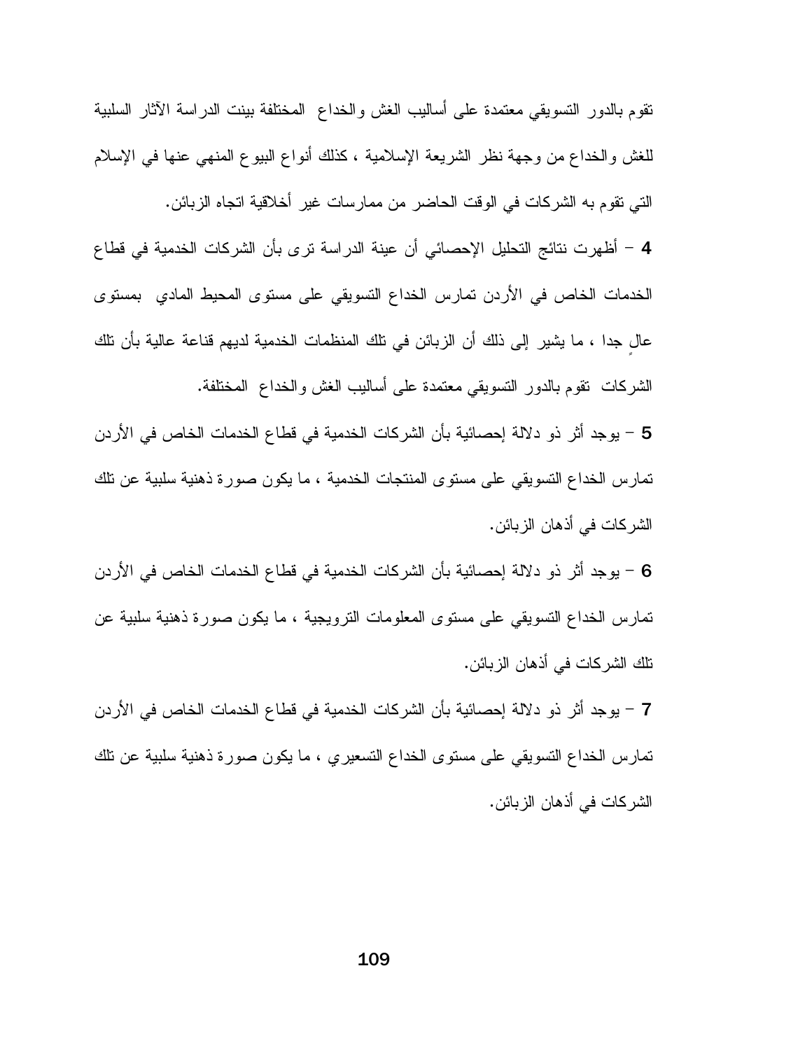تقوم بالدور التسويقي معتمدة على أساليب الغش والخداع المختلفة بينت الدراسة الآثار السلبية للغش والخداع من وجهة نظر الشريعة الإسلامية ، كذلك أنواع البيوع المنهي عنها في الإسلام التي تقوم به الشركات في الوقت الحاضر من ممارسات غير أخلاقية اتجاه الزبائن.

4 – أظهرت نتائج التحليل الإحصائي أن عينة الدراسة ترى بأن الشركات الخدمية في قطاع الخدمات الخاص في الأردن تمارس الخداع التسويقي على مستوى المحيط المادي بمستوى عالٍ جدا ، ما يشير إلى ذلك أن الزبائن في تلك المنظمات الخدمية لديهم قناعة عالية بأن تلك الشركات تقوم بالدور التسويقي معتمدة على أساليب الغش والخداع المختلفة.

5 – يوجد أثر ذو دلالة إحصائية بأن الشركات الخدمية في قطاع الخدمات الخاص في الأردن تمارس الخداع التسويقي على مستوى المنتجات الخدمية ، ما يكون صورة ذهنية سلبية عن تلك الشركات في أذهان الزبائن.

6 – يوجد أثر ذو دلالة إحصائية بأن الشركات الخدمية في قطاع الخدمات الخاص في الأردن تمارس الخداع التسويقي على مستوى المعلومات الترويجية ، ما يكون صورة ذهنية سلبية عن تلك الشركات في أذهان الزبائن.

7 – يوجد أثر ذو دلالة إحصائية بأن الشركات الخدمية في قطاع الخدمات الخاص في الأردن تمارس الخداع التسويقي على مستوى الخداع التسعيري ، ما يكون صورة ذهنية سلبية عن تلك الشركات في أذهان الزبائن.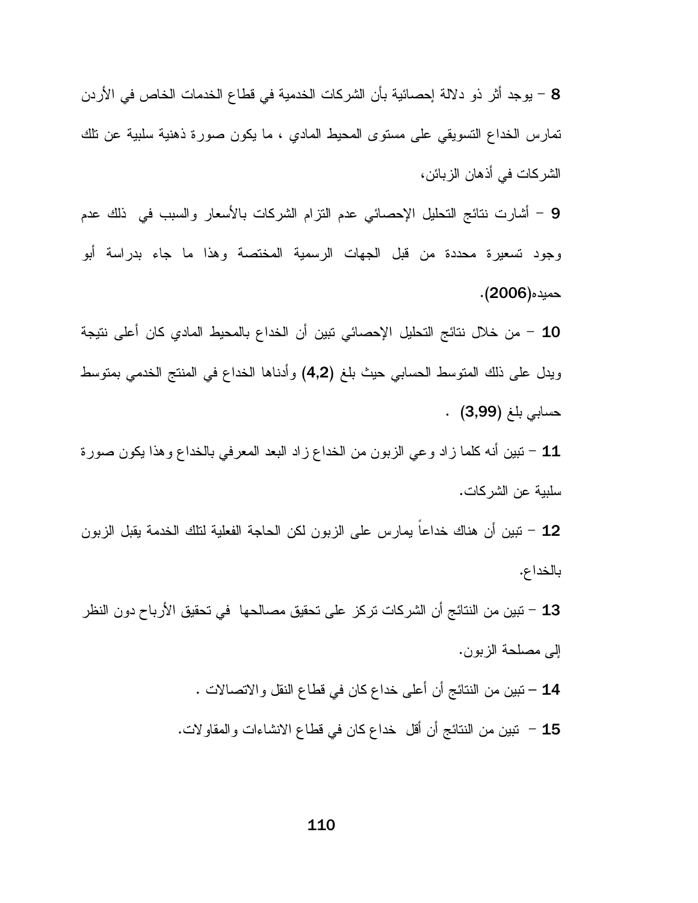**8** – يوجد أثر ذو دلالة إحصائية بأن الشركات الخدمية في قطاع الخدمات الخاص في الأردن تمارس الخداع التسويقي على مستوى المحيط المادي ، ما يكون صورة ذهنية سلبية عن تلك الشركات في أذهان الزبائن،

**9** – أشارت نتائج التحليل الإحصائي عدم التزام الشركات بالأسعار والسبب في ذلك عدم وجود تسعيرة محددة من قبل الجهات الرسمية المختصة وهذا ما جاء بدراسة أبو حميده(**2006**).

**10** – من خلال نتائج التحليل الإحصائي تبين أن الخداع بالمحيط المادي كان أعلى نتيجة ويدل على ذلك المتوسط الحسابي حيث بلغ (**4,2**) وأدناها الخداع في المنتج الخدمي بمتوسط حسابي بلغ (**3,99**) .

**11** – تبين أنه كلما زاد وعي الزبون من الخداع زاد البعد المعرفي بالخداع وهذا يكون صورة سلبية عن الشركات.

**12** – تبين أن هناك خداعاً يمارس على الزبون لكن الحاجة الفعلية لتلك الخدمة يقبل الزبون بالخداع.

**13** – تبين من النتائج أن الشركات تركز على تحقيق مصالحها في تحقيق الأرباح دون النظر إلى مصلحة الزبون.

**14** – تبين من النتائج أن أعلى خداع كان في قطاع النقل والاتصالات .

**15** – تبين من النتائج أن أقل خداع كان في قطاع الانشاءات والمقاولات.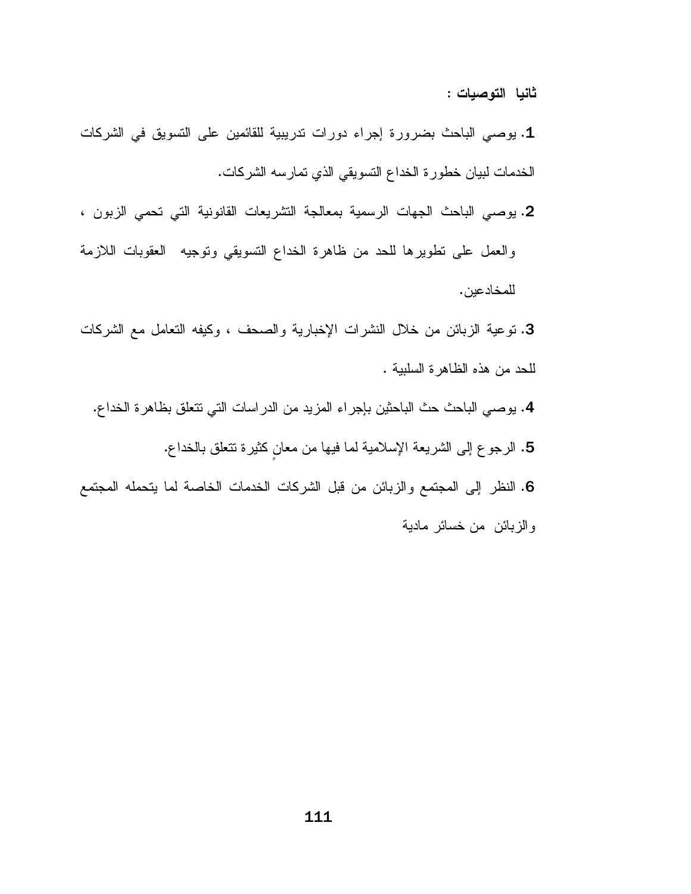**ثانيا التوصيات :**

1. يوصي الباحث بضرورة إجراء دورات تدريبية للقائمين على التسويق في الشركات الخدمات لبيان خطورة الخداع التسويقي الذي تمارسه الشركات.
2. يوصي الباحث الجهات الرسمية بمعالجة التشريعات القانونية التي تحمي الزبون ، والعمل على تطويرها للحد من ظاهرة الخداع التسويقي وتوجيه العقوبات اللازمة للمخادعين.
3. توعية الزبائن من خلال النشرات الإخبارية والصحف ، وكيفه التعامل مع الشركات للحد من هذه الظاهرة السلبية .
4. يوصي الباحث حث الباحثين بإجراء المزيد من الدراسات التي تتعلق بظاهرة الخداع.
5. الرجوع إلى الشريعة الإسلامية لما فيها من معانٍ كثيرة تتعلق بالخداع.
6. النظر إلى المجتمع والزبائن من قبل الشركات الخدمات الخاصة لما يتحمله المجتمع والزبائن من خسائر مادية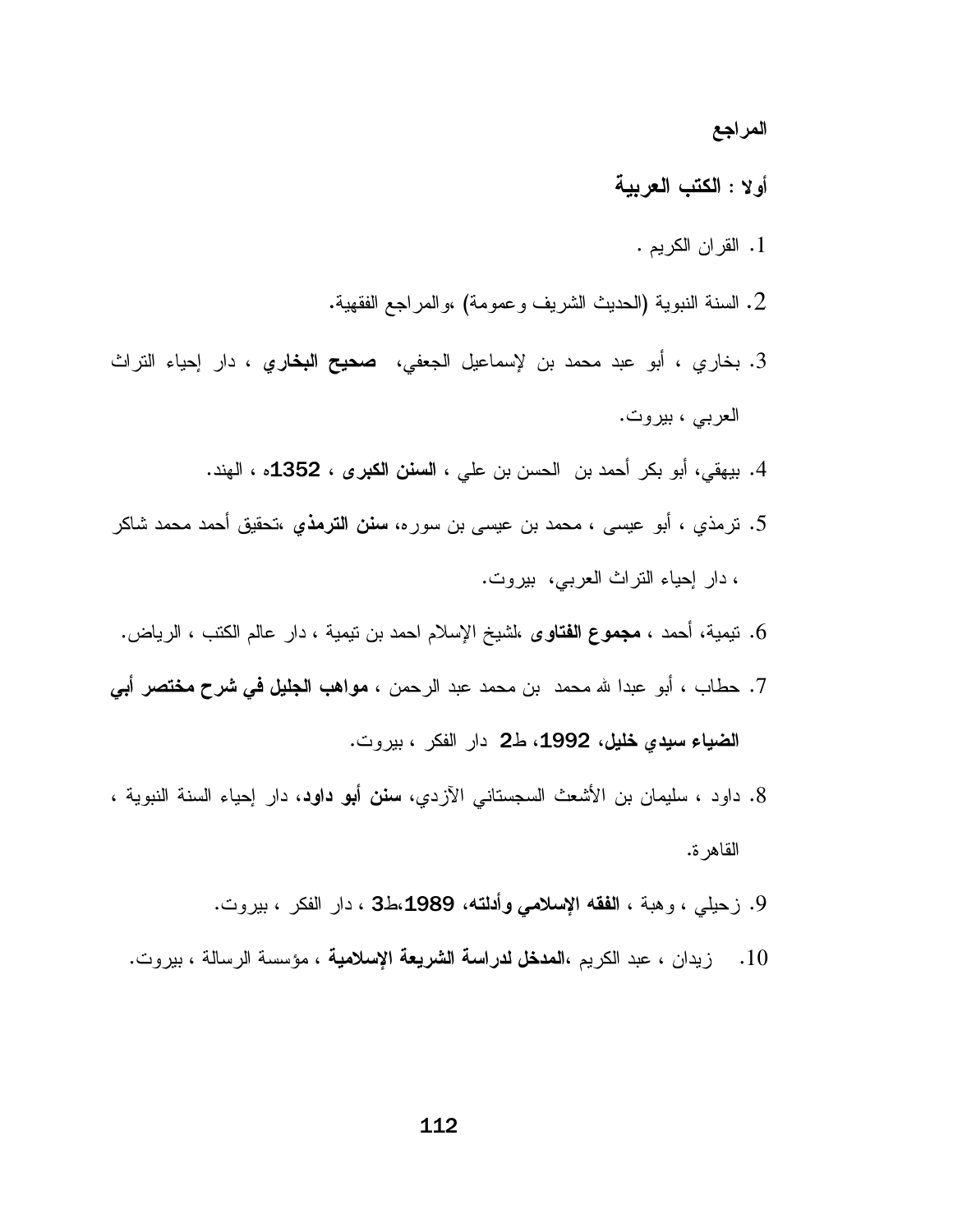**المراجع**

**أولا : الكتب العربية**

1. القران الكريم .
2. السنة النبوية (الحديث الشريف وعمومة) ،والمراجع الفقهية.
3. بخاري ، أبو عبد محمد بن لإسماعيل الجعفي، **صحيح البخاري** ، دار إحياء التراث العربي ، بيروت.
4. بيهقي، أبو بكر أحمد بن الحسن بن علي ، **السنن الكبرى ، 1352**ه ، الهند.
5. ترمذي ، أبو عيسى ، محمد بن عيسى بن سوره، **سنن الترمذي** ،تحقيق أحمد محمد شاكر ، دار إحياء التراث العربي، بيروت.
6. تيمية، أحمد ، **مجموع الفتاوى** ،لشيخ الإسلام احمد بن تيمية ، دار عالم الكتب ، الرياض.
7. حطاب ، أبو عبدا لله محمد بن محمد عبد الرحمن ، **مواهب الجليل في شرح مختصر أبي الضياء سيدي خليل، 1992**، ط**2** دار الفكر ، بيروت.
8. داود ، سليمان بن الأشعث السجستاني الآزدي، **سنن أبو داود،** دار إحياء السنة النبوية ، القاهرة.
9. زحيلي ، وهبة ، **الفقه الإسلامي وأدلته، 1989**،ط**3** ، دار الفكر ، بيروت.
10. زيدان ، عبد الكريم ،**المدخل لدراسة الشريعة الإسلامية** ، مؤسسة الرسالة ، بيروت.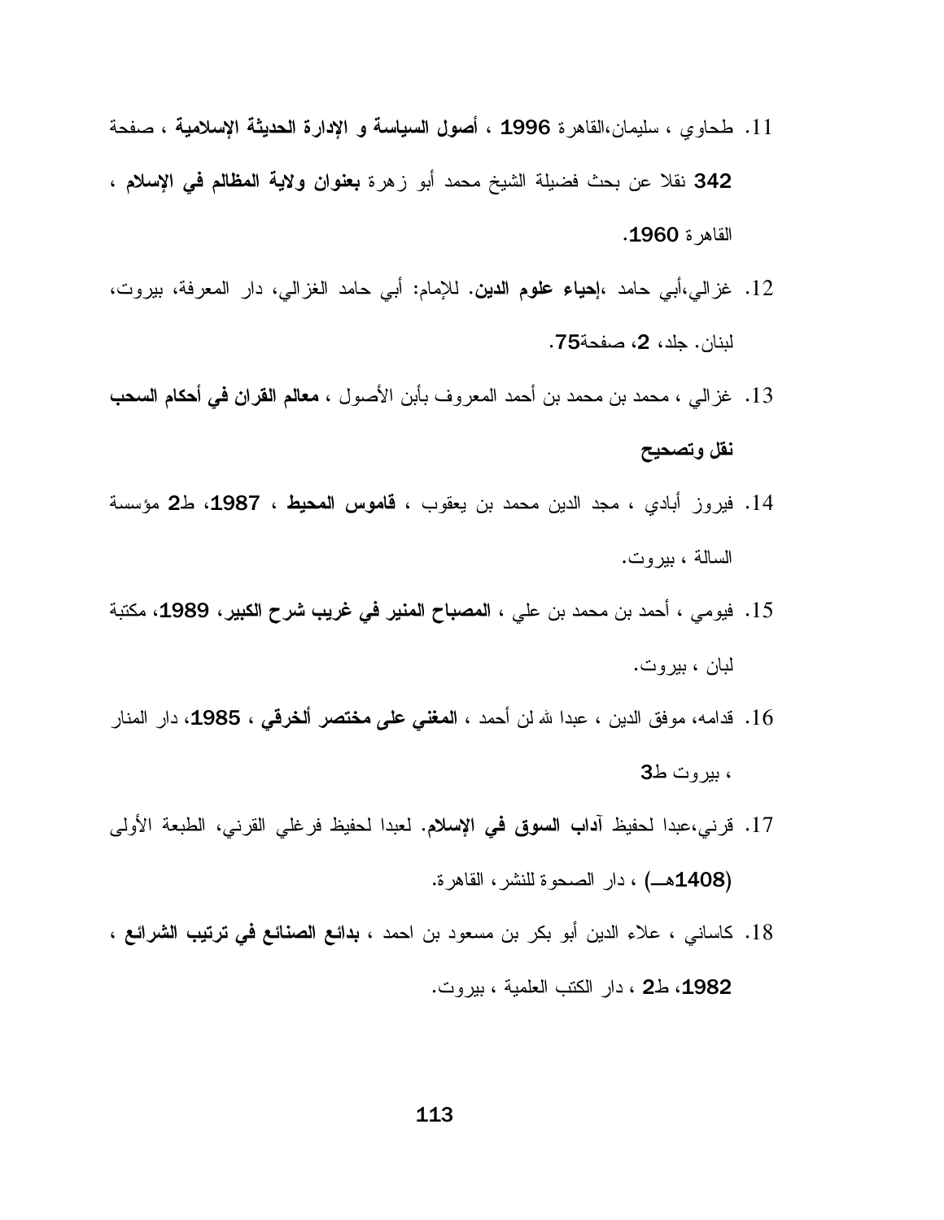11. طحاوي ، سليمان،القاهرة **1996** ، **أصول السياسة و الإدارة الحديثة الإسلامية** ، صفحة **342** نقلا عن بحث فضيلة الشيخ محمد أبو زهرة **بعنوان ولاية المظالم في الإسلام** ، القاهرة **1960**.

12. غزالي،أبي حامد ،**إحياء علوم الدين.** للإمام: أبي حامد الغزالي، دار المعرفة، بيروت، لبنان. جلد، **2**، صفحة**75**.

13. غزالي ، محمد بن محمد بن أحمد المعروف بأبن الأصول ، **معالم القران في أحكام السحب نقل وتصحيح**

14. فيروز أبادي ، مجد الدين محمد بن يعقوب ، **قاموس المحيط** ، **1987**، ط**2** مؤسسة السالة ، بيروت.

15. فيومي ، أحمد بن محمد بن علي ، **المصباح المنير في غريب شرح الكبير**، **1989**، مكتبة لبان ، بيروت.

16. قدامه، موفق الدين ، عبدا لله لن أحمد ، **المغني على مختصر ألخرقي** ، **1985**، دار المنار ، بيروت ط**3**

17. قرني،عبدا لحفيظ **آداب السوق في الإسلام.** لعبدا لحفيظ فرغلي القرني، الطبعة الأولى **(1408هـ)** ، دار الصحوة للنشر، القاهرة.

18. كاساني ، علاء الدين أبو بكر بن مسعود بن احمد ، **بدائع الصنائع في ترتيب الشرائع** ، **1982**، ط**2** ، دار الكتب العلمية ، بيروت.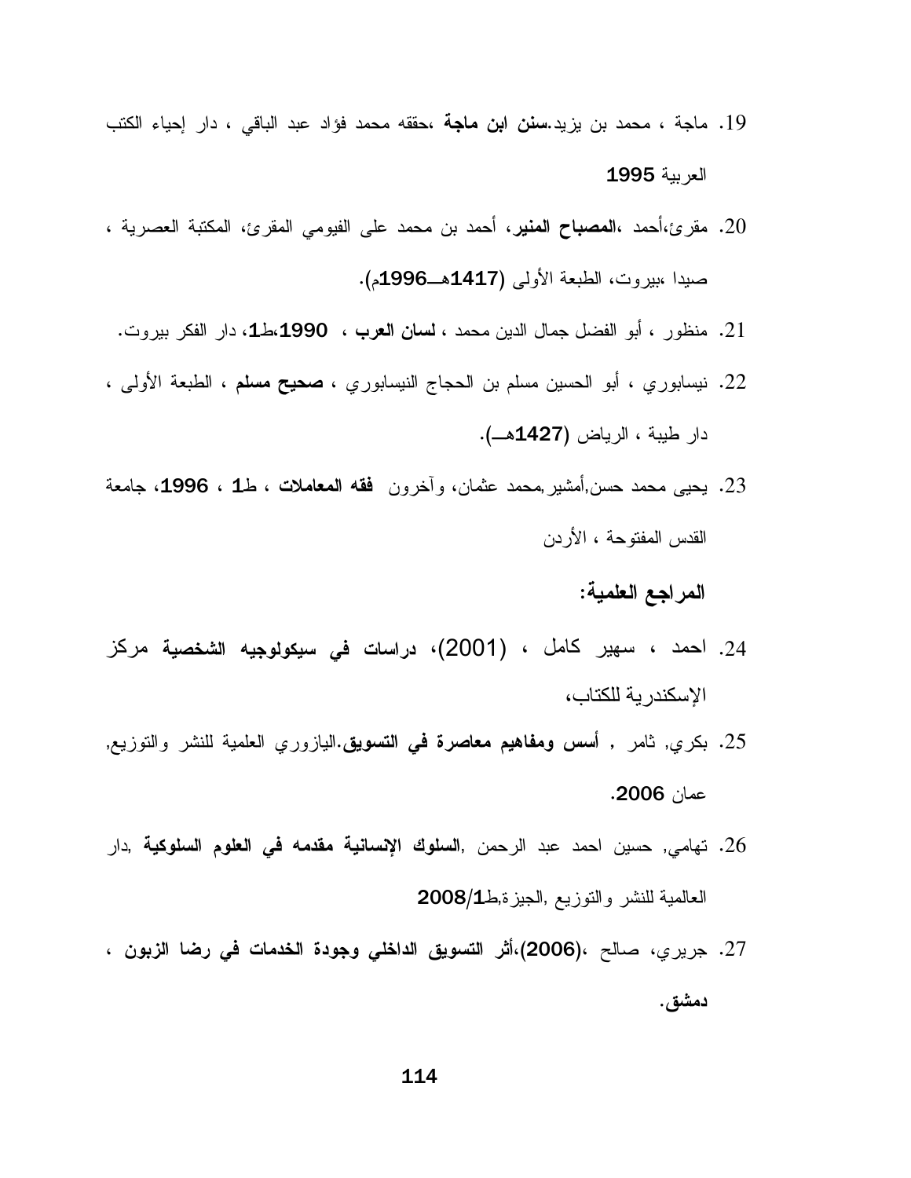19. ماجة ، محمد بن يزيد.**سنن ابن ماجة** ،حققه محمد فؤاد عبد الباقي ، دار إحياء الكتب العربية **1995**
20. مقرئ،أحمد ،**المصباح المنير**، أحمد بن محمد على الفيومي المقرئ، المكتبة العصرية ، صيدا ،بيروت، الطبعة الأولى (**1417**هــ**1996**م).
21. منظور ، أبو الفضل جمال الدين محمد ، **لسان العرب** ، **1990**،ط**1**، دار الفكر بيروت.
22. نيسابوري ، أبو الحسين مسلم بن الحجاج النيسابوري ، **صحيح مسلم** ، الطبعة الأولى ، دار طيبة ، الرياض (**1427**هــ).
23. يحيى محمد حسن,أمشير,محمد عثمان، وآخرون **فقه المعاملات** ، ط**1** ، **1996**، جامعة القدس المفتوحة ، الأردن

**المراجع العلمية:**

24. احمد ، سهير كامل ، (2001)، **دراسات في سيكولوجيه الشخصية** مركز الإسكندرية للكتاب،
25. بكري, ثامر , **أسس ومفاهيم معاصرة في التسويق**.اليازوري العلمية للنشر والتوزيع, عمان **2006**.
26. تهامي, حسين احمد عبد الرحمن ,**السلوك الإنسانية مقدمه في العلوم السلوكية** ,دار العالمية للنشر والتوزيع ,الجيزة,ط**2008/1**
27. جريري، صالح ،(**2006**)،**أثر التسويق الداخلي وجودة الخدمات في رضا الزبون** ، **دمشق**.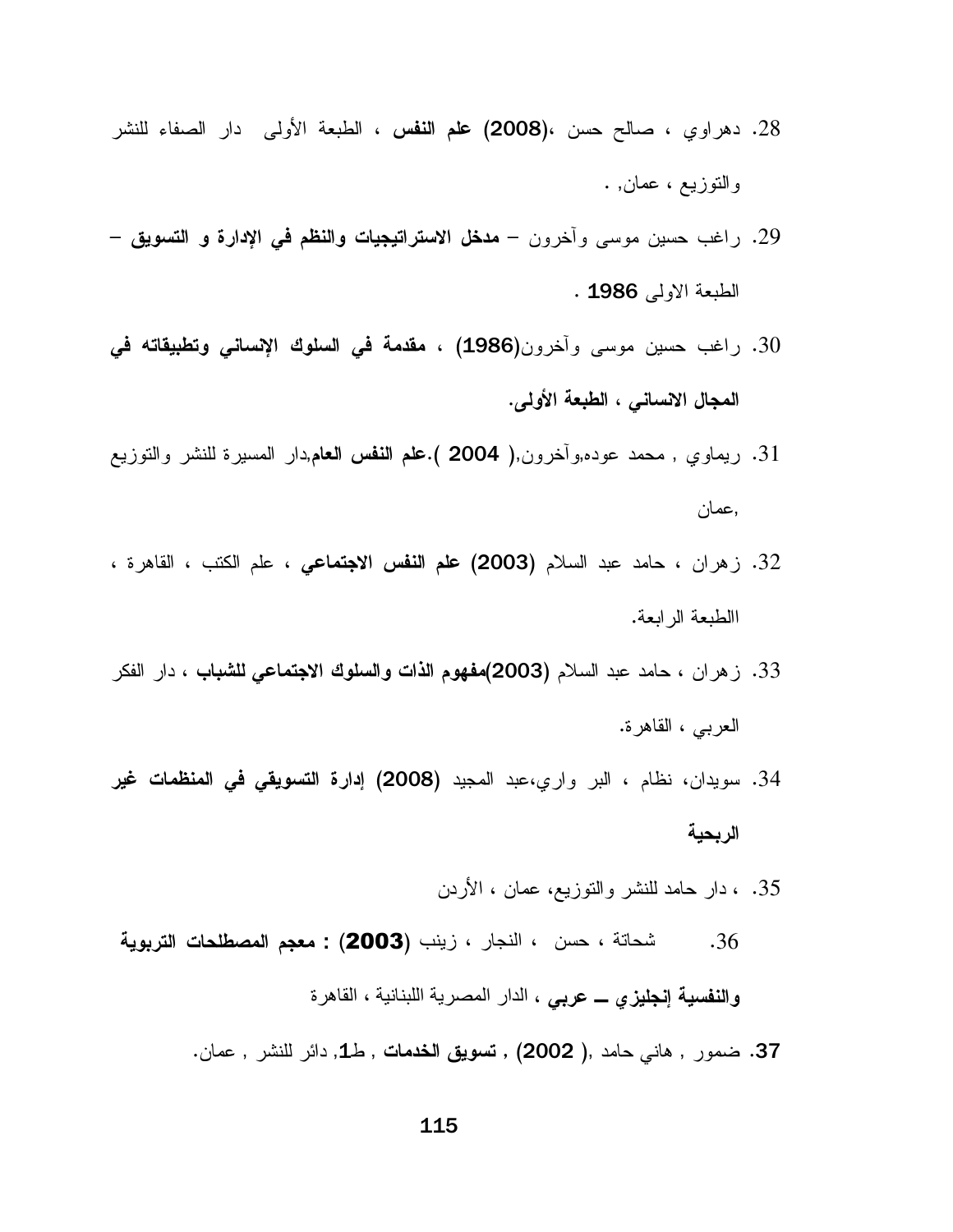28. دهراوي ، صالح حسن ،(**2008) علم النفس** ، الطبعة الأولى دار الصفاء للنشر والتوزيع ، عمان, .

29. راغب حسين موسى وآخرون – **مدخل الاستراتيجيات والنظم في الإدارة و التسويق** – الطبعة الاولى **1986** .

30. راغب حسين موسى وآخرون(**1986**) ، **مقدمة في السلوك الإنساني وتطبيقاته في المجال الانساني ، الطبعة الأولى.**

31. ريماوي , محمد عوده,وآخرون,( **2004** ).**علم النفس العام**,دار المسيرة للنشر والتوزيع ,عمان

32. زهران ، حامد عبد السلام (**2003**) **علم النفس الاجتماعي** ، علم الكتب ، القاهرة ، االطبعة الرابعة.

33. زهران ، حامد عبد السلام (**2003**)**مفهوم الذات والسلوك الاجتماعي للشباب** ، دار الفكر العربي ، القاهرة.

34. سويدان، نظام ، البر واري،عبد المجيد (**2008**) **إدارة التسويقي في المنظمات غير الربحية**

35. ، دار حامد للنشر والتوزيع، عمان ، الأردن

36. شحاتة ، حسن ، النجار ، زينب (**2003**) **: معجم المصطلحات التربوية والنفسية إنجليزي ــ عربي** ، الدار المصرية اللبنانية ، القاهرة

**37.** ضمور , هاني حامد ,( **2002** ) , **تسويق الخدمات** , ط**1**, دائر للنشر , عمان.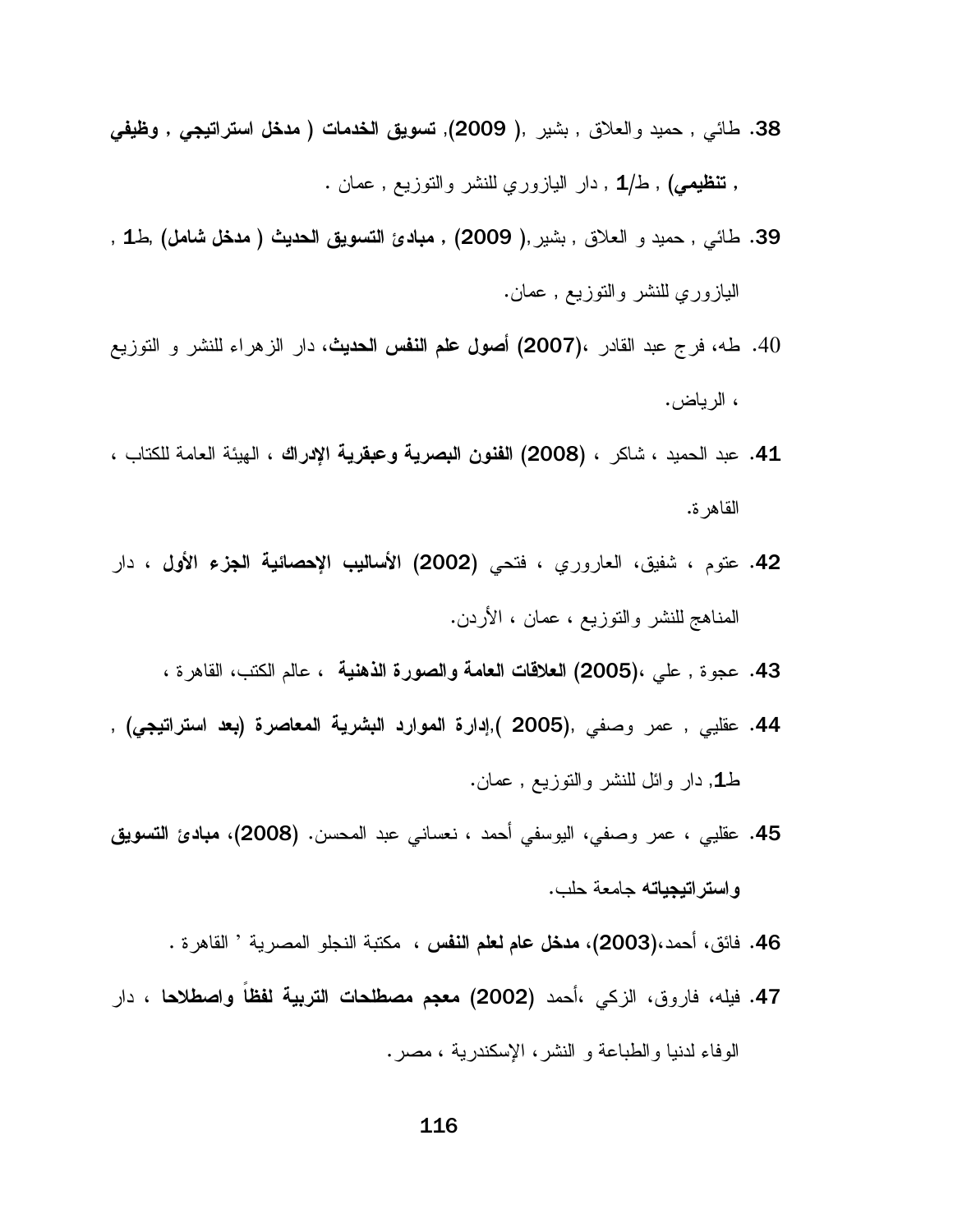38. طائي , حميد والعلاق , بشير ,( 2009), **تسويق الخدمات ( مدخل استراتيجي , وظيفي , تنظيمي)** , ط/1 , دار اليازوري للنشر والتوزيع , عمان .

39. طائي , حميد و العلاق , بشير,( 2009) , **مبادئ التسويق الحديث ( مدخل شامل)** ,ط1 , اليازوري للنشر والتوزيع , عمان.

40. طه، فرج عبد القادر ،(2007) **أصول علم النفس الحديث**، دار الزهراء للنشر و التوزيع ، الرياض.

41. عبد الحميد ، شاكر ، (2008) **الفنون البصرية وعبقرية الإدراك** ، الهيئة العامة للكتاب ، القاهرة.

42. عتوم ، شفيق، العاروري ، فتحي (2002) **الأساليب الإحصائية الجزء الأول** ، دار المناهج للنشر والتوزيع ، عمان ، الأردن.

43. عجوة , علي ،(2005) **العلاقات العامة والصورة الذهنية** ، عالم الكتب، القاهرة ،

44. عقليي , عمر وصفي ,(2005 ),**إدارة الموارد البشرية المعاصرة (بعد استراتيجي)** , ط1, دار وائل للنشر والتوزيع , عمان.

45. عقليي ، عمر وصفي، اليوسفي أحمد ، نعساني عبد المحسن. (2008)، **مبادئ التسويق واستراتيجياته** جامعة حلب.

46. فائق، أحمد،(2003)، **مدخل عام لعلم النفس** ، مكتبة النجلو المصرية ’ القاهرة .

47. فيله، فاروق، الزكي ،أحمد (2002) **معجم مصطلحات التربية لفظاً واصطلاحا** ، دار الوفاء لدنيا والطباعة و النشر، الإسكندرية ، مصر.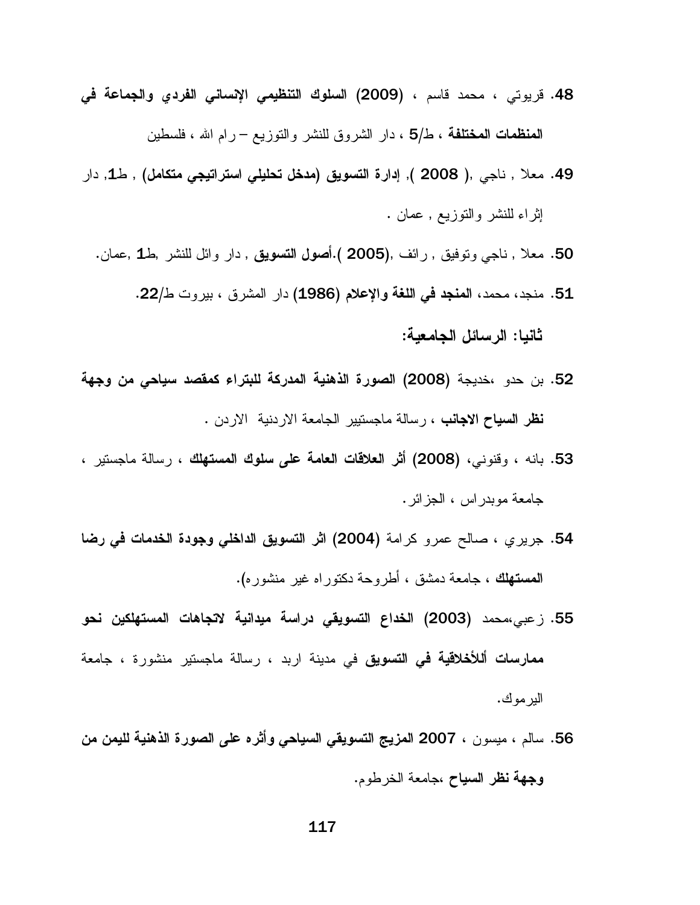48. قريوتي ، محمد قاسم ، **(2009) السلوك التنظيمي الإنساني الفردي والجماعة في المنظمات المختلفة** ، ط/5 ، دار الشروق للنشر والتوزيع – رام الله ، فلسطين

49. معلا , ناجي ,( 2008 ), **إدارة التسويق (مدخل تحليلي استراتيجي متكامل)** , ط1, دار إثراء للنشر والتوزيع , عمان .

50. معلا , ناجي وتوفيق , رائف ,(2005 ).**أصول التسويق** , دار وائل للنشر ,ط1 ,عمان.

51. منجد، محمد، **المنجد في اللغة والإعلام (1986)** دار المشرق ، بيروت ط/22.

**ثانيا: الرسائل الجامعية:**

52. بن حدو ،خديجة **(2008) الصورة الذهنية المدركة للبتراء كمقصد سياحي من وجهة نظر السياح الاجانب** ، رسالة ماجستيير الجامعة الاردنية الاردن .

53. بانه ، وقنوني، **(2008) أثر العلاقات العامة على سلوك المستهلك** ، رسالة ماجستير ، جامعة موبدراس ، الجزائر.

54. جريري ، صالح عمرو كرامة **(2004) اثر التسويق الداخلي وجودة الخدمات في رضا المستهلك** ، جامعة دمشق ، أطروحة دكتوراه غير منشوره).

55. زعبي،محمد **(2003) الخداع التسويقي دراسة ميدانية لاتجاهات المستهلكين نحو ممارسات أللأخلاقية في التسويق** في مدينة اربد ، رسالة ماجستير منشورة ، جامعة اليرموك.

56. سالم ، ميسون ، **2007 المزيج التسويقي السياحي وأثره على الصورة الذهنية لليمن من وجهة نظر السياح** ،جامعة الخرطوم.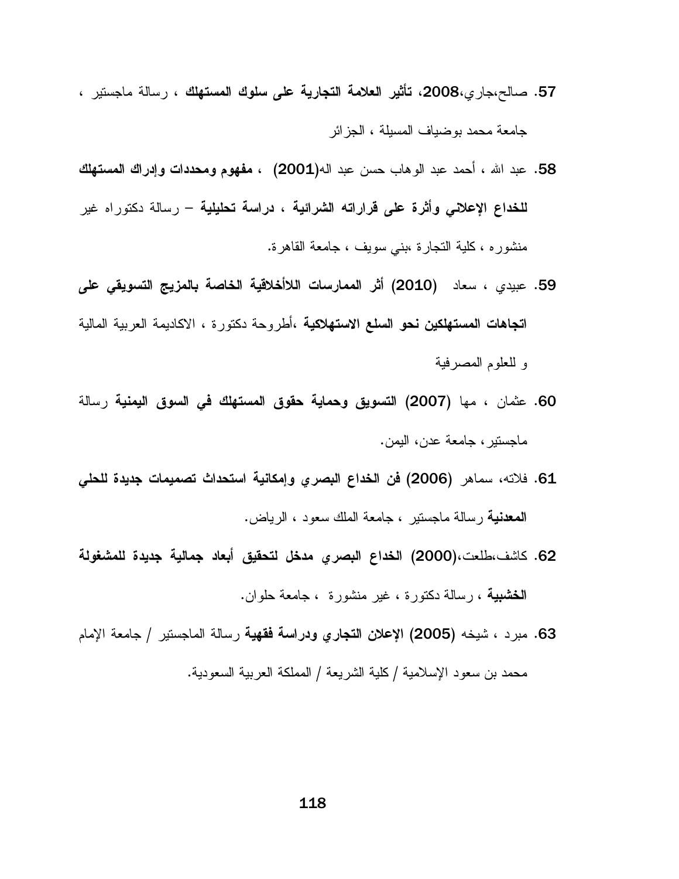57. صالح،جاري،**2008، تأثير العلامة التجارية على سلوك المستهلك** ، رسالة ماجستير ، جامعة محمد بوضياف المسيلة ، الجزائر

58. عبد الله ، أحمد عبد الوهاب حسن عبد اله(**2001**) ، **مفهوم ومحددات وإدراك المستهلك للخداع الإعلاني وأثرة على قراراته الشرائية ، دراسة تحليلية** – رسالة دكتوراه غير منشوره ، كلية التجارة ،بني سويف ، جامعة القاهرة.

59. عبيدي ، سعاد **(2010) أثر الممارسات اللاأخلاقية الخاصة بالمزيج التسويقي على اتجاهات المستهلكين نحو السلع الاستهلاكية** ،أطروحة دكتورة ، الاكاديمة العربية المالية و للعلوم المصرفية

60. عثمان ، مها **(2007) التسويق وحماية حقوق المستهلك في السوق اليمنية** رسالة ماجستير، جامعة عدن، اليمن.

61. فلاته، سماهر **(2006) فن الخداع البصري وإمكانية استحداث تصميمات جديدة للحلي المعدنية** رسالة ماجستير ، جامعة الملك سعود ، الرياض.

62. كاشف،طلعت،**(2000) الخداع البصري مدخل لتحقيق أبعاد جمالية جديدة للمشغولة الخشبية** ، رسالة دكتورة ، غير منشورة ، جامعة حلوان.

63. مبرد ، شيخه **(2005) الإعلان التجاري ودراسة فقهية** رسالة الماجستير / جامعة الإمام محمد بن سعود الإسلامية / كلية الشريعة / المملكة العربية السعودية.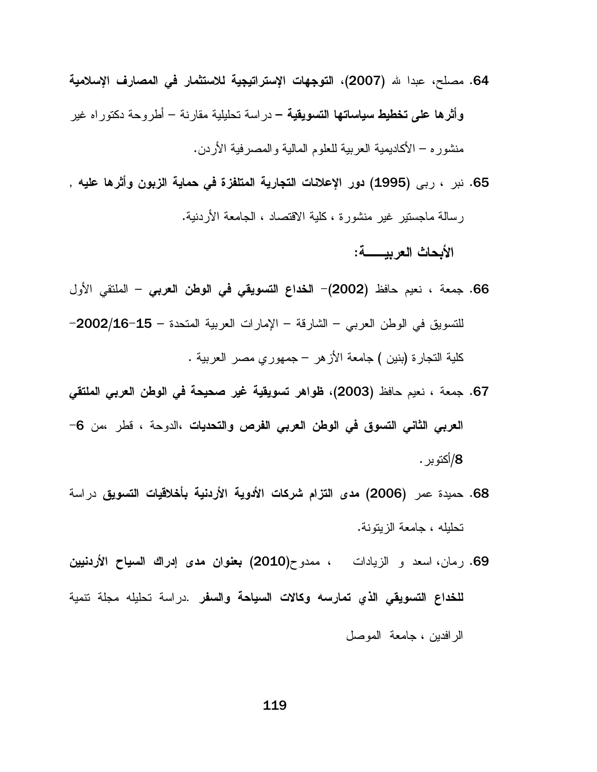64. مصلح، عبدا لله (2007)، **التوجهات الإستراتيجية للاستثمار في المصارف الإسلامية وأثرها على تخطيط سياساتها التسويقية** – دراسة تحليلية مقارنة – أطروحة دكتوراه غير منشوره – الأكاديمية العربية للعلوم المالية والمصرفية الأردن.

65. نبر ، ربى **(1995) دور الإعلانات التجارية المتلفزة في حماية الزبون وأثرها عليه** , رسالة ماجستير غير منشورة ، كلية الاقتصاد ، الجامعة الأردنية.

**الأبحاث العربيـــــة:**

66. جمعة ، نعيم حافظ **(2002)– الخداع التسويقي في الوطن العربي** – الملتقي الأول للتسويق في الوطن العربي – الشارقة – الإمارات العربية المتحدة – **15-16/2002**- كلية التجارة (بنين ) جامعة الأزهر – جمهوري مصر العربية .

67. جمعة ، نعيم حافظ **(2003)، ظواهر تسويقية غير صحيحة في الوطن العربي الملتقي العربي الثاني التسوق في الوطن العربي الفرص والتحديات** ،الدوحة ، قطر ،من **6-8**/أكتوبر.

68. حميدة عمر **(2006) مدى التزام شركات الأدوية الأردنية بأخلاقيات التسويق** دراسة تحليله ، جامعة الزيتونة.

69. رمان، اسعد و الزيادات ، ممدوح**(2010) بعنوان مدى إدراك السياح الأردنيين للخداع التسويقي الذي تمارسه وكالات السياحة والسفر** .دراسة تحليله مجلة تنمية الرافدين ، جامعة الموصل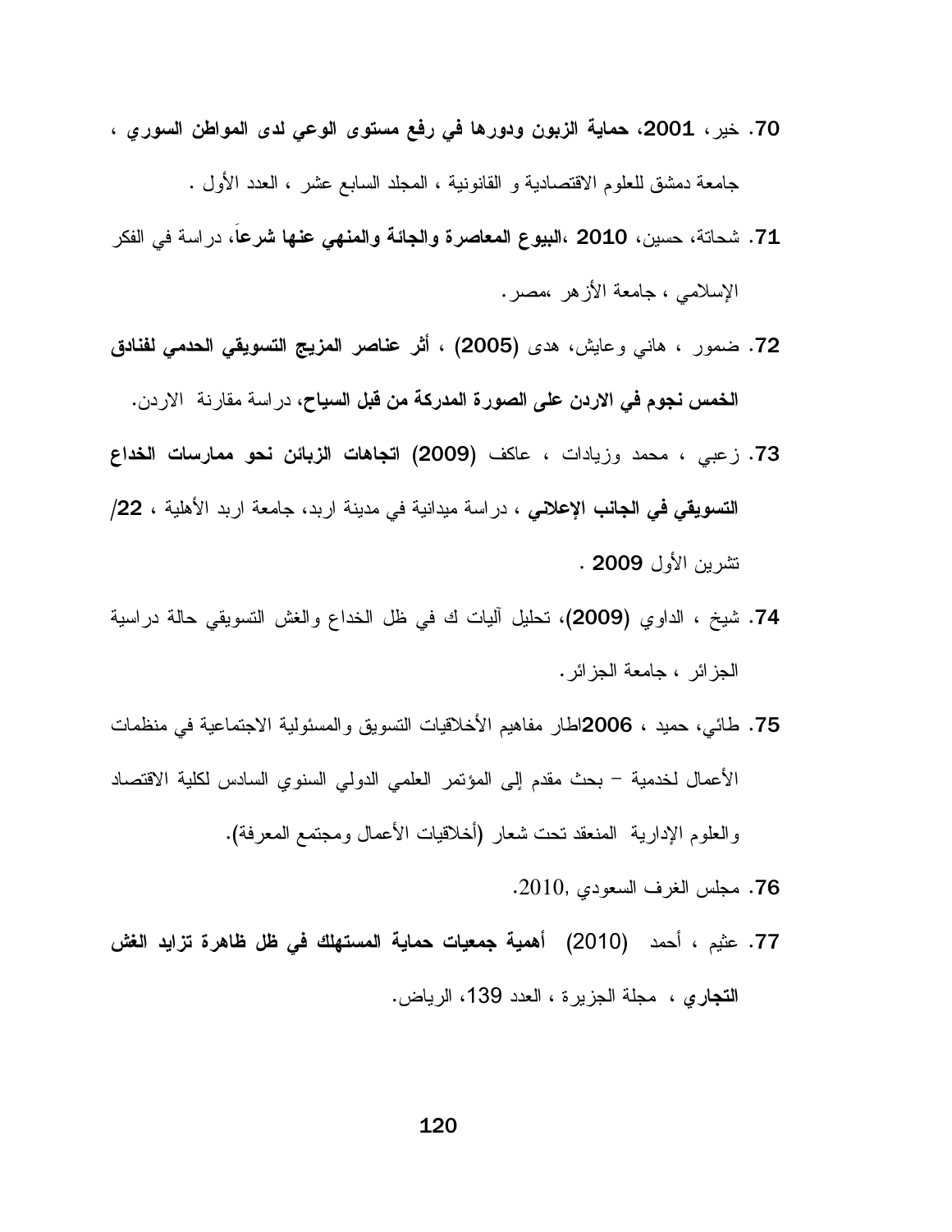70. خير، **2001، حماية الزبون ودورها في رفع مستوى الوعي لدى المواطن السوري ،** جامعة دمشق للعلوم الاقتصادية و القانونية ، المجلد السابع عشر ، العدد الأول .

71. شحاتة، حسين، **2010 ،البيوع المعاصرة والجائة والمنهي عنها شرعاً**، دراسة في الفكر الإسلامي ، جامعة الأزهر ،مصر.

72. ضمور ، هاني وعايش، هدى **(2005) ، أثر عناصر المزيج التسويقي الحدمي لفنادق الخمس نجوم في الاردن على الصورة المدركة من قبل السياح**، دراسة مقارنة الاردن.

73. زعبي ، محمد وزيادات ، عاكف **(2009) اتجاهات الزبائن نحو ممارسات الخداع التسويقي في الجانب الإعلاني** ، دراسة ميدانية في مدينة اربد، جامعة اربد الأهلية ، **22/** تشرين الأول **2009** .

74. شيخ ، الداوي **(2009)**، تحليل آليات ك في ظل الخداع والغش التسويقي حالة دراسية الجزائر ، جامعة الجزائر.

75. طائي، حميد ، **2006**اطار مفاهيم الأخلاقيات التسويق والمسئولية الاجتماعية في منظمات الأعمال لخدمية – بحث مقدم إلى المؤتمر العلمي الدولي السنوي السادس لكلية الاقتصاد والعلوم الإدارية المنعقد تحت شعار (أخلاقيات الأعمال ومجتمع المعرفة).

76. مجلس الغرف السعودي ,2010.

77. عثيم ، أحمد (2010) **أهمية جمعيات حماية المستهلك في ظل ظاهرة تزايد الغش التجاري ،** مجلة الجزيرة ، العدد 139، الرياض.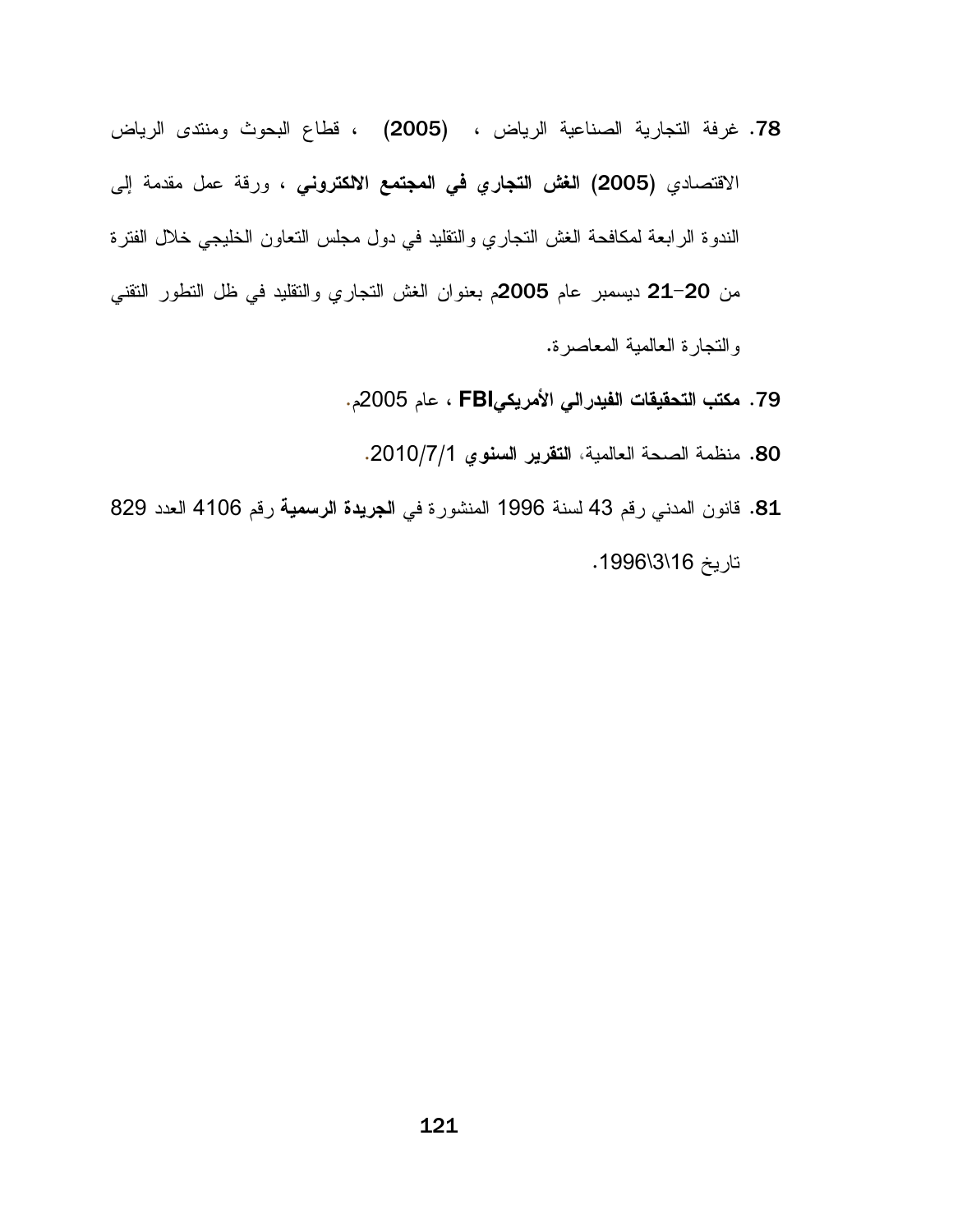78. غرفة التجارية الصناعية الرياض ، **(2005)** ، قطاع البحوث ومنتدى الرياض الاقتصادي **(2005) الغش التجاري في المجتمع الالكتروني** ، ورقة عمل مقدمة إلى الندوة الرابعة لمكافحة الغش التجاري والتقليد في دول مجلس التعاون الخليجي خلال الفترة من **20-21** ديسمبر عام **2005**م بعنوان الغش التجاري والتقليد في ظل التطور التقني والتجارة العالمية المعاصرة.

79. **مكتب التحقيقات الفيدرالي الأمريكيFBI** ، عام 2005م.

80. منظمة الصحة العالمية، **التقرير السنوي** 2010/7/1.

81. قانون المدني رقم 43 لسنة 1996 المنشورة في **الجريدة الرسمية** رقم 4106 العدد 829 تاريخ 16\3\1996.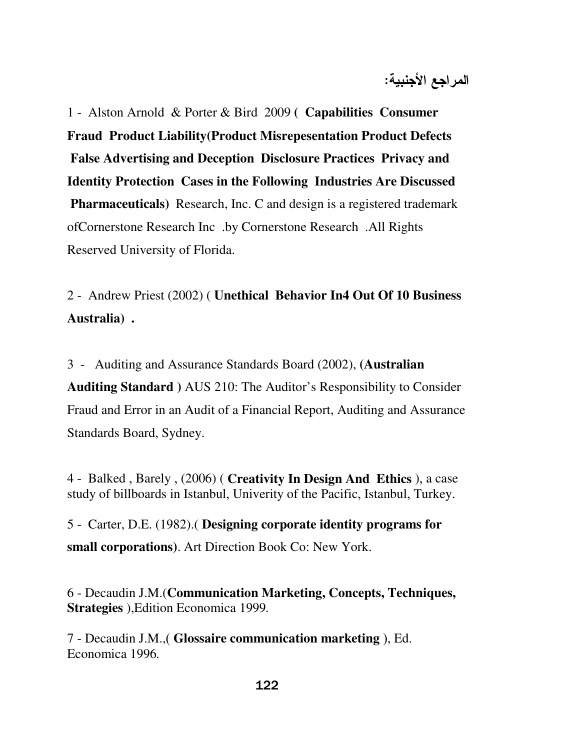## المراجع الأجنبية:

1 - Alston Arnold & Porter & Bird 2009 ( **Capabilities Consumer Fraud Product Liability(Product Misrepesentation Product Defects False Advertising and Deception Disclosure Practices Privacy and Identity Protection Cases in the Following Industries Are Discussed Pharmaceuticals)** Research, Inc. C and design is a registered trademark ofCornerstone Research Inc .by Cornerstone Research .All Rights Reserved University of Florida.

2 - Andrew Priest (2002) ( **Unethical Behavior In4 Out Of 10 Business Australia) .**

3 - Auditing and Assurance Standards Board (2002), **(Australian Auditing Standard )** AUS 210: The Auditor's Responsibility to Consider Fraud and Error in an Audit of a Financial Report, Auditing and Assurance Standards Board, Sydney.

4 - Balked , Barely , (2006) ( **Creativity In Design And Ethics** ), a case study of billboards in Istanbul, Univerity of the Pacific, Istanbul, Turkey.

5 - Carter, D.E. (1982).( **Designing corporate identity programs for small corporations)**. Art Direction Book Co: New York.

6 - Decaudin J.M.(**Communication Marketing, Concepts, Techniques, Strategies** ),Edition Economica 1999.

7 - Decaudin J.M.,( **Glossaire communication marketing** ), Ed. Economica 1996.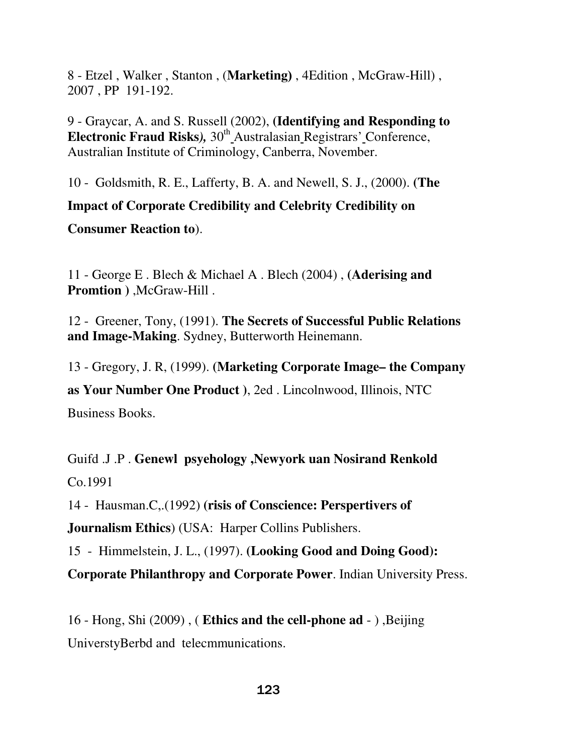8 - Etzel , Walker , Stanton , (**Marketing)** , 4Edition , McGraw-Hill) , 2007 , PP 191-192.

9 - Graycar, A. and S. Russell (2002), (**Identifying and Responding to Electronic Fraud Risks*),*** 30th Australasian Registrars' Conference, Australian Institute of Criminology, Canberra, November.

10 - Goldsmith, R. E., Lafferty, B. A. and Newell, S. J., (2000). **(The Impact of Corporate Credibility and Celebrity Credibility on Consumer Reaction to**).

11 - George E . Blech & Michael A . Blech (2004) , **(Aderising and Promtion )** ,McGraw-Hill .

12 - Greener, Tony, (1991). **The Secrets of Successful Public Relations and Image-Making**. Sydney, Butterworth Heinemann.

13 - Gregory, J. R, (1999). **(Marketing Corporate Image– the Company as Your Number One Product )**, 2ed . Lincolnwood, Illinois, NTC Business Books.

Guifd .J .P . **Genewl psyehology ,Newyork uan Nosirand Renkold** Co.1991

14 - Hausman.C,.(1992) **(risis of Conscience: Perspertivers of Journalism Ethics**) (USA: Harper Collins Publishers.

15 - Himmelstein, J. L., (1997). **(Looking Good and Doing Good): Corporate Philanthropy and Corporate Power**. Indian University Press.

16 - Hong, Shi (2009) , ( **Ethics and the cell-phone ad** - ) ,Beijing UniverstyBerbd and telecmmunications.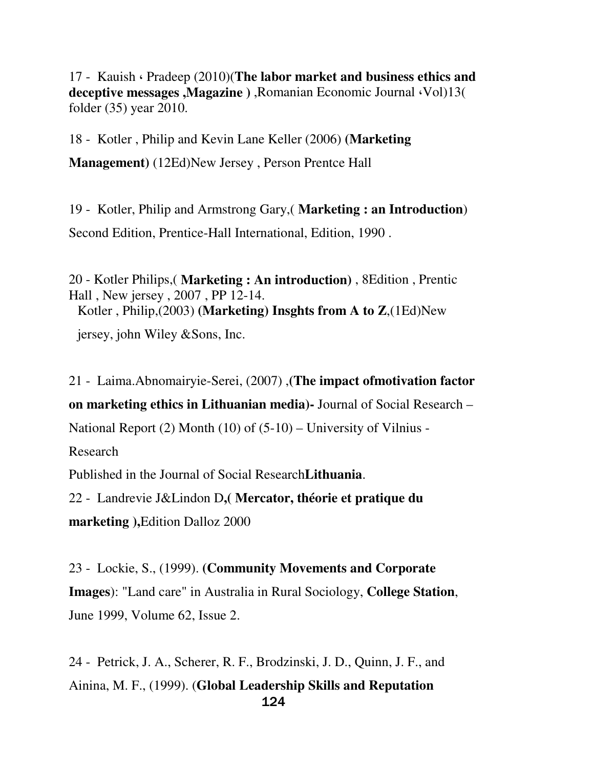17 - Kauish ، Pradeep (2010)(**The labor market and business ethics and deceptive messages ,Magazine )** ,Romanian Economic Journal ،Vol)13( folder (35) year 2010.

18 - Kotler , Philip and Kevin Lane Keller (2006) **(Marketing Management)** (12Ed)New Jersey , Person Prentce Hall

19 - Kotler, Philip and Armstrong Gary,( **Marketing : an Introduction**) Second Edition, Prentice-Hall International, Edition, 1990 .

20 - Kotler Philips,( **Marketing : An introduction)** , 8Edition , Prentic Hall , New jersey , 2007 , PP 12-14.
Kotler , Philip,(2003) **(Marketing) Insghts from A to Z**,(1Ed)New jersey, john Wiley &Sons, Inc.

21 - Laima.Abnomairyie-Serei, (2007) ,(**The impact ofmotivation factor on marketing ethics in Lithuanian media)-** Journal of Social Research – National Report (2) Month (10) of (5-10) – University of Vilnius - Research
Published in the Journal of Social Research**Lithuania**.

22 - Landrevie J&Lindon D**,( Mercator, théorie et pratique du marketing ),**Edition Dalloz 2000

23 - Lockie, S., (1999). **(Community Movements and Corporate Images**): "Land care" in Australia in Rural Sociology, **College Station**, June 1999, Volume 62, Issue 2.

24 - Petrick, J. A., Scherer, R. F., Brodzinski, J. D., Quinn, J. F., and Ainina, M. F., (1999). (**Global Leadership Skills and Reputation**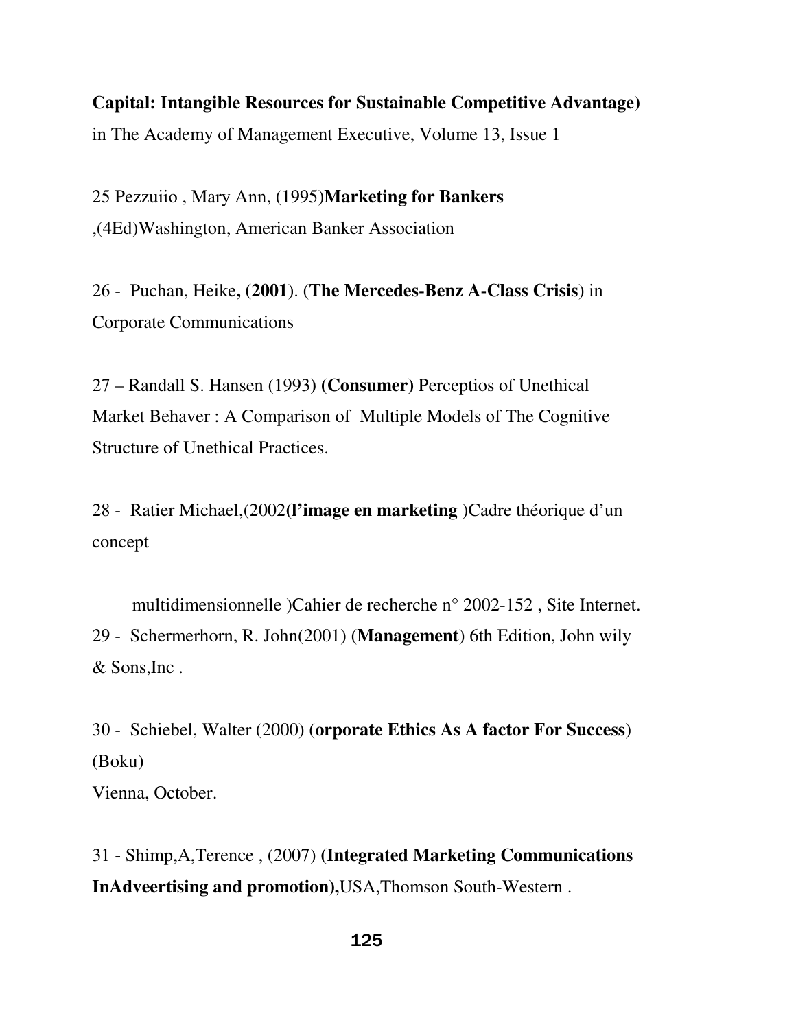**Capital: Intangible Resources for Sustainable Competitive Advantage)** in The Academy of Management Executive, Volume 13, Issue 1

25 Pezzuiio , Mary Ann, (1995)**Marketing for Bankers** ,(4Ed)Washington, American Banker Association

26 - Puchan, Heike**, (2001**). (**The Mercedes-Benz A-Class Crisis**) in Corporate Communications

27 – Randall S. Hansen (1993**) (Consumer)** Perceptios of Unethical Market Behaver : A Comparison of Multiple Models of The Cognitive Structure of Unethical Practices.

28 - Ratier Michael,(2002**(l'image en marketing** )Cadre théorique d'un concept

multidimensionnelle )Cahier de recherche n° 2002-152 , Site Internet.

29 - Schermerhorn, R. John(2001) (**Management**) 6th Edition, John wily & Sons,Inc .

30 - Schiebel, Walter (2000) (**orporate Ethics As A factor For Success**) (Boku)
Vienna, October.

31 - Shimp,A,Terence , (2007) **(Integrated Marketing Communications InAdveertising and promotion),**USA,Thomson South-Western .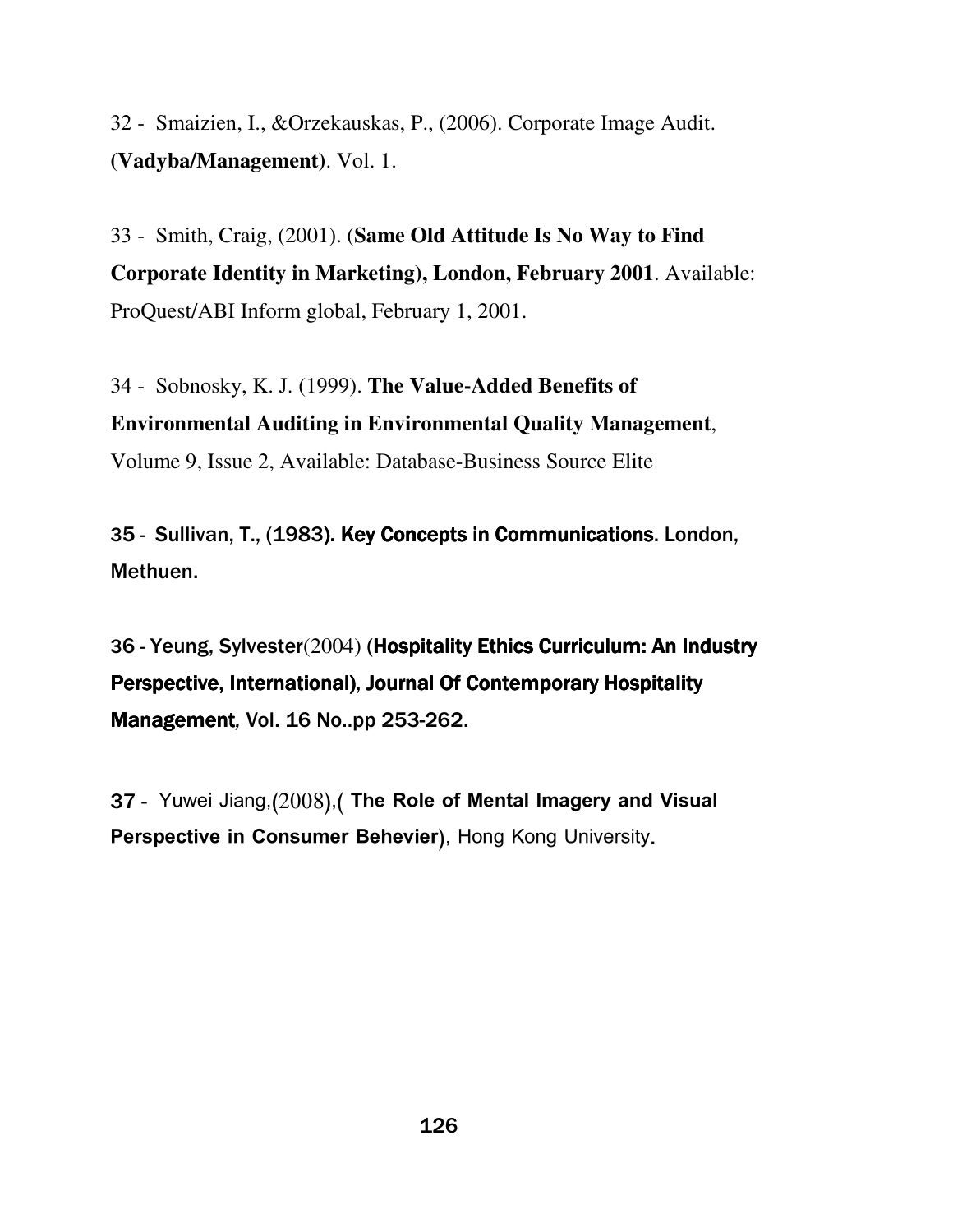32 - Smaizien, I., &Orzekauskas, P., (2006). Corporate Image Audit. **(Vadyba/Management)**. Vol. 1.

33 - Smith, Craig, (2001). (**Same Old Attitude Is No Way to Find Corporate Identity in Marketing), London, February 2001**. Available: ProQuest/ABI Inform global, February 1, 2001.

34 - Sobnosky, K. J. (1999). **The Value-Added Benefits of Environmental Auditing in Environmental Quality Management**, Volume 9, Issue 2, Available: Database-Business Source Elite

35 - Sullivan, T., (1983). **Key Concepts in Communications**. London, Methuen.

36 - Yeung, Sylvester(2004) (**Hospitality Ethics Curriculum: An Industry Perspective, International)**, **Journal Of Contemporary Hospitality Management**, Vol. 16 No..pp 253-262.

37 - Yuwei Jiang,(2008),( **The Role of Mental Imagery and Visual Perspective in Consumer Behevier**), Hong Kong University.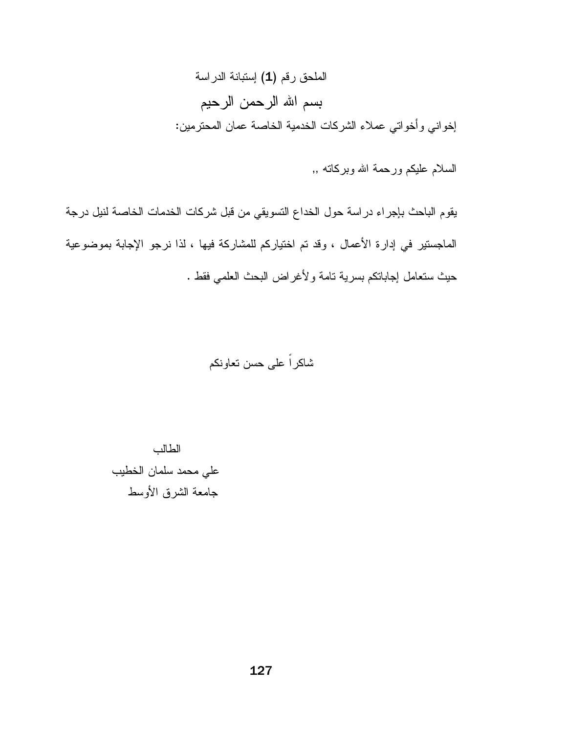الملحق رقم (1) إستبانة الدراسة

بسم الله الرحمن الرحيم

إخواني وأخواتي عملاء الشركات الخدمية الخاصة عمان المحترمين:

السلام عليكم ورحمة الله وبركاته ,,

يقوم الباحث بإجراء دراسة حول الخداع التسويقي من قبل شركات الخدمات الخاصة لنيل درجة الماجستير في إدارة الأعمال ، وقد تم اختياركم للمشاركة فيها ، لذا نرجو الإجابة بموضوعية حيث ستعامل إجاباتكم بسرية تامة ولأغراض البحث العلمي فقط .

شاكراً على حسن تعاونكم

الطالب

علي محمد سلمان الخطيب

جامعة الشرق الأوسط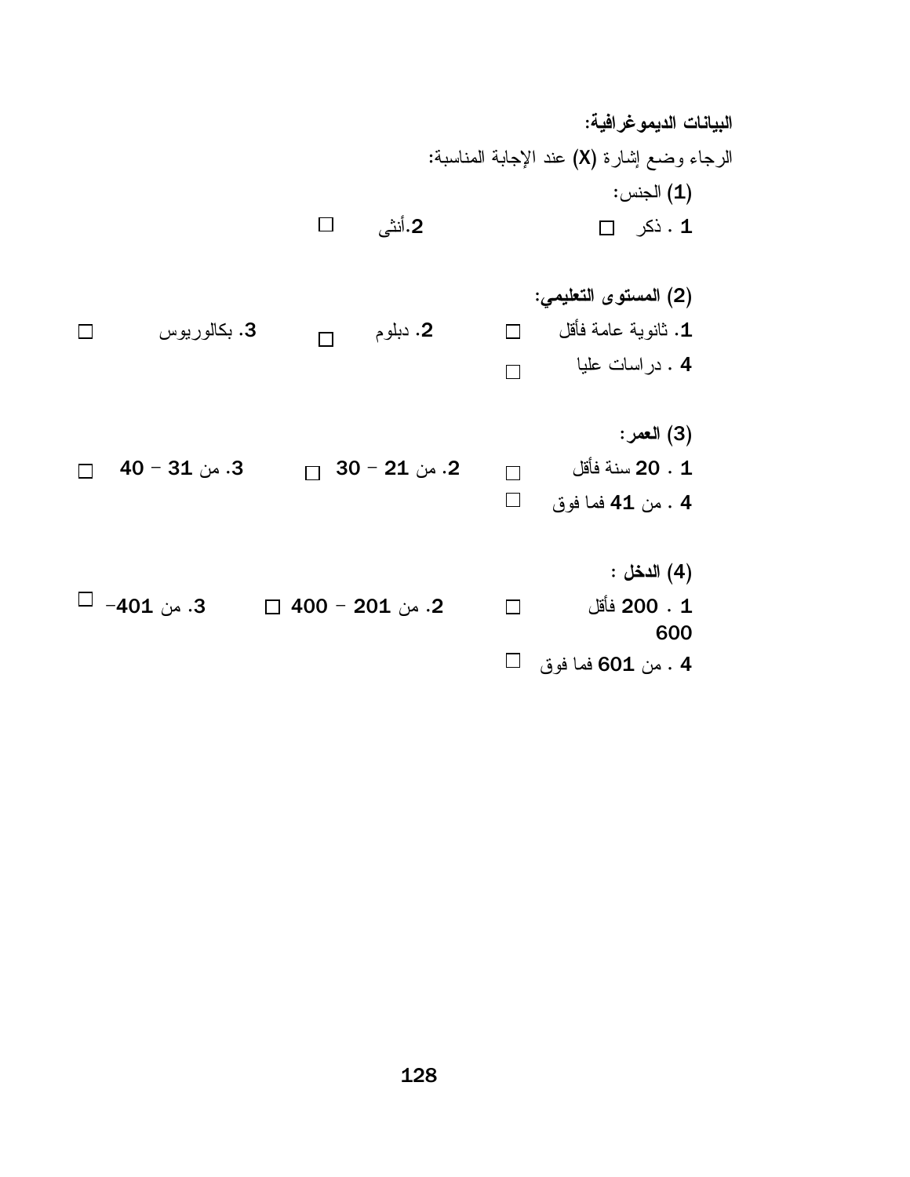**البيانات الديموغرافية:**

الرجاء وضع إشارة (X) عند الإجابة المناسبة:

(1) الجنس:

1 . ذكر ☐ 2.أنثى ☐

**(2) المستوى التعليمي:**

1. ثانوية عامة فأقل ☐ 2. دبلوم ☐ 3. بكالوريوس ☐

4 . دراسات عليا ☐

(3) **العمر:**

1 . 20 سنة فأقل ☐ 2. من 21 – 30 ☐ 3. من 31 – 40 ☐

4 . من 41 فما فوق ☐

**(4) الدخل :**

1 . 200 فأقل ☐ 2. من 201 – 400 ☐ 3. من 401– 600 ☐

4 . من 601 فما فوق ☐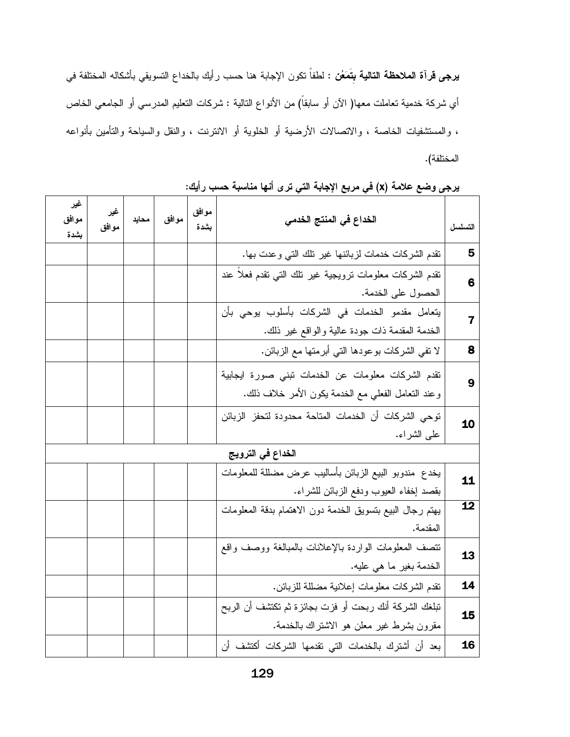**يرجى قرآة الملاحظة التالية بتَمَعُن :** لطفاً تكون الإجابة هنا حسب رأيك بالخداع التسويقي بأشكاله المختلفة في أي شركة خدمية تعاملت معها( الآن أو سابقاً) من الأنواع التالية : شركات التعليم المدرسي أو الجامعي الخاص ، والمستشفيات الخاصة ، والاتصالات الأرضية أو الخلوية أو الانترنت ، والنقل والسياحة والتأمين بأنواعه المختلفة).

**يرجى وضع علامة (x) في مربع الإجابة التي ترى أنها مناسبة حسب رأيك:**

| التسلسل | الخداع في المنتج الخدمي | موافق بشدة | موافق | محايد | غير موافق | غير موافق بشدة |
|---|---|---|---|---|---|---|
| 5 | تقدم الشركات خدمات لزبائنها غير تلك التي وعدت بها. | | | | | |
| 6 | تقدم الشركات معلومات ترويجية غير تلك التي تقدم فعلاً عند الحصول على الخدمة. | | | | | |
| 7 | يتعامل مقدمو الخدمات في الشركات بأسلوب يوحي بأن الخدمة المقدمة ذات جودة عالية والواقع غير ذلك. | | | | | |
| 8 | لا تفي الشركات بوعودها التي أبرمتها مع الزبائن. | | | | | |
| 9 | تقدم الشركات معلومات عن الخدمات تبني صورة ايجابية وعند التعامل الفعلي مع الخدمة يكون الأمر خلاف ذلك. | | | | | |
| 10 | توحي الشركات أن الخدمات المتاحة محدودة لتحفز الزبائن على الشراء. | | | | | |
| | **الخداع في الترويج** | | | | | |
| 11 | يخدع مندوبو البيع الزبائن بأساليب عرض مضللة للمعلومات بقصد إخفاء العيوب ودفع الزبائن للشراء. | | | | | |
| 12 | يهتم رجال البيع بتسويق الخدمة دون الاهتمام بدقة المعلومات المقدمة. | | | | | |
| 13 | تتصف المعلومات الواردة بالإعلانات بالمبالغة ووصف واقع الخدمة بغير ما هي عليه. | | | | | |
| 14 | تقدم الشركات معلومات إعلانية مضللة للزبائن. | | | | | |
| 15 | تبلغك الشركة أنك ربحت أو فزت بجائزة ثم تكتشف أن الربح مقرون بشرط غير معلن هو الاشتراك بالخدمة. | | | | | |
| 16 | بعد أن أشترك بالخدمات التي تقدمها الشركات أكتشف أن | | | | | |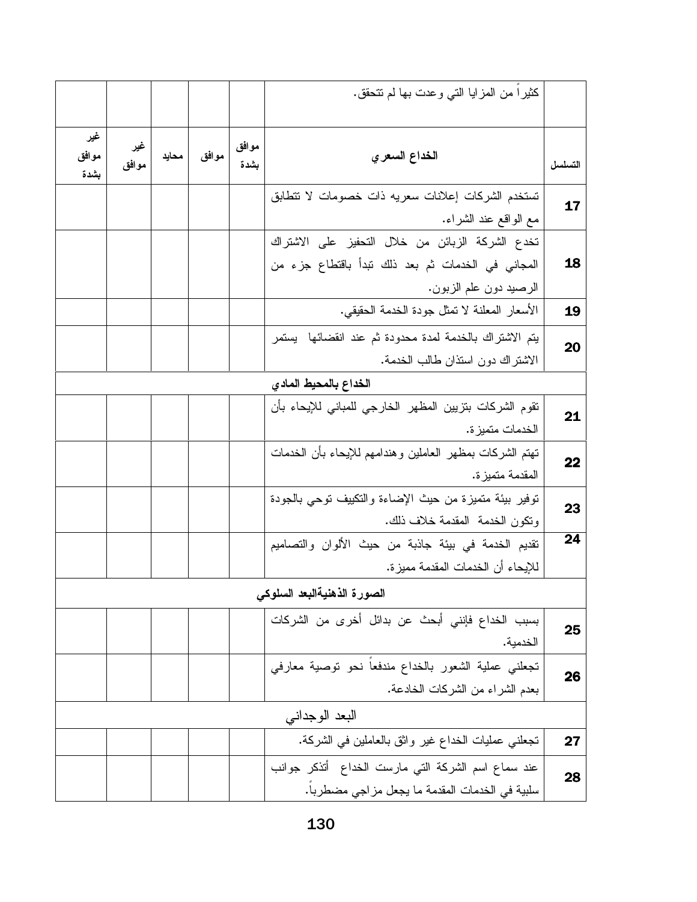| التسلسل | | موافق بشدة | موافق | محايد | غير موافق | غير موافق بشدة |
|---|---|---|---|---|---|---|
| | كثيراً من المزايا التي وعدت بها لم تتحقق. | | | | | |
| التسلسل | **الخداع السعري** | موافق بشدة | موافق | محايد | غير موافق | غير موافق بشدة |
| 17 | تستخدم الشركات إعلانات سعريه ذات خصومات لا تتطابق مع الواقع عند الشراء. | | | | | |
| 18 | تخدع الشركة الزبائن من خلال التحفيز على الاشتراك المجاني في الخدمات ثم بعد ذلك تبدأ باقتطاع جزء من الرصيد دون علم الزبون. | | | | | |
| 19 | الأسعار المعلنة لا تمثل جودة الخدمة الحقيقي. | | | | | |
| 20 | يتم الاشتراك بالخدمة لمدة محدودة ثم عند انقضائها يستمر الاشتراك دون استئذان طالب الخدمة. | | | | | |
| | **الخداع بالمحيط المادي** | | | | | |
| 21 | تقوم الشركات بتزيين المظهر الخارجي للمباني للإيحاء بأن الخدمات متميزة. | | | | | |
| 22 | تهتم الشركات بمظهر العاملين وهندامهم للإيحاء بأن الخدمات المقدمة متميزة. | | | | | |
| 23 | توفير بيئة متميزة من حيث الإضاءة والتكييف توحي بالجودة وتكون الخدمة المقدمة خلاف ذلك. | | | | | |
| 24 | تقديم الخدمة في بيئة جاذبة من حيث الألوان والتصاميم للإيحاء أن الخدمات المقدمة مميزة. | | | | | |
| | **الصورة الذهنيةالبعد السلوكي** | | | | | |
| 25 | بسبب الخداع فإنني أبحث عن بدائل أخرى من الشركات الخدمية. | | | | | |
| 26 | تجعلني عملية الشعور بالخداع مندفعاً نحو توصية معارفي بعدم الشراء من الشركات الخادعة. | | | | | |
| | البعد الوجداني | | | | | |
| 27 | تجعلني عمليات الخداع غير واثق بالعاملين في الشركة. | | | | | |
| 28 | عند سماع اسم الشركة التي مارست الخداع أتذكر جوانب سلبية في الخدمات المقدمة ما يجعل مزاجي مضطرباً. | | | | | |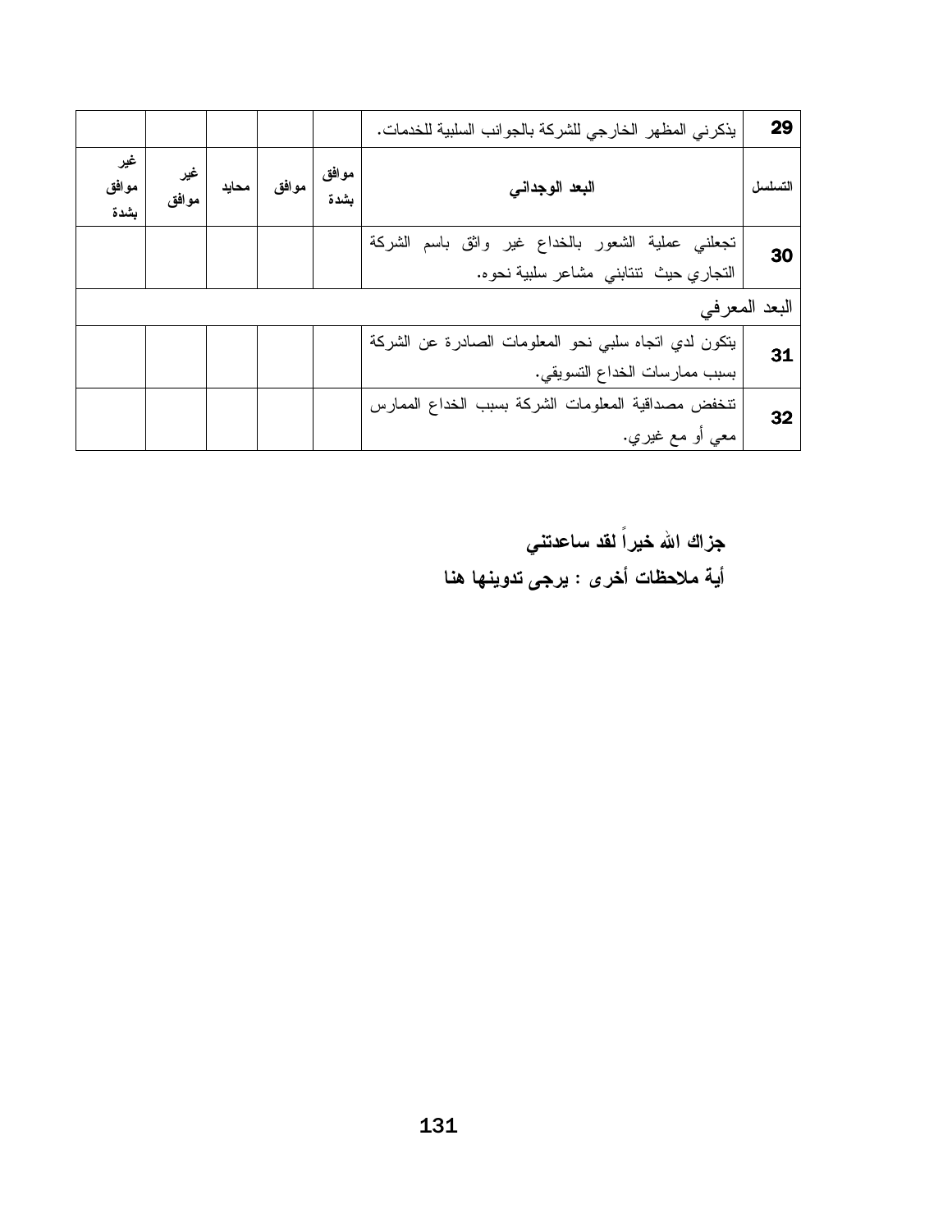| التسلسل | | موافق بشدة | موافق | محايد | غير موافق | غير موافق بشدة |
|---|---|---|---|---|---|---|
| 29 | يذكرني المظهر الخارجي للشركة بالجوانب السلبية للخدمات. | | | | | |
| التسلسل | **البعد الوجداني** | **موافق بشدة** | **موافق** | **محايد** | **غير موافق** | **غير موافق بشدة** |
| 30 | تجعلني عملية الشعور بالخداع غير واثق باسم الشركة التجاري حيث تنتابني مشاعر سلبية نحوه. | | | | | |
| البعد المعرفي | | | | | | |
| 31 | يتكون لدي اتجاه سلبي نحو المعلومات الصادرة عن الشركة بسبب ممارسات الخداع التسويقي. | | | | | |
| 32 | تنخفض مصداقية المعلومات الشركة بسبب الخداع الممارس معي أو مع غيري. | | | | | |

**جزاك الله خيراً لقد ساعدتني**

**أية ملاحظات أخرى : يرجى تدوينها هنا**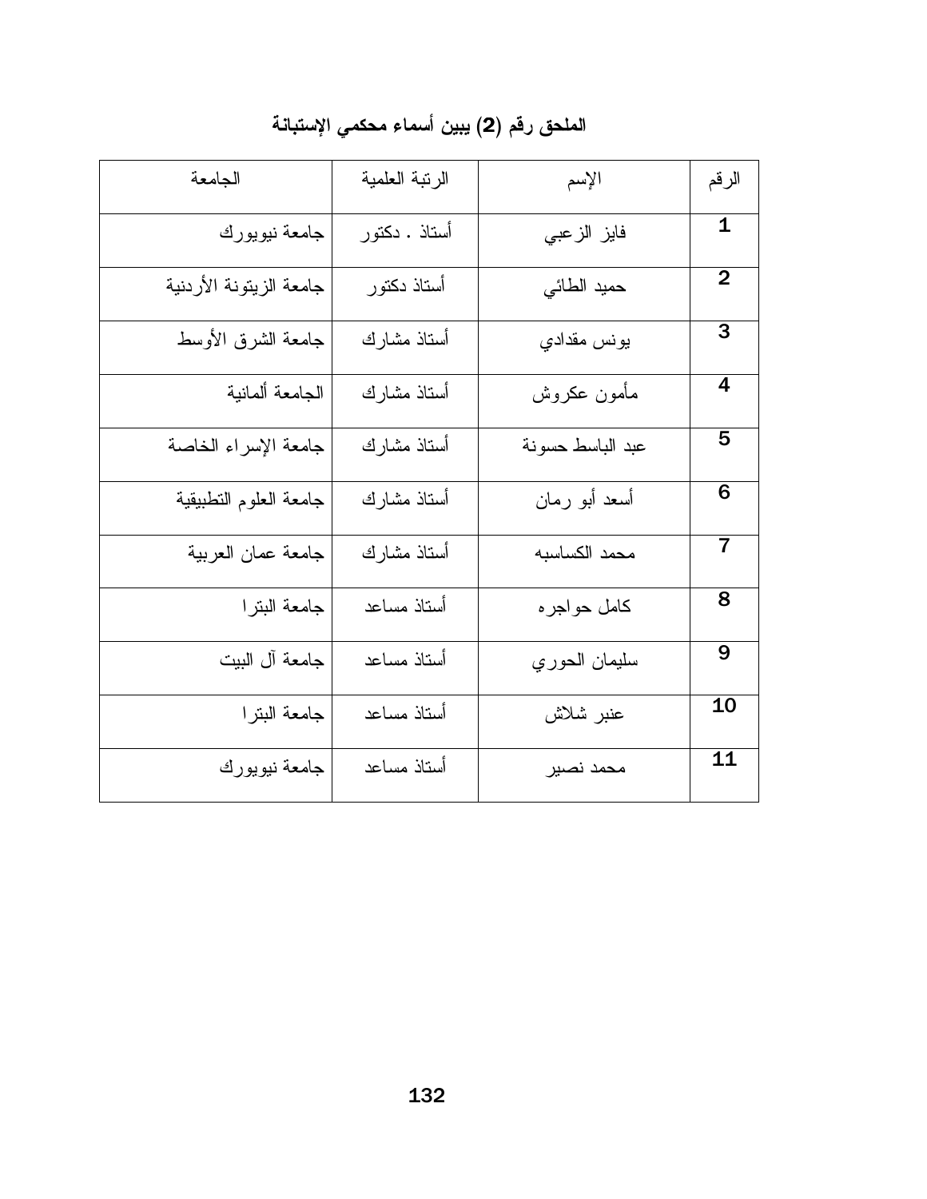**الملحق رقم (2) يبين أسماء محكمي الإستبانة**

| الرقم | الإسم | الرتبة العلمية | الجامعة |
|---|---|---|---|
| 1 | فايز الزعبي | أستاذ . دكتور | جامعة نيويورك |
| 2 | حميد الطائي | أستاذ دكتور | جامعة الزيتونة الأردنية |
| 3 | يونس مقدادي | أستاذ مشارك | جامعة الشرق الأوسط |
| 4 | مأمون عكروش | أستاذ مشارك | الجامعة ألمانية |
| 5 | عبد الباسط حسونة | أستاذ مشارك | جامعة الإسراء الخاصة |
| 6 | أسعد أبو رمان | أستاذ مشارك | جامعة العلوم التطبيقية |
| 7 | محمد الكساسبه | أستاذ مشارك | جامعة عمان العربية |
| 8 | كامل حواجره | أستاذ مساعد | جامعة البترا |
| 9 | سليمان الحوري | أستاذ مساعد | جامعة آل البيت |
| 10 | عنبر شلاش | أستاذ مساعد | جامعة البترا |
| 11 | محمد نصير | أستاذ مساعد | جامعة نيويورك |